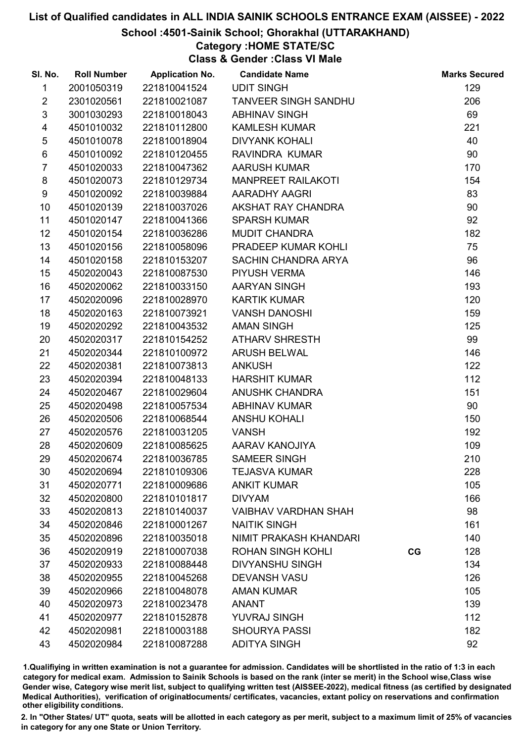# List of Qualified candidates in ALL INDIA SAINIK SCHOOLS ENTRANCE EXAM (AISSEE) - 2022

## School :4501-Sainik School; Ghorakhal (UTTARAKHAND)

### Category :HOME STATE/SC

### Class & Gender :Class VI Male

| Sl. No. | Roll Number | Application No. | Candidate Name | | Marks Secured |
|---|---|---|---|---|---|
| 1 | 2001050319 | 221810041524 | UDIT SINGH | | 129 |
| 2 | 2301020561 | 221810021087 | TANVEER SINGH SANDHU | | 206 |
| 3 | 3001030293 | 221810018043 | ABHINAV SINGH | | 69 |
| 4 | 4501010032 | 221810112800 | KAMLESH KUMAR | | 221 |
| 5 | 4501010078 | 221810018904 | DIVYANK KOHALI | | 40 |
| 6 | 4501010092 | 221810120455 | RAVINDRA KUMAR | | 90 |
| 7 | 4501020033 | 221810047362 | AARUSH KUMAR | | 170 |
| 8 | 4501020073 | 221810129734 | MANPREET RAILAKOTI | | 154 |
| 9 | 4501020092 | 221810039884 | AARADHY AAGRI | | 83 |
| 10 | 4501020139 | 221810037026 | AKSHAT RAY CHANDRA | | 90 |
| 11 | 4501020147 | 221810041366 | SPARSH KUMAR | | 92 |
| 12 | 4501020154 | 221810036286 | MUDIT CHANDRA | | 182 |
| 13 | 4501020156 | 221810058096 | PRADEEP KUMAR KOHLI | | 75 |
| 14 | 4501020158 | 221810153207 | SACHIN CHANDRA ARYA | | 96 |
| 15 | 4502020043 | 221810087530 | PIYUSH VERMA | | 146 |
| 16 | 4502020062 | 221810033150 | AARYAN SINGH | | 193 |
| 17 | 4502020096 | 221810028970 | KARTIK KUMAR | | 120 |
| 18 | 4502020163 | 221810073921 | VANSH DANOSHI | | 159 |
| 19 | 4502020292 | 221810043532 | AMAN SINGH | | 125 |
| 20 | 4502020317 | 221810154252 | ATHARV SHRESTH | | 99 |
| 21 | 4502020344 | 221810100972 | ARUSH BELWAL | | 146 |
| 22 | 4502020381 | 221810073813 | ANKUSH | | 122 |
| 23 | 4502020394 | 221810048133 | HARSHIT KUMAR | | 112 |
| 24 | 4502020467 | 221810029604 | ANUSHK CHANDRA | | 151 |
| 25 | 4502020498 | 221810057534 | ABHINAV KUMAR | | 90 |
| 26 | 4502020506 | 221810068544 | ANSHU KOHALI | | 150 |
| 27 | 4502020576 | 221810031205 | VANSH | | 192 |
| 28 | 4502020609 | 221810085625 | AARAV KANOJIYA | | 109 |
| 29 | 4502020674 | 221810036785 | SAMEER SINGH | | 210 |
| 30 | 4502020694 | 221810109306 | TEJASVA KUMAR | | 228 |
| 31 | 4502020771 | 221810009686 | ANKIT KUMAR | | 105 |
| 32 | 4502020800 | 221810101817 | DIVYAM | | 166 |
| 33 | 4502020813 | 221810140037 | VAIBHAV VARDHAN SHAH | | 98 |
| 34 | 4502020846 | 221810001267 | NAITIK SINGH | | 161 |
| 35 | 4502020896 | 221810035018 | NIMIT PRAKASH KHANDARI | | 140 |
| 36 | 4502020919 | 221810007038 | ROHAN SINGH KOHLI | CG | 128 |
| 37 | 4502020933 | 221810088448 | DIVYANSHU SINGH | | 134 |
| 38 | 4502020955 | 221810045268 | DEVANSH VASU | | 126 |
| 39 | 4502020966 | 221810048078 | AMAN KUMAR | | 105 |
| 40 | 4502020973 | 221810023478 | ANANT | | 139 |
| 41 | 4502020977 | 221810152878 | YUVRAJ SINGH | | 112 |
| 42 | 4502020981 | 221810003188 | SHOURYA PASSI | | 182 |
| 43 | 4502020984 | 221810087288 | ADITYA SINGH | | 92 |

1.Qualifying in written examination is not a guarantee for admission. Candidates will be shortlisted in the ratio of 1:3 in each category for medical exam. Admission to Sainik Schools is based on the rank (inter se merit) in the School wise,Class wise Gender wise, Category wise merit list, subject to qualifying written test (AISSEE-2022), medical fitness (as certified by designated Medical Authorities), verification of originaldocuments/ certificates, vacancies, extant policy on reservations and confirmation other eligibility conditions.

2. In "Other States/ UT" quota, seats will be allotted in each category as per merit, subject to a maximum limit of 25% of vacancies in category for any one State or Union Territory.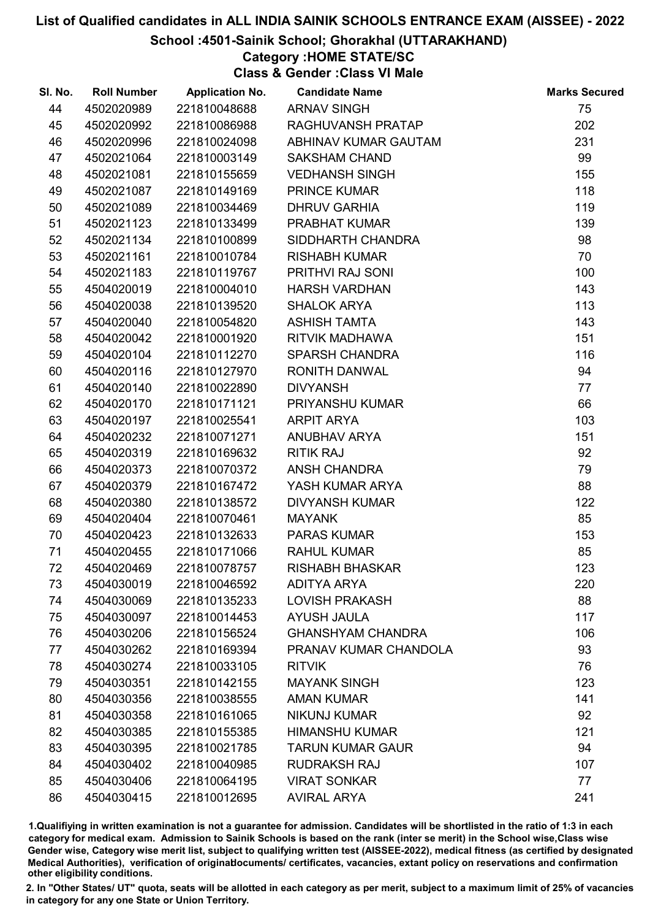# List of Qualified candidates in ALL INDIA SAINIK SCHOOLS ENTRANCE EXAM (AISSEE) - 2022

## School :4501-Sainik School; Ghorakhal (UTTARAKHAND)

### Category :HOME STATE/SC

### Class & Gender :Class VI Male

| Sl. No. | Roll Number | Application No. | Candidate Name | Marks Secured |
|---|---|---|---|---|
| 44 | 4502020989 | 221810048688 | ARNAV SINGH | 75 |
| 45 | 4502020992 | 221810086988 | RAGHUVANSH PRATAP | 202 |
| 46 | 4502020996 | 221810024098 | ABHINAV KUMAR GAUTAM | 231 |
| 47 | 4502021064 | 221810003149 | SAKSHAM CHAND | 99 |
| 48 | 4502021081 | 221810155659 | VEDHANSH SINGH | 155 |
| 49 | 4502021087 | 221810149169 | PRINCE KUMAR | 118 |
| 50 | 4502021089 | 221810034469 | DHRUV GARHIA | 119 |
| 51 | 4502021123 | 221810133499 | PRABHAT KUMAR | 139 |
| 52 | 4502021134 | 221810100899 | SIDDHARTH CHANDRA | 98 |
| 53 | 4502021161 | 221810010784 | RISHABH KUMAR | 70 |
| 54 | 4502021183 | 221810119767 | PRITHVI RAJ SONI | 100 |
| 55 | 4504020019 | 221810004010 | HARSH VARDHAN | 143 |
| 56 | 4504020038 | 221810139520 | SHALOK ARYA | 113 |
| 57 | 4504020040 | 221810054820 | ASHISH TAMTA | 143 |
| 58 | 4504020042 | 221810001920 | RITVIK MADHAWA | 151 |
| 59 | 4504020104 | 221810112270 | SPARSH CHANDRA | 116 |
| 60 | 4504020116 | 221810127970 | RONITH DANWAL | 94 |
| 61 | 4504020140 | 221810022890 | DIVYANSH | 77 |
| 62 | 4504020170 | 221810171121 | PRIYANSHU KUMAR | 66 |
| 63 | 4504020197 | 221810025541 | ARPIT ARYA | 103 |
| 64 | 4504020232 | 221810071271 | ANUBHAV ARYA | 151 |
| 65 | 4504020319 | 221810169632 | RITIK RAJ | 92 |
| 66 | 4504020373 | 221810070372 | ANSH CHANDRA | 79 |
| 67 | 4504020379 | 221810167472 | YASH KUMAR ARYA | 88 |
| 68 | 4504020380 | 221810138572 | DIVYANSH KUMAR | 122 |
| 69 | 4504020404 | 221810070461 | MAYANK | 85 |
| 70 | 4504020423 | 221810132633 | PARAS KUMAR | 153 |
| 71 | 4504020455 | 221810171066 | RAHUL KUMAR | 85 |
| 72 | 4504020469 | 221810078757 | RISHABH BHASKAR | 123 |
| 73 | 4504030019 | 221810046592 | ADITYA ARYA | 220 |
| 74 | 4504030069 | 221810135233 | LOVISH PRAKASH | 88 |
| 75 | 4504030097 | 221810014453 | AYUSH JAULA | 117 |
| 76 | 4504030206 | 221810156524 | GHANSHYAM CHANDRA | 106 |
| 77 | 4504030262 | 221810169394 | PRANAV KUMAR CHANDOLA | 93 |
| 78 | 4504030274 | 221810033105 | RITVIK | 76 |
| 79 | 4504030351 | 221810142155 | MAYANK SINGH | 123 |
| 80 | 4504030356 | 221810038555 | AMAN KUMAR | 141 |
| 81 | 4504030358 | 221810161065 | NIKUNJ KUMAR | 92 |
| 82 | 4504030385 | 221810155385 | HIMANSHU KUMAR | 121 |
| 83 | 4504030395 | 221810021785 | TARUN KUMAR GAUR | 94 |
| 84 | 4504030402 | 221810040985 | RUDRAKSH RAJ | 107 |
| 85 | 4504030406 | 221810064195 | VIRAT SONKAR | 77 |
| 86 | 4504030415 | 221810012695 | AVIRAL ARYA | 241 |

1.Qualifying in written examination is not a guarantee for admission. Candidates will be shortlisted in the ratio of 1:3 in each category for medical exam. Admission to Sainik Schools is based on the rank (inter se merit) in the School wise,Class wise Gender wise, Category wise merit list, subject to qualifying written test (AISSEE-2022), medical fitness (as certified by designated Medical Authorities), verification of originaldocuments/ certificates, vacancies, extant policy on reservations and confirmation other eligibility conditions.

2. In "Other States/ UT" quota, seats will be allotted in each category as per merit, subject to a maximum limit of 25% of vacancies in category for any one State or Union Territory.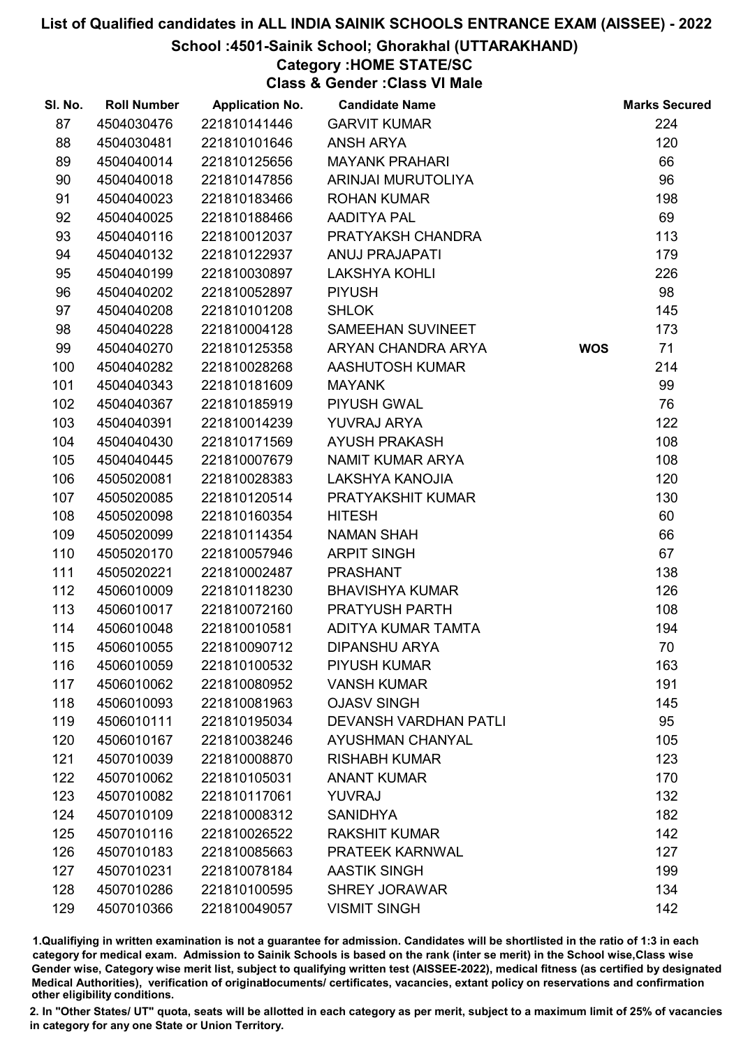# List of Qualified candidates in ALL INDIA SAINIK SCHOOLS ENTRANCE EXAM (AISSEE) - 2022

## School :4501-Sainik School; Ghorakhal (UTTARAKHAND)

### Category :HOME STATE/SC

### Class & Gender :Class VI Male

| Sl. No. | Roll Number | Application No. | Candidate Name | | Marks Secured |
|---|---|---|---|---|---|
| 87 | 4504030476 | 221810141446 | GARVIT KUMAR | | 224 |
| 88 | 4504030481 | 221810101646 | ANSH ARYA | | 120 |
| 89 | 4504040014 | 221810125656 | MAYANK PRAHARI | | 66 |
| 90 | 4504040018 | 221810147856 | ARINJAI MURUTOLIYA | | 96 |
| 91 | 4504040023 | 221810183466 | ROHAN KUMAR | | 198 |
| 92 | 4504040025 | 221810188466 | AADITYA PAL | | 69 |
| 93 | 4504040116 | 221810012037 | PRATYAKSH CHANDRA | | 113 |
| 94 | 4504040132 | 221810122937 | ANUJ PRAJAPATI | | 179 |
| 95 | 4504040199 | 221810030897 | LAKSHYA KOHLI | | 226 |
| 96 | 4504040202 | 221810052897 | PIYUSH | | 98 |
| 97 | 4504040208 | 221810101208 | SHLOK | | 145 |
| 98 | 4504040228 | 221810004128 | SAMEEHAN SUVINEET | | 173 |
| 99 | 4504040270 | 221810125358 | ARYAN CHANDRA ARYA | **WOS** | 71 |
| 100 | 4504040282 | 221810028268 | AASHUTOSH KUMAR | | 214 |
| 101 | 4504040343 | 221810181609 | MAYANK | | 99 |
| 102 | 4504040367 | 221810185919 | PIYUSH GWAL | | 76 |
| 103 | 4504040391 | 221810014239 | YUVRAJ ARYA | | 122 |
| 104 | 4504040430 | 221810171569 | AYUSH PRAKASH | | 108 |
| 105 | 4504040445 | 221810007679 | NAMIT KUMAR ARYA | | 108 |
| 106 | 4505020081 | 221810028383 | LAKSHYA KANOJIA | | 120 |
| 107 | 4505020085 | 221810120514 | PRATYAKSHIT KUMAR | | 130 |
| 108 | 4505020098 | 221810160354 | HITESH | | 60 |
| 109 | 4505020099 | 221810114354 | NAMAN SHAH | | 66 |
| 110 | 4505020170 | 221810057946 | ARPIT SINGH | | 67 |
| 111 | 4505020221 | 221810002487 | PRASHANT | | 138 |
| 112 | 4506010009 | 221810118230 | BHAVISHYA KUMAR | | 126 |
| 113 | 4506010017 | 221810072160 | PRATYUSH PARTH | | 108 |
| 114 | 4506010048 | 221810010581 | ADITYA KUMAR TAMTA | | 194 |
| 115 | 4506010055 | 221810090712 | DIPANSHU ARYA | | 70 |
| 116 | 4506010059 | 221810100532 | PIYUSH KUMAR | | 163 |
| 117 | 4506010062 | 221810080952 | VANSH KUMAR | | 191 |
| 118 | 4506010093 | 221810081963 | OJASV SINGH | | 145 |
| 119 | 4506010111 | 221810195034 | DEVANSH VARDHAN PATLI | | 95 |
| 120 | 4506010167 | 221810038246 | AYUSHMAN CHANYAL | | 105 |
| 121 | 4507010039 | 221810008870 | RISHABH KUMAR | | 123 |
| 122 | 4507010062 | 221810105031 | ANANT KUMAR | | 170 |
| 123 | 4507010082 | 221810117061 | YUVRAJ | | 132 |
| 124 | 4507010109 | 221810008312 | SANIDHYA | | 182 |
| 125 | 4507010116 | 221810026522 | RAKSHIT KUMAR | | 142 |
| 126 | 4507010183 | 221810085663 | PRATEEK KARNWAL | | 127 |
| 127 | 4507010231 | 221810078184 | AASTIK SINGH | | 199 |
| 128 | 4507010286 | 221810100595 | SHREY JORAWAR | | 134 |
| 129 | 4507010366 | 221810049057 | VISMIT SINGH | | 142 |

1.Qualifiying in written examination is not a guarantee for admission. Candidates will be shortlisted in the ratio of 1:3 in each category for medical exam. Admission to Sainik Schools is based on the rank (inter se merit) in the School wise,Class wise Gender wise, Category wise merit list, subject to qualifying written test (AISSEE-2022), medical fitness (as certified by designated Medical Authorities), verification of originaldocuments/ certificates, vacancies, extant policy on reservations and confirmation other eligibility conditions.

2. In "Other States/ UT" quota, seats will be allotted in each category as per merit, subject to a maximum limit of 25% of vacancies in category for any one State or Union Territory.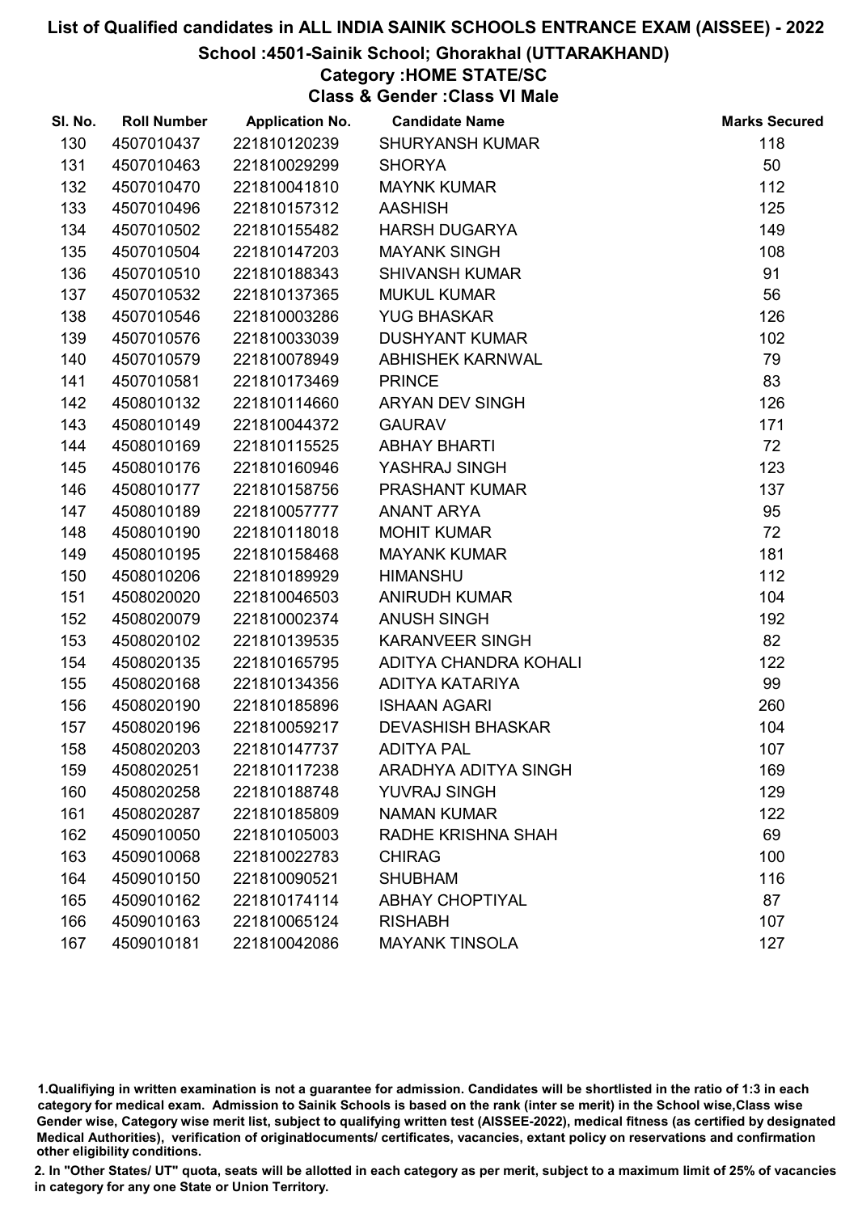# List of Qualified candidates in ALL INDIA SAINIK SCHOOLS ENTRANCE EXAM (AISSEE) - 2022

## School :4501-Sainik School; Ghorakhal (UTTARAKHAND)

### Category :HOME STATE/SC

### Class & Gender :Class VI Male

| Sl. No. | Roll Number | Application No. | Candidate Name | Marks Secured |
|---|---|---|---|---|
| 130 | 4507010437 | 221810120239 | SHURYANSH KUMAR | 118 |
| 131 | 4507010463 | 221810029299 | SHORYA | 50 |
| 132 | 4507010470 | 221810041810 | MAYNK KUMAR | 112 |
| 133 | 4507010496 | 221810157312 | AASHISH | 125 |
| 134 | 4507010502 | 221810155482 | HARSH DUGARYA | 149 |
| 135 | 4507010504 | 221810147203 | MAYANK SINGH | 108 |
| 136 | 4507010510 | 221810188343 | SHIVANSH KUMAR | 91 |
| 137 | 4507010532 | 221810137365 | MUKUL KUMAR | 56 |
| 138 | 4507010546 | 221810003286 | YUG BHASKAR | 126 |
| 139 | 4507010576 | 221810033039 | DUSHYANT KUMAR | 102 |
| 140 | 4507010579 | 221810078949 | ABHISHEK KARNWAL | 79 |
| 141 | 4507010581 | 221810173469 | PRINCE | 83 |
| 142 | 4508010132 | 221810114660 | ARYAN DEV SINGH | 126 |
| 143 | 4508010149 | 221810044372 | GAURAV | 171 |
| 144 | 4508010169 | 221810115525 | ABHAY BHARTI | 72 |
| 145 | 4508010176 | 221810160946 | YASHRAJ SINGH | 123 |
| 146 | 4508010177 | 221810158756 | PRASHANT KUMAR | 137 |
| 147 | 4508010189 | 221810057777 | ANANT ARYA | 95 |
| 148 | 4508010190 | 221810118018 | MOHIT KUMAR | 72 |
| 149 | 4508010195 | 221810158468 | MAYANK KUMAR | 181 |
| 150 | 4508010206 | 221810189929 | HIMANSHU | 112 |
| 151 | 4508020020 | 221810046503 | ANIRUDH KUMAR | 104 |
| 152 | 4508020079 | 221810002374 | ANUSH SINGH | 192 |
| 153 | 4508020102 | 221810139535 | KARANVEER SINGH | 82 |
| 154 | 4508020135 | 221810165795 | ADITYA CHANDRA KOHALI | 122 |
| 155 | 4508020168 | 221810134356 | ADITYA KATARIYA | 99 |
| 156 | 4508020190 | 221810185896 | ISHAAN AGARI | 260 |
| 157 | 4508020196 | 221810059217 | DEVASHISH BHASKAR | 104 |
| 158 | 4508020203 | 221810147737 | ADITYA PAL | 107 |
| 159 | 4508020251 | 221810117238 | ARADHYA ADITYA SINGH | 169 |
| 160 | 4508020258 | 221810188748 | YUVRAJ SINGH | 129 |
| 161 | 4508020287 | 221810185809 | NAMAN KUMAR | 122 |
| 162 | 4509010050 | 221810105003 | RADHE KRISHNA SHAH | 69 |
| 163 | 4509010068 | 221810022783 | CHIRAG | 100 |
| 164 | 4509010150 | 221810090521 | SHUBHAM | 116 |
| 165 | 4509010162 | 221810174114 | ABHAY CHOPTIYAL | 87 |
| 166 | 4509010163 | 221810065124 | RISHABH | 107 |
| 167 | 4509010181 | 221810042086 | MAYANK TINSOLA | 127 |

1.Qualifiying in written examination is not a guarantee for admission. Candidates will be shortlisted in the ratio of 1:3 in each category for medical exam. Admission to Sainik Schools is based on the rank (inter se merit) in the School wise,Class wise Gender wise, Category wise merit list, subject to qualifying written test (AISSEE-2022), medical fitness (as certified by designated Medical Authorities), verification of originaldocuments/ certificates, vacancies, extant policy on reservations and confirmation other eligibility conditions.

2. In "Other States/ UT" quota, seats will be allotted in each category as per merit, subject to a maximum limit of 25% of vacancies in category for any one State or Union Territory.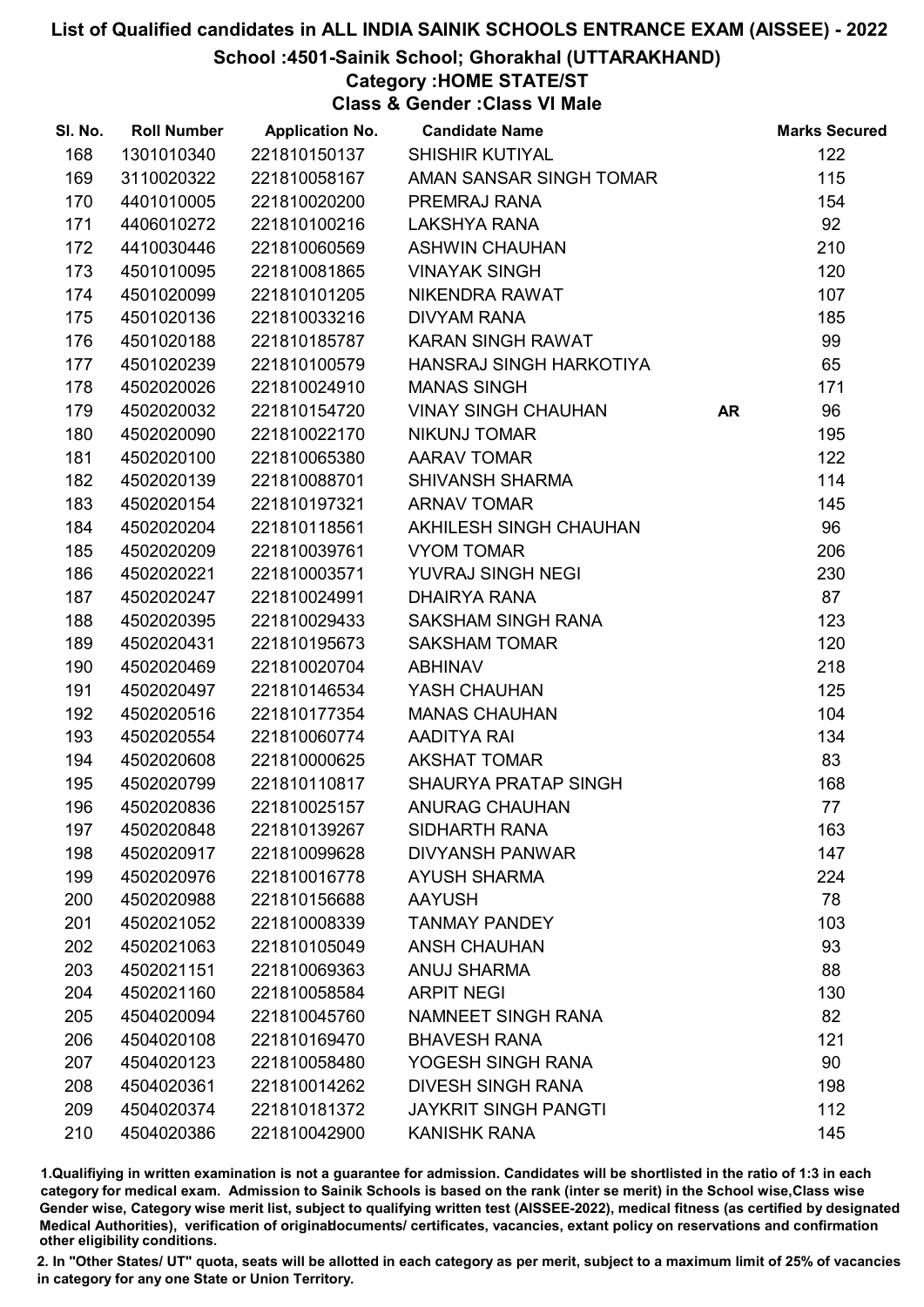# List of Qualified candidates in ALL INDIA SAINIK SCHOOLS ENTRANCE EXAM (AISSEE) - 2022

## School :4501-Sainik School; Ghorakhal (UTTARAKHAND)

### Category :HOME STATE/ST

### Class & Gender :Class VI Male

| Sl. No. | Roll Number | Application No. | Candidate Name | | Marks Secured |
|---|---|---|---|---|---|
| 168 | 1301010340 | 221810150137 | SHISHIR KUTIYAL | | 122 |
| 169 | 3110020322 | 221810058167 | AMAN SANSAR SINGH TOMAR | | 115 |
| 170 | 4401010005 | 221810020200 | PREMRAJ RANA | | 154 |
| 171 | 4406010272 | 221810100216 | LAKSHYA RANA | | 92 |
| 172 | 4410030446 | 221810060569 | ASHWIN CHAUHAN | | 210 |
| 173 | 4501010095 | 221810081865 | VINAYAK SINGH | | 120 |
| 174 | 4501020099 | 221810101205 | NIKENDRA RAWAT | | 107 |
| 175 | 4501020136 | 221810033216 | DIVYAM RANA | | 185 |
| 176 | 4501020188 | 221810185787 | KARAN SINGH RAWAT | | 99 |
| 177 | 4501020239 | 221810100579 | HANSRAJ SINGH HARKOTIYA | | 65 |
| 178 | 4502020026 | 221810024910 | MANAS SINGH | | 171 |
| 179 | 4502020032 | 221810154720 | VINAY SINGH CHAUHAN | AR | 96 |
| 180 | 4502020090 | 221810022170 | NIKUNJ TOMAR | | 195 |
| 181 | 4502020100 | 221810065380 | AARAV TOMAR | | 122 |
| 182 | 4502020139 | 221810088701 | SHIVANSH SHARMA | | 114 |
| 183 | 4502020154 | 221810197321 | ARNAV TOMAR | | 145 |
| 184 | 4502020204 | 221810118561 | AKHILESH SINGH CHAUHAN | | 96 |
| 185 | 4502020209 | 221810039761 | VYOM TOMAR | | 206 |
| 186 | 4502020221 | 221810003571 | YUVRAJ SINGH NEGI | | 230 |
| 187 | 4502020247 | 221810024991 | DHAIRYA RANA | | 87 |
| 188 | 4502020395 | 221810029433 | SAKSHAM SINGH RANA | | 123 |
| 189 | 4502020431 | 221810195673 | SAKSHAM TOMAR | | 120 |
| 190 | 4502020469 | 221810020704 | ABHINAV | | 218 |
| 191 | 4502020497 | 221810146534 | YASH CHAUHAN | | 125 |
| 192 | 4502020516 | 221810177354 | MANAS CHAUHAN | | 104 |
| 193 | 4502020554 | 221810060774 | AADITYA RAI | | 134 |
| 194 | 4502020608 | 221810000625 | AKSHAT TOMAR | | 83 |
| 195 | 4502020799 | 221810110817 | SHAURYA PRATAP SINGH | | 168 |
| 196 | 4502020836 | 221810025157 | ANURAG CHAUHAN | | 77 |
| 197 | 4502020848 | 221810139267 | SIDHARTH RANA | | 163 |
| 198 | 4502020917 | 221810099628 | DIVYANSH PANWAR | | 147 |
| 199 | 4502020976 | 221810016778 | AYUSH SHARMA | | 224 |
| 200 | 4502020988 | 221810156688 | AAYUSH | | 78 |
| 201 | 4502021052 | 221810008339 | TANMAY PANDEY | | 103 |
| 202 | 4502021063 | 221810105049 | ANSH CHAUHAN | | 93 |
| 203 | 4502021151 | 221810069363 | ANUJ SHARMA | | 88 |
| 204 | 4502021160 | 221810058584 | ARPIT NEGI | | 130 |
| 205 | 4504020094 | 221810045760 | NAMNEET SINGH RANA | | 82 |
| 206 | 4504020108 | 221810169470 | BHAVESH RANA | | 121 |
| 207 | 4504020123 | 221810058480 | YOGESH SINGH RANA | | 90 |
| 208 | 4504020361 | 221810014262 | DIVESH SINGH RANA | | 198 |
| 209 | 4504020374 | 221810181372 | JAYKRIT SINGH PANGTI | | 112 |
| 210 | 4504020386 | 221810042900 | KANISHK RANA | | 145 |

1.Qualifying in written examination is not a guarantee for admission. Candidates will be shortlisted in the ratio of 1:3 in each category for medical exam. Admission to Sainik Schools is based on the rank (inter se merit) in the School wise,Class wise Gender wise, Category wise merit list, subject to qualifying written test (AISSEE-2022), medical fitness (as certified by designated Medical Authorities), verification of originaldocuments/ certificates, vacancies, extant policy on reservations and confirmation other eligibility conditions.

2. In "Other States/ UT" quota, seats will be allotted in each category as per merit, subject to a maximum limit of 25% of vacancies in category for any one State or Union Territory.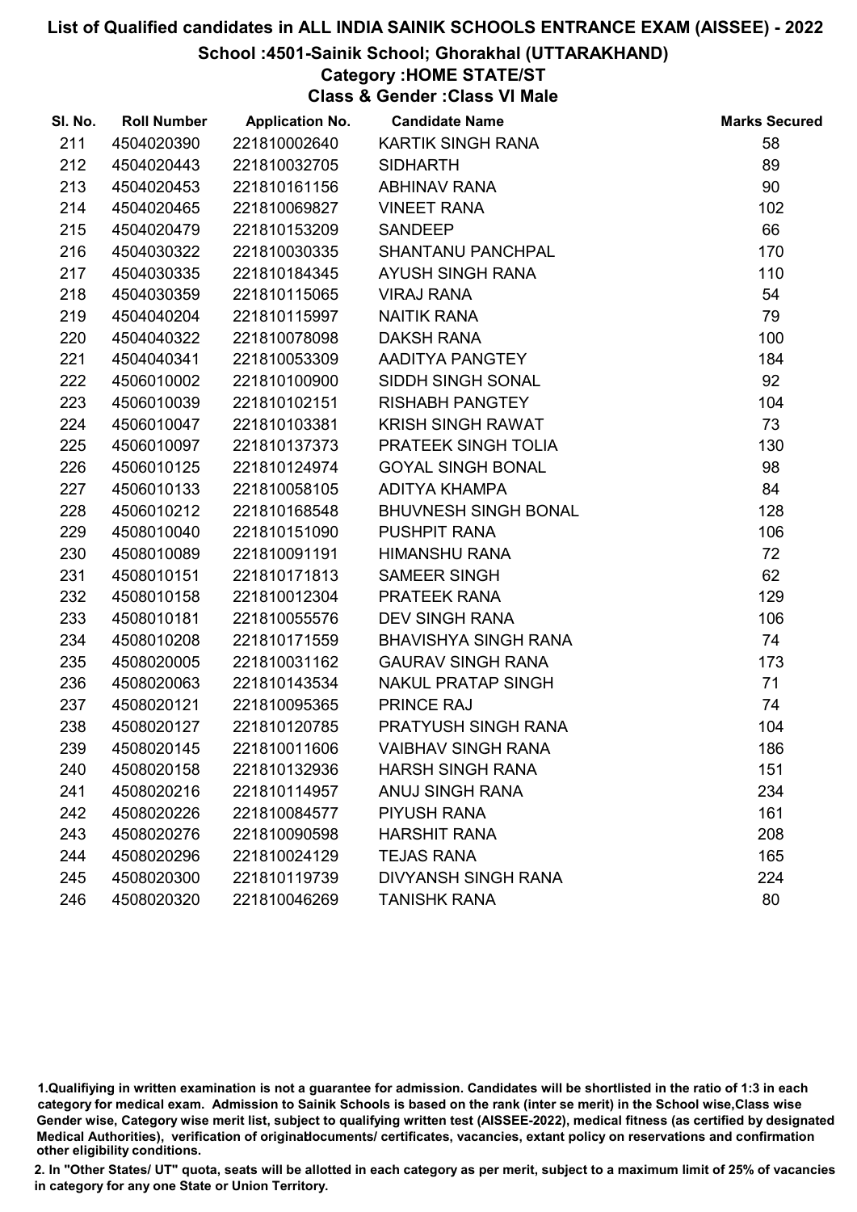# List of Qualified candidates in ALL INDIA SAINIK SCHOOLS ENTRANCE EXAM (AISSEE) - 2022

## School :4501-Sainik School; Ghorakhal (UTTARAKHAND)

### Category :HOME STATE/ST

### Class & Gender :Class VI Male

| Sl. No. | Roll Number | Application No. | Candidate Name | Marks Secured |
|---|---|---|---|---|
| 211 | 4504020390 | 221810002640 | KARTIK SINGH RANA | 58 |
| 212 | 4504020443 | 221810032705 | SIDHARTH | 89 |
| 213 | 4504020453 | 221810161156 | ABHINAV RANA | 90 |
| 214 | 4504020465 | 221810069827 | VINEET RANA | 102 |
| 215 | 4504020479 | 221810153209 | SANDEEP | 66 |
| 216 | 4504030322 | 221810030335 | SHANTANU PANCHPAL | 170 |
| 217 | 4504030335 | 221810184345 | AYUSH SINGH RANA | 110 |
| 218 | 4504030359 | 221810115065 | VIRAJ RANA | 54 |
| 219 | 4504040204 | 221810115997 | NAITIK RANA | 79 |
| 220 | 4504040322 | 221810078098 | DAKSH RANA | 100 |
| 221 | 4504040341 | 221810053309 | AADITYA PANGTEY | 184 |
| 222 | 4506010002 | 221810100900 | SIDDH SINGH SONAL | 92 |
| 223 | 4506010039 | 221810102151 | RISHABH PANGTEY | 104 |
| 224 | 4506010047 | 221810103381 | KRISH SINGH RAWAT | 73 |
| 225 | 4506010097 | 221810137373 | PRATEEK SINGH TOLIA | 130 |
| 226 | 4506010125 | 221810124974 | GOYAL SINGH BONAL | 98 |
| 227 | 4506010133 | 221810058105 | ADITYA KHAMPA | 84 |
| 228 | 4506010212 | 221810168548 | BHUVNESH SINGH BONAL | 128 |
| 229 | 4508010040 | 221810151090 | PUSHPIT RANA | 106 |
| 230 | 4508010089 | 221810091191 | HIMANSHU RANA | 72 |
| 231 | 4508010151 | 221810171813 | SAMEER SINGH | 62 |
| 232 | 4508010158 | 221810012304 | PRATEEK RANA | 129 |
| 233 | 4508010181 | 221810055576 | DEV SINGH RANA | 106 |
| 234 | 4508010208 | 221810171559 | BHAVISHYA SINGH RANA | 74 |
| 235 | 4508020005 | 221810031162 | GAURAV SINGH RANA | 173 |
| 236 | 4508020063 | 221810143534 | NAKUL PRATAP SINGH | 71 |
| 237 | 4508020121 | 221810095365 | PRINCE RAJ | 74 |
| 238 | 4508020127 | 221810120785 | PRATYUSH SINGH RANA | 104 |
| 239 | 4508020145 | 221810011606 | VAIBHAV SINGH RANA | 186 |
| 240 | 4508020158 | 221810132936 | HARSH SINGH RANA | 151 |
| 241 | 4508020216 | 221810114957 | ANUJ SINGH RANA | 234 |
| 242 | 4508020226 | 221810084577 | PIYUSH RANA | 161 |
| 243 | 4508020276 | 221810090598 | HARSHIT RANA | 208 |
| 244 | 4508020296 | 221810024129 | TEJAS RANA | 165 |
| 245 | 4508020300 | 221810119739 | DIVYANSH SINGH RANA | 224 |
| 246 | 4508020320 | 221810046269 | TANISHK RANA | 80 |

1.Qualifiying in written examination is not a guarantee for admission. Candidates will be shortlisted in the ratio of 1:3 in each category for medical exam. Admission to Sainik Schools is based on the rank (inter se merit) in the School wise,Class wise Gender wise, Category wise merit list, subject to qualifying written test (AISSEE-2022), medical fitness (as certified by designated Medical Authorities), verification of originaldocuments/ certificates, vacancies, extant policy on reservations and confirmation other eligibility conditions.

2. In "Other States/ UT" quota, seats will be allotted in each category as per merit, subject to a maximum limit of 25% of vacancies in category for any one State or Union Territory.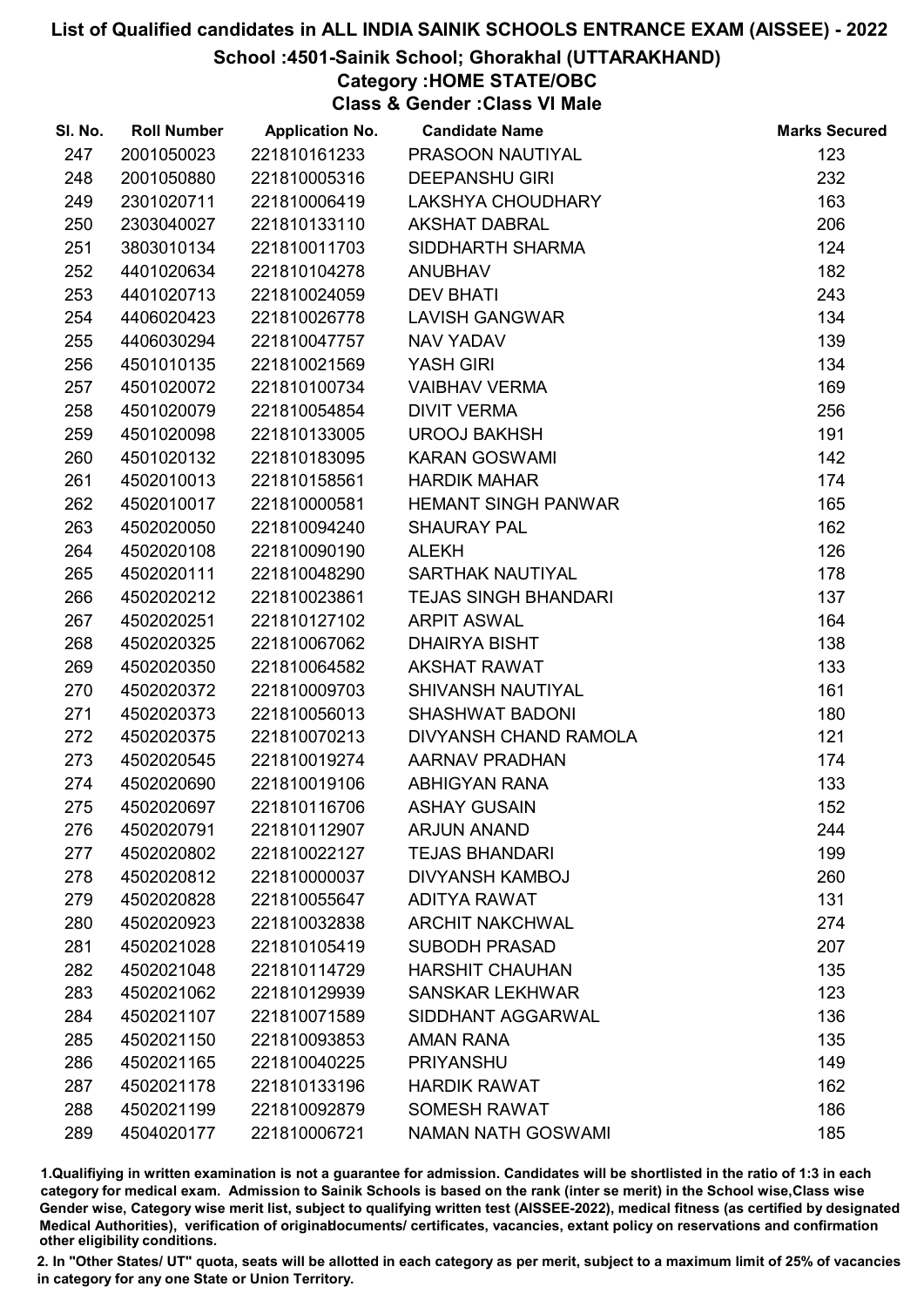# List of Qualified candidates in ALL INDIA SAINIK SCHOOLS ENTRANCE EXAM (AISSEE) - 2022

## School :4501-Sainik School; Ghorakhal (UTTARAKHAND)

### Category :HOME STATE/OBC

### Class & Gender :Class VI Male

| Sl. No. | Roll Number | Application No. | Candidate Name | Marks Secured |
|---|---|---|---|---|
| 247 | 2001050023 | 221810161233 | PRASOON NAUTIYAL | 123 |
| 248 | 2001050880 | 221810005316 | DEEPANSHU GIRI | 232 |
| 249 | 2301020711 | 221810006419 | LAKSHYA CHOUDHARY | 163 |
| 250 | 2303040027 | 221810133110 | AKSHAT DABRAL | 206 |
| 251 | 3803010134 | 221810011703 | SIDDHARTH SHARMA | 124 |
| 252 | 4401020634 | 221810104278 | ANUBHAV | 182 |
| 253 | 4401020713 | 221810024059 | DEV BHATI | 243 |
| 254 | 4406020423 | 221810026778 | LAVISH GANGWAR | 134 |
| 255 | 4406030294 | 221810047757 | NAV YADAV | 139 |
| 256 | 4501010135 | 221810021569 | YASH GIRI | 134 |
| 257 | 4501020072 | 221810100734 | VAIBHAV VERMA | 169 |
| 258 | 4501020079 | 221810054854 | DIVIT VERMA | 256 |
| 259 | 4501020098 | 221810133005 | UROOJ BAKHSH | 191 |
| 260 | 4501020132 | 221810183095 | KARAN GOSWAMI | 142 |
| 261 | 4502010013 | 221810158561 | HARDIK MAHAR | 174 |
| 262 | 4502010017 | 221810000581 | HEMANT SINGH PANWAR | 165 |
| 263 | 4502020050 | 221810094240 | SHAURAY PAL | 162 |
| 264 | 4502020108 | 221810090190 | ALEKH | 126 |
| 265 | 4502020111 | 221810048290 | SARTHAK NAUTIYAL | 178 |
| 266 | 4502020212 | 221810023861 | TEJAS SINGH BHANDARI | 137 |
| 267 | 4502020251 | 221810127102 | ARPIT ASWAL | 164 |
| 268 | 4502020325 | 221810067062 | DHAIRYA BISHT | 138 |
| 269 | 4502020350 | 221810064582 | AKSHAT RAWAT | 133 |
| 270 | 4502020372 | 221810009703 | SHIVANSH NAUTIYAL | 161 |
| 271 | 4502020373 | 221810056013 | SHASHWAT BADONI | 180 |
| 272 | 4502020375 | 221810070213 | DIVYANSH CHAND RAMOLA | 121 |
| 273 | 4502020545 | 221810019274 | AARNAV PRADHAN | 174 |
| 274 | 4502020690 | 221810019106 | ABHIGYAN RANA | 133 |
| 275 | 4502020697 | 221810116706 | ASHAY GUSAIN | 152 |
| 276 | 4502020791 | 221810112907 | ARJUN ANAND | 244 |
| 277 | 4502020802 | 221810022127 | TEJAS BHANDARI | 199 |
| 278 | 4502020812 | 221810000037 | DIVYANSH KAMBOJ | 260 |
| 279 | 4502020828 | 221810055647 | ADITYA RAWAT | 131 |
| 280 | 4502020923 | 221810032838 | ARCHIT NAKCHWAL | 274 |
| 281 | 4502021028 | 221810105419 | SUBODH PRASAD | 207 |
| 282 | 4502021048 | 221810114729 | HARSHIT CHAUHAN | 135 |
| 283 | 4502021062 | 221810129939 | SANSKAR LEKHWAR | 123 |
| 284 | 4502021107 | 221810071589 | SIDDHANT AGGARWAL | 136 |
| 285 | 4502021150 | 221810093853 | AMAN RANA | 135 |
| 286 | 4502021165 | 221810040225 | PRIYANSHU | 149 |
| 287 | 4502021178 | 221810133196 | HARDIK RAWAT | 162 |
| 288 | 4502021199 | 221810092879 | SOMESH RAWAT | 186 |
| 289 | 4504020177 | 221810006721 | NAMAN NATH GOSWAMI | 185 |

1.Qualifiying in written examination is not a guarantee for admission. Candidates will be shortlisted in the ratio of 1:3 in each category for medical exam. Admission to Sainik Schools is based on the rank (inter se merit) in the School wise,Class wise Gender wise, Category wise merit list, subject to qualifying written test (AISSEE-2022), medical fitness (as certified by designated Medical Authorities), verification of originaldocuments/ certificates, vacancies, extant policy on reservations and confirmation other eligibility conditions.

2. In "Other States/ UT" quota, seats will be allotted in each category as per merit, subject to a maximum limit of 25% of vacancies in category for any one State or Union Territory.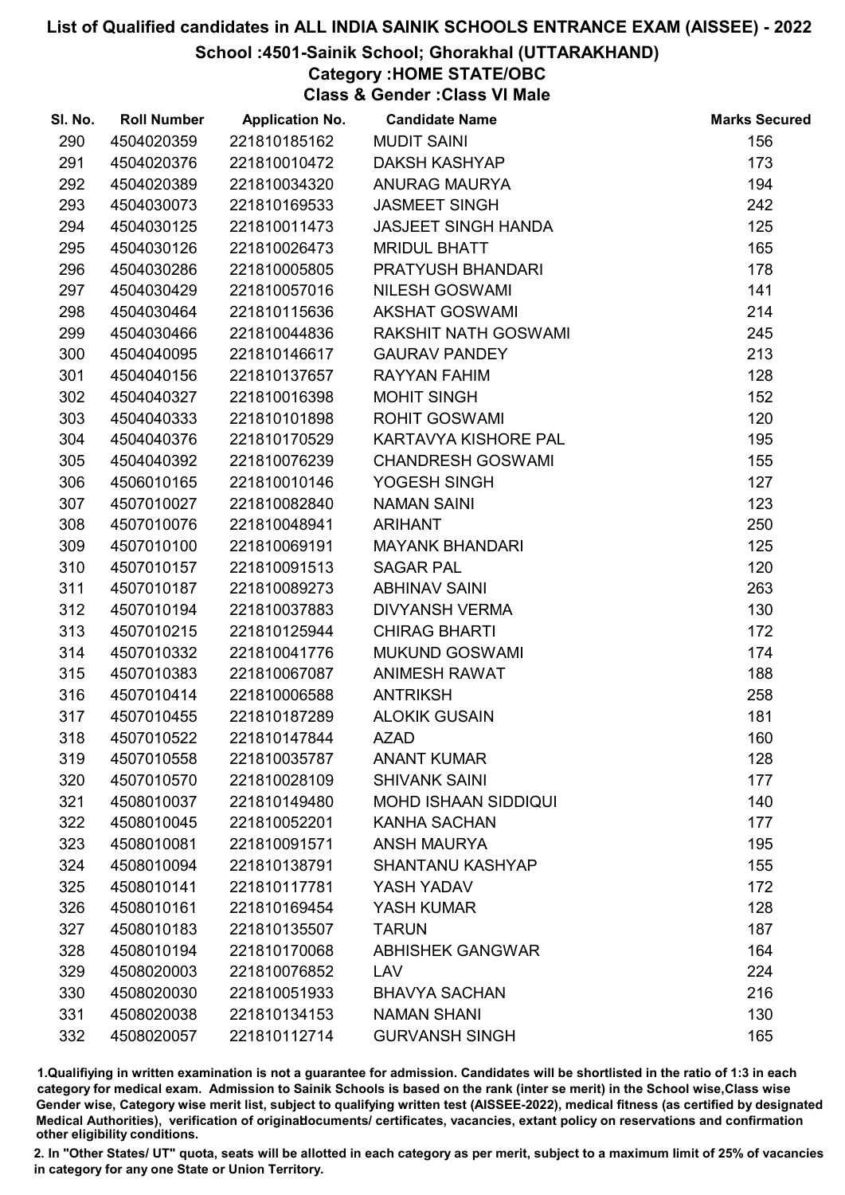# List of Qualified candidates in ALL INDIA SAINIK SCHOOLS ENTRANCE EXAM (AISSEE) - 2022

## School :4501-Sainik School; Ghorakhal (UTTARAKHAND)

### Category :HOME STATE/OBC

### Class & Gender :Class VI Male

| Sl. No. | Roll Number | Application No. | Candidate Name | Marks Secured |
|---|---|---|---|---|
| 290 | 4504020359 | 221810185162 | MUDIT SAINI | 156 |
| 291 | 4504020376 | 221810010472 | DAKSH KASHYAP | 173 |
| 292 | 4504020389 | 221810034320 | ANURAG MAURYA | 194 |
| 293 | 4504030073 | 221810169533 | JASMEET SINGH | 242 |
| 294 | 4504030125 | 221810011473 | JASJEET SINGH HANDA | 125 |
| 295 | 4504030126 | 221810026473 | MRIDUL BHATT | 165 |
| 296 | 4504030286 | 221810005805 | PRATYUSH BHANDARI | 178 |
| 297 | 4504030429 | 221810057016 | NILESH GOSWAMI | 141 |
| 298 | 4504030464 | 221810115636 | AKSHAT GOSWAMI | 214 |
| 299 | 4504030466 | 221810044836 | RAKSHIT NATH GOSWAMI | 245 |
| 300 | 4504040095 | 221810146617 | GAURAV PANDEY | 213 |
| 301 | 4504040156 | 221810137657 | RAYYAN FAHIM | 128 |
| 302 | 4504040327 | 221810016398 | MOHIT SINGH | 152 |
| 303 | 4504040333 | 221810101898 | ROHIT GOSWAMI | 120 |
| 304 | 4504040376 | 221810170529 | KARTAVYA KISHORE PAL | 195 |
| 305 | 4504040392 | 221810076239 | CHANDRESH GOSWAMI | 155 |
| 306 | 4506010165 | 221810010146 | YOGESH SINGH | 127 |
| 307 | 4507010027 | 221810082840 | NAMAN SAINI | 123 |
| 308 | 4507010076 | 221810048941 | ARIHANT | 250 |
| 309 | 4507010100 | 221810069191 | MAYANK BHANDARI | 125 |
| 310 | 4507010157 | 221810091513 | SAGAR PAL | 120 |
| 311 | 4507010187 | 221810089273 | ABHINAV SAINI | 263 |
| 312 | 4507010194 | 221810037883 | DIVYANSH VERMA | 130 |
| 313 | 4507010215 | 221810125944 | CHIRAG BHARTI | 172 |
| 314 | 4507010332 | 221810041776 | MUKUND GOSWAMI | 174 |
| 315 | 4507010383 | 221810067087 | ANIMESH RAWAT | 188 |
| 316 | 4507010414 | 221810006588 | ANTRIKSH | 258 |
| 317 | 4507010455 | 221810187289 | ALOKIK GUSAIN | 181 |
| 318 | 4507010522 | 221810147844 | AZAD | 160 |
| 319 | 4507010558 | 221810035787 | ANANT KUMAR | 128 |
| 320 | 4507010570 | 221810028109 | SHIVANK SAINI | 177 |
| 321 | 4508010037 | 221810149480 | MOHD ISHAAN SIDDIQUI | 140 |
| 322 | 4508010045 | 221810052201 | KANHA SACHAN | 177 |
| 323 | 4508010081 | 221810091571 | ANSH MAURYA | 195 |
| 324 | 4508010094 | 221810138791 | SHANTANU KASHYAP | 155 |
| 325 | 4508010141 | 221810117781 | YASH YADAV | 172 |
| 326 | 4508010161 | 221810169454 | YASH KUMAR | 128 |
| 327 | 4508010183 | 221810135507 | TARUN | 187 |
| 328 | 4508010194 | 221810170068 | ABHISHEK GANGWAR | 164 |
| 329 | 4508020003 | 221810076852 | LAV | 224 |
| 330 | 4508020030 | 221810051933 | BHAVYA SACHAN | 216 |
| 331 | 4508020038 | 221810134153 | NAMAN SHANI | 130 |
| 332 | 4508020057 | 221810112714 | GURVANSH SINGH | 165 |

1.Qualifying in written examination is not a guarantee for admission. Candidates will be shortlisted in the ratio of 1:3 in each category for medical exam. Admission to Sainik Schools is based on the rank (inter se merit) in the School wise,Class wise Gender wise, Category wise merit list, subject to qualifying written test (AISSEE-2022), medical fitness (as certified by designated Medical Authorities), verification of originaldocuments/ certificates, vacancies, extant policy on reservations and confirmation other eligibility conditions.

2. In "Other States/ UT" quota, seats will be allotted in each category as per merit, subject to a maximum limit of 25% of vacancies in category for any one State or Union Territory.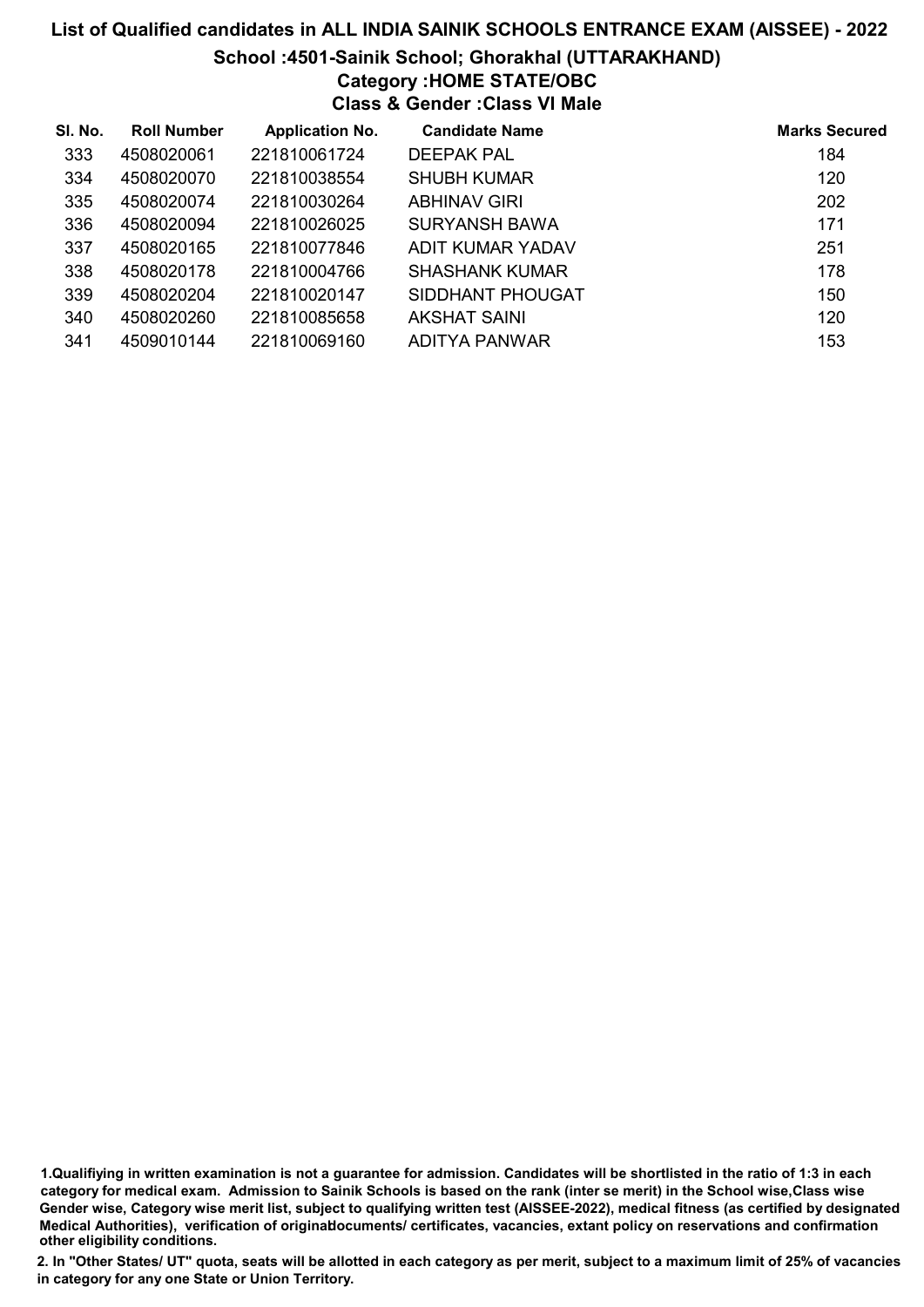# List of Qualified candidates in ALL INDIA SAINIK SCHOOLS ENTRANCE EXAM (AISSEE) - 2022

## School :4501-Sainik School; Ghorakhal (UTTARAKHAND)

### Category :HOME STATE/OBC

### Class & Gender :Class VI Male

| Sl. No. | Roll Number | Application No. | Candidate Name | Marks Secured |
|---|---|---|---|---|
| 333 | 4508020061 | 221810061724 | DEEPAK PAL | 184 |
| 334 | 4508020070 | 221810038554 | SHUBH KUMAR | 120 |
| 335 | 4508020074 | 221810030264 | ABHINAV GIRI | 202 |
| 336 | 4508020094 | 221810026025 | SURYANSH BAWA | 171 |
| 337 | 4508020165 | 221810077846 | ADIT KUMAR YADAV | 251 |
| 338 | 4508020178 | 221810004766 | SHASHANK KUMAR | 178 |
| 339 | 4508020204 | 221810020147 | SIDDHANT PHOUGAT | 150 |
| 340 | 4508020260 | 221810085658 | AKSHAT SAINI | 120 |
| 341 | 4509010144 | 221810069160 | ADITYA PANWAR | 153 |

1.Qualifiying in written examination is not a guarantee for admission. Candidates will be shortlisted in the ratio of 1:3 in each category for medical exam. Admission to Sainik Schools is based on the rank (inter se merit) in the School wise,Class wise Gender wise, Category wise merit list, subject to qualifying written test (AISSEE-2022), medical fitness (as certified by designated Medical Authorities), verification of originaldocuments/ certificates, vacancies, extant policy on reservations and confirmation other eligibility conditions.

2. In "Other States/ UT" quota, seats will be allotted in each category as per merit, subject to a maximum limit of 25% of vacancies in category for any one State or Union Territory.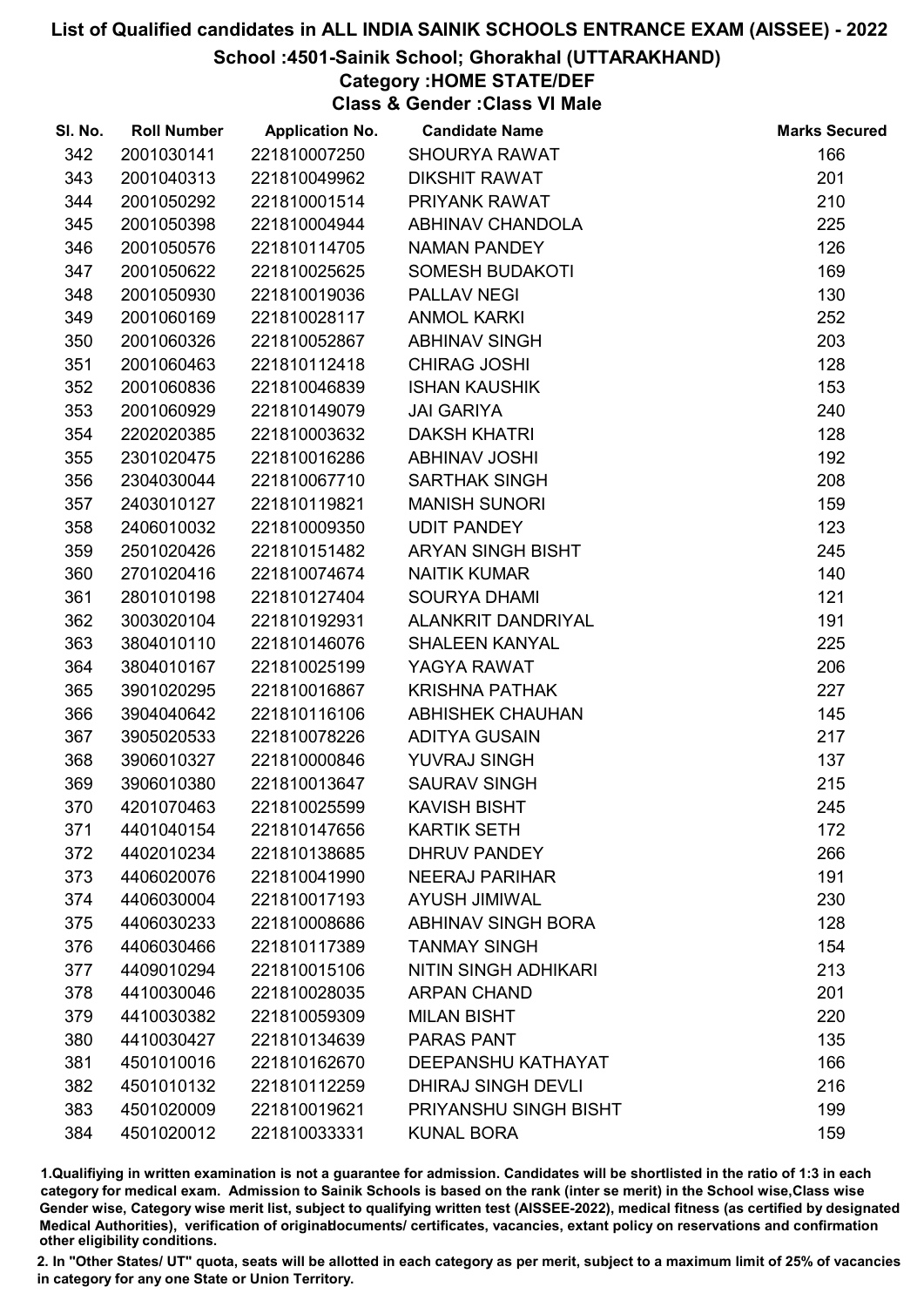# List of Qualified candidates in ALL INDIA SAINIK SCHOOLS ENTRANCE EXAM (AISSEE) - 2022

## School :4501-Sainik School; Ghorakhal (UTTARAKHAND)

### Category :HOME STATE/DEF

### Class & Gender :Class VI Male

| Sl. No. | Roll Number | Application No. | Candidate Name | Marks Secured |
|---|---|---|---|---|
| 342 | 2001030141 | 221810007250 | SHOURYA RAWAT | 166 |
| 343 | 2001040313 | 221810049962 | DIKSHIT RAWAT | 201 |
| 344 | 2001050292 | 221810001514 | PRIYANK RAWAT | 210 |
| 345 | 2001050398 | 221810004944 | ABHINAV CHANDOLA | 225 |
| 346 | 2001050576 | 221810114705 | NAMAN PANDEY | 126 |
| 347 | 2001050622 | 221810025625 | SOMESH BUDAKOTI | 169 |
| 348 | 2001050930 | 221810019036 | PALLAV NEGI | 130 |
| 349 | 2001060169 | 221810028117 | ANMOL KARKI | 252 |
| 350 | 2001060326 | 221810052867 | ABHINAV SINGH | 203 |
| 351 | 2001060463 | 221810112418 | CHIRAG JOSHI | 128 |
| 352 | 2001060836 | 221810046839 | ISHAN KAUSHIK | 153 |
| 353 | 2001060929 | 221810149079 | JAI GARIYA | 240 |
| 354 | 2202020385 | 221810003632 | DAKSH KHATRI | 128 |
| 355 | 2301020475 | 221810016286 | ABHINAV JOSHI | 192 |
| 356 | 2304030044 | 221810067710 | SARTHAK SINGH | 208 |
| 357 | 2403010127 | 221810119821 | MANISH SUNORI | 159 |
| 358 | 2406010032 | 221810009350 | UDIT PANDEY | 123 |
| 359 | 2501020426 | 221810151482 | ARYAN SINGH BISHT | 245 |
| 360 | 2701020416 | 221810074674 | NAITIK KUMAR | 140 |
| 361 | 2801010198 | 221810127404 | SOURYA DHAMI | 121 |
| 362 | 3003020104 | 221810192931 | ALANKRIT DANDRIYAL | 191 |
| 363 | 3804010110 | 221810146076 | SHALEEN KANYAL | 225 |
| 364 | 3804010167 | 221810025199 | YAGYA RAWAT | 206 |
| 365 | 3901020295 | 221810016867 | KRISHNA PATHAK | 227 |
| 366 | 3904040642 | 221810116106 | ABHISHEK CHAUHAN | 145 |
| 367 | 3905020533 | 221810078226 | ADITYA GUSAIN | 217 |
| 368 | 3906010327 | 221810000846 | YUVRAJ SINGH | 137 |
| 369 | 3906010380 | 221810013647 | SAURAV SINGH | 215 |
| 370 | 4201070463 | 221810025599 | KAVISH BISHT | 245 |
| 371 | 4401040154 | 221810147656 | KARTIK SETH | 172 |
| 372 | 4402010234 | 221810138685 | DHRUV PANDEY | 266 |
| 373 | 4406020076 | 221810041990 | NEERAJ PARIHAR | 191 |
| 374 | 4406030004 | 221810017193 | AYUSH JIMIWAL | 230 |
| 375 | 4406030233 | 221810008686 | ABHINAV SINGH BORA | 128 |
| 376 | 4406030466 | 221810117389 | TANMAY SINGH | 154 |
| 377 | 4409010294 | 221810015106 | NITIN SINGH ADHIKARI | 213 |
| 378 | 4410030046 | 221810028035 | ARPAN CHAND | 201 |
| 379 | 4410030382 | 221810059309 | MILAN BISHT | 220 |
| 380 | 4410030427 | 221810134639 | PARAS PANT | 135 |
| 381 | 4501010016 | 221810162670 | DEEPANSHU KATHAYAT | 166 |
| 382 | 4501010132 | 221810112259 | DHIRAJ SINGH DEVLI | 216 |
| 383 | 4501020009 | 221810019621 | PRIYANSHU SINGH BISHT | 199 |
| 384 | 4501020012 | 221810033331 | KUNAL BORA | 159 |

1.Qualifying in written examination is not a guarantee for admission. Candidates will be shortlisted in the ratio of 1:3 in each category for medical exam. Admission to Sainik Schools is based on the rank (inter se merit) in the School wise,Class wise Gender wise, Category wise merit list, subject to qualifying written test (AISSEE-2022), medical fitness (as certified by designated Medical Authorities), verification of originaldocuments/ certificates, vacancies, extant policy on reservations and confirmation other eligibility conditions.

2. In "Other States/ UT" quota, seats will be allotted in each category as per merit, subject to a maximum limit of 25% of vacancies in category for any one State or Union Territory.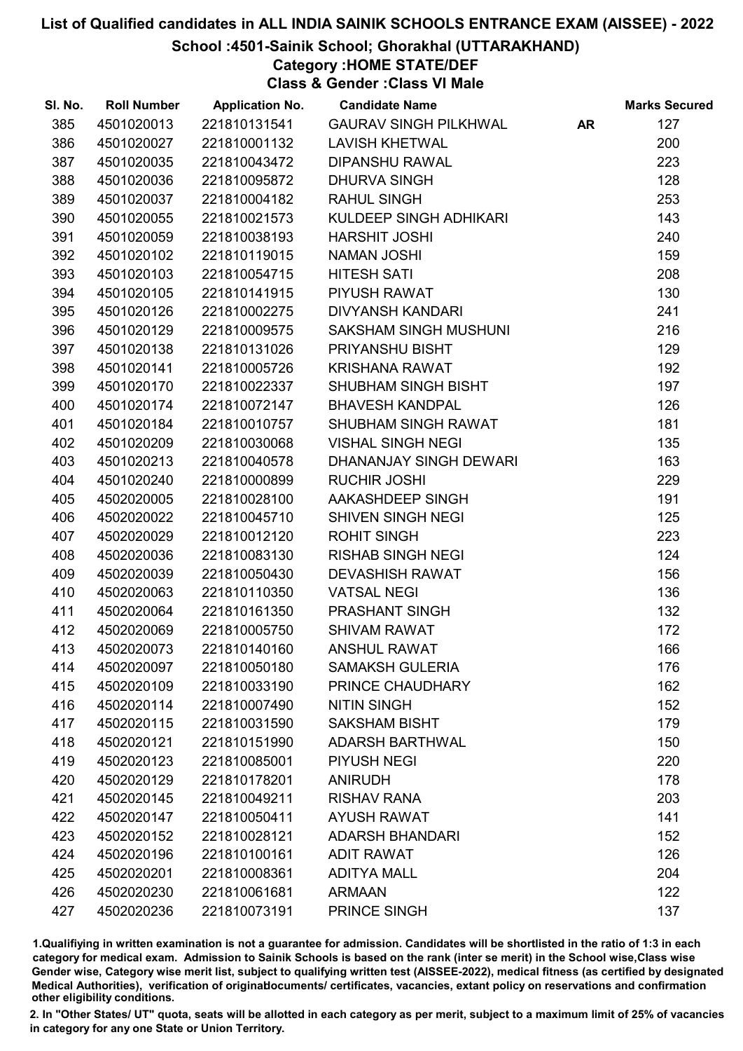# List of Qualified candidates in ALL INDIA SAINIK SCHOOLS ENTRANCE EXAM (AISSEE) - 2022

## School :4501-Sainik School; Ghorakhal (UTTARAKHAND)

### Category :HOME STATE/DEF

### Class & Gender :Class VI Male

| Sl. No. | Roll Number | Application No. | Candidate Name | | Marks Secured |
|---|---|---|---|---|---|
| 385 | 4501020013 | 221810131541 | GAURAV SINGH PILKHWAL | AR | 127 |
| 386 | 4501020027 | 221810001132 | LAVISH KHETWAL | | 200 |
| 387 | 4501020035 | 221810043472 | DIPANSHU RAWAL | | 223 |
| 388 | 4501020036 | 221810095872 | DHURVA SINGH | | 128 |
| 389 | 4501020037 | 221810004182 | RAHUL SINGH | | 253 |
| 390 | 4501020055 | 221810021573 | KULDEEP SINGH ADHIKARI | | 143 |
| 391 | 4501020059 | 221810038193 | HARSHIT JOSHI | | 240 |
| 392 | 4501020102 | 221810119015 | NAMAN JOSHI | | 159 |
| 393 | 4501020103 | 221810054715 | HITESH SATI | | 208 |
| 394 | 4501020105 | 221810141915 | PIYUSH RAWAT | | 130 |
| 395 | 4501020126 | 221810002275 | DIVYANSH KANDARI | | 241 |
| 396 | 4501020129 | 221810009575 | SAKSHAM SINGH MUSHUNI | | 216 |
| 397 | 4501020138 | 221810131026 | PRIYANSHU BISHT | | 129 |
| 398 | 4501020141 | 221810005726 | KRISHANA RAWAT | | 192 |
| 399 | 4501020170 | 221810022337 | SHUBHAM SINGH BISHT | | 197 |
| 400 | 4501020174 | 221810072147 | BHAVESH KANDPAL | | 126 |
| 401 | 4501020184 | 221810010757 | SHUBHAM SINGH RAWAT | | 181 |
| 402 | 4501020209 | 221810030068 | VISHAL SINGH NEGI | | 135 |
| 403 | 4501020213 | 221810040578 | DHANANJAY SINGH DEWARI | | 163 |
| 404 | 4501020240 | 221810000899 | RUCHIR JOSHI | | 229 |
| 405 | 4502020005 | 221810028100 | AAKASHDEEP SINGH | | 191 |
| 406 | 4502020022 | 221810045710 | SHIVEN SINGH NEGI | | 125 |
| 407 | 4502020029 | 221810012120 | ROHIT SINGH | | 223 |
| 408 | 4502020036 | 221810083130 | RISHAB SINGH NEGI | | 124 |
| 409 | 4502020039 | 221810050430 | DEVASHISH RAWAT | | 156 |
| 410 | 4502020063 | 221810110350 | VATSAL NEGI | | 136 |
| 411 | 4502020064 | 221810161350 | PRASHANT SINGH | | 132 |
| 412 | 4502020069 | 221810005750 | SHIVAM RAWAT | | 172 |
| 413 | 4502020073 | 221810140160 | ANSHUL RAWAT | | 166 |
| 414 | 4502020097 | 221810050180 | SAMAKSH GULERIA | | 176 |
| 415 | 4502020109 | 221810033190 | PRINCE CHAUDHARY | | 162 |
| 416 | 4502020114 | 221810007490 | NITIN SINGH | | 152 |
| 417 | 4502020115 | 221810031590 | SAKSHAM BISHT | | 179 |
| 418 | 4502020121 | 221810151990 | ADARSH BARTHWAL | | 150 |
| 419 | 4502020123 | 221810085001 | PIYUSH NEGI | | 220 |
| 420 | 4502020129 | 221810178201 | ANIRUDH | | 178 |
| 421 | 4502020145 | 221810049211 | RISHAV RANA | | 203 |
| 422 | 4502020147 | 221810050411 | AYUSH RAWAT | | 141 |
| 423 | 4502020152 | 221810028121 | ADARSH BHANDARI | | 152 |
| 424 | 4502020196 | 221810100161 | ADIT RAWAT | | 126 |
| 425 | 4502020201 | 221810008361 | ADITYA MALL | | 204 |
| 426 | 4502020230 | 221810061681 | ARMAAN | | 122 |
| 427 | 4502020236 | 221810073191 | PRINCE SINGH | | 137 |

1.Qualifiying in written examination is not a guarantee for admission. Candidates will be shortlisted in the ratio of 1:3 in each category for medical exam. Admission to Sainik Schools is based on the rank (inter se merit) in the School wise,Class wise Gender wise, Category wise merit list, subject to qualifying written test (AISSEE-2022), medical fitness (as certified by designated Medical Authorities), verification of originaldocuments/ certificates, vacancies, extant policy on reservations and confirmation other eligibility conditions.

2. In "Other States/ UT" quota, seats will be allotted in each category as per merit, subject to a maximum limit of 25% of vacancies in category for any one State or Union Territory.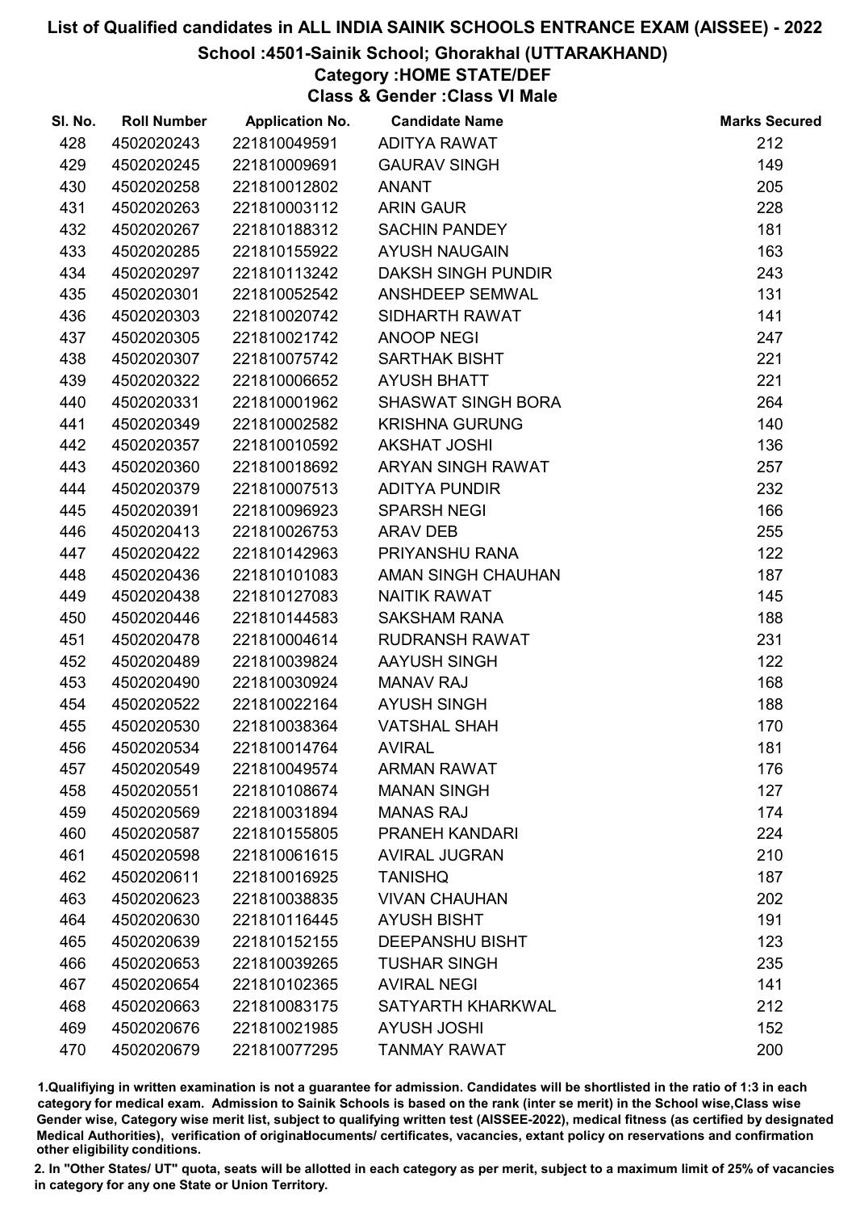# List of Qualified candidates in ALL INDIA SAINIK SCHOOLS ENTRANCE EXAM (AISSEE) - 2022

## School :4501-Sainik School; Ghorakhal (UTTARAKHAND)

### Category :HOME STATE/DEF

### Class & Gender :Class VI Male

| Sl. No. | Roll Number | Application No. | Candidate Name | Marks Secured |
|---|---|---|---|---|
| 428 | 4502020243 | 221810049591 | ADITYA RAWAT | 212 |
| 429 | 4502020245 | 221810009691 | GAURAV SINGH | 149 |
| 430 | 4502020258 | 221810012802 | ANANT | 205 |
| 431 | 4502020263 | 221810003112 | ARIN GAUR | 228 |
| 432 | 4502020267 | 221810188312 | SACHIN PANDEY | 181 |
| 433 | 4502020285 | 221810155922 | AYUSH NAUGAIN | 163 |
| 434 | 4502020297 | 221810113242 | DAKSH SINGH PUNDIR | 243 |
| 435 | 4502020301 | 221810052542 | ANSHDEEP SEMWAL | 131 |
| 436 | 4502020303 | 221810020742 | SIDHARTH RAWAT | 141 |
| 437 | 4502020305 | 221810021742 | ANOOP NEGI | 247 |
| 438 | 4502020307 | 221810075742 | SARTHAK BISHT | 221 |
| 439 | 4502020322 | 221810006652 | AYUSH BHATT | 221 |
| 440 | 4502020331 | 221810001962 | SHASWAT SINGH BORA | 264 |
| 441 | 4502020349 | 221810002582 | KRISHNA GURUNG | 140 |
| 442 | 4502020357 | 221810010592 | AKSHAT JOSHI | 136 |
| 443 | 4502020360 | 221810018692 | ARYAN SINGH RAWAT | 257 |
| 444 | 4502020379 | 221810007513 | ADITYA PUNDIR | 232 |
| 445 | 4502020391 | 221810096923 | SPARSH NEGI | 166 |
| 446 | 4502020413 | 221810026753 | ARAV DEB | 255 |
| 447 | 4502020422 | 221810142963 | PRIYANSHU RANA | 122 |
| 448 | 4502020436 | 221810101083 | AMAN SINGH CHAUHAN | 187 |
| 449 | 4502020438 | 221810127083 | NAITIK RAWAT | 145 |
| 450 | 4502020446 | 221810144583 | SAKSHAM RANA | 188 |
| 451 | 4502020478 | 221810004614 | RUDRANSH RAWAT | 231 |
| 452 | 4502020489 | 221810039824 | AAYUSH SINGH | 122 |
| 453 | 4502020490 | 221810030924 | MANAV RAJ | 168 |
| 454 | 4502020522 | 221810022164 | AYUSH SINGH | 188 |
| 455 | 4502020530 | 221810038364 | VATSHAL SHAH | 170 |
| 456 | 4502020534 | 221810014764 | AVIRAL | 181 |
| 457 | 4502020549 | 221810049574 | ARMAN RAWAT | 176 |
| 458 | 4502020551 | 221810108674 | MANAN SINGH | 127 |
| 459 | 4502020569 | 221810031894 | MANAS RAJ | 174 |
| 460 | 4502020587 | 221810155805 | PRANEH KANDARI | 224 |
| 461 | 4502020598 | 221810061615 | AVIRAL JUGRAN | 210 |
| 462 | 4502020611 | 221810016925 | TANISHQ | 187 |
| 463 | 4502020623 | 221810038835 | VIVAN CHAUHAN | 202 |
| 464 | 4502020630 | 221810116445 | AYUSH BISHT | 191 |
| 465 | 4502020639 | 221810152155 | DEEPANSHU BISHT | 123 |
| 466 | 4502020653 | 221810039265 | TUSHAR SINGH | 235 |
| 467 | 4502020654 | 221810102365 | AVIRAL NEGI | 141 |
| 468 | 4502020663 | 221810083175 | SATYARTH KHARKWAL | 212 |
| 469 | 4502020676 | 221810021985 | AYUSH JOSHI | 152 |
| 470 | 4502020679 | 221810077295 | TANMAY RAWAT | 200 |

1.Qualifiying in written examination is not a guarantee for admission. Candidates will be shortlisted in the ratio of 1:3 in each category for medical exam. Admission to Sainik Schools is based on the rank (inter se merit) in the School wise,Class wise Gender wise, Category wise merit list, subject to qualifying written test (AISSEE-2022), medical fitness (as certified by designated Medical Authorities), verification of originaldocuments/ certificates, vacancies, extant policy on reservations and confirmation other eligibility conditions.

2. In "Other States/ UT" quota, seats will be allotted in each category as per merit, subject to a maximum limit of 25% of vacancies in category for any one State or Union Territory.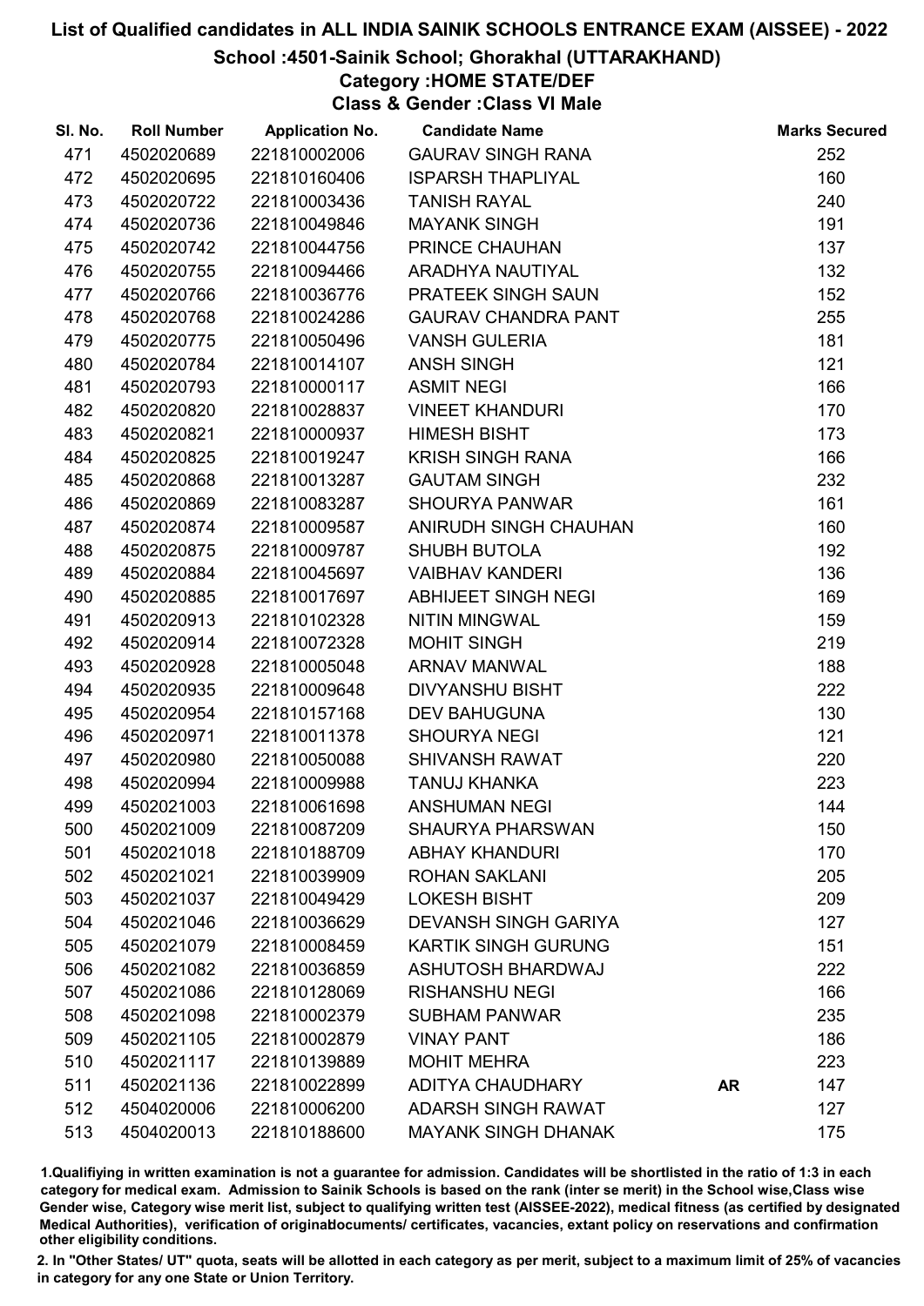# List of Qualified candidates in ALL INDIA SAINIK SCHOOLS ENTRANCE EXAM (AISSEE) - 2022

## School :4501-Sainik School; Ghorakhal (UTTARAKHAND)

### Category :HOME STATE/DEF

### Class & Gender :Class VI Male

| Sl. No. | Roll Number | Application No. | Candidate Name | | Marks Secured |
|---|---|---|---|---|---|
| 471 | 4502020689 | 221810002006 | GAURAV SINGH RANA | | 252 |
| 472 | 4502020695 | 221810160406 | ISPARSH THAPLIYAL | | 160 |
| 473 | 4502020722 | 221810003436 | TANISH RAYAL | | 240 |
| 474 | 4502020736 | 221810049846 | MAYANK SINGH | | 191 |
| 475 | 4502020742 | 221810044756 | PRINCE CHAUHAN | | 137 |
| 476 | 4502020755 | 221810094466 | ARADHYA NAUTIYAL | | 132 |
| 477 | 4502020766 | 221810036776 | PRATEEK SINGH SAUN | | 152 |
| 478 | 4502020768 | 221810024286 | GAURAV CHANDRA PANT | | 255 |
| 479 | 4502020775 | 221810050496 | VANSH GULERIA | | 181 |
| 480 | 4502020784 | 221810014107 | ANSH SINGH | | 121 |
| 481 | 4502020793 | 221810000117 | ASMIT NEGI | | 166 |
| 482 | 4502020820 | 221810028837 | VINEET KHANDURI | | 170 |
| 483 | 4502020821 | 221810000937 | HIMESH BISHT | | 173 |
| 484 | 4502020825 | 221810019247 | KRISH SINGH RANA | | 166 |
| 485 | 4502020868 | 221810013287 | GAUTAM SINGH | | 232 |
| 486 | 4502020869 | 221810083287 | SHOURYA PANWAR | | 161 |
| 487 | 4502020874 | 221810009587 | ANIRUDH SINGH CHAUHAN | | 160 |
| 488 | 4502020875 | 221810009787 | SHUBH BUTOLA | | 192 |
| 489 | 4502020884 | 221810045697 | VAIBHAV KANDERI | | 136 |
| 490 | 4502020885 | 221810017697 | ABHIJEET SINGH NEGI | | 169 |
| 491 | 4502020913 | 221810102328 | NITIN MINGWAL | | 159 |
| 492 | 4502020914 | 221810072328 | MOHIT SINGH | | 219 |
| 493 | 4502020928 | 221810005048 | ARNAV MANWAL | | 188 |
| 494 | 4502020935 | 221810009648 | DIVYANSHU BISHT | | 222 |
| 495 | 4502020954 | 221810157168 | DEV BAHUGUNA | | 130 |
| 496 | 4502020971 | 221810011378 | SHOURYA NEGI | | 121 |
| 497 | 4502020980 | 221810050088 | SHIVANSH RAWAT | | 220 |
| 498 | 4502020994 | 221810009988 | TANUJ KHANKA | | 223 |
| 499 | 4502021003 | 221810061698 | ANSHUMAN NEGI | | 144 |
| 500 | 4502021009 | 221810087209 | SHAURYA PHARSWAN | | 150 |
| 501 | 4502021018 | 221810188709 | ABHAY KHANDURI | | 170 |
| 502 | 4502021021 | 221810039909 | ROHAN SAKLANI | | 205 |
| 503 | 4502021037 | 221810049429 | LOKESH BISHT | | 209 |
| 504 | 4502021046 | 221810036629 | DEVANSH SINGH GARIYA | | 127 |
| 505 | 4502021079 | 221810008459 | KARTIK SINGH GURUNG | | 151 |
| 506 | 4502021082 | 221810036859 | ASHUTOSH BHARDWAJ | | 222 |
| 507 | 4502021086 | 221810128069 | RISHANSHU NEGI | | 166 |
| 508 | 4502021098 | 221810002379 | SUBHAM PANWAR | | 235 |
| 509 | 4502021105 | 221810002879 | VINAY PANT | | 186 |
| 510 | 4502021117 | 221810139889 | MOHIT MEHRA | | 223 |
| 511 | 4502021136 | 221810022899 | ADITYA CHAUDHARY | AR | 147 |
| 512 | 4504020006 | 221810006200 | ADARSH SINGH RAWAT | | 127 |
| 513 | 4504020013 | 221810188600 | MAYANK SINGH DHANAK | | 175 |

1.Qualifiying in written examination is not a guarantee for admission. Candidates will be shortlisted in the ratio of 1:3 in each category for medical exam. Admission to Sainik Schools is based on the rank (inter se merit) in the School wise,Class wise Gender wise, Category wise merit list, subject to qualifying written test (AISSEE-2022), medical fitness (as certified by designated Medical Authorities), verification of originaldocuments/ certificates, vacancies, extant policy on reservations and confirmation other eligibility conditions.

2. In "Other States/ UT" quota, seats will be allotted in each category as per merit, subject to a maximum limit of 25% of vacancies in category for any one State or Union Territory.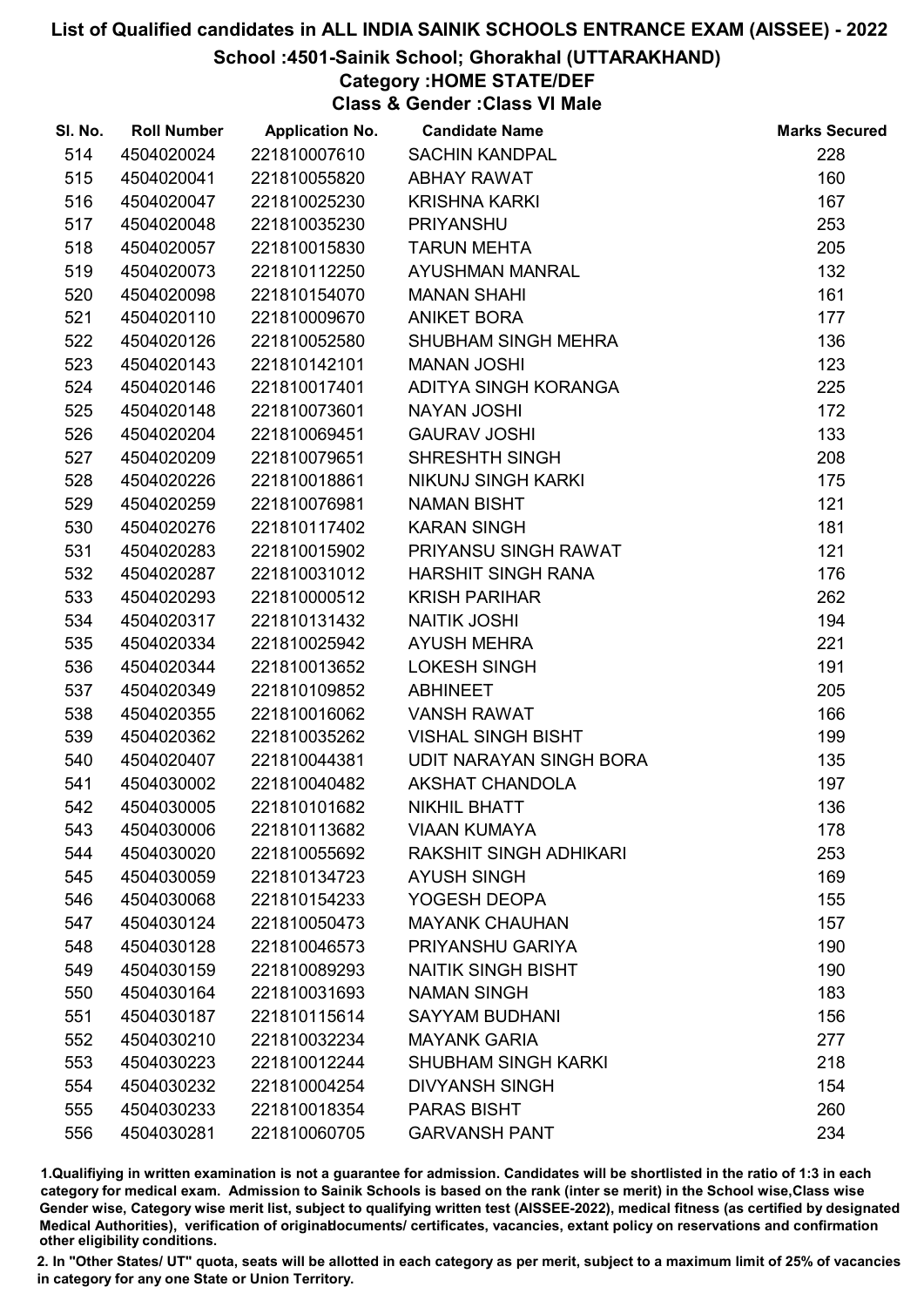# List of Qualified candidates in ALL INDIA SAINIK SCHOOLS ENTRANCE EXAM (AISSEE) - 2022

## School :4501-Sainik School; Ghorakhal (UTTARAKHAND)

### Category :HOME STATE/DEF

### Class & Gender :Class VI Male

| Sl. No. | Roll Number | Application No. | Candidate Name | Marks Secured |
|---|---|---|---|---|
| 514 | 4504020024 | 221810007610 | SACHIN KANDPAL | 228 |
| 515 | 4504020041 | 221810055820 | ABHAY RAWAT | 160 |
| 516 | 4504020047 | 221810025230 | KRISHNA KARKI | 167 |
| 517 | 4504020048 | 221810035230 | PRIYANSHU | 253 |
| 518 | 4504020057 | 221810015830 | TARUN MEHTA | 205 |
| 519 | 4504020073 | 221810112250 | AYUSHMAN MANRAL | 132 |
| 520 | 4504020098 | 221810154070 | MANAN SHAHI | 161 |
| 521 | 4504020110 | 221810009670 | ANIKET BORA | 177 |
| 522 | 4504020126 | 221810052580 | SHUBHAM SINGH MEHRA | 136 |
| 523 | 4504020143 | 221810142101 | MANAN JOSHI | 123 |
| 524 | 4504020146 | 221810017401 | ADITYA SINGH KORANGA | 225 |
| 525 | 4504020148 | 221810073601 | NAYAN JOSHI | 172 |
| 526 | 4504020204 | 221810069451 | GAURAV JOSHI | 133 |
| 527 | 4504020209 | 221810079651 | SHRESHTH SINGH | 208 |
| 528 | 4504020226 | 221810018861 | NIKUNJ SINGH KARKI | 175 |
| 529 | 4504020259 | 221810076981 | NAMAN BISHT | 121 |
| 530 | 4504020276 | 221810117402 | KARAN SINGH | 181 |
| 531 | 4504020283 | 221810015902 | PRIYANSU SINGH RAWAT | 121 |
| 532 | 4504020287 | 221810031012 | HARSHIT SINGH RANA | 176 |
| 533 | 4504020293 | 221810000512 | KRISH PARIHAR | 262 |
| 534 | 4504020317 | 221810131432 | NAITIK JOSHI | 194 |
| 535 | 4504020334 | 221810025942 | AYUSH MEHRA | 221 |
| 536 | 4504020344 | 221810013652 | LOKESH SINGH | 191 |
| 537 | 4504020349 | 221810109852 | ABHINEET | 205 |
| 538 | 4504020355 | 221810016062 | VANSH RAWAT | 166 |
| 539 | 4504020362 | 221810035262 | VISHAL SINGH BISHT | 199 |
| 540 | 4504020407 | 221810044381 | UDIT NARAYAN SINGH BORA | 135 |
| 541 | 4504030002 | 221810040482 | AKSHAT CHANDOLA | 197 |
| 542 | 4504030005 | 221810101682 | NIKHIL BHATT | 136 |
| 543 | 4504030006 | 221810113682 | VIAAN KUMAYA | 178 |
| 544 | 4504030020 | 221810055692 | RAKSHIT SINGH ADHIKARI | 253 |
| 545 | 4504030059 | 221810134723 | AYUSH SINGH | 169 |
| 546 | 4504030068 | 221810154233 | YOGESH DEOPA | 155 |
| 547 | 4504030124 | 221810050473 | MAYANK CHAUHAN | 157 |
| 548 | 4504030128 | 221810046573 | PRIYANSHU GARIYA | 190 |
| 549 | 4504030159 | 221810089293 | NAITIK SINGH BISHT | 190 |
| 550 | 4504030164 | 221810031693 | NAMAN SINGH | 183 |
| 551 | 4504030187 | 221810115614 | SAYYAM BUDHANI | 156 |
| 552 | 4504030210 | 221810032234 | MAYANK GARIA | 277 |
| 553 | 4504030223 | 221810012244 | SHUBHAM SINGH KARKI | 218 |
| 554 | 4504030232 | 221810004254 | DIVYANSH SINGH | 154 |
| 555 | 4504030233 | 221810018354 | PARAS BISHT | 260 |
| 556 | 4504030281 | 221810060705 | GARVANSH PANT | 234 |

1.Qualifiying in written examination is not a guarantee for admission. Candidates will be shortlisted in the ratio of 1:3 in each category for medical exam. Admission to Sainik Schools is based on the rank (inter se merit) in the School wise,Class wise Gender wise, Category wise merit list, subject to qualifying written test (AISSEE-2022), medical fitness (as certified by designated Medical Authorities), verification of originaldocuments/ certificates, vacancies, extant policy on reservations and confirmation other eligibility conditions.

2. In "Other States/ UT" quota, seats will be allotted in each category as per merit, subject to a maximum limit of 25% of vacancies in category for any one State or Union Territory.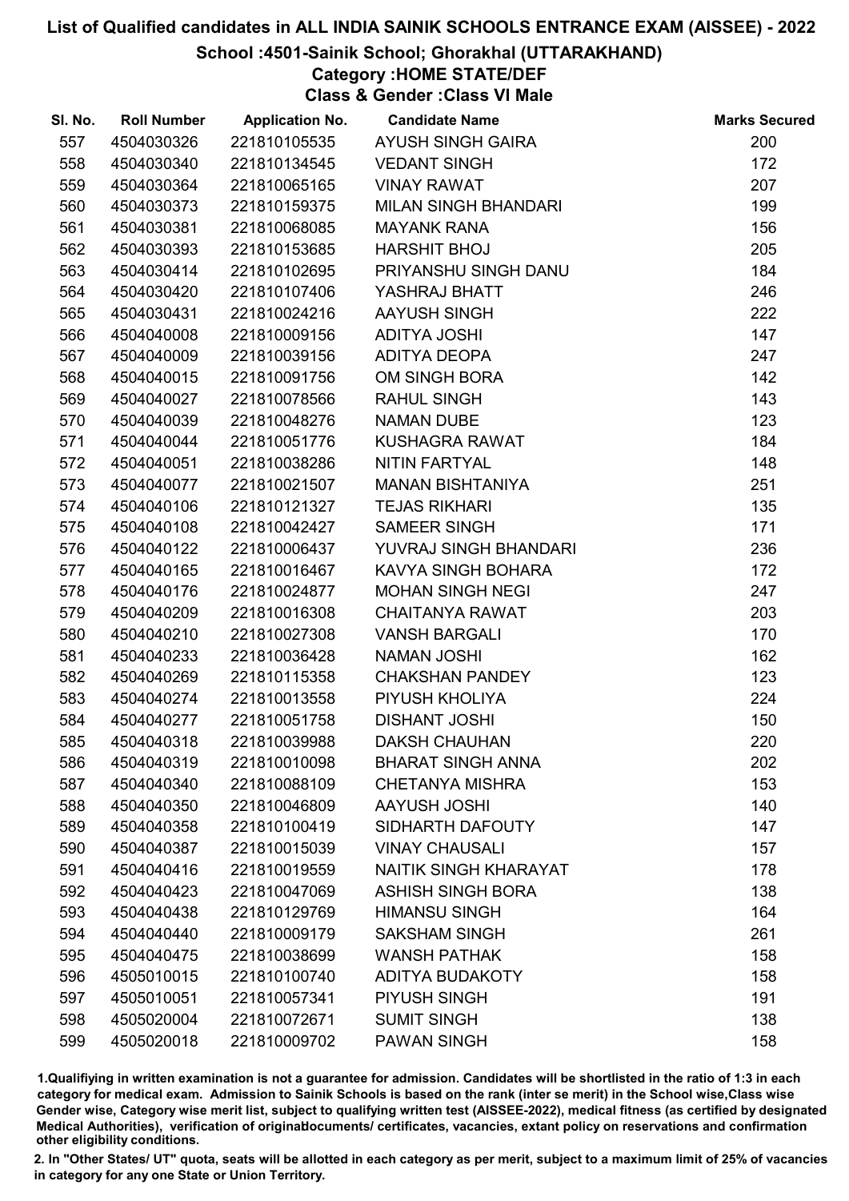# List of Qualified candidates in ALL INDIA SAINIK SCHOOLS ENTRANCE EXAM (AISSEE) - 2022

## School :4501-Sainik School; Ghorakhal (UTTARAKHAND)

### Category :HOME STATE/DEF

### Class & Gender :Class VI Male

| Sl. No. | Roll Number | Application No. | Candidate Name | Marks Secured |
|---|---|---|---|---|
| 557 | 4504030326 | 221810105535 | AYUSH SINGH GAIRA | 200 |
| 558 | 4504030340 | 221810134545 | VEDANT SINGH | 172 |
| 559 | 4504030364 | 221810065165 | VINAY RAWAT | 207 |
| 560 | 4504030373 | 221810159375 | MILAN SINGH BHANDARI | 199 |
| 561 | 4504030381 | 221810068085 | MAYANK RANA | 156 |
| 562 | 4504030393 | 221810153685 | HARSHIT BHOJ | 205 |
| 563 | 4504030414 | 221810102695 | PRIYANSHU SINGH DANU | 184 |
| 564 | 4504030420 | 221810107406 | YASHRAJ BHATT | 246 |
| 565 | 4504030431 | 221810024216 | AAYUSH SINGH | 222 |
| 566 | 4504040008 | 221810009156 | ADITYA JOSHI | 147 |
| 567 | 4504040009 | 221810039156 | ADITYA DEOPA | 247 |
| 568 | 4504040015 | 221810091756 | OM SINGH BORA | 142 |
| 569 | 4504040027 | 221810078566 | RAHUL SINGH | 143 |
| 570 | 4504040039 | 221810048276 | NAMAN DUBE | 123 |
| 571 | 4504040044 | 221810051776 | KUSHAGRA RAWAT | 184 |
| 572 | 4504040051 | 221810038286 | NITIN FARTYAL | 148 |
| 573 | 4504040077 | 221810021507 | MANAN BISHTANIYA | 251 |
| 574 | 4504040106 | 221810121327 | TEJAS RIKHARI | 135 |
| 575 | 4504040108 | 221810042427 | SAMEER SINGH | 171 |
| 576 | 4504040122 | 221810006437 | YUVRAJ SINGH BHANDARI | 236 |
| 577 | 4504040165 | 221810016467 | KAVYA SINGH BOHARA | 172 |
| 578 | 4504040176 | 221810024877 | MOHAN SINGH NEGI | 247 |
| 579 | 4504040209 | 221810016308 | CHAITANYA RAWAT | 203 |
| 580 | 4504040210 | 221810027308 | VANSH BARGALI | 170 |
| 581 | 4504040233 | 221810036428 | NAMAN JOSHI | 162 |
| 582 | 4504040269 | 221810115358 | CHAKSHAN PANDEY | 123 |
| 583 | 4504040274 | 221810013558 | PIYUSH KHOLIYA | 224 |
| 584 | 4504040277 | 221810051758 | DISHANT JOSHI | 150 |
| 585 | 4504040318 | 221810039988 | DAKSH CHAUHAN | 220 |
| 586 | 4504040319 | 221810010098 | BHARAT SINGH ANNA | 202 |
| 587 | 4504040340 | 221810088109 | CHETANYA MISHRA | 153 |
| 588 | 4504040350 | 221810046809 | AAYUSH JOSHI | 140 |
| 589 | 4504040358 | 221810100419 | SIDHARTH DAFOUTY | 147 |
| 590 | 4504040387 | 221810015039 | VINAY CHAUSALI | 157 |
| 591 | 4504040416 | 221810019559 | NAITIK SINGH KHARAYAT | 178 |
| 592 | 4504040423 | 221810047069 | ASHISH SINGH BORA | 138 |
| 593 | 4504040438 | 221810129769 | HIMANSU SINGH | 164 |
| 594 | 4504040440 | 221810009179 | SAKSHAM SINGH | 261 |
| 595 | 4504040475 | 221810038699 | WANSH PATHAK | 158 |
| 596 | 4505010015 | 221810100740 | ADITYA BUDAKOTY | 158 |
| 597 | 4505010051 | 221810057341 | PIYUSH SINGH | 191 |
| 598 | 4505020004 | 221810072671 | SUMIT SINGH | 138 |
| 599 | 4505020018 | 221810009702 | PAWAN SINGH | 158 |

1.Qualifiying in written examination is not a guarantee for admission. Candidates will be shortlisted in the ratio of 1:3 in each category for medical exam. Admission to Sainik Schools is based on the rank (inter se merit) in the School wise,Class wise Gender wise, Category wise merit list, subject to qualifying written test (AISSEE-2022), medical fitness (as certified by designated Medical Authorities), verification of originaldocuments/ certificates, vacancies, extant policy on reservations and confirmation other eligibility conditions.

2. In "Other States/ UT" quota, seats will be allotted in each category as per merit, subject to a maximum limit of 25% of vacancies in category for any one State or Union Territory.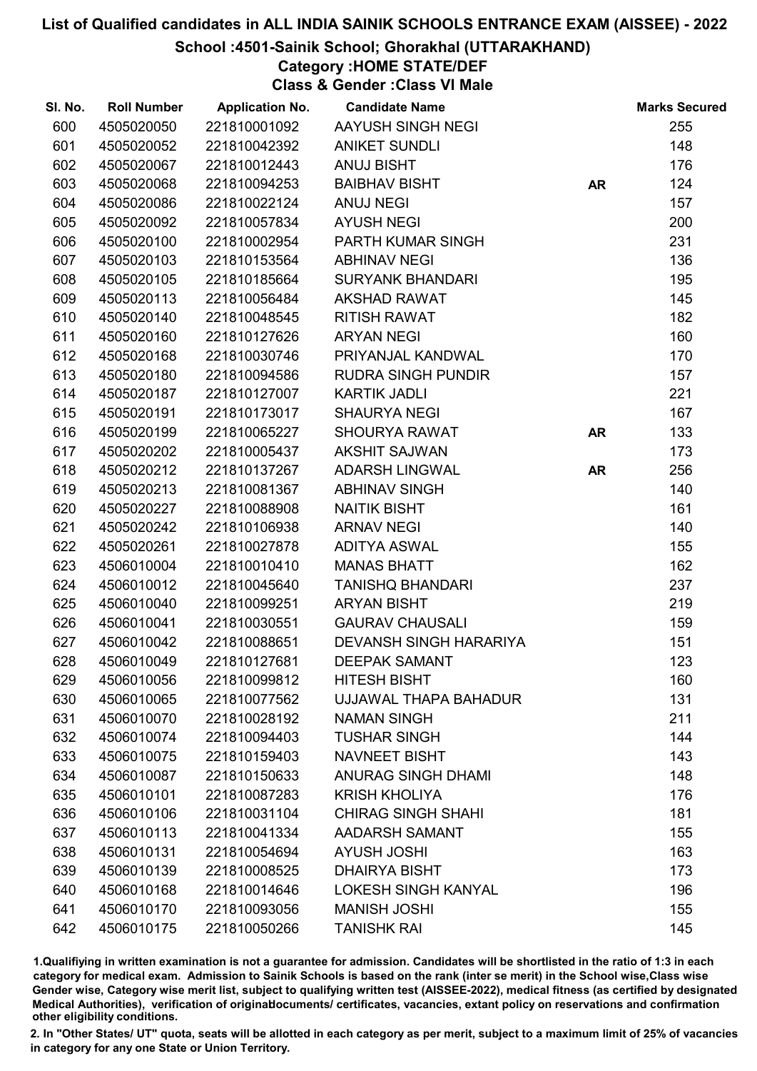# List of Qualified candidates in ALL INDIA SAINIK SCHOOLS ENTRANCE EXAM (AISSEE) - 2022

## School :4501-Sainik School; Ghorakhal (UTTARAKHAND)

### Category :HOME STATE/DEF

### Class & Gender :Class VI Male

| Sl. No. | Roll Number | Application No. | Candidate Name | | Marks Secured |
|---|---|---|---|---|---|
| 600 | 4505020050 | 221810001092 | AAYUSH SINGH NEGI | | 255 |
| 601 | 4505020052 | 221810042392 | ANIKET SUNDLI | | 148 |
| 602 | 4505020067 | 221810012443 | ANUJ BISHT | | 176 |
| 603 | 4505020068 | 221810094253 | BAIBHAV BISHT | AR | 124 |
| 604 | 4505020086 | 221810022124 | ANUJ NEGI | | 157 |
| 605 | 4505020092 | 221810057834 | AYUSH NEGI | | 200 |
| 606 | 4505020100 | 221810002954 | PARTH KUMAR SINGH | | 231 |
| 607 | 4505020103 | 221810153564 | ABHINAV NEGI | | 136 |
| 608 | 4505020105 | 221810185664 | SURYANK BHANDARI | | 195 |
| 609 | 4505020113 | 221810056484 | AKSHAD RAWAT | | 145 |
| 610 | 4505020140 | 221810048545 | RITISH RAWAT | | 182 |
| 611 | 4505020160 | 221810127626 | ARYAN NEGI | | 160 |
| 612 | 4505020168 | 221810030746 | PRIYANJAL KANDWAL | | 170 |
| 613 | 4505020180 | 221810094586 | RUDRA SINGH PUNDIR | | 157 |
| 614 | 4505020187 | 221810127007 | KARTIK JADLI | | 221 |
| 615 | 4505020191 | 221810173017 | SHAURYA NEGI | | 167 |
| 616 | 4505020199 | 221810065227 | SHOURYA RAWAT | AR | 133 |
| 617 | 4505020202 | 221810005437 | AKSHIT SAJWAN | | 173 |
| 618 | 4505020212 | 221810137267 | ADARSH LINGWAL | AR | 256 |
| 619 | 4505020213 | 221810081367 | ABHINAV SINGH | | 140 |
| 620 | 4505020227 | 221810088908 | NAITIK BISHT | | 161 |
| 621 | 4505020242 | 221810106938 | ARNAV NEGI | | 140 |
| 622 | 4505020261 | 221810027878 | ADITYA ASWAL | | 155 |
| 623 | 4506010004 | 221810010410 | MANAS BHATT | | 162 |
| 624 | 4506010012 | 221810045640 | TANISHQ BHANDARI | | 237 |
| 625 | 4506010040 | 221810099251 | ARYAN BISHT | | 219 |
| 626 | 4506010041 | 221810030551 | GAURAV CHAUSALI | | 159 |
| 627 | 4506010042 | 221810088651 | DEVANSH SINGH HARARIYA | | 151 |
| 628 | 4506010049 | 221810127681 | DEEPAK SAMANT | | 123 |
| 629 | 4506010056 | 221810099812 | HITESH BISHT | | 160 |
| 630 | 4506010065 | 221810077562 | UJJAWAL THAPA BAHADUR | | 131 |
| 631 | 4506010070 | 221810028192 | NAMAN SINGH | | 211 |
| 632 | 4506010074 | 221810094403 | TUSHAR SINGH | | 144 |
| 633 | 4506010075 | 221810159403 | NAVNEET BISHT | | 143 |
| 634 | 4506010087 | 221810150633 | ANURAG SINGH DHAMI | | 148 |
| 635 | 4506010101 | 221810087283 | KRISH KHOLIYA | | 176 |
| 636 | 4506010106 | 221810031104 | CHIRAG SINGH SHAHI | | 181 |
| 637 | 4506010113 | 221810041334 | AADARSH SAMANT | | 155 |
| 638 | 4506010131 | 221810054694 | AYUSH JOSHI | | 163 |
| 639 | 4506010139 | 221810008525 | DHAIRYA BISHT | | 173 |
| 640 | 4506010168 | 221810014646 | LOKESH SINGH KANYAL | | 196 |
| 641 | 4506010170 | 221810093056 | MANISH JOSHI | | 155 |
| 642 | 4506010175 | 221810050266 | TANISHK RAI | | 145 |

1.Qualifying in written examination is not a guarantee for admission. Candidates will be shortlisted in the ratio of 1:3 in each category for medical exam. Admission to Sainik Schools is based on the rank (inter se merit) in the School wise,Class wise Gender wise, Category wise merit list, subject to qualifying written test (AISSEE-2022), medical fitness (as certified by designated Medical Authorities), verification of originaldocuments/ certificates, vacancies, extant policy on reservations and confirmation other eligibility conditions.

2. In "Other States/ UT" quota, seats will be allotted in each category as per merit, subject to a maximum limit of 25% of vacancies in category for any one State or Union Territory.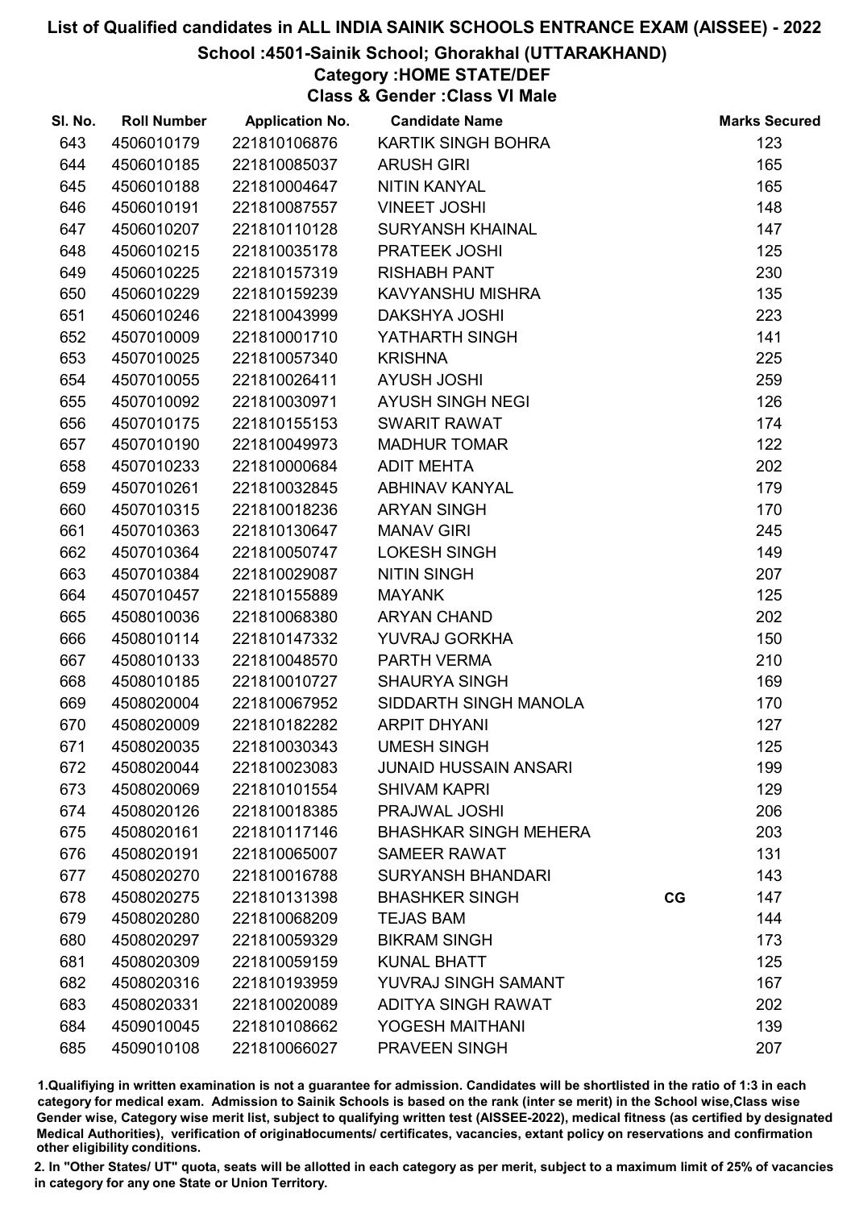# List of Qualified candidates in ALL INDIA SAINIK SCHOOLS ENTRANCE EXAM (AISSEE) - 2022

## School :4501-Sainik School; Ghorakhal (UTTARAKHAND)

### Category :HOME STATE/DEF

### Class & Gender :Class VI Male

| Sl. No. | Roll Number | Application No. | Candidate Name | | Marks Secured |
|---|---|---|---|---|---|
| 643 | 4506010179 | 221810106876 | KARTIK SINGH BOHRA | | 123 |
| 644 | 4506010185 | 221810085037 | ARUSH GIRI | | 165 |
| 645 | 4506010188 | 221810004647 | NITIN KANYAL | | 165 |
| 646 | 4506010191 | 221810087557 | VINEET JOSHI | | 148 |
| 647 | 4506010207 | 221810110128 | SURYANSH KHAINAL | | 147 |
| 648 | 4506010215 | 221810035178 | PRATEEK JOSHI | | 125 |
| 649 | 4506010225 | 221810157319 | RISHABH PANT | | 230 |
| 650 | 4506010229 | 221810159239 | KAVYANSHU MISHRA | | 135 |
| 651 | 4506010246 | 221810043999 | DAKSHYA JOSHI | | 223 |
| 652 | 4507010009 | 221810001710 | YATHARTH SINGH | | 141 |
| 653 | 4507010025 | 221810057340 | KRISHNA | | 225 |
| 654 | 4507010055 | 221810026411 | AYUSH JOSHI | | 259 |
| 655 | 4507010092 | 221810030971 | AYUSH SINGH NEGI | | 126 |
| 656 | 4507010175 | 221810155153 | SWARIT RAWAT | | 174 |
| 657 | 4507010190 | 221810049973 | MADHUR TOMAR | | 122 |
| 658 | 4507010233 | 221810000684 | ADIT MEHTA | | 202 |
| 659 | 4507010261 | 221810032845 | ABHINAV KANYAL | | 179 |
| 660 | 4507010315 | 221810018236 | ARYAN SINGH | | 170 |
| 661 | 4507010363 | 221810130647 | MANAV GIRI | | 245 |
| 662 | 4507010364 | 221810050747 | LOKESH SINGH | | 149 |
| 663 | 4507010384 | 221810029087 | NITIN SINGH | | 207 |
| 664 | 4507010457 | 221810155889 | MAYANK | | 125 |
| 665 | 4508010036 | 221810068380 | ARYAN CHAND | | 202 |
| 666 | 4508010114 | 221810147332 | YUVRAJ GORKHA | | 150 |
| 667 | 4508010133 | 221810048570 | PARTH VERMA | | 210 |
| 668 | 4508010185 | 221810010727 | SHAURYA SINGH | | 169 |
| 669 | 4508020004 | 221810067952 | SIDDARTH SINGH MANOLA | | 170 |
| 670 | 4508020009 | 221810182282 | ARPIT DHYANI | | 127 |
| 671 | 4508020035 | 221810030343 | UMESH SINGH | | 125 |
| 672 | 4508020044 | 221810023083 | JUNAID HUSSAIN ANSARI | | 199 |
| 673 | 4508020069 | 221810101554 | SHIVAM KAPRI | | 129 |
| 674 | 4508020126 | 221810018385 | PRAJWAL JOSHI | | 206 |
| 675 | 4508020161 | 221810117146 | BHASHKAR SINGH MEHERA | | 203 |
| 676 | 4508020191 | 221810065007 | SAMEER RAWAT | | 131 |
| 677 | 4508020270 | 221810016788 | SURYANSH BHANDARI | | 143 |
| 678 | 4508020275 | 221810131398 | BHASHKER SINGH | CG | 147 |
| 679 | 4508020280 | 221810068209 | TEJAS BAM | | 144 |
| 680 | 4508020297 | 221810059329 | BIKRAM SINGH | | 173 |
| 681 | 4508020309 | 221810059159 | KUNAL BHATT | | 125 |
| 682 | 4508020316 | 221810193959 | YUVRAJ SINGH SAMANT | | 167 |
| 683 | 4508020331 | 221810020089 | ADITYA SINGH RAWAT | | 202 |
| 684 | 4509010045 | 221810108662 | YOGESH MAITHANI | | 139 |
| 685 | 4509010108 | 221810066027 | PRAVEEN SINGH | | 207 |

1.Qualifiying in written examination is not a guarantee for admission. Candidates will be shortlisted in the ratio of 1:3 in each category for medical exam. Admission to Sainik Schools is based on the rank (inter se merit) in the School wise,Class wise Gender wise, Category wise merit list, subject to qualifying written test (AISSEE-2022), medical fitness (as certified by designated Medical Authorities), verification of originablocuments/ certificates, vacancies, extant policy on reservations and confirmation other eligibility conditions.

2. In "Other States/ UT" quota, seats will be allotted in each category as per merit, subject to a maximum limit of 25% of vacancies in category for any one State or Union Territory.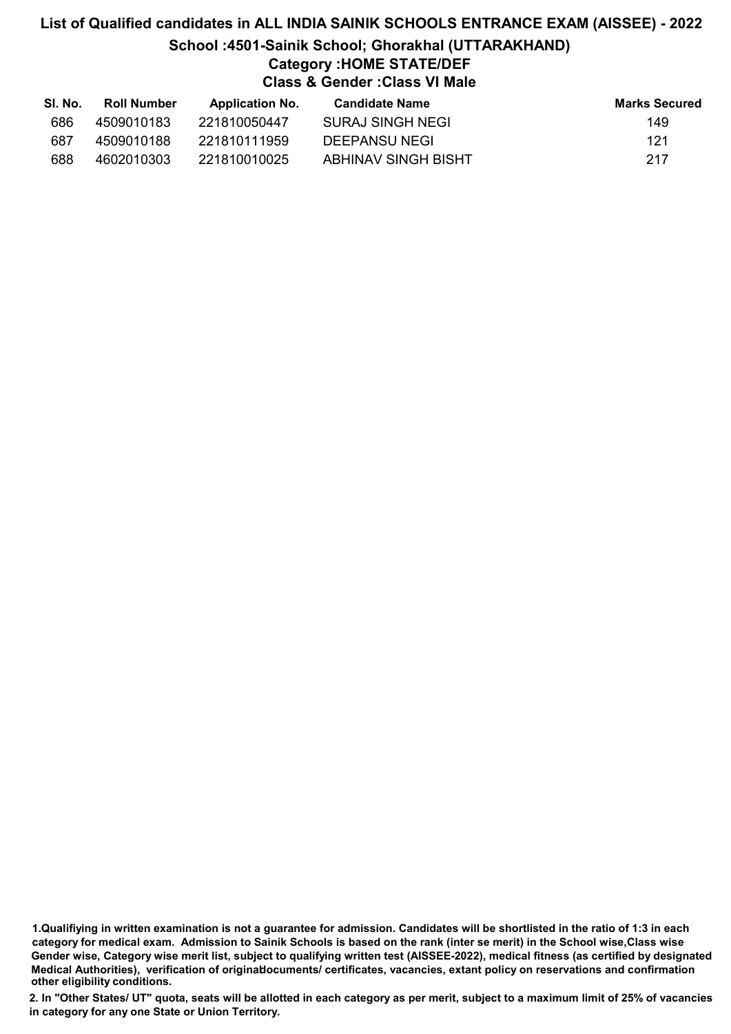# List of Qualified candidates in ALL INDIA SAINIK SCHOOLS ENTRANCE EXAM (AISSEE) - 2022

## School :4501-Sainik School; Ghorakhal (UTTARAKHAND)

### Category :HOME STATE/DEF

### Class & Gender :Class VI Male

| Sl. No. | Roll Number | Application No. | Candidate Name | Marks Secured |
|---|---|---|---|---|
| 686 | 4509010183 | 221810050447 | SURAJ SINGH NEGI | 149 |
| 687 | 4509010188 | 221810111959 | DEEPANSU NEGI | 121 |
| 688 | 4602010303 | 221810010025 | ABHINAV SINGH BISHT | 217 |

**1.Qualifiying in written examination is not a guarantee for admission. Candidates will be shortlisted in the ratio of 1:3 in each category for medical exam. Admission to Sainik Schools is based on the rank (inter se merit) in the School wise,Class wise Gender wise, Category wise merit list, subject to qualifying written test (AISSEE-2022), medical fitness (as certified by designated Medical Authorities), verification of originaldocuments/ certificates, vacancies, extant policy on reservations and confirmation other eligibility conditions.**

**2. In "Other States/ UT" quota, seats will be allotted in each category as per merit, subject to a maximum limit of 25% of vacancies in category for any one State or Union Territory.**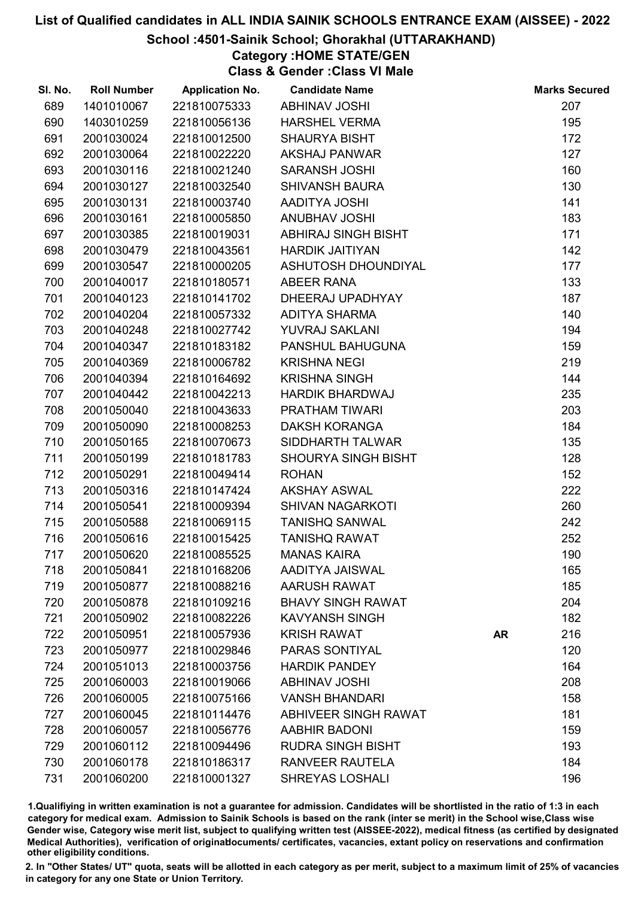# List of Qualified candidates in ALL INDIA SAINIK SCHOOLS ENTRANCE EXAM (AISSEE) - 2022

## School :4501-Sainik School; Ghorakhal (UTTARAKHAND)

### Category :HOME STATE/GEN

### Class & Gender :Class VI Male

| Sl. No. | Roll Number | Application No. | Candidate Name | | Marks Secured |
|---|---|---|---|---|---|
| 689 | 1401010067 | 221810075333 | ABHINAV JOSHI | | 207 |
| 690 | 1403010259 | 221810056136 | HARSHEL VERMA | | 195 |
| 691 | 2001030024 | 221810012500 | SHAURYA BISHT | | 172 |
| 692 | 2001030064 | 221810022220 | AKSHAJ PANWAR | | 127 |
| 693 | 2001030116 | 221810021240 | SARANSH JOSHI | | 160 |
| 694 | 2001030127 | 221810032540 | SHIVANSH BAURA | | 130 |
| 695 | 2001030131 | 221810003740 | AADITYA JOSHI | | 141 |
| 696 | 2001030161 | 221810005850 | ANUBHAV JOSHI | | 183 |
| 697 | 2001030385 | 221810019031 | ABHIRAJ SINGH BISHT | | 171 |
| 698 | 2001030479 | 221810043561 | HARDIK JAITIYAN | | 142 |
| 699 | 2001030547 | 221810000205 | ASHUTOSH DHOUNDIYAL | | 177 |
| 700 | 2001040017 | 221810180571 | ABEER RANA | | 133 |
| 701 | 2001040123 | 221810141702 | DHEERAJ UPADHYAY | | 187 |
| 702 | 2001040204 | 221810057332 | ADITYA SHARMA | | 140 |
| 703 | 2001040248 | 221810027742 | YUVRAJ SAKLANI | | 194 |
| 704 | 2001040347 | 221810183182 | PANSHUL BAHUGUNA | | 159 |
| 705 | 2001040369 | 221810006782 | KRISHNA NEGI | | 219 |
| 706 | 2001040394 | 221810164692 | KRISHNA SINGH | | 144 |
| 707 | 2001040442 | 221810042213 | HARDIK BHARDWAJ | | 235 |
| 708 | 2001050040 | 221810043633 | PRATHAM TIWARI | | 203 |
| 709 | 2001050090 | 221810008253 | DAKSH KORANGA | | 184 |
| 710 | 2001050165 | 221810070673 | SIDDHARTH TALWAR | | 135 |
| 711 | 2001050199 | 221810181783 | SHOURYA SINGH BISHT | | 128 |
| 712 | 2001050291 | 221810049414 | ROHAN | | 152 |
| 713 | 2001050316 | 221810147424 | AKSHAY ASWAL | | 222 |
| 714 | 2001050541 | 221810009394 | SHIVAN NAGARKOTI | | 260 |
| 715 | 2001050588 | 221810069115 | TANISHQ SANWAL | | 242 |
| 716 | 2001050616 | 221810015425 | TANISHQ RAWAT | | 252 |
| 717 | 2001050620 | 221810085525 | MANAS KAIRA | | 190 |
| 718 | 2001050841 | 221810168206 | AADITYA JAISWAL | | 165 |
| 719 | 2001050877 | 221810088216 | AARUSH RAWAT | | 185 |
| 720 | 2001050878 | 221810109216 | BHAVY SINGH RAWAT | | 204 |
| 721 | 2001050902 | 221810082226 | KAVYANSH SINGH | | 182 |
| 722 | 2001050951 | 221810057936 | KRISH RAWAT | AR | 216 |
| 723 | 2001050977 | 221810029846 | PARAS SONTIYAL | | 120 |
| 724 | 2001051013 | 221810003756 | HARDIK PANDEY | | 164 |
| 725 | 2001060003 | 221810019066 | ABHINAV JOSHI | | 208 |
| 726 | 2001060005 | 221810075166 | VANSH BHANDARI | | 158 |
| 727 | 2001060045 | 221810114476 | ABHIVEER SINGH RAWAT | | 181 |
| 728 | 2001060057 | 221810056776 | AABHIR BADONI | | 159 |
| 729 | 2001060112 | 221810094496 | RUDRA SINGH BISHT | | 193 |
| 730 | 2001060178 | 221810186317 | RANVEER RAUTELA | | 184 |
| 731 | 2001060200 | 221810001327 | SHREYAS LOSHALI | | 196 |

1.Qualifiying in written examination is not a guarantee for admission. Candidates will be shortlisted in the ratio of 1:3 in each category for medical exam. Admission to Sainik Schools is based on the rank (inter se merit) in the School wise,Class wise Gender wise, Category wise merit list, subject to qualifying written test (AISSEE-2022), medical fitness (as certified by designated Medical Authorities), verification of originaldocuments/ certificates, vacancies, extant policy on reservations and confirmation other eligibility conditions.

2. In "Other States/ UT" quota, seats will be allotted in each category as per merit, subject to a maximum limit of 25% of vacancies in category for any one State or Union Territory.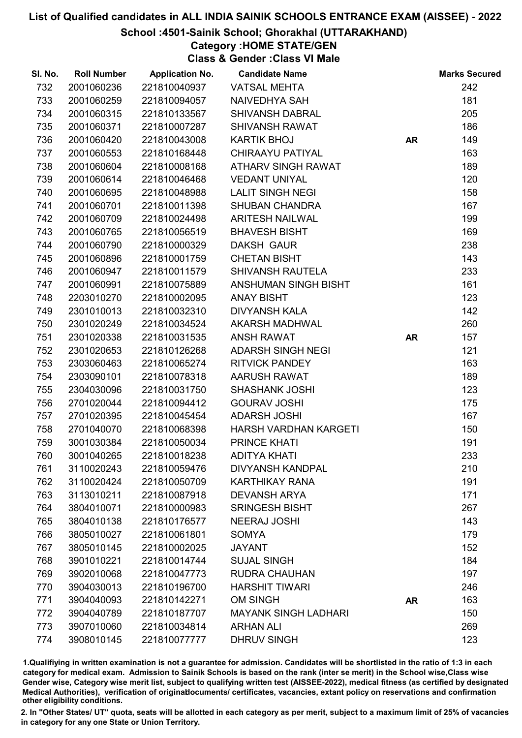# List of Qualified candidates in ALL INDIA SAINIK SCHOOLS ENTRANCE EXAM (AISSEE) - 2022

## School :4501-Sainik School; Ghorakhal (UTTARAKHAND)

### Category :HOME STATE/GEN

### Class & Gender :Class VI Male

| Sl. No. | Roll Number | Application No. | Candidate Name | | Marks Secured |
|---|---|---|---|---|---|
| 732 | 2001060236 | 221810040937 | VATSAL MEHTA | | 242 |
| 733 | 2001060259 | 221810094057 | NAIVEDHYA SAH | | 181 |
| 734 | 2001060315 | 221810133567 | SHIVANSH DABRAL | | 205 |
| 735 | 2001060371 | 221810007287 | SHIVANSH RAWAT | | 186 |
| 736 | 2001060420 | 221810043008 | KARTIK BHOJ | AR | 149 |
| 737 | 2001060553 | 221810168448 | CHIRAAYU PATIYAL | | 163 |
| 738 | 2001060604 | 221810008168 | ATHARV SINGH RAWAT | | 189 |
| 739 | 2001060614 | 221810046468 | VEDANT UNIYAL | | 120 |
| 740 | 2001060695 | 221810048988 | LALIT SINGH NEGI | | 158 |
| 741 | 2001060701 | 221810011398 | SHUBAN CHANDRA | | 167 |
| 742 | 2001060709 | 221810024498 | ARITESH NAILWAL | | 199 |
| 743 | 2001060765 | 221810056519 | BHAVESH BISHT | | 169 |
| 744 | 2001060790 | 221810000329 | DAKSH GAUR | | 238 |
| 745 | 2001060896 | 221810001759 | CHETAN BISHT | | 143 |
| 746 | 2001060947 | 221810011579 | SHIVANSH RAUTELA | | 233 |
| 747 | 2001060991 | 221810075889 | ANSHUMAN SINGH BISHT | | 161 |
| 748 | 2203010270 | 221810002095 | ANAY BISHT | | 123 |
| 749 | 2301010013 | 221810032310 | DIVYANSH KALA | | 142 |
| 750 | 2301020249 | 221810034524 | AKARSH MADHWAL | | 260 |
| 751 | 2301020338 | 221810031535 | ANSH RAWAT | AR | 157 |
| 752 | 2301020653 | 221810126268 | ADARSH SINGH NEGI | | 121 |
| 753 | 2303060463 | 221810065274 | RITVICK PANDEY | | 163 |
| 754 | 2303090101 | 221810078318 | AARUSH RAWAT | | 189 |
| 755 | 2304030096 | 221810031750 | SHASHANK JOSHI | | 123 |
| 756 | 2701020044 | 221810094412 | GOURAV JOSHI | | 175 |
| 757 | 2701020395 | 221810045454 | ADARSH JOSHI | | 167 |
| 758 | 2701040070 | 221810068398 | HARSH VARDHAN KARGETI | | 150 |
| 759 | 3001030384 | 221810050034 | PRINCE KHATI | | 191 |
| 760 | 3001040265 | 221810018238 | ADITYA KHATI | | 233 |
| 761 | 3110020243 | 221810059476 | DIVYANSH KANDPAL | | 210 |
| 762 | 3110020424 | 221810050709 | KARTHIKAY RANA | | 191 |
| 763 | 3113010211 | 221810087918 | DEVANSH ARYA | | 171 |
| 764 | 3804010071 | 221810000983 | SRINGESH BISHT | | 267 |
| 765 | 3804010138 | 221810176577 | NEERAJ JOSHI | | 143 |
| 766 | 3805010027 | 221810061801 | SOMYA | | 179 |
| 767 | 3805010145 | 221810002025 | JAYANT | | 152 |
| 768 | 3901010221 | 221810014744 | SUJAL SINGH | | 184 |
| 769 | 3902010068 | 221810047773 | RUDRA CHAUHAN | | 197 |
| 770 | 3904030013 | 221810196700 | HARSHIT TIWARI | | 246 |
| 771 | 3904040093 | 221810142271 | OM SINGH | AR | 163 |
| 772 | 3904040789 | 221810187707 | MAYANK SINGH LADHARI | | 150 |
| 773 | 3907010060 | 221810034814 | ARHAN ALI | | 269 |
| 774 | 3908010145 | 221810077777 | DHRUV SINGH | | 123 |

1.Qualifiying in written examination is not a guarantee for admission. Candidates will be shortlisted in the ratio of 1:3 in each category for medical exam. Admission to Sainik Schools is based on the rank (inter se merit) in the School wise,Class wise Gender wise, Category wise merit list, subject to qualifying written test (AISSEE-2022), medical fitness (as certified by designated Medical Authorities), verification of originaldocuments/ certificates, vacancies, extant policy on reservations and confirmation other eligibility conditions.

2. In "Other States/ UT" quota, seats will be allotted in each category as per merit, subject to a maximum limit of 25% of vacancies in category for any one State or Union Territory.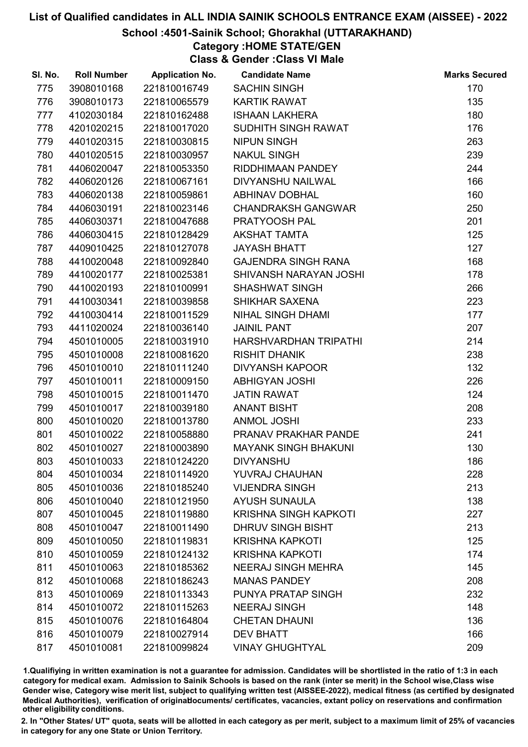# List of Qualified candidates in ALL INDIA SAINIK SCHOOLS ENTRANCE EXAM (AISSEE) - 2022

## School :4501-Sainik School; Ghorakhal (UTTARAKHAND)

### Category :HOME STATE/GEN

### Class & Gender :Class VI Male

| Sl. No. | Roll Number | Application No. | Candidate Name | Marks Secured |
|---|---|---|---|---|
| 775 | 3908010168 | 221810016749 | SACHIN SINGH | 170 |
| 776 | 3908010173 | 221810065579 | KARTIK RAWAT | 135 |
| 777 | 4102030184 | 221810162488 | ISHAAN LAKHERA | 180 |
| 778 | 4201020215 | 221810017020 | SUDHITH SINGH RAWAT | 176 |
| 779 | 4401020315 | 221810030815 | NIPUN SINGH | 263 |
| 780 | 4401020515 | 221810030957 | NAKUL SINGH | 239 |
| 781 | 4406020047 | 221810053350 | RIDDHIMAAN PANDEY | 244 |
| 782 | 4406020126 | 221810067161 | DIVYANSHU NAILWAL | 166 |
| 783 | 4406020138 | 221810059861 | ABHINAV DOBHAL | 160 |
| 784 | 4406030191 | 221810023146 | CHANDRAKSH GANGWAR | 250 |
| 785 | 4406030371 | 221810047688 | PRATYOOSH PAL | 201 |
| 786 | 4406030415 | 221810128429 | AKSHAT TAMTA | 125 |
| 787 | 4409010425 | 221810127078 | JAYASH BHATT | 127 |
| 788 | 4410020048 | 221810092840 | GAJENDRA SINGH RANA | 168 |
| 789 | 4410020177 | 221810025381 | SHIVANSH NARAYAN JOSHI | 178 |
| 790 | 4410020193 | 221810100991 | SHASHWAT SINGH | 266 |
| 791 | 4410030341 | 221810039858 | SHIKHAR SAXENA | 223 |
| 792 | 4410030414 | 221810011529 | NIHAL SINGH DHAMI | 177 |
| 793 | 4411020024 | 221810036140 | JAINIL PANT | 207 |
| 794 | 4501010005 | 221810031910 | HARSHVARDHAN TRIPATHI | 214 |
| 795 | 4501010008 | 221810081620 | RISHIT DHANIK | 238 |
| 796 | 4501010010 | 221810111240 | DIVYANSH KAPOOR | 132 |
| 797 | 4501010011 | 221810009150 | ABHIGYAN JOSHI | 226 |
| 798 | 4501010015 | 221810011470 | JATIN RAWAT | 124 |
| 799 | 4501010017 | 221810039180 | ANANT BISHT | 208 |
| 800 | 4501010020 | 221810013780 | ANMOL JOSHI | 233 |
| 801 | 4501010022 | 221810058880 | PRANAV PRAKHAR PANDE | 241 |
| 802 | 4501010027 | 221810003890 | MAYANK SINGH BHAKUNI | 130 |
| 803 | 4501010033 | 221810124220 | DIVYANSHU | 186 |
| 804 | 4501010034 | 221810114920 | YUVRAJ CHAUHAN | 228 |
| 805 | 4501010036 | 221810185240 | VIJENDRA SINGH | 213 |
| 806 | 4501010040 | 221810121950 | AYUSH SUNAULA | 138 |
| 807 | 4501010045 | 221810119880 | KRISHNA SINGH KAPKOTI | 227 |
| 808 | 4501010047 | 221810011490 | DHRUV SINGH BISHT | 213 |
| 809 | 4501010050 | 221810119831 | KRISHNA KAPKOTI | 125 |
| 810 | 4501010059 | 221810124132 | KRISHNA KAPKOTI | 174 |
| 811 | 4501010063 | 221810185362 | NEERAJ SINGH MEHRA | 145 |
| 812 | 4501010068 | 221810186243 | MANAS PANDEY | 208 |
| 813 | 4501010069 | 221810113343 | PUNYA PRATAP SINGH | 232 |
| 814 | 4501010072 | 221810115263 | NEERAJ SINGH | 148 |
| 815 | 4501010076 | 221810164804 | CHETAN DHAUNI | 136 |
| 816 | 4501010079 | 221810027914 | DEV BHATT | 166 |
| 817 | 4501010081 | 221810099824 | VINAY GHUGHTYAL | 209 |

1.Qualifiying in written examination is not a guarantee for admission. Candidates will be shortlisted in the ratio of 1:3 in each category for medical exam. Admission to Sainik Schools is based on the rank (inter se merit) in the School wise,Class wise Gender wise, Category wise merit list, subject to qualifying written test (AISSEE-2022), medical fitness (as certified by designated Medical Authorities), verification of originaldocuments/ certificates, vacancies, extant policy on reservations and confirmation other eligibility conditions.

2. In "Other States/ UT" quota, seats will be allotted in each category as per merit, subject to a maximum limit of 25% of vacancies in category for any one State or Union Territory.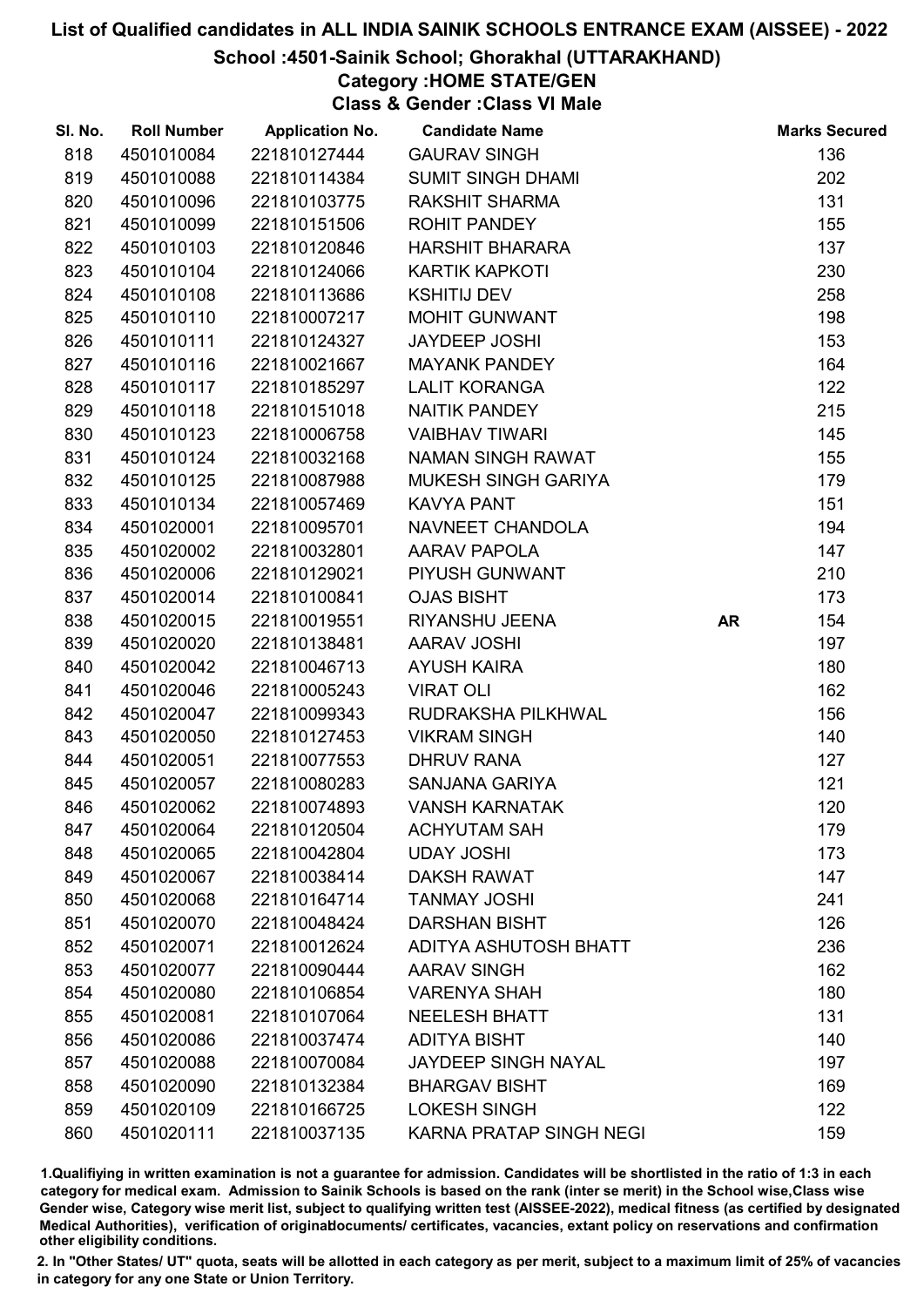# List of Qualified candidates in ALL INDIA SAINIK SCHOOLS ENTRANCE EXAM (AISSEE) - 2022

## School :4501-Sainik School; Ghorakhal (UTTARAKHAND)

### Category :HOME STATE/GEN

### Class & Gender :Class VI Male

| Sl. No. | Roll Number | Application No. | Candidate Name | | Marks Secured |
|---|---|---|---|---|---|
| 818 | 4501010084 | 221810127444 | GAURAV SINGH | | 136 |
| 819 | 4501010088 | 221810114384 | SUMIT SINGH DHAMI | | 202 |
| 820 | 4501010096 | 221810103775 | RAKSHIT SHARMA | | 131 |
| 821 | 4501010099 | 221810151506 | ROHIT PANDEY | | 155 |
| 822 | 4501010103 | 221810120846 | HARSHIT BHARARA | | 137 |
| 823 | 4501010104 | 221810124066 | KARTIK KAPKOTI | | 230 |
| 824 | 4501010108 | 221810113686 | KSHITIJ DEV | | 258 |
| 825 | 4501010110 | 221810007217 | MOHIT GUNWANT | | 198 |
| 826 | 4501010111 | 221810124327 | JAYDEEP JOSHI | | 153 |
| 827 | 4501010116 | 221810021667 | MAYANK PANDEY | | 164 |
| 828 | 4501010117 | 221810185297 | LALIT KORANGA | | 122 |
| 829 | 4501010118 | 221810151018 | NAITIK PANDEY | | 215 |
| 830 | 4501010123 | 221810006758 | VAIBHAV TIWARI | | 145 |
| 831 | 4501010124 | 221810032168 | NAMAN SINGH RAWAT | | 155 |
| 832 | 4501010125 | 221810087988 | MUKESH SINGH GARIYA | | 179 |
| 833 | 4501010134 | 221810057469 | KAVYA PANT | | 151 |
| 834 | 4501020001 | 221810095701 | NAVNEET CHANDOLA | | 194 |
| 835 | 4501020002 | 221810032801 | AARAV PAPOLA | | 147 |
| 836 | 4501020006 | 221810129021 | PIYUSH GUNWANT | | 210 |
| 837 | 4501020014 | 221810100841 | OJAS BISHT | | 173 |
| 838 | 4501020015 | 221810019551 | RIYANSHU JEENA | AR | 154 |
| 839 | 4501020020 | 221810138481 | AARAV JOSHI | | 197 |
| 840 | 4501020042 | 221810046713 | AYUSH KAIRA | | 180 |
| 841 | 4501020046 | 221810005243 | VIRAT OLI | | 162 |
| 842 | 4501020047 | 221810099343 | RUDRAKSHA PILKHWAL | | 156 |
| 843 | 4501020050 | 221810127453 | VIKRAM SINGH | | 140 |
| 844 | 4501020051 | 221810077553 | DHRUV RANA | | 127 |
| 845 | 4501020057 | 221810080283 | SANJANA GARIYA | | 121 |
| 846 | 4501020062 | 221810074893 | VANSH KARNATAK | | 120 |
| 847 | 4501020064 | 221810120504 | ACHYUTAM SAH | | 179 |
| 848 | 4501020065 | 221810042804 | UDAY JOSHI | | 173 |
| 849 | 4501020067 | 221810038414 | DAKSH RAWAT | | 147 |
| 850 | 4501020068 | 221810164714 | TANMAY JOSHI | | 241 |
| 851 | 4501020070 | 221810048424 | DARSHAN BISHT | | 126 |
| 852 | 4501020071 | 221810012624 | ADITYA ASHUTOSH BHATT | | 236 |
| 853 | 4501020077 | 221810090444 | AARAV SINGH | | 162 |
| 854 | 4501020080 | 221810106854 | VARENYA SHAH | | 180 |
| 855 | 4501020081 | 221810107064 | NEELESH BHATT | | 131 |
| 856 | 4501020086 | 221810037474 | ADITYA BISHT | | 140 |
| 857 | 4501020088 | 221810070084 | JAYDEEP SINGH NAYAL | | 197 |
| 858 | 4501020090 | 221810132384 | BHARGAV BISHT | | 169 |
| 859 | 4501020109 | 221810166725 | LOKESH SINGH | | 122 |
| 860 | 4501020111 | 221810037135 | KARNA PRATAP SINGH NEGI | | 159 |

1.Qualifiying in written examination is not a guarantee for admission. Candidates will be shortlisted in the ratio of 1:3 in each category for medical exam. Admission to Sainik Schools is based on the rank (inter se merit) in the School wise,Class wise Gender wise, Category wise merit list, subject to qualifying written test (AISSEE-2022), medical fitness (as certified by designated Medical Authorities), verification of originaldocuments/ certificates, vacancies, extant policy on reservations and confirmation other eligibility conditions.

2. In "Other States/ UT" quota, seats will be allotted in each category as per merit, subject to a maximum limit of 25% of vacancies in category for any one State or Union Territory.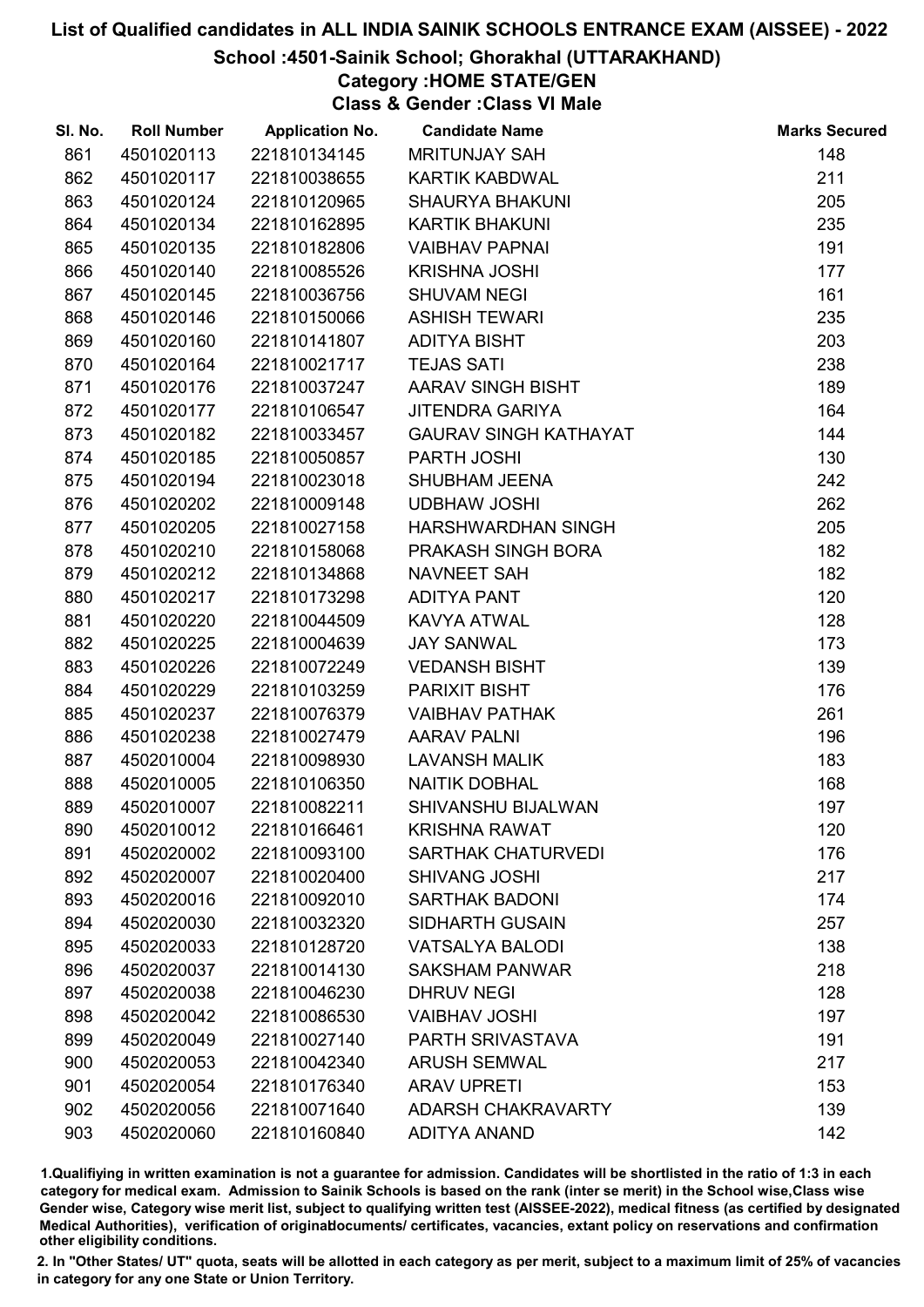# List of Qualified candidates in ALL INDIA SAINIK SCHOOLS ENTRANCE EXAM (AISSEE) - 2022

## School :4501-Sainik School; Ghorakhal (UTTARAKHAND)

### Category :HOME STATE/GEN

### Class & Gender :Class VI Male

| Sl. No. | Roll Number | Application No. | Candidate Name | Marks Secured |
|---|---|---|---|---|
| 861 | 4501020113 | 221810134145 | MRITUNJAY SAH | 148 |
| 862 | 4501020117 | 221810038655 | KARTIK KABDWAL | 211 |
| 863 | 4501020124 | 221810120965 | SHAURYA BHAKUNI | 205 |
| 864 | 4501020134 | 221810162895 | KARTIK BHAKUNI | 235 |
| 865 | 4501020135 | 221810182806 | VAIBHAV PAPNAI | 191 |
| 866 | 4501020140 | 221810085526 | KRISHNA JOSHI | 177 |
| 867 | 4501020145 | 221810036756 | SHUVAM NEGI | 161 |
| 868 | 4501020146 | 221810150066 | ASHISH TEWARI | 235 |
| 869 | 4501020160 | 221810141807 | ADITYA BISHT | 203 |
| 870 | 4501020164 | 221810021717 | TEJAS SATI | 238 |
| 871 | 4501020176 | 221810037247 | AARAV SINGH BISHT | 189 |
| 872 | 4501020177 | 221810106547 | JITENDRA GARIYA | 164 |
| 873 | 4501020182 | 221810033457 | GAURAV SINGH KATHAYAT | 144 |
| 874 | 4501020185 | 221810050857 | PARTH JOSHI | 130 |
| 875 | 4501020194 | 221810023018 | SHUBHAM JEENA | 242 |
| 876 | 4501020202 | 221810009148 | UDBHAW JOSHI | 262 |
| 877 | 4501020205 | 221810027158 | HARSHWARDHAN SINGH | 205 |
| 878 | 4501020210 | 221810158068 | PRAKASH SINGH BORA | 182 |
| 879 | 4501020212 | 221810134868 | NAVNEET SAH | 182 |
| 880 | 4501020217 | 221810173298 | ADITYA PANT | 120 |
| 881 | 4501020220 | 221810044509 | KAVYA ATWAL | 128 |
| 882 | 4501020225 | 221810004639 | JAY SANWAL | 173 |
| 883 | 4501020226 | 221810072249 | VEDANSH BISHT | 139 |
| 884 | 4501020229 | 221810103259 | PARIXIT BISHT | 176 |
| 885 | 4501020237 | 221810076379 | VAIBHAV PATHAK | 261 |
| 886 | 4501020238 | 221810027479 | AARAV PALNI | 196 |
| 887 | 4502010004 | 221810098930 | LAVANSH MALIK | 183 |
| 888 | 4502010005 | 221810106350 | NAITIK DOBHAL | 168 |
| 889 | 4502010007 | 221810082211 | SHIVANSHU BIJALWAN | 197 |
| 890 | 4502010012 | 221810166461 | KRISHNA RAWAT | 120 |
| 891 | 4502020002 | 221810093100 | SARTHAK CHATURVEDI | 176 |
| 892 | 4502020007 | 221810020400 | SHIVANG JOSHI | 217 |
| 893 | 4502020016 | 221810092010 | SARTHAK BADONI | 174 |
| 894 | 4502020030 | 221810032320 | SIDHARTH GUSAIN | 257 |
| 895 | 4502020033 | 221810128720 | VATSALYA BALODI | 138 |
| 896 | 4502020037 | 221810014130 | SAKSHAM PANWAR | 218 |
| 897 | 4502020038 | 221810046230 | DHRUV NEGI | 128 |
| 898 | 4502020042 | 221810086530 | VAIBHAV JOSHI | 197 |
| 899 | 4502020049 | 221810027140 | PARTH SRIVASTAVA | 191 |
| 900 | 4502020053 | 221810042340 | ARUSH SEMWAL | 217 |
| 901 | 4502020054 | 221810176340 | ARAV UPRETI | 153 |
| 902 | 4502020056 | 221810071640 | ADARSH CHAKRAVARTY | 139 |
| 903 | 4502020060 | 221810160840 | ADITYA ANAND | 142 |

1.Qualifiying in written examination is not a guarantee for admission. Candidates will be shortlisted in the ratio of 1:3 in each category for medical exam. Admission to Sainik Schools is based on the rank (inter se merit) in the School wise,Class wise Gender wise, Category wise merit list, subject to qualifying written test (AISSEE-2022), medical fitness (as certified by designated Medical Authorities), verification of originaldocuments/ certificates, vacancies, extant policy on reservations and confirmation other eligibility conditions.

2. In "Other States/ UT" quota, seats will be allotted in each category as per merit, subject to a maximum limit of 25% of vacancies in category for any one State or Union Territory.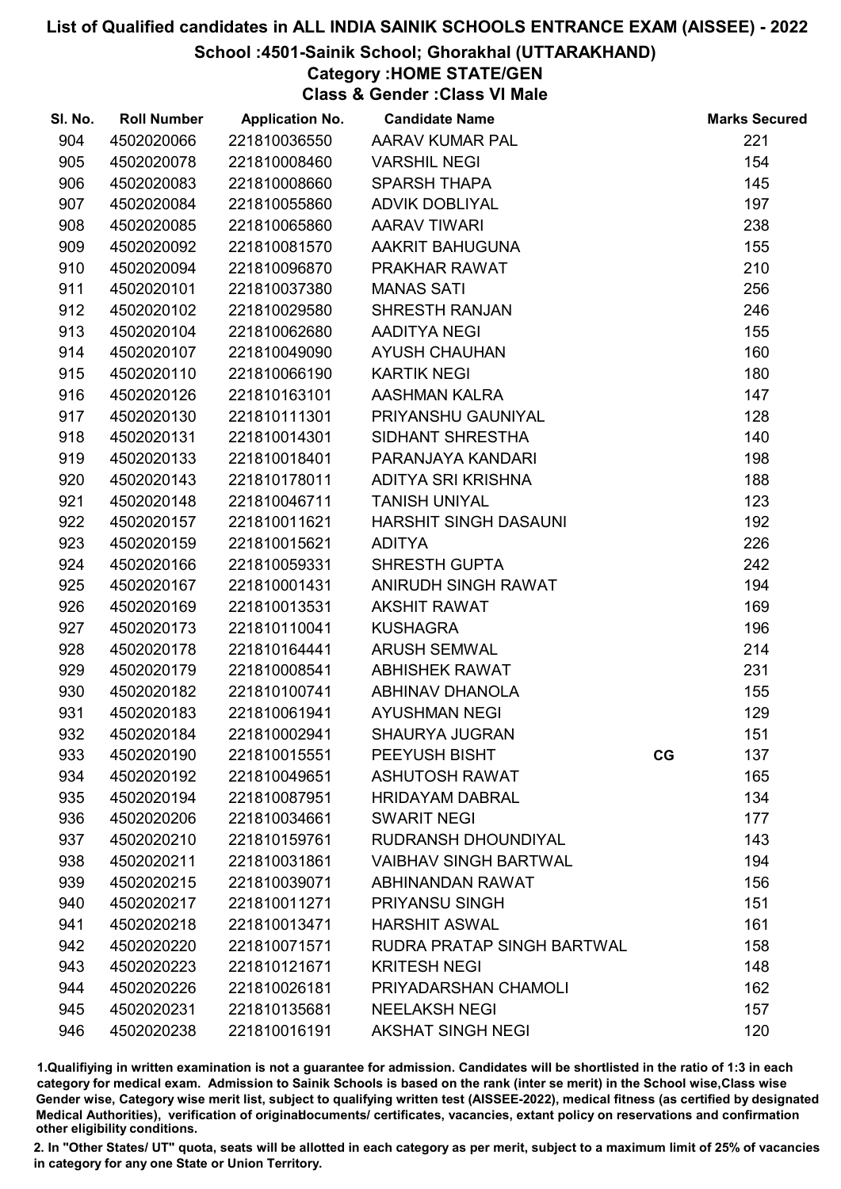# List of Qualified candidates in ALL INDIA SAINIK SCHOOLS ENTRANCE EXAM (AISSEE) - 2022

## School :4501-Sainik School; Ghorakhal (UTTARAKHAND)

### Category :HOME STATE/GEN

### Class & Gender :Class VI Male

| Sl. No. | Roll Number | Application No. | Candidate Name | | Marks Secured |
|---|---|---|---|---|---|
| 904 | 4502020066 | 221810036550 | AARAV KUMAR PAL | | 221 |
| 905 | 4502020078 | 221810008460 | VARSHIL NEGI | | 154 |
| 906 | 4502020083 | 221810008660 | SPARSH THAPA | | 145 |
| 907 | 4502020084 | 221810055860 | ADVIK DOBLIYAL | | 197 |
| 908 | 4502020085 | 221810065860 | AARAV TIWARI | | 238 |
| 909 | 4502020092 | 221810081570 | AAKRIT BAHUGUNA | | 155 |
| 910 | 4502020094 | 221810096870 | PRAKHAR RAWAT | | 210 |
| 911 | 4502020101 | 221810037380 | MANAS SATI | | 256 |
| 912 | 4502020102 | 221810029580 | SHRESTH RANJAN | | 246 |
| 913 | 4502020104 | 221810062680 | AADITYA NEGI | | 155 |
| 914 | 4502020107 | 221810049090 | AYUSH CHAUHAN | | 160 |
| 915 | 4502020110 | 221810066190 | KARTIK NEGI | | 180 |
| 916 | 4502020126 | 221810163101 | AASHMAN KALRA | | 147 |
| 917 | 4502020130 | 221810111301 | PRIYANSHU GAUNIYAL | | 128 |
| 918 | 4502020131 | 221810014301 | SIDHANT SHRESTHA | | 140 |
| 919 | 4502020133 | 221810018401 | PARANJAYA KANDARI | | 198 |
| 920 | 4502020143 | 221810178011 | ADITYA SRI KRISHNA | | 188 |
| 921 | 4502020148 | 221810046711 | TANISH UNIYAL | | 123 |
| 922 | 4502020157 | 221810011621 | HARSHIT SINGH DASAUNI | | 192 |
| 923 | 4502020159 | 221810015621 | ADITYA | | 226 |
| 924 | 4502020166 | 221810059331 | SHRESTH GUPTA | | 242 |
| 925 | 4502020167 | 221810001431 | ANIRUDH SINGH RAWAT | | 194 |
| 926 | 4502020169 | 221810013531 | AKSHIT RAWAT | | 169 |
| 927 | 4502020173 | 221810110041 | KUSHAGRA | | 196 |
| 928 | 4502020178 | 221810164441 | ARUSH SEMWAL | | 214 |
| 929 | 4502020179 | 221810008541 | ABHISHEK RAWAT | | 231 |
| 930 | 4502020182 | 221810100741 | ABHINAV DHANOLA | | 155 |
| 931 | 4502020183 | 221810061941 | AYUSHMAN NEGI | | 129 |
| 932 | 4502020184 | 221810002941 | SHAURYA JUGRAN | | 151 |
| 933 | 4502020190 | 221810015551 | PEEYUSH BISHT | CG | 137 |
| 934 | 4502020192 | 221810049651 | ASHUTOSH RAWAT | | 165 |
| 935 | 4502020194 | 221810087951 | HRIDAYAM DABRAL | | 134 |
| 936 | 4502020206 | 221810034661 | SWARIT NEGI | | 177 |
| 937 | 4502020210 | 221810159761 | RUDRANSH DHOUNDIYAL | | 143 |
| 938 | 4502020211 | 221810031861 | VAIBHAV SINGH BARTWAL | | 194 |
| 939 | 4502020215 | 221810039071 | ABHINANDAN RAWAT | | 156 |
| 940 | 4502020217 | 221810011271 | PRIYANSU SINGH | | 151 |
| 941 | 4502020218 | 221810013471 | HARSHIT ASWAL | | 161 |
| 942 | 4502020220 | 221810071571 | RUDRA PRATAP SINGH BARTWAL | | 158 |
| 943 | 4502020223 | 221810121671 | KRITESH NEGI | | 148 |
| 944 | 4502020226 | 221810026181 | PRIYADARSHAN CHAMOLI | | 162 |
| 945 | 4502020231 | 221810135681 | NEELAKSH NEGI | | 157 |
| 946 | 4502020238 | 221810016191 | AKSHAT SINGH NEGI | | 120 |

1.Qualifiying in written examination is not a guarantee for admission. Candidates will be shortlisted in the ratio of 1:3 in each category for medical exam. Admission to Sainik Schools is based on the rank (inter se merit) in the School wise,Class wise Gender wise, Category wise merit list, subject to qualifying written test (AISSEE-2022), medical fitness (as certified by designated Medical Authorities), verification of originaldocuments/ certificates, vacancies, extant policy on reservations and confirmation other eligibility conditions.

2. In "Other States/ UT" quota, seats will be allotted in each category as per merit, subject to a maximum limit of 25% of vacancies in category for any one State or Union Territory.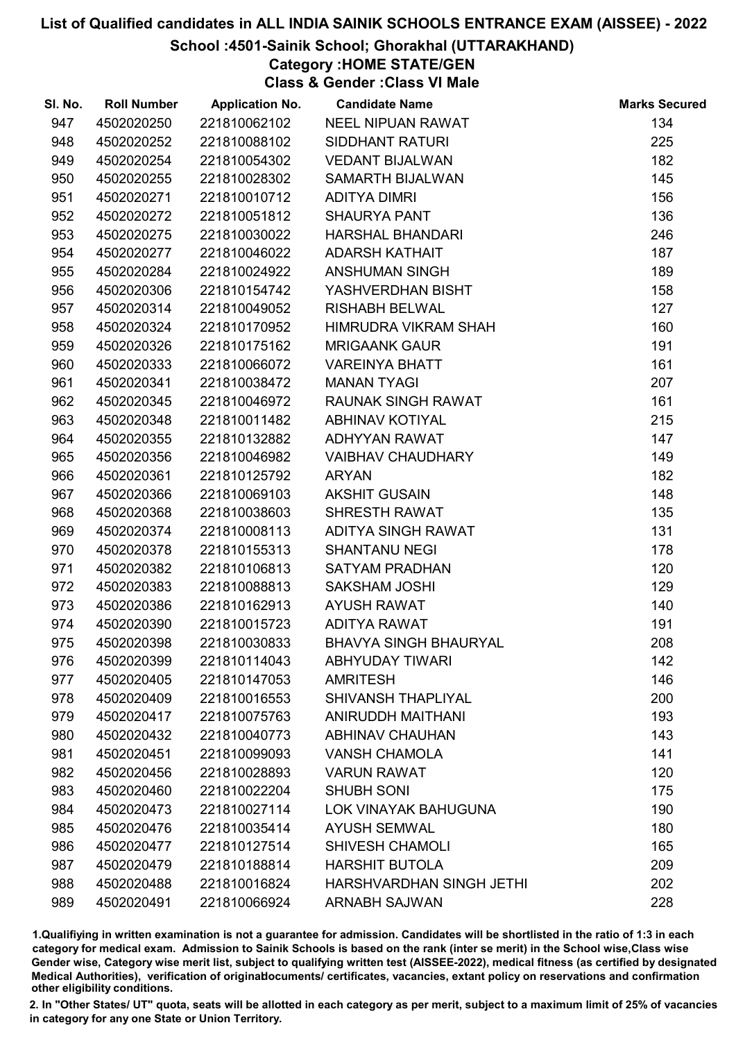# List of Qualified candidates in ALL INDIA SAINIK SCHOOLS ENTRANCE EXAM (AISSEE) - 2022

## School :4501-Sainik School; Ghorakhal (UTTARAKHAND)

### Category :HOME STATE/GEN

### Class & Gender :Class VI Male

| Sl. No. | Roll Number | Application No. | Candidate Name | Marks Secured |
|---|---|---|---|---|
| 947 | 4502020250 | 221810062102 | NEEL NIPUAN RAWAT | 134 |
| 948 | 4502020252 | 221810088102 | SIDDHANT RATURI | 225 |
| 949 | 4502020254 | 221810054302 | VEDANT BIJALWAN | 182 |
| 950 | 4502020255 | 221810028302 | SAMARTH BIJALWAN | 145 |
| 951 | 4502020271 | 221810010712 | ADITYA DIMRI | 156 |
| 952 | 4502020272 | 221810051812 | SHAURYA PANT | 136 |
| 953 | 4502020275 | 221810030022 | HARSHAL BHANDARI | 246 |
| 954 | 4502020277 | 221810046022 | ADARSH KATHAIT | 187 |
| 955 | 4502020284 | 221810024922 | ANSHUMAN SINGH | 189 |
| 956 | 4502020306 | 221810154742 | YASHVERDHAN BISHT | 158 |
| 957 | 4502020314 | 221810049052 | RISHABH BELWAL | 127 |
| 958 | 4502020324 | 221810170952 | HIMRUDRA VIKRAM SHAH | 160 |
| 959 | 4502020326 | 221810175162 | MRIGAANK GAUR | 191 |
| 960 | 4502020333 | 221810066072 | VAREINYA BHATT | 161 |
| 961 | 4502020341 | 221810038472 | MANAN TYAGI | 207 |
| 962 | 4502020345 | 221810046972 | RAUNAK SINGH RAWAT | 161 |
| 963 | 4502020348 | 221810011482 | ABHINAV KOTIYAL | 215 |
| 964 | 4502020355 | 221810132882 | ADHYYAN RAWAT | 147 |
| 965 | 4502020356 | 221810046982 | VAIBHAV CHAUDHARY | 149 |
| 966 | 4502020361 | 221810125792 | ARYAN | 182 |
| 967 | 4502020366 | 221810069103 | AKSHIT GUSAIN | 148 |
| 968 | 4502020368 | 221810038603 | SHRESTH RAWAT | 135 |
| 969 | 4502020374 | 221810008113 | ADITYA SINGH RAWAT | 131 |
| 970 | 4502020378 | 221810155313 | SHANTANU NEGI | 178 |
| 971 | 4502020382 | 221810106813 | SATYAM PRADHAN | 120 |
| 972 | 4502020383 | 221810088813 | SAKSHAM JOSHI | 129 |
| 973 | 4502020386 | 221810162913 | AYUSH RAWAT | 140 |
| 974 | 4502020390 | 221810015723 | ADITYA RAWAT | 191 |
| 975 | 4502020398 | 221810030833 | BHAVYA SINGH BHAURYAL | 208 |
| 976 | 4502020399 | 221810114043 | ABHYUDAY TIWARI | 142 |
| 977 | 4502020405 | 221810147053 | AMRITESH | 146 |
| 978 | 4502020409 | 221810016553 | SHIVANSH THAPLIYAL | 200 |
| 979 | 4502020417 | 221810075763 | ANIRUDDH MAITHANI | 193 |
| 980 | 4502020432 | 221810040773 | ABHINAV CHAUHAN | 143 |
| 981 | 4502020451 | 221810099093 | VANSH CHAMOLA | 141 |
| 982 | 4502020456 | 221810028893 | VARUN RAWAT | 120 |
| 983 | 4502020460 | 221810022204 | SHUBH SONI | 175 |
| 984 | 4502020473 | 221810027114 | LOK VINAYAK BAHUGUNA | 190 |
| 985 | 4502020476 | 221810035414 | AYUSH SEMWAL | 180 |
| 986 | 4502020477 | 221810127514 | SHIVESH CHAMOLI | 165 |
| 987 | 4502020479 | 221810188814 | HARSHIT BUTOLA | 209 |
| 988 | 4502020488 | 221810016824 | HARSHVARDHAN SINGH JETHI | 202 |
| 989 | 4502020491 | 221810066924 | ARNABH SAJWAN | 228 |

1.Qualifying in written examination is not a guarantee for admission. Candidates will be shortlisted in the ratio of 1:3 in each category for medical exam. Admission to Sainik Schools is based on the rank (inter se merit) in the School wise,Class wise Gender wise, Category wise merit list, subject to qualifying written test (AISSEE-2022), medical fitness (as certified by designated Medical Authorities), verification of originaldocuments/ certificates, vacancies, extant policy on reservations and confirmation other eligibility conditions.

2. In "Other States/ UT" quota, seats will be allotted in each category as per merit, subject to a maximum limit of 25% of vacancies in category for any one State or Union Territory.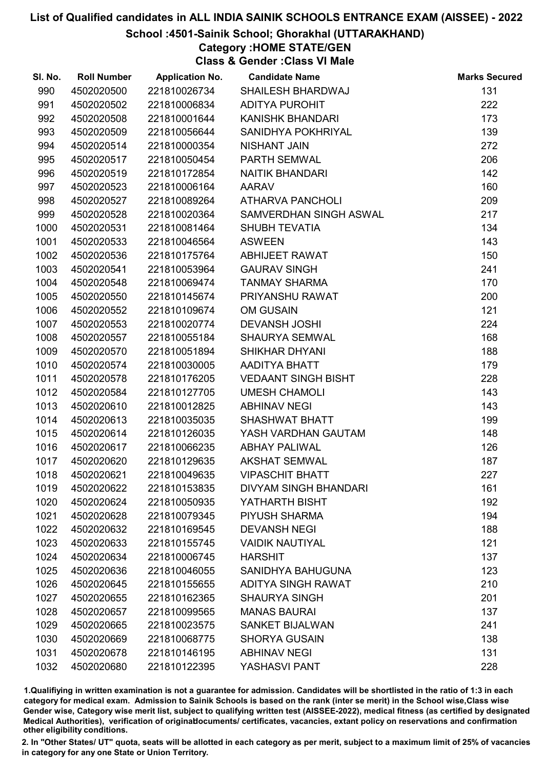# List of Qualified candidates in ALL INDIA SAINIK SCHOOLS ENTRANCE EXAM (AISSEE) - 2022

## School :4501-Sainik School; Ghorakhal (UTTARAKHAND)

### Category :HOME STATE/GEN

### Class & Gender :Class VI Male

| Sl. No. | Roll Number | Application No. | Candidate Name | Marks Secured |
|---|---|---|---|---|
| 990 | 4502020500 | 221810026734 | SHAILESH BHARDWAJ | 131 |
| 991 | 4502020502 | 221810006834 | ADITYA PUROHIT | 222 |
| 992 | 4502020508 | 221810001644 | KANISHK BHANDARI | 173 |
| 993 | 4502020509 | 221810056644 | SANIDHYA POKHRIYAL | 139 |
| 994 | 4502020514 | 221810000354 | NISHANT JAIN | 272 |
| 995 | 4502020517 | 221810050454 | PARTH SEMWAL | 206 |
| 996 | 4502020519 | 221810172854 | NAITIK BHANDARI | 142 |
| 997 | 4502020523 | 221810006164 | AARAV | 160 |
| 998 | 4502020527 | 221810089264 | ATHARVA PANCHOLI | 209 |
| 999 | 4502020528 | 221810020364 | SAMVERDHAN SINGH ASWAL | 217 |
| 1000 | 4502020531 | 221810081464 | SHUBH TEVATIA | 134 |
| 1001 | 4502020533 | 221810046564 | ASWEEN | 143 |
| 1002 | 4502020536 | 221810175764 | ABHIJEET RAWAT | 150 |
| 1003 | 4502020541 | 221810053964 | GAURAV SINGH | 241 |
| 1004 | 4502020548 | 221810069474 | TANMAY SHARMA | 170 |
| 1005 | 4502020550 | 221810145674 | PRIYANSHU RAWAT | 200 |
| 1006 | 4502020552 | 221810109674 | OM GUSAIN | 121 |
| 1007 | 4502020553 | 221810020774 | DEVANSH JOSHI | 224 |
| 1008 | 4502020557 | 221810055184 | SHAURYA SEMWAL | 168 |
| 1009 | 4502020570 | 221810051894 | SHIKHAR DHYANI | 188 |
| 1010 | 4502020574 | 221810030005 | AADITYA BHATT | 179 |
| 1011 | 4502020578 | 221810176205 | VEDAANT SINGH BISHT | 228 |
| 1012 | 4502020584 | 221810127705 | UMESH CHAMOLI | 143 |
| 1013 | 4502020610 | 221810012825 | ABHINAV NEGI | 143 |
| 1014 | 4502020613 | 221810035035 | SHASHWAT BHATT | 199 |
| 1015 | 4502020614 | 221810126035 | YASH VARDHAN GAUTAM | 148 |
| 1016 | 4502020617 | 221810066235 | ABHAY PALIWAL | 126 |
| 1017 | 4502020620 | 221810129635 | AKSHAT SEMWAL | 187 |
| 1018 | 4502020621 | 221810049635 | VIPASCHIT BHATT | 227 |
| 1019 | 4502020622 | 221810153835 | DIVYAM SINGH BHANDARI | 161 |
| 1020 | 4502020624 | 221810050935 | YATHARTH BISHT | 192 |
| 1021 | 4502020628 | 221810079345 | PIYUSH SHARMA | 194 |
| 1022 | 4502020632 | 221810169545 | DEVANSH NEGI | 188 |
| 1023 | 4502020633 | 221810155745 | VAIDIK NAUTIYAL | 121 |
| 1024 | 4502020634 | 221810006745 | HARSHIT | 137 |
| 1025 | 4502020636 | 221810046055 | SANIDHYA BAHUGUNA | 123 |
| 1026 | 4502020645 | 221810155655 | ADITYA SINGH RAWAT | 210 |
| 1027 | 4502020655 | 221810162365 | SHAURYA SINGH | 201 |
| 1028 | 4502020657 | 221810099565 | MANAS BAURAI | 137 |
| 1029 | 4502020665 | 221810023575 | SANKET BIJALWAN | 241 |
| 1030 | 4502020669 | 221810068775 | SHORYA GUSAIN | 138 |
| 1031 | 4502020678 | 221810146195 | ABHINAV NEGI | 131 |
| 1032 | 4502020680 | 221810122395 | YASHASVI PANT | 228 |

1.Qualifying in written examination is not a guarantee for admission. Candidates will be shortlisted in the ratio of 1:3 in each category for medical exam. Admission to Sainik Schools is based on the rank (inter se merit) in the School wise,Class wise Gender wise, Category wise merit list, subject to qualifying written test (AISSEE-2022), medical fitness (as certified by designated Medical Authorities), verification of originaldocuments/ certificates, vacancies, extant policy on reservations and confirmation other eligibility conditions.

2. In "Other States/ UT" quota, seats will be allotted in each category as per merit, subject to a maximum limit of 25% of vacancies in category for any one State or Union Territory.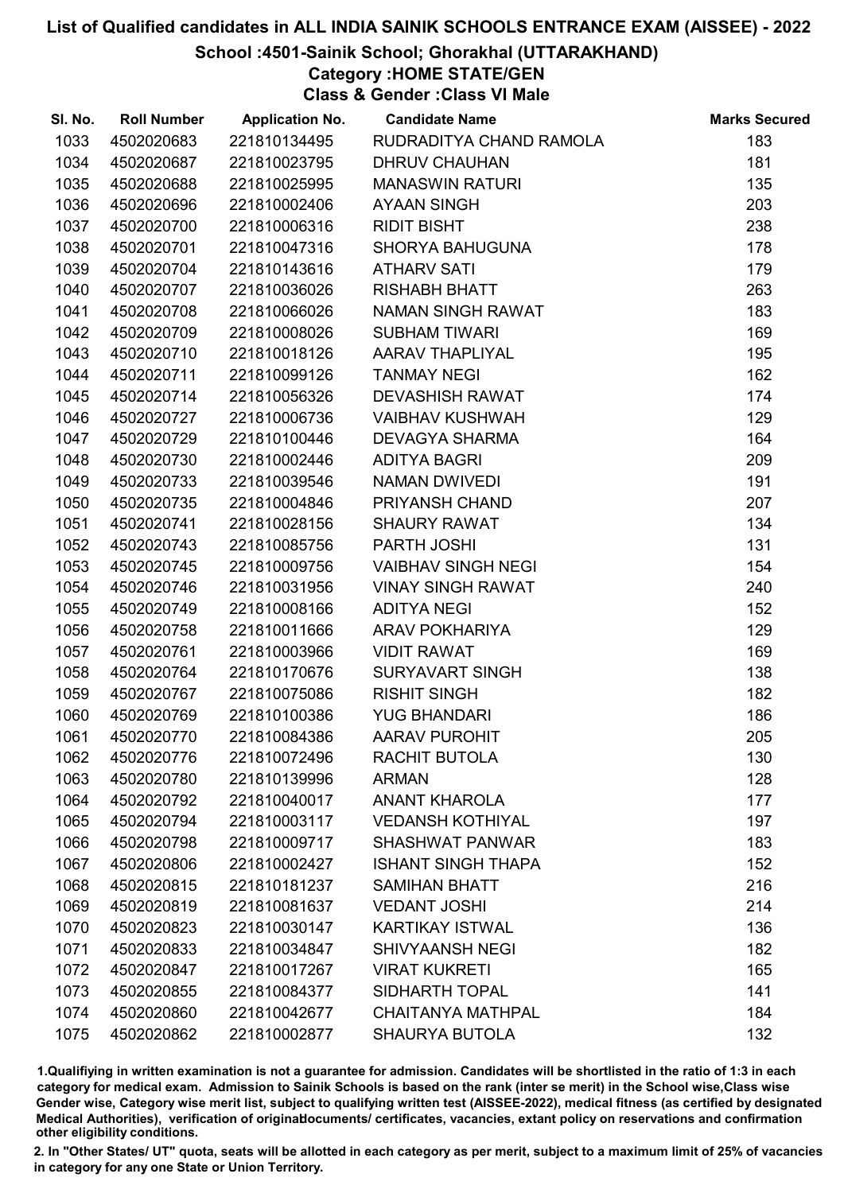# List of Qualified candidates in ALL INDIA SAINIK SCHOOLS ENTRANCE EXAM (AISSEE) - 2022

## School :4501-Sainik School; Ghorakhal (UTTARAKHAND)

### Category :HOME STATE/GEN

### Class & Gender :Class VI Male

| Sl. No. | Roll Number | Application No. | Candidate Name | Marks Secured |
|---|---|---|---|---|
| 1033 | 4502020683 | 221810134495 | RUDRADITYA CHAND RAMOLA | 183 |
| 1034 | 4502020687 | 221810023795 | DHRUV CHAUHAN | 181 |
| 1035 | 4502020688 | 221810025995 | MANASWIN RATURI | 135 |
| 1036 | 4502020696 | 221810002406 | AYAAN SINGH | 203 |
| 1037 | 4502020700 | 221810006316 | RIDIT BISHT | 238 |
| 1038 | 4502020701 | 221810047316 | SHORYA BAHUGUNA | 178 |
| 1039 | 4502020704 | 221810143616 | ATHARV SATI | 179 |
| 1040 | 4502020707 | 221810036026 | RISHABH BHATT | 263 |
| 1041 | 4502020708 | 221810066026 | NAMAN SINGH RAWAT | 183 |
| 1042 | 4502020709 | 221810008026 | SUBHAM TIWARI | 169 |
| 1043 | 4502020710 | 221810018126 | AARAV THAPLIYAL | 195 |
| 1044 | 4502020711 | 221810099126 | TANMAY NEGI | 162 |
| 1045 | 4502020714 | 221810056326 | DEVASHISH RAWAT | 174 |
| 1046 | 4502020727 | 221810006736 | VAIBHAV KUSHWAH | 129 |
| 1047 | 4502020729 | 221810100446 | DEVAGYA SHARMA | 164 |
| 1048 | 4502020730 | 221810002446 | ADITYA BAGRI | 209 |
| 1049 | 4502020733 | 221810039546 | NAMAN DWIVEDI | 191 |
| 1050 | 4502020735 | 221810004846 | PRIYANSH CHAND | 207 |
| 1051 | 4502020741 | 221810028156 | SHAURY RAWAT | 134 |
| 1052 | 4502020743 | 221810085756 | PARTH JOSHI | 131 |
| 1053 | 4502020745 | 221810009756 | VAIBHAV SINGH NEGI | 154 |
| 1054 | 4502020746 | 221810031956 | VINAY SINGH RAWAT | 240 |
| 1055 | 4502020749 | 221810008166 | ADITYA NEGI | 152 |
| 1056 | 4502020758 | 221810011666 | ARAV POKHARIYA | 129 |
| 1057 | 4502020761 | 221810003966 | VIDIT RAWAT | 169 |
| 1058 | 4502020764 | 221810170676 | SURYAVART SINGH | 138 |
| 1059 | 4502020767 | 221810075086 | RISHIT SINGH | 182 |
| 1060 | 4502020769 | 221810100386 | YUG BHANDARI | 186 |
| 1061 | 4502020770 | 221810084386 | AARAV PUROHIT | 205 |
| 1062 | 4502020776 | 221810072496 | RACHIT BUTOLA | 130 |
| 1063 | 4502020780 | 221810139996 | ARMAN | 128 |
| 1064 | 4502020792 | 221810040017 | ANANT KHAROLA | 177 |
| 1065 | 4502020794 | 221810003117 | VEDANSH KOTHIYAL | 197 |
| 1066 | 4502020798 | 221810009717 | SHASHWAT PANWAR | 183 |
| 1067 | 4502020806 | 221810002427 | ISHANT SINGH THAPA | 152 |
| 1068 | 4502020815 | 221810181237 | SAMIHAN BHATT | 216 |
| 1069 | 4502020819 | 221810081637 | VEDANT JOSHI | 214 |
| 1070 | 4502020823 | 221810030147 | KARTIKAY ISTWAL | 136 |
| 1071 | 4502020833 | 221810034847 | SHIVYAANSH NEGI | 182 |
| 1072 | 4502020847 | 221810017267 | VIRAT KUKRETI | 165 |
| 1073 | 4502020855 | 221810084377 | SIDHARTH TOPAL | 141 |
| 1074 | 4502020860 | 221810042677 | CHAITANYA MATHPAL | 184 |
| 1075 | 4502020862 | 221810002877 | SHAURYA BUTOLA | 132 |

1.Qualifiying in written examination is not a guarantee for admission. Candidates will be shortlisted in the ratio of 1:3 in each category for medical exam. Admission to Sainik Schools is based on the rank (inter se merit) in the School wise,Class wise Gender wise, Category wise merit list, subject to qualifying written test (AISSEE-2022), medical fitness (as certified by designated Medical Authorities), verification of originaldocuments/ certificates, vacancies, extant policy on reservations and confirmation other eligibility conditions.

2. In "Other States/ UT" quota, seats will be allotted in each category as per merit, subject to a maximum limit of 25% of vacancies in category for any one State or Union Territory.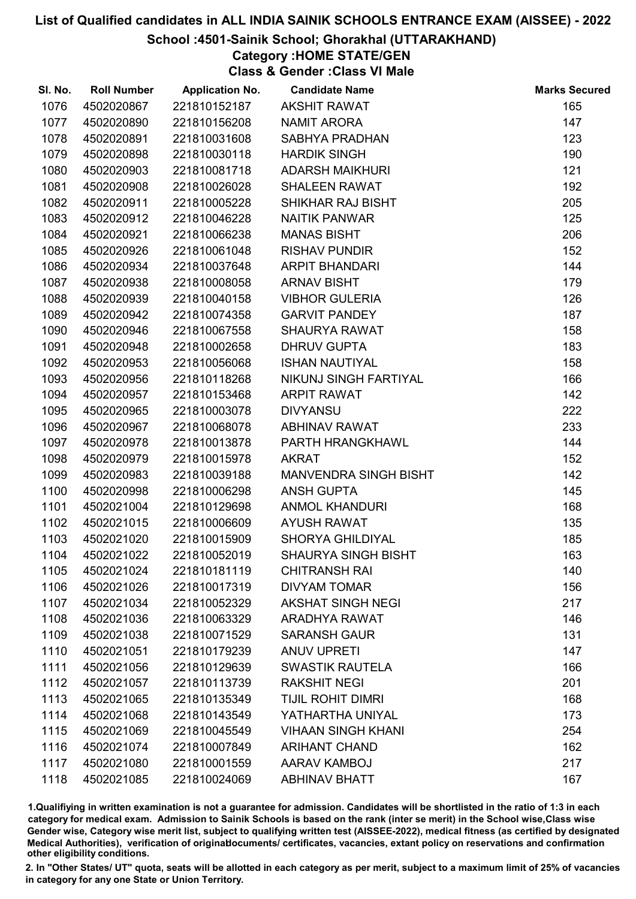# List of Qualified candidates in ALL INDIA SAINIK SCHOOLS ENTRANCE EXAM (AISSEE) - 2022

## School :4501-Sainik School; Ghorakhal (UTTARAKHAND)

### Category :HOME STATE/GEN

### Class & Gender :Class VI Male

| Sl. No. | Roll Number | Application No. | Candidate Name | Marks Secured |
|---|---|---|---|---|
| 1076 | 4502020867 | 221810152187 | AKSHIT RAWAT | 165 |
| 1077 | 4502020890 | 221810156208 | NAMIT ARORA | 147 |
| 1078 | 4502020891 | 221810031608 | SABHYA PRADHAN | 123 |
| 1079 | 4502020898 | 221810030118 | HARDIK SINGH | 190 |
| 1080 | 4502020903 | 221810081718 | ADARSH MAIKHURI | 121 |
| 1081 | 4502020908 | 221810026028 | SHALEEN RAWAT | 192 |
| 1082 | 4502020911 | 221810005228 | SHIKHAR RAJ BISHT | 205 |
| 1083 | 4502020912 | 221810046228 | NAITIK PANWAR | 125 |
| 1084 | 4502020921 | 221810066238 | MANAS BISHT | 206 |
| 1085 | 4502020926 | 221810061048 | RISHAV PUNDIR | 152 |
| 1086 | 4502020934 | 221810037648 | ARPIT BHANDARI | 144 |
| 1087 | 4502020938 | 221810008058 | ARNAV BISHT | 179 |
| 1088 | 4502020939 | 221810040158 | VIBHOR GULERIA | 126 |
| 1089 | 4502020942 | 221810074358 | GARVIT PANDEY | 187 |
| 1090 | 4502020946 | 221810067558 | SHAURYA RAWAT | 158 |
| 1091 | 4502020948 | 221810002658 | DHRUV GUPTA | 183 |
| 1092 | 4502020953 | 221810056068 | ISHAN NAUTIYAL | 158 |
| 1093 | 4502020956 | 221810118268 | NIKUNJ SINGH FARTIYAL | 166 |
| 1094 | 4502020957 | 221810153468 | ARPIT RAWAT | 142 |
| 1095 | 4502020965 | 221810003078 | DIVYANSU | 222 |
| 1096 | 4502020967 | 221810068078 | ABHINAV RAWAT | 233 |
| 1097 | 4502020978 | 221810013878 | PARTH HRANGKHAWL | 144 |
| 1098 | 4502020979 | 221810015978 | AKRAT | 152 |
| 1099 | 4502020983 | 221810039188 | MANVENDRA SINGH BISHT | 142 |
| 1100 | 4502020998 | 221810006298 | ANSH GUPTA | 145 |
| 1101 | 4502021004 | 221810129698 | ANMOL KHANDURI | 168 |
| 1102 | 4502021015 | 221810006609 | AYUSH RAWAT | 135 |
| 1103 | 4502021020 | 221810015909 | SHORYA GHILDIYAL | 185 |
| 1104 | 4502021022 | 221810052019 | SHAURYA SINGH BISHT | 163 |
| 1105 | 4502021024 | 221810181119 | CHITRANSH RAI | 140 |
| 1106 | 4502021026 | 221810017319 | DIVYAM TOMAR | 156 |
| 1107 | 4502021034 | 221810052329 | AKSHAT SINGH NEGI | 217 |
| 1108 | 4502021036 | 221810063329 | ARADHYA RAWAT | 146 |
| 1109 | 4502021038 | 221810071529 | SARANSH GAUR | 131 |
| 1110 | 4502021051 | 221810179239 | ANUV UPRETI | 147 |
| 1111 | 4502021056 | 221810129639 | SWASTIK RAUTELA | 166 |
| 1112 | 4502021057 | 221810113739 | RAKSHIT NEGI | 201 |
| 1113 | 4502021065 | 221810135349 | TIJIL ROHIT DIMRI | 168 |
| 1114 | 4502021068 | 221810143549 | YATHARTHA UNIYAL | 173 |
| 1115 | 4502021069 | 221810045549 | VIHAAN SINGH KHANI | 254 |
| 1116 | 4502021074 | 221810007849 | ARIHANT CHAND | 162 |
| 1117 | 4502021080 | 221810001559 | AARAV KAMBOJ | 217 |
| 1118 | 4502021085 | 221810024069 | ABHINAV BHATT | 167 |

1.Qualifying in written examination is not a guarantee for admission. Candidates will be shortlisted in the ratio of 1:3 in each category for medical exam. Admission to Sainik Schools is based on the rank (inter se merit) in the School wise,Class wise Gender wise, Category wise merit list, subject to qualifying written test (AISSEE-2022), medical fitness (as certified by designated Medical Authorities), verification of originaldocuments/ certificates, vacancies, extant policy on reservations and confirmation other eligibility conditions.

2. In "Other States/ UT" quota, seats will be allotted in each category as per merit, subject to a maximum limit of 25% of vacancies in category for any one State or Union Territory.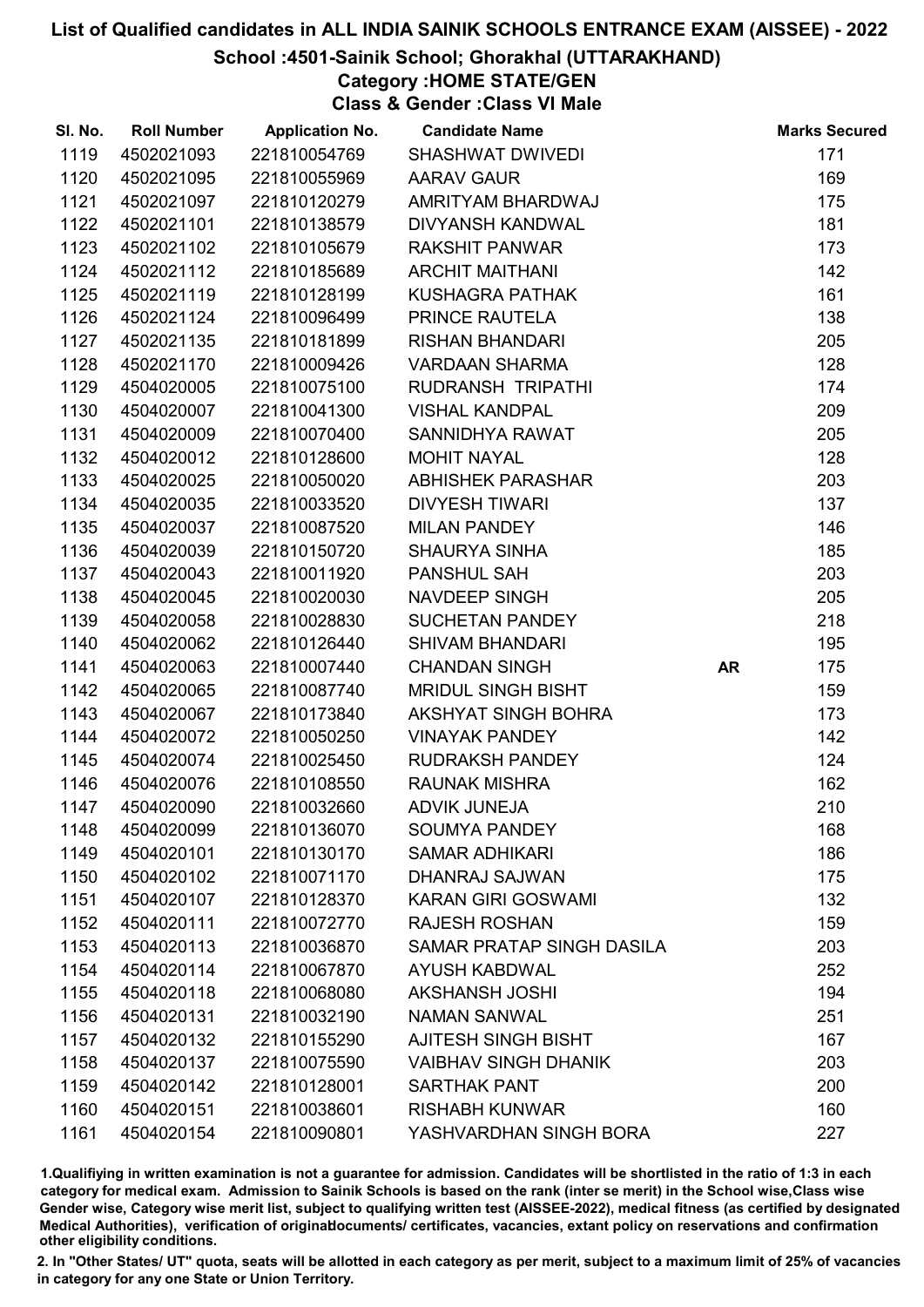# List of Qualified candidates in ALL INDIA SAINIK SCHOOLS ENTRANCE EXAM (AISSEE) - 2022

## School :4501-Sainik School; Ghorakhal (UTTARAKHAND)

### Category :HOME STATE/GEN

### Class & Gender :Class VI Male

| Sl. No. | Roll Number | Application No. | Candidate Name | | Marks Secured |
|---|---|---|---|---|---|
| 1119 | 4502021093 | 221810054769 | SHASHWAT DWIVEDI | | 171 |
| 1120 | 4502021095 | 221810055969 | AARAV GAUR | | 169 |
| 1121 | 4502021097 | 221810120279 | AMRITYAM BHARDWAJ | | 175 |
| 1122 | 4502021101 | 221810138579 | DIVYANSH KANDWAL | | 181 |
| 1123 | 4502021102 | 221810105679 | RAKSHIT PANWAR | | 173 |
| 1124 | 4502021112 | 221810185689 | ARCHIT MAITHANI | | 142 |
| 1125 | 4502021119 | 221810128199 | KUSHAGRA PATHAK | | 161 |
| 1126 | 4502021124 | 221810096499 | PRINCE RAUTELA | | 138 |
| 1127 | 4502021135 | 221810181899 | RISHAN BHANDARI | | 205 |
| 1128 | 4502021170 | 221810009426 | VARDAAN SHARMA | | 128 |
| 1129 | 4504020005 | 221810075100 | RUDRANSH TRIPATHI | | 174 |
| 1130 | 4504020007 | 221810041300 | VISHAL KANDPAL | | 209 |
| 1131 | 4504020009 | 221810070400 | SANNIDHYA RAWAT | | 205 |
| 1132 | 4504020012 | 221810128600 | MOHIT NAYAL | | 128 |
| 1133 | 4504020025 | 221810050020 | ABHISHEK PARASHAR | | 203 |
| 1134 | 4504020035 | 221810033520 | DIVYESH TIWARI | | 137 |
| 1135 | 4504020037 | 221810087520 | MILAN PANDEY | | 146 |
| 1136 | 4504020039 | 221810150720 | SHAURYA SINHA | | 185 |
| 1137 | 4504020043 | 221810011920 | PANSHUL SAH | | 203 |
| 1138 | 4504020045 | 221810020030 | NAVDEEP SINGH | | 205 |
| 1139 | 4504020058 | 221810028830 | SUCHETAN PANDEY | | 218 |
| 1140 | 4504020062 | 221810126440 | SHIVAM BHANDARI | | 195 |
| 1141 | 4504020063 | 221810007440 | CHANDAN SINGH | AR | 175 |
| 1142 | 4504020065 | 221810087740 | MRIDUL SINGH BISHT | | 159 |
| 1143 | 4504020067 | 221810173840 | AKSHYAT SINGH BOHRA | | 173 |
| 1144 | 4504020072 | 221810050250 | VINAYAK PANDEY | | 142 |
| 1145 | 4504020074 | 221810025450 | RUDRAKSH PANDEY | | 124 |
| 1146 | 4504020076 | 221810108550 | RAUNAK MISHRA | | 162 |
| 1147 | 4504020090 | 221810032660 | ADVIK JUNEJA | | 210 |
| 1148 | 4504020099 | 221810136070 | SOUMYA PANDEY | | 168 |
| 1149 | 4504020101 | 221810130170 | SAMAR ADHIKARI | | 186 |
| 1150 | 4504020102 | 221810071170 | DHANRAJ SAJWAN | | 175 |
| 1151 | 4504020107 | 221810128370 | KARAN GIRI GOSWAMI | | 132 |
| 1152 | 4504020111 | 221810072770 | RAJESH ROSHAN | | 159 |
| 1153 | 4504020113 | 221810036870 | SAMAR PRATAP SINGH DASILA | | 203 |
| 1154 | 4504020114 | 221810067870 | AYUSH KABDWAL | | 252 |
| 1155 | 4504020118 | 221810068080 | AKSHANSH JOSHI | | 194 |
| 1156 | 4504020131 | 221810032190 | NAMAN SANWAL | | 251 |
| 1157 | 4504020132 | 221810155290 | AJITESH SINGH BISHT | | 167 |
| 1158 | 4504020137 | 221810075590 | VAIBHAV SINGH DHANIK | | 203 |
| 1159 | 4504020142 | 221810128001 | SARTHAK PANT | | 200 |
| 1160 | 4504020151 | 221810038601 | RISHABH KUNWAR | | 160 |
| 1161 | 4504020154 | 221810090801 | YASHVARDHAN SINGH BORA | | 227 |

1.Qualifiying in written examination is not a guarantee for admission. Candidates will be shortlisted in the ratio of 1:3 in each category for medical exam. Admission to Sainik Schools is based on the rank (inter se merit) in the School wise,Class wise Gender wise, Category wise merit list, subject to qualifying written test (AISSEE-2022), medical fitness (as certified by designated Medical Authorities), verification of originaldocuments/ certificates, vacancies, extant policy on reservations and confirmation other eligibility conditions.

2. In "Other States/ UT" quota, seats will be allotted in each category as per merit, subject to a maximum limit of 25% of vacancies in category for any one State or Union Territory.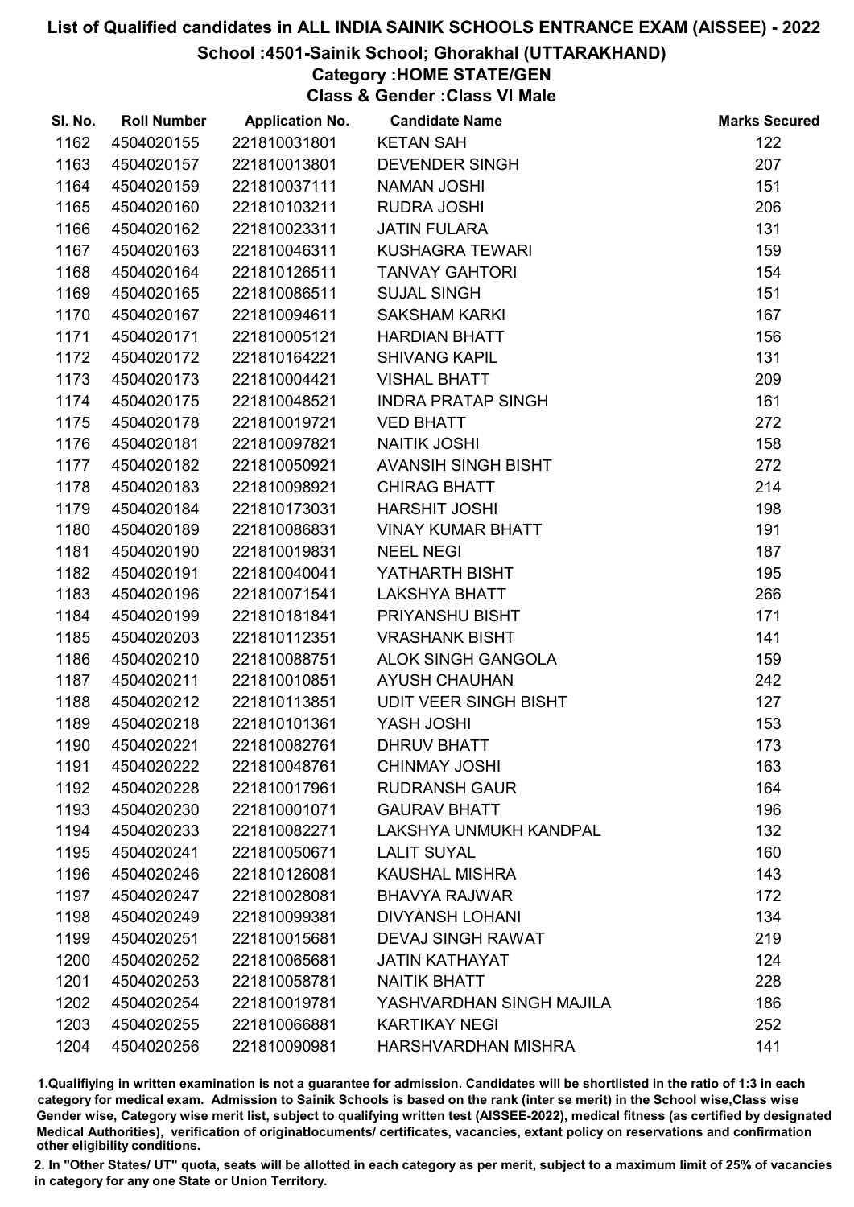# List of Qualified candidates in ALL INDIA SAINIK SCHOOLS ENTRANCE EXAM (AISSEE) - 2022

## School :4501-Sainik School; Ghorakhal (UTTARAKHAND)

### Category :HOME STATE/GEN

### Class & Gender :Class VI Male

| Sl. No. | Roll Number | Application No. | Candidate Name | Marks Secured |
|---|---|---|---|---|
| 1162 | 4504020155 | 221810031801 | KETAN SAH | 122 |
| 1163 | 4504020157 | 221810013801 | DEVENDER SINGH | 207 |
| 1164 | 4504020159 | 221810037111 | NAMAN JOSHI | 151 |
| 1165 | 4504020160 | 221810103211 | RUDRA JOSHI | 206 |
| 1166 | 4504020162 | 221810023311 | JATIN FULARA | 131 |
| 1167 | 4504020163 | 221810046311 | KUSHAGRA TEWARI | 159 |
| 1168 | 4504020164 | 221810126511 | TANVAY GAHTORI | 154 |
| 1169 | 4504020165 | 221810086511 | SUJAL SINGH | 151 |
| 1170 | 4504020167 | 221810094611 | SAKSHAM KARKI | 167 |
| 1171 | 4504020171 | 221810005121 | HARDIAN BHATT | 156 |
| 1172 | 4504020172 | 221810164221 | SHIVANG KAPIL | 131 |
| 1173 | 4504020173 | 221810004421 | VISHAL BHATT | 209 |
| 1174 | 4504020175 | 221810048521 | INDRA PRATAP SINGH | 161 |
| 1175 | 4504020178 | 221810019721 | VED BHATT | 272 |
| 1176 | 4504020181 | 221810097821 | NAITIK JOSHI | 158 |
| 1177 | 4504020182 | 221810050921 | AVANSIH SINGH BISHT | 272 |
| 1178 | 4504020183 | 221810098921 | CHIRAG BHATT | 214 |
| 1179 | 4504020184 | 221810173031 | HARSHIT JOSHI | 198 |
| 1180 | 4504020189 | 221810086831 | VINAY KUMAR BHATT | 191 |
| 1181 | 4504020190 | 221810019831 | NEEL NEGI | 187 |
| 1182 | 4504020191 | 221810040041 | YATHARTH BISHT | 195 |
| 1183 | 4504020196 | 221810071541 | LAKSHYA BHATT | 266 |
| 1184 | 4504020199 | 221810181841 | PRIYANSHU BISHT | 171 |
| 1185 | 4504020203 | 221810112351 | VRASHANK BISHT | 141 |
| 1186 | 4504020210 | 221810088751 | ALOK SINGH GANGOLA | 159 |
| 1187 | 4504020211 | 221810010851 | AYUSH CHAUHAN | 242 |
| 1188 | 4504020212 | 221810113851 | UDIT VEER SINGH BISHT | 127 |
| 1189 | 4504020218 | 221810101361 | YASH JOSHI | 153 |
| 1190 | 4504020221 | 221810082761 | DHRUV BHATT | 173 |
| 1191 | 4504020222 | 221810048761 | CHINMAY JOSHI | 163 |
| 1192 | 4504020228 | 221810017961 | RUDRANSH GAUR | 164 |
| 1193 | 4504020230 | 221810001071 | GAURAV BHATT | 196 |
| 1194 | 4504020233 | 221810082271 | LAKSHYA UNMUKH KANDPAL | 132 |
| 1195 | 4504020241 | 221810050671 | LALIT SUYAL | 160 |
| 1196 | 4504020246 | 221810126081 | KAUSHAL MISHRA | 143 |
| 1197 | 4504020247 | 221810028081 | BHAVYA RAJWAR | 172 |
| 1198 | 4504020249 | 221810099381 | DIVYANSH LOHANI | 134 |
| 1199 | 4504020251 | 221810015681 | DEVAJ SINGH RAWAT | 219 |
| 1200 | 4504020252 | 221810065681 | JATIN KATHAYAT | 124 |
| 1201 | 4504020253 | 221810058781 | NAITIK BHATT | 228 |
| 1202 | 4504020254 | 221810019781 | YASHVARDHAN SINGH MAJILA | 186 |
| 1203 | 4504020255 | 221810066881 | KARTIKAY NEGI | 252 |
| 1204 | 4504020256 | 221810090981 | HARSHVARDHAN MISHRA | 141 |

1.Qualifiying in written examination is not a guarantee for admission. Candidates will be shortlisted in the ratio of 1:3 in each category for medical exam. Admission to Sainik Schools is based on the rank (inter se merit) in the School wise,Class wise Gender wise, Category wise merit list, subject to qualifying written test (AISSEE-2022), medical fitness (as certified by designated Medical Authorities), verification of originaldocuments/ certificates, vacancies, extant policy on reservations and confirmation other eligibility conditions.

2. In "Other States/ UT" quota, seats will be allotted in each category as per merit, subject to a maximum limit of 25% of vacancies in category for any one State or Union Territory.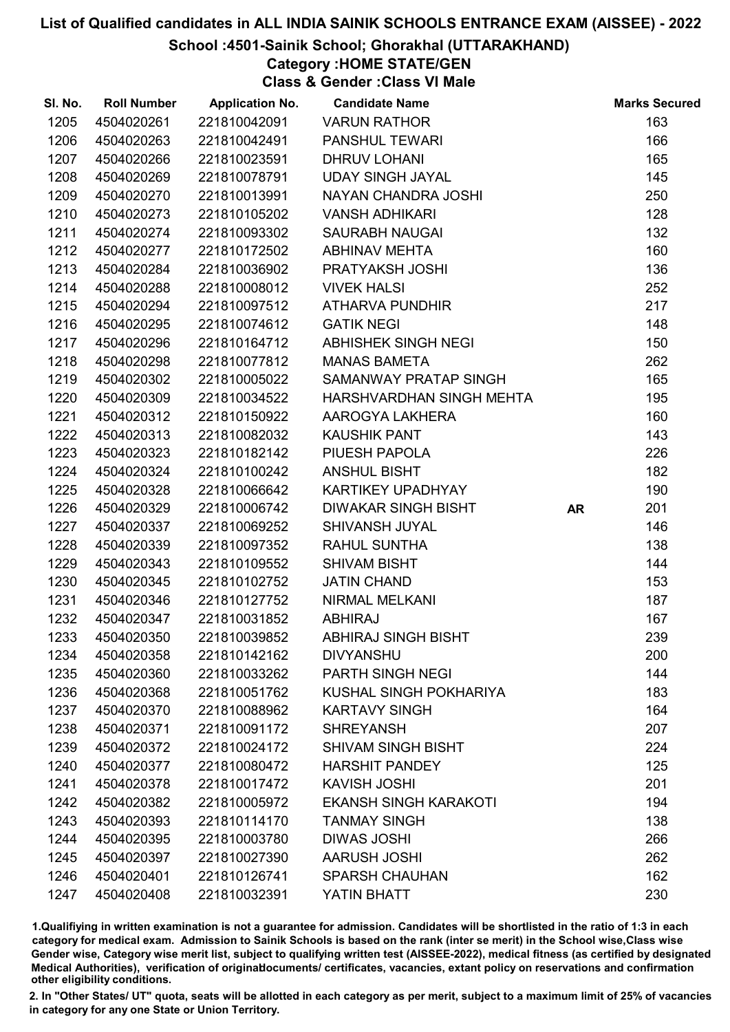# List of Qualified candidates in ALL INDIA SAINIK SCHOOLS ENTRANCE EXAM (AISSEE) - 2022

## School :4501-Sainik School; Ghorakhal (UTTARAKHAND)

### Category :HOME STATE/GEN

### Class & Gender :Class VI Male

| Sl. No. | Roll Number | Application No. | Candidate Name | | Marks Secured |
|---|---|---|---|---|---|
| 1205 | 4504020261 | 221810042091 | VARUN RATHOR | | 163 |
| 1206 | 4504020263 | 221810042491 | PANSHUL TEWARI | | 166 |
| 1207 | 4504020266 | 221810023591 | DHRUV LOHANI | | 165 |
| 1208 | 4504020269 | 221810078791 | UDAY SINGH JAYAL | | 145 |
| 1209 | 4504020270 | 221810013991 | NAYAN CHANDRA JOSHI | | 250 |
| 1210 | 4504020273 | 221810105202 | VANSH ADHIKARI | | 128 |
| 1211 | 4504020274 | 221810093302 | SAURABH NAUGAI | | 132 |
| 1212 | 4504020277 | 221810172502 | ABHINAV MEHTA | | 160 |
| 1213 | 4504020284 | 221810036902 | PRATYAKSH JOSHI | | 136 |
| 1214 | 4504020288 | 221810008012 | VIVEK HALSI | | 252 |
| 1215 | 4504020294 | 221810097512 | ATHARVA PUNDHIR | | 217 |
| 1216 | 4504020295 | 221810074612 | GATIK NEGI | | 148 |
| 1217 | 4504020296 | 221810164712 | ABHISHEK SINGH NEGI | | 150 |
| 1218 | 4504020298 | 221810077812 | MANAS BAMETA | | 262 |
| 1219 | 4504020302 | 221810005022 | SAMANWAY PRATAP SINGH | | 165 |
| 1220 | 4504020309 | 221810034522 | HARSHVARDHAN SINGH MEHTA | | 195 |
| 1221 | 4504020312 | 221810150922 | AAROGYA LAKHERA | | 160 |
| 1222 | 4504020313 | 221810082032 | KAUSHIK PANT | | 143 |
| 1223 | 4504020323 | 221810182142 | PIUESH PAPOLA | | 226 |
| 1224 | 4504020324 | 221810100242 | ANSHUL BISHT | | 182 |
| 1225 | 4504020328 | 221810066642 | KARTIKEY UPADHYAY | | 190 |
| 1226 | 4504020329 | 221810006742 | DIWAKAR SINGH BISHT | **AR** | 201 |
| 1227 | 4504020337 | 221810069252 | SHIVANSH JUYAL | | 146 |
| 1228 | 4504020339 | 221810097352 | RAHUL SUNTHA | | 138 |
| 1229 | 4504020343 | 221810109552 | SHIVAM BISHT | | 144 |
| 1230 | 4504020345 | 221810102752 | JATIN CHAND | | 153 |
| 1231 | 4504020346 | 221810127752 | NIRMAL MELKANI | | 187 |
| 1232 | 4504020347 | 221810031852 | ABHIRAJ | | 167 |
| 1233 | 4504020350 | 221810039852 | ABHIRAJ SINGH BISHT | | 239 |
| 1234 | 4504020358 | 221810142162 | DIVYANSHU | | 200 |
| 1235 | 4504020360 | 221810033262 | PARTH SINGH NEGI | | 144 |
| 1236 | 4504020368 | 221810051762 | KUSHAL SINGH POKHARIYA | | 183 |
| 1237 | 4504020370 | 221810088962 | KARTAVY SINGH | | 164 |
| 1238 | 4504020371 | 221810091172 | SHREYANSH | | 207 |
| 1239 | 4504020372 | 221810024172 | SHIVAM SINGH BISHT | | 224 |
| 1240 | 4504020377 | 221810080472 | HARSHIT PANDEY | | 125 |
| 1241 | 4504020378 | 221810017472 | KAVISH JOSHI | | 201 |
| 1242 | 4504020382 | 221810005972 | EKANSH SINGH KARAKOTI | | 194 |
| 1243 | 4504020393 | 221810114170 | TANMAY SINGH | | 138 |
| 1244 | 4504020395 | 221810003780 | DIWAS JOSHI | | 266 |
| 1245 | 4504020397 | 221810027390 | AARUSH JOSHI | | 262 |
| 1246 | 4504020401 | 221810126741 | SPARSH CHAUHAN | | 162 |
| 1247 | 4504020408 | 221810032391 | YATIN BHATT | | 230 |

1.Qualifying in written examination is not a guarantee for admission. Candidates will be shortlisted in the ratio of 1:3 in each category for medical exam. Admission to Sainik Schools is based on the rank (inter se merit) in the School wise,Class wise Gender wise, Category wise merit list, subject to qualifying written test (AISSEE-2022), medical fitness (as certified by designated Medical Authorities), verification of originaldocuments/ certificates, vacancies, extant policy on reservations and confirmation other eligibility conditions.

2. In "Other States/ UT" quota, seats will be allotted in each category as per merit, subject to a maximum limit of 25% of vacancies in category for any one State or Union Territory.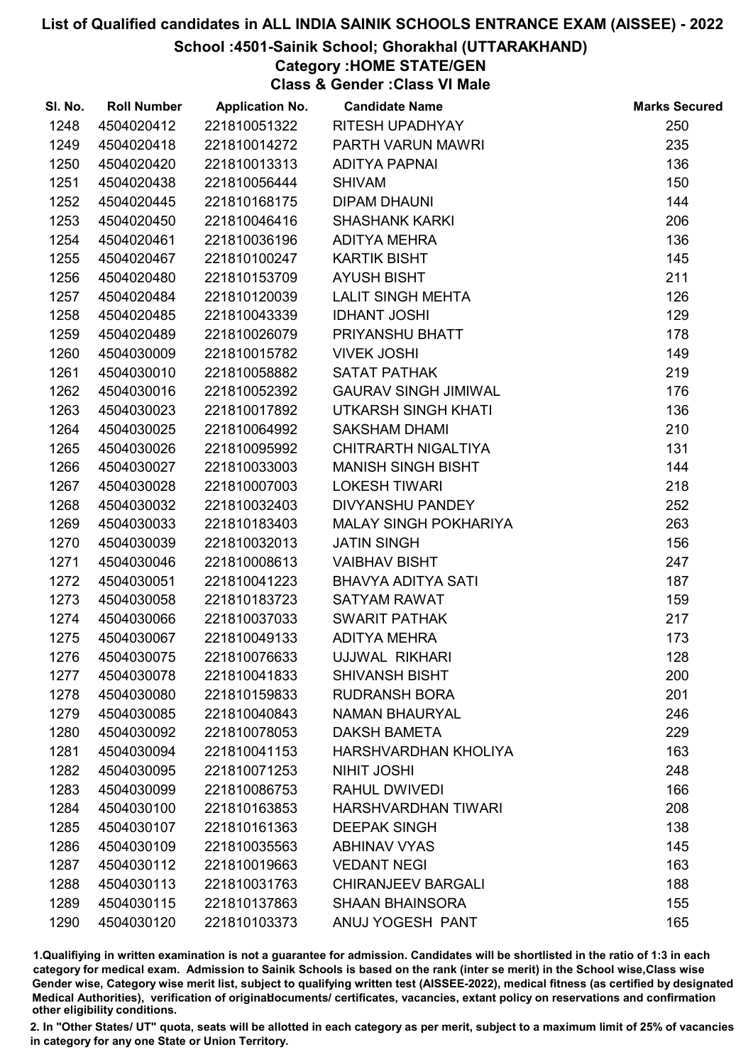# List of Qualified candidates in ALL INDIA SAINIK SCHOOLS ENTRANCE EXAM (AISSEE) - 2022

## School :4501-Sainik School; Ghorakhal (UTTARAKHAND)

### Category :HOME STATE/GEN

### Class & Gender :Class VI Male

| Sl. No. | Roll Number | Application No. | Candidate Name | Marks Secured |
|---|---|---|---|---|
| 1248 | 4504020412 | 221810051322 | RITESH UPADHYAY | 250 |
| 1249 | 4504020418 | 221810014272 | PARTH VARUN MAWRI | 235 |
| 1250 | 4504020420 | 221810013313 | ADITYA PAPNAI | 136 |
| 1251 | 4504020438 | 221810056444 | SHIVAM | 150 |
| 1252 | 4504020445 | 221810168175 | DIPAM DHAUNI | 144 |
| 1253 | 4504020450 | 221810046416 | SHASHANK KARKI | 206 |
| 1254 | 4504020461 | 221810036196 | ADITYA MEHRA | 136 |
| 1255 | 4504020467 | 221810100247 | KARTIK BISHT | 145 |
| 1256 | 4504020480 | 221810153709 | AYUSH BISHT | 211 |
| 1257 | 4504020484 | 221810120039 | LALIT SINGH MEHTA | 126 |
| 1258 | 4504020485 | 221810043339 | IDHANT JOSHI | 129 |
| 1259 | 4504020489 | 221810026079 | PRIYANSHU BHATT | 178 |
| 1260 | 4504030009 | 221810015782 | VIVEK JOSHI | 149 |
| 1261 | 4504030010 | 221810058882 | SATAT PATHAK | 219 |
| 1262 | 4504030016 | 221810052392 | GAURAV SINGH JIMIWAL | 176 |
| 1263 | 4504030023 | 221810017892 | UTKARSH SINGH KHATI | 136 |
| 1264 | 4504030025 | 221810064992 | SAKSHAM DHAMI | 210 |
| 1265 | 4504030026 | 221810095992 | CHITRARTH NIGALTIYA | 131 |
| 1266 | 4504030027 | 221810033003 | MANISH SINGH BISHT | 144 |
| 1267 | 4504030028 | 221810007003 | LOKESH TIWARI | 218 |
| 1268 | 4504030032 | 221810032403 | DIVYANSHU PANDEY | 252 |
| 1269 | 4504030033 | 221810183403 | MALAY SINGH POKHARIYA | 263 |
| 1270 | 4504030039 | 221810032013 | JATIN SINGH | 156 |
| 1271 | 4504030046 | 221810008613 | VAIBHAV BISHT | 247 |
| 1272 | 4504030051 | 221810041223 | BHAVYA ADITYA SATI | 187 |
| 1273 | 4504030058 | 221810183723 | SATYAM RAWAT | 159 |
| 1274 | 4504030066 | 221810037033 | SWARIT PATHAK | 217 |
| 1275 | 4504030067 | 221810049133 | ADITYA MEHRA | 173 |
| 1276 | 4504030075 | 221810076633 | UJJWAL RIKHARI | 128 |
| 1277 | 4504030078 | 221810041833 | SHIVANSH BISHT | 200 |
| 1278 | 4504030080 | 221810159833 | RUDRANSH BORA | 201 |
| 1279 | 4504030085 | 221810040843 | NAMAN BHAURYAL | 246 |
| 1280 | 4504030092 | 221810078053 | DAKSH BAMETA | 229 |
| 1281 | 4504030094 | 221810041153 | HARSHVARDHAN KHOLIYA | 163 |
| 1282 | 4504030095 | 221810071253 | NIHIT JOSHI | 248 |
| 1283 | 4504030099 | 221810086753 | RAHUL DWIVEDI | 166 |
| 1284 | 4504030100 | 221810163853 | HARSHVARDHAN TIWARI | 208 |
| 1285 | 4504030107 | 221810161363 | DEEPAK SINGH | 138 |
| 1286 | 4504030109 | 221810035563 | ABHINAV VYAS | 145 |
| 1287 | 4504030112 | 221810019663 | VEDANT NEGI | 163 |
| 1288 | 4504030113 | 221810031763 | CHIRANJEEV BARGALI | 188 |
| 1289 | 4504030115 | 221810137863 | SHAAN BHAINSORA | 155 |
| 1290 | 4504030120 | 221810103373 | ANUJ YOGESH PANT | 165 |

1.Qualifiying in written examination is not a guarantee for admission. Candidates will be shortlisted in the ratio of 1:3 in each category for medical exam. Admission to Sainik Schools is based on the rank (inter se merit) in the School wise,Class wise Gender wise, Category wise merit list, subject to qualifying written test (AISSEE-2022), medical fitness (as certified by designated Medical Authorities), verification of originaldocuments/ certificates, vacancies, extant policy on reservations and confirmation other eligibility conditions.

2. In "Other States/ UT" quota, seats will be allotted in each category as per merit, subject to a maximum limit of 25% of vacancies in category for any one State or Union Territory.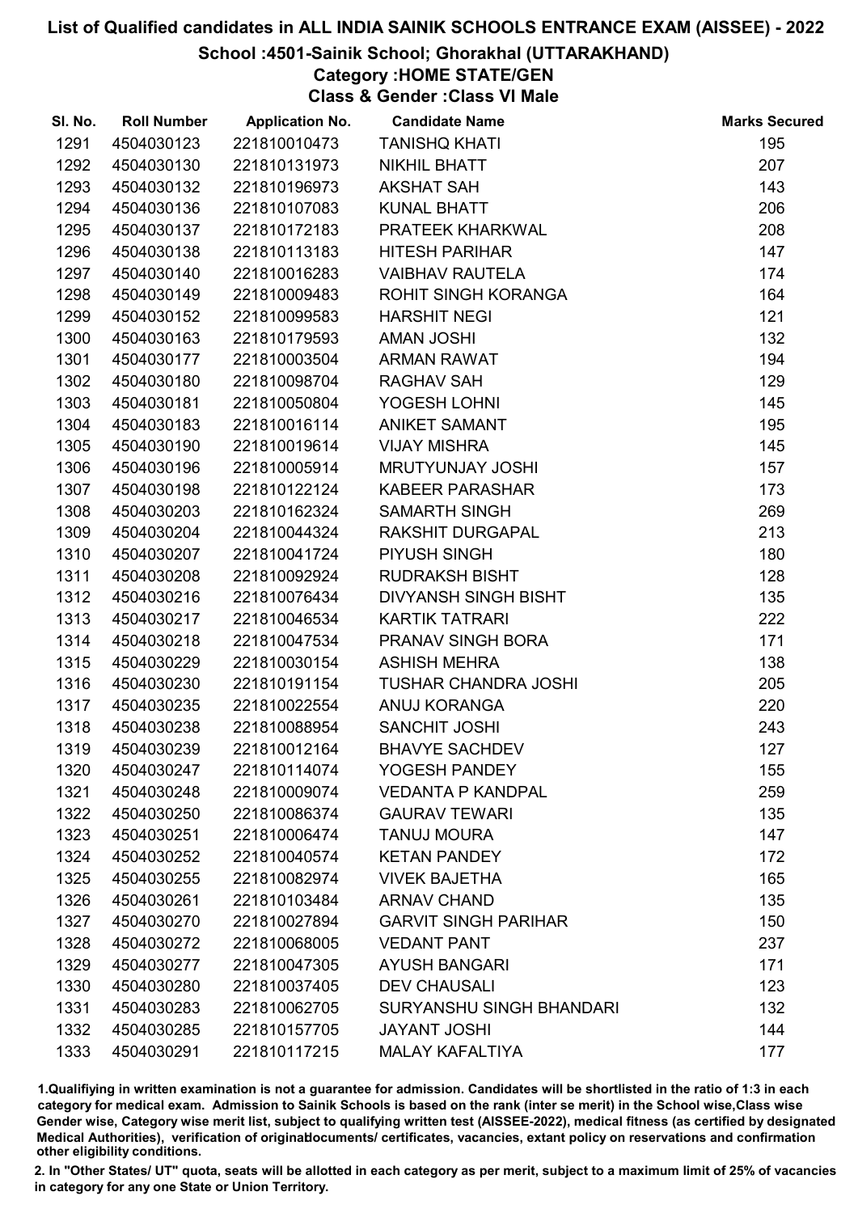# List of Qualified candidates in ALL INDIA SAINIK SCHOOLS ENTRANCE EXAM (AISSEE) - 2022

## School :4501-Sainik School; Ghorakhal (UTTARAKHAND)

### Category :HOME STATE/GEN

### Class & Gender :Class VI Male

| Sl. No. | Roll Number | Application No. | Candidate Name | Marks Secured |
|---|---|---|---|---|
| 1291 | 4504030123 | 221810010473 | TANISHQ KHATI | 195 |
| 1292 | 4504030130 | 221810131973 | NIKHIL BHATT | 207 |
| 1293 | 4504030132 | 221810196973 | AKSHAT SAH | 143 |
| 1294 | 4504030136 | 221810107083 | KUNAL BHATT | 206 |
| 1295 | 4504030137 | 221810172183 | PRATEEK KHARKWAL | 208 |
| 1296 | 4504030138 | 221810113183 | HITESH PARIHAR | 147 |
| 1297 | 4504030140 | 221810016283 | VAIBHAV RAUTELA | 174 |
| 1298 | 4504030149 | 221810009483 | ROHIT SINGH KORANGA | 164 |
| 1299 | 4504030152 | 221810099583 | HARSHIT NEGI | 121 |
| 1300 | 4504030163 | 221810179593 | AMAN JOSHI | 132 |
| 1301 | 4504030177 | 221810003504 | ARMAN RAWAT | 194 |
| 1302 | 4504030180 | 221810098704 | RAGHAV SAH | 129 |
| 1303 | 4504030181 | 221810050804 | YOGESH LOHNI | 145 |
| 1304 | 4504030183 | 221810016114 | ANIKET SAMANT | 195 |
| 1305 | 4504030190 | 221810019614 | VIJAY MISHRA | 145 |
| 1306 | 4504030196 | 221810005914 | MRUTYUNJAY JOSHI | 157 |
| 1307 | 4504030198 | 221810122124 | KABEER PARASHAR | 173 |
| 1308 | 4504030203 | 221810162324 | SAMARTH SINGH | 269 |
| 1309 | 4504030204 | 221810044324 | RAKSHIT DURGAPAL | 213 |
| 1310 | 4504030207 | 221810041724 | PIYUSH SINGH | 180 |
| 1311 | 4504030208 | 221810092924 | RUDRAKSH BISHT | 128 |
| 1312 | 4504030216 | 221810076434 | DIVYANSH SINGH BISHT | 135 |
| 1313 | 4504030217 | 221810046534 | KARTIK TATRARI | 222 |
| 1314 | 4504030218 | 221810047534 | PRANAV SINGH BORA | 171 |
| 1315 | 4504030229 | 221810030154 | ASHISH MEHRA | 138 |
| 1316 | 4504030230 | 221810191154 | TUSHAR CHANDRA JOSHI | 205 |
| 1317 | 4504030235 | 221810022554 | ANUJ KORANGA | 220 |
| 1318 | 4504030238 | 221810088954 | SANCHIT JOSHI | 243 |
| 1319 | 4504030239 | 221810012164 | BHAVYE SACHDEV | 127 |
| 1320 | 4504030247 | 221810114074 | YOGESH PANDEY | 155 |
| 1321 | 4504030248 | 221810009074 | VEDANTA P KANDPAL | 259 |
| 1322 | 4504030250 | 221810086374 | GAURAV TEWARI | 135 |
| 1323 | 4504030251 | 221810006474 | TANUJ MOURA | 147 |
| 1324 | 4504030252 | 221810040574 | KETAN PANDEY | 172 |
| 1325 | 4504030255 | 221810082974 | VIVEK BAJETHA | 165 |
| 1326 | 4504030261 | 221810103484 | ARNAV CHAND | 135 |
| 1327 | 4504030270 | 221810027894 | GARVIT SINGH PARIHAR | 150 |
| 1328 | 4504030272 | 221810068005 | VEDANT PANT | 237 |
| 1329 | 4504030277 | 221810047305 | AYUSH BANGARI | 171 |
| 1330 | 4504030280 | 221810037405 | DEV CHAUSALI | 123 |
| 1331 | 4504030283 | 221810062705 | SURYANSHU SINGH BHANDARI | 132 |
| 1332 | 4504030285 | 221810157705 | JAYANT JOSHI | 144 |
| 1333 | 4504030291 | 221810117215 | MALAY KAFALTIYA | 177 |

1.Qualifiying in written examination is not a guarantee for admission. Candidates will be shortlisted in the ratio of 1:3 in each category for medical exam. Admission to Sainik Schools is based on the rank (inter se merit) in the School wise,Class wise Gender wise, Category wise merit list, subject to qualifying written test (AISSEE-2022), medical fitness (as certified by designated Medical Authorities), verification of originaldocuments/ certificates, vacancies, extant policy on reservations and confirmation other eligibility conditions.

2. In "Other States/ UT" quota, seats will be allotted in each category as per merit, subject to a maximum limit of 25% of vacancies in category for any one State or Union Territory.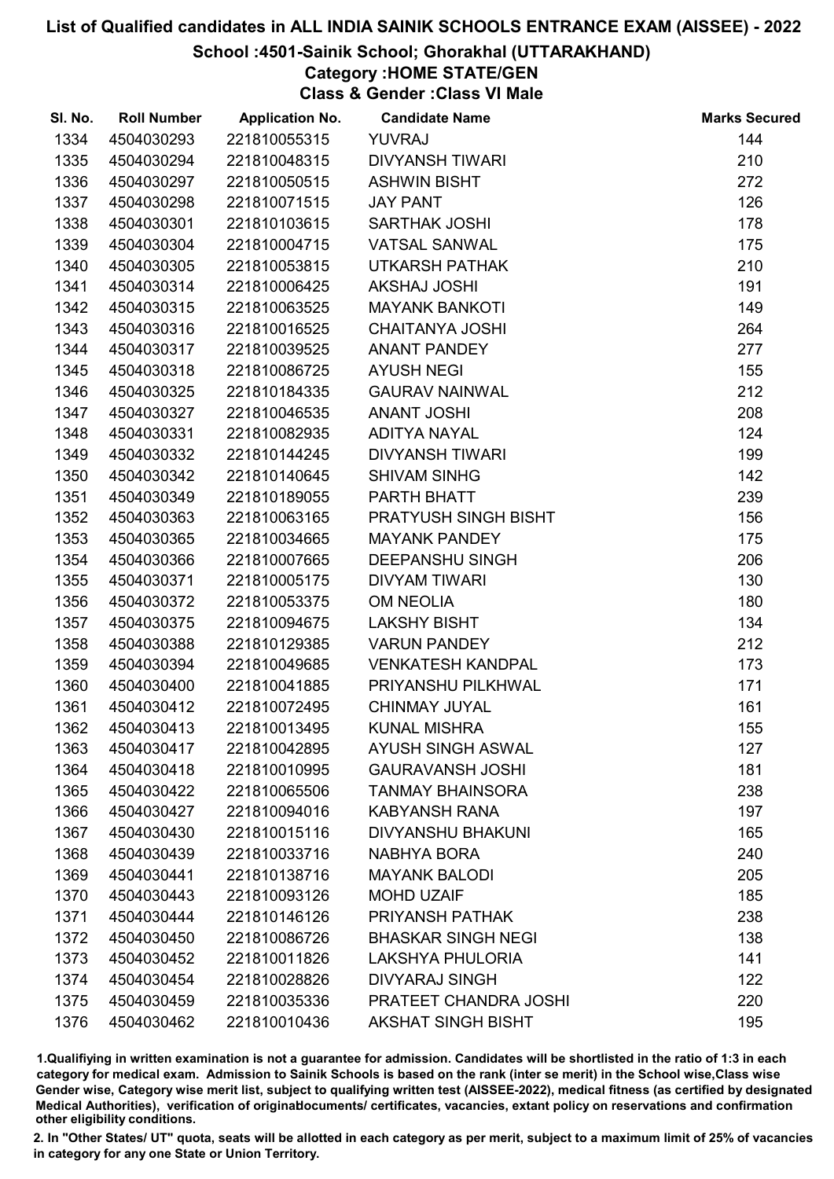# List of Qualified candidates in ALL INDIA SAINIK SCHOOLS ENTRANCE EXAM (AISSEE) - 2022

## School :4501-Sainik School; Ghorakhal (UTTARAKHAND)

### Category :HOME STATE/GEN

### Class & Gender :Class VI Male

| Sl. No. | Roll Number | Application No. | Candidate Name | Marks Secured |
|---|---|---|---|---|
| 1334 | 4504030293 | 221810055315 | YUVRAJ | 144 |
| 1335 | 4504030294 | 221810048315 | DIVYANSH TIWARI | 210 |
| 1336 | 4504030297 | 221810050515 | ASHWIN BISHT | 272 |
| 1337 | 4504030298 | 221810071515 | JAY PANT | 126 |
| 1338 | 4504030301 | 221810103615 | SARTHAK JOSHI | 178 |
| 1339 | 4504030304 | 221810004715 | VATSAL SANWAL | 175 |
| 1340 | 4504030305 | 221810053815 | UTKARSH PATHAK | 210 |
| 1341 | 4504030314 | 221810006425 | AKSHAJ JOSHI | 191 |
| 1342 | 4504030315 | 221810063525 | MAYANK BANKOTI | 149 |
| 1343 | 4504030316 | 221810016525 | CHAITANYA JOSHI | 264 |
| 1344 | 4504030317 | 221810039525 | ANANT PANDEY | 277 |
| 1345 | 4504030318 | 221810086725 | AYUSH NEGI | 155 |
| 1346 | 4504030325 | 221810184335 | GAURAV NAINWAL | 212 |
| 1347 | 4504030327 | 221810046535 | ANANT JOSHI | 208 |
| 1348 | 4504030331 | 221810082935 | ADITYA NAYAL | 124 |
| 1349 | 4504030332 | 221810144245 | DIVYANSH TIWARI | 199 |
| 1350 | 4504030342 | 221810140645 | SHIVAM SINHG | 142 |
| 1351 | 4504030349 | 221810189055 | PARTH BHATT | 239 |
| 1352 | 4504030363 | 221810063165 | PRATYUSH SINGH BISHT | 156 |
| 1353 | 4504030365 | 221810034665 | MAYANK PANDEY | 175 |
| 1354 | 4504030366 | 221810007665 | DEEPANSHU SINGH | 206 |
| 1355 | 4504030371 | 221810005175 | DIVYAM TIWARI | 130 |
| 1356 | 4504030372 | 221810053375 | OM NEOLIA | 180 |
| 1357 | 4504030375 | 221810094675 | LAKSHY BISHT | 134 |
| 1358 | 4504030388 | 221810129385 | VARUN PANDEY | 212 |
| 1359 | 4504030394 | 221810049685 | VENKATESH KANDPAL | 173 |
| 1360 | 4504030400 | 221810041885 | PRIYANSHU PILKHWAL | 171 |
| 1361 | 4504030412 | 221810072495 | CHINMAY JUYAL | 161 |
| 1362 | 4504030413 | 221810013495 | KUNAL MISHRA | 155 |
| 1363 | 4504030417 | 221810042895 | AYUSH SINGH ASWAL | 127 |
| 1364 | 4504030418 | 221810010995 | GAURAVANSH JOSHI | 181 |
| 1365 | 4504030422 | 221810065506 | TANMAY BHAINSORA | 238 |
| 1366 | 4504030427 | 221810094016 | KABYANSH RANA | 197 |
| 1367 | 4504030430 | 221810015116 | DIVYANSHU BHAKUNI | 165 |
| 1368 | 4504030439 | 221810033716 | NABHYA BORA | 240 |
| 1369 | 4504030441 | 221810138716 | MAYANK BALODI | 205 |
| 1370 | 4504030443 | 221810093126 | MOHD UZAIF | 185 |
| 1371 | 4504030444 | 221810146126 | PRIYANSH PATHAK | 238 |
| 1372 | 4504030450 | 221810086726 | BHASKAR SINGH NEGI | 138 |
| 1373 | 4504030452 | 221810011826 | LAKSHYA PHULORIA | 141 |
| 1374 | 4504030454 | 221810028826 | DIVYARAJ SINGH | 122 |
| 1375 | 4504030459 | 221810035336 | PRATEET CHANDRA JOSHI | 220 |
| 1376 | 4504030462 | 221810010436 | AKSHAT SINGH BISHT | 195 |

1.Qualifiying in written examination is not a guarantee for admission. Candidates will be shortlisted in the ratio of 1:3 in each category for medical exam. Admission to Sainik Schools is based on the rank (inter se merit) in the School wise,Class wise Gender wise, Category wise merit list, subject to qualifying written test (AISSEE-2022), medical fitness (as certified by designated Medical Authorities), verification of originaldocuments/ certificates, vacancies, extant policy on reservations and confirmation other eligibility conditions.

2. In "Other States/ UT" quota, seats will be allotted in each category as per merit, subject to a maximum limit of 25% of vacancies in category for any one State or Union Territory.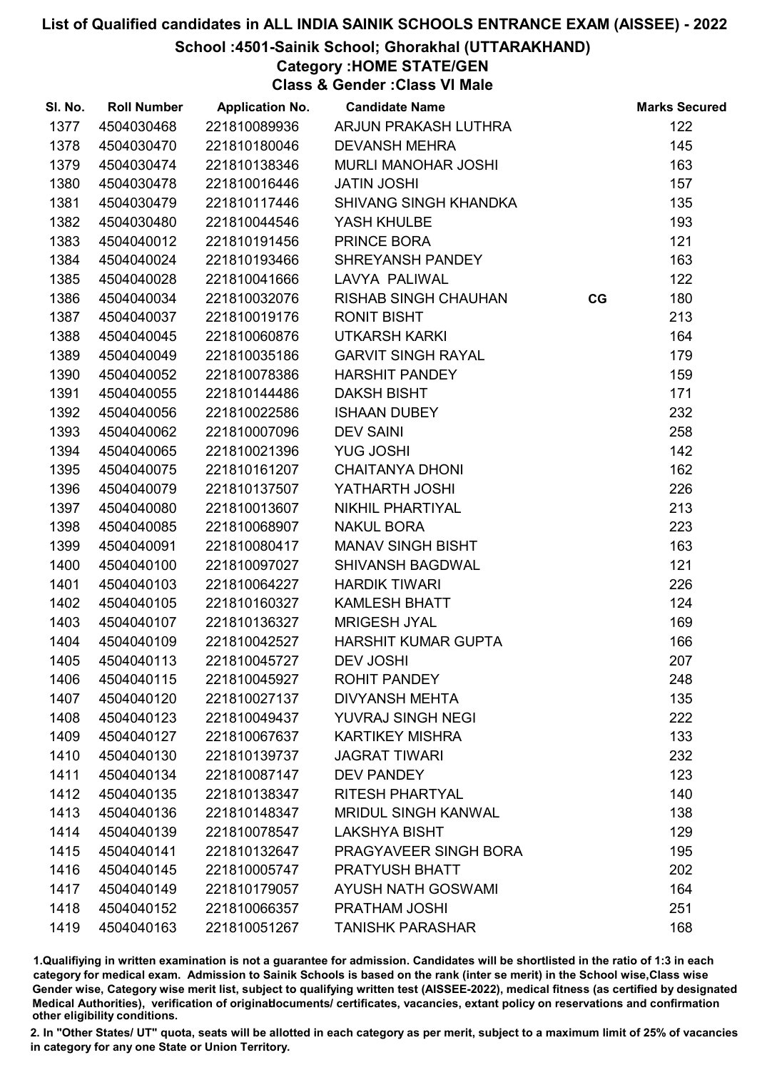# List of Qualified candidates in ALL INDIA SAINIK SCHOOLS ENTRANCE EXAM (AISSEE) - 2022

## School :4501-Sainik School; Ghorakhal (UTTARAKHAND)

### Category :HOME STATE/GEN

### Class & Gender :Class VI Male

| Sl. No. | Roll Number | Application No. | Candidate Name | | Marks Secured |
|---|---|---|---|---|---|
| 1377 | 4504030468 | 221810089936 | ARJUN PRAKASH LUTHRA | | 122 |
| 1378 | 4504030470 | 221810180046 | DEVANSH MEHRA | | 145 |
| 1379 | 4504030474 | 221810138346 | MURLI MANOHAR JOSHI | | 163 |
| 1380 | 4504030478 | 221810016446 | JATIN JOSHI | | 157 |
| 1381 | 4504030479 | 221810117446 | SHIVANG SINGH KHANDKA | | 135 |
| 1382 | 4504030480 | 221810044546 | YASH KHULBE | | 193 |
| 1383 | 4504040012 | 221810191456 | PRINCE BORA | | 121 |
| 1384 | 4504040024 | 221810193466 | SHREYANSH PANDEY | | 163 |
| 1385 | 4504040028 | 221810041666 | LAVYA PALIWAL | | 122 |
| 1386 | 4504040034 | 221810032076 | RISHAB SINGH CHAUHAN | CG | 180 |
| 1387 | 4504040037 | 221810019176 | RONIT BISHT | | 213 |
| 1388 | 4504040045 | 221810060876 | UTKARSH KARKI | | 164 |
| 1389 | 4504040049 | 221810035186 | GARVIT SINGH RAYAL | | 179 |
| 1390 | 4504040052 | 221810078386 | HARSHIT PANDEY | | 159 |
| 1391 | 4504040055 | 221810144486 | DAKSH BISHT | | 171 |
| 1392 | 4504040056 | 221810022586 | ISHAAN DUBEY | | 232 |
| 1393 | 4504040062 | 221810007096 | DEV SAINI | | 258 |
| 1394 | 4504040065 | 221810021396 | YUG JOSHI | | 142 |
| 1395 | 4504040075 | 221810161207 | CHAITANYA DHONI | | 162 |
| 1396 | 4504040079 | 221810137507 | YATHARTH JOSHI | | 226 |
| 1397 | 4504040080 | 221810013607 | NIKHIL PHARTIYAL | | 213 |
| 1398 | 4504040085 | 221810068907 | NAKUL BORA | | 223 |
| 1399 | 4504040091 | 221810080417 | MANAV SINGH BISHT | | 163 |
| 1400 | 4504040100 | 221810097027 | SHIVANSH BAGDWAL | | 121 |
| 1401 | 4504040103 | 221810064227 | HARDIK TIWARI | | 226 |
| 1402 | 4504040105 | 221810160327 | KAMLESH BHATT | | 124 |
| 1403 | 4504040107 | 221810136327 | MRIGESH JYAL | | 169 |
| 1404 | 4504040109 | 221810042527 | HARSHIT KUMAR GUPTA | | 166 |
| 1405 | 4504040113 | 221810045727 | DEV JOSHI | | 207 |
| 1406 | 4504040115 | 221810045927 | ROHIT PANDEY | | 248 |
| 1407 | 4504040120 | 221810027137 | DIVYANSH MEHTA | | 135 |
| 1408 | 4504040123 | 221810049437 | YUVRAJ SINGH NEGI | | 222 |
| 1409 | 4504040127 | 221810067637 | KARTIKEY MISHRA | | 133 |
| 1410 | 4504040130 | 221810139737 | JAGRAT TIWARI | | 232 |
| 1411 | 4504040134 | 221810087147 | DEV PANDEY | | 123 |
| 1412 | 4504040135 | 221810138347 | RITESH PHARTYAL | | 140 |
| 1413 | 4504040136 | 221810148347 | MRIDUL SINGH KANWAL | | 138 |
| 1414 | 4504040139 | 221810078547 | LAKSHYA BISHT | | 129 |
| 1415 | 4504040141 | 221810132647 | PRAGYAVEER SINGH BORA | | 195 |
| 1416 | 4504040145 | 221810005747 | PRATYUSH BHATT | | 202 |
| 1417 | 4504040149 | 221810179057 | AYUSH NATH GOSWAMI | | 164 |
| 1418 | 4504040152 | 221810066357 | PRATHAM JOSHI | | 251 |
| 1419 | 4504040163 | 221810051267 | TANISHK PARASHAR | | 168 |

1.Qualifiying in written examination is not a guarantee for admission. Candidates will be shortlisted in the ratio of 1:3 in each category for medical exam. Admission to Sainik Schools is based on the rank (inter se merit) in the School wise,Class wise Gender wise, Category wise merit list, subject to qualifying written test (AISSEE-2022), medical fitness (as certified by designated Medical Authorities), verification of originaldocuments/ certificates, vacancies, extant policy on reservations and confirmation other eligibility conditions.

2. In "Other States/ UT" quota, seats will be allotted in each category as per merit, subject to a maximum limit of 25% of vacancies in category for any one State or Union Territory.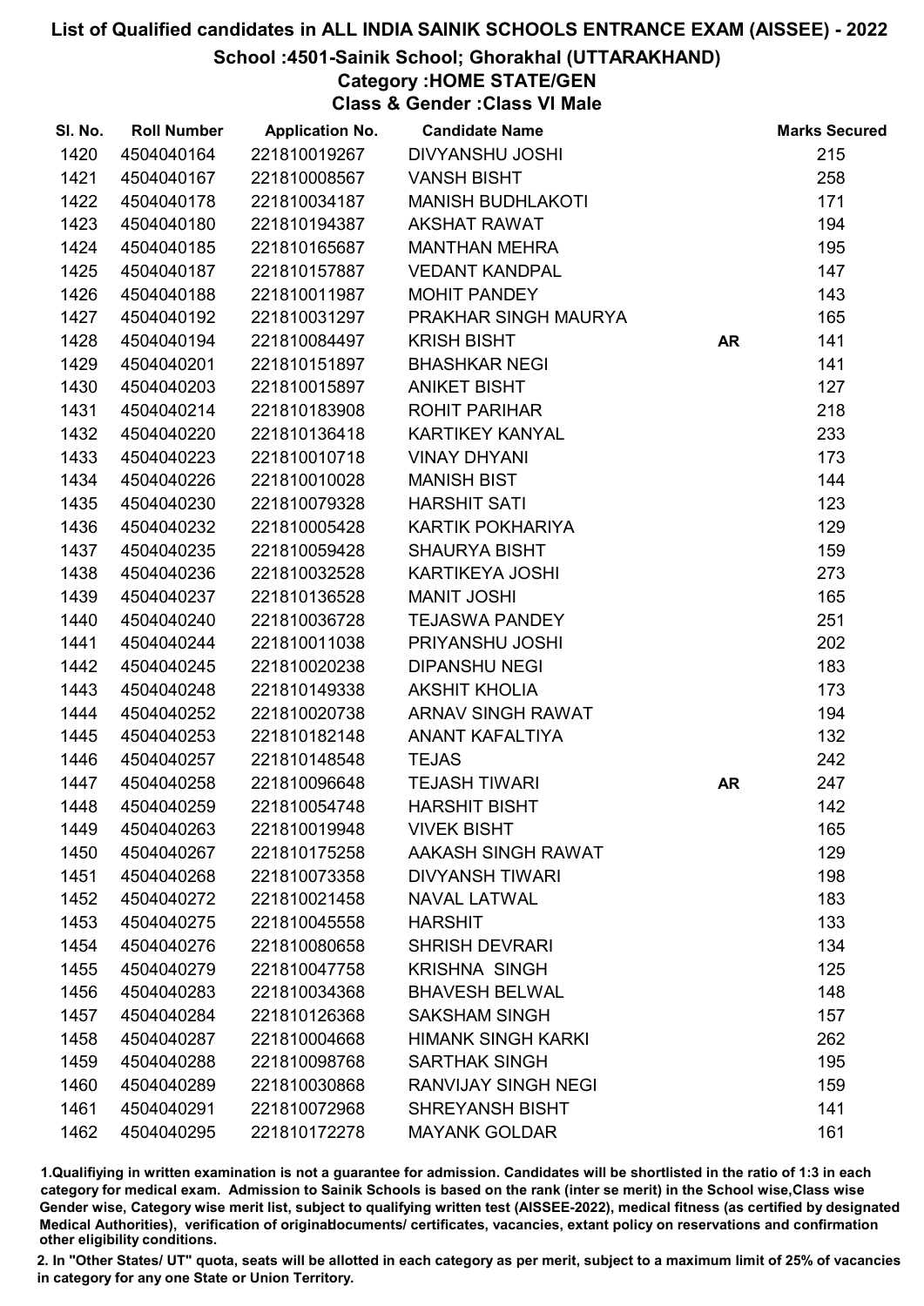# List of Qualified candidates in ALL INDIA SAINIK SCHOOLS ENTRANCE EXAM (AISSEE) - 2022

## School :4501-Sainik School; Ghorakhal (UTTARAKHAND)

### Category :HOME STATE/GEN

### Class & Gender :Class VI Male

| Sl. No. | Roll Number | Application No. | Candidate Name | | Marks Secured |
|---|---|---|---|---|---|
| 1420 | 4504040164 | 221810019267 | DIVYANSHU JOSHI | | 215 |
| 1421 | 4504040167 | 221810008567 | VANSH BISHT | | 258 |
| 1422 | 4504040178 | 221810034187 | MANISH BUDHLAKOTI | | 171 |
| 1423 | 4504040180 | 221810194387 | AKSHAT RAWAT | | 194 |
| 1424 | 4504040185 | 221810165687 | MANTHAN MEHRA | | 195 |
| 1425 | 4504040187 | 221810157887 | VEDANT KANDPAL | | 147 |
| 1426 | 4504040188 | 221810011987 | MOHIT PANDEY | | 143 |
| 1427 | 4504040192 | 221810031297 | PRAKHAR SINGH MAURYA | | 165 |
| 1428 | 4504040194 | 221810084497 | KRISH BISHT | AR | 141 |
| 1429 | 4504040201 | 221810151897 | BHASHKAR NEGI | | 141 |
| 1430 | 4504040203 | 221810015897 | ANIKET BISHT | | 127 |
| 1431 | 4504040214 | 221810183908 | ROHIT PARIHAR | | 218 |
| 1432 | 4504040220 | 221810136418 | KARTIKEY KANYAL | | 233 |
| 1433 | 4504040223 | 221810010718 | VINAY DHYANI | | 173 |
| 1434 | 4504040226 | 221810010028 | MANISH BIST | | 144 |
| 1435 | 4504040230 | 221810079328 | HARSHIT SATI | | 123 |
| 1436 | 4504040232 | 221810005428 | KARTIK POKHARIYA | | 129 |
| 1437 | 4504040235 | 221810059428 | SHAURYA BISHT | | 159 |
| 1438 | 4504040236 | 221810032528 | KARTIKEYA JOSHI | | 273 |
| 1439 | 4504040237 | 221810136528 | MANIT JOSHI | | 165 |
| 1440 | 4504040240 | 221810036728 | TEJASWA PANDEY | | 251 |
| 1441 | 4504040244 | 221810011038 | PRIYANSHU JOSHI | | 202 |
| 1442 | 4504040245 | 221810020238 | DIPANSHU NEGI | | 183 |
| 1443 | 4504040248 | 221810149338 | AKSHIT KHOLIA | | 173 |
| 1444 | 4504040252 | 221810020738 | ARNAV SINGH RAWAT | | 194 |
| 1445 | 4504040253 | 221810182148 | ANANT KAFALTIYA | | 132 |
| 1446 | 4504040257 | 221810148548 | TEJAS | | 242 |
| 1447 | 4504040258 | 221810096648 | TEJASH TIWARI | AR | 247 |
| 1448 | 4504040259 | 221810054748 | HARSHIT BISHT | | 142 |
| 1449 | 4504040263 | 221810019948 | VIVEK BISHT | | 165 |
| 1450 | 4504040267 | 221810175258 | AAKASH SINGH RAWAT | | 129 |
| 1451 | 4504040268 | 221810073358 | DIVYANSH TIWARI | | 198 |
| 1452 | 4504040272 | 221810021458 | NAVAL LATWAL | | 183 |
| 1453 | 4504040275 | 221810045558 | HARSHIT | | 133 |
| 1454 | 4504040276 | 221810080658 | SHRISH DEVRARI | | 134 |
| 1455 | 4504040279 | 221810047758 | KRISHNA SINGH | | 125 |
| 1456 | 4504040283 | 221810034368 | BHAVESH BELWAL | | 148 |
| 1457 | 4504040284 | 221810126368 | SAKSHAM SINGH | | 157 |
| 1458 | 4504040287 | 221810004668 | HIMANK SINGH KARKI | | 262 |
| 1459 | 4504040288 | 221810098768 | SARTHAK SINGH | | 195 |
| 1460 | 4504040289 | 221810030868 | RANVIJAY SINGH NEGI | | 159 |
| 1461 | 4504040291 | 221810072968 | SHREYANSH BISHT | | 141 |
| 1462 | 4504040295 | 221810172278 | MAYANK GOLDAR | | 161 |

1.Qualifiying in written examination is not a guarantee for admission. Candidates will be shortlisted in the ratio of 1:3 in each category for medical exam. Admission to Sainik Schools is based on the rank (inter se merit) in the School wise,Class wise Gender wise, Category wise merit list, subject to qualifying written test (AISSEE-2022), medical fitness (as certified by designated Medical Authorities), verification of originaldocuments/ certificates, vacancies, extant policy on reservations and confirmation other eligibility conditions.

2. In "Other States/ UT" quota, seats will be allotted in each category as per merit, subject to a maximum limit of 25% of vacancies in category for any one State or Union Territory.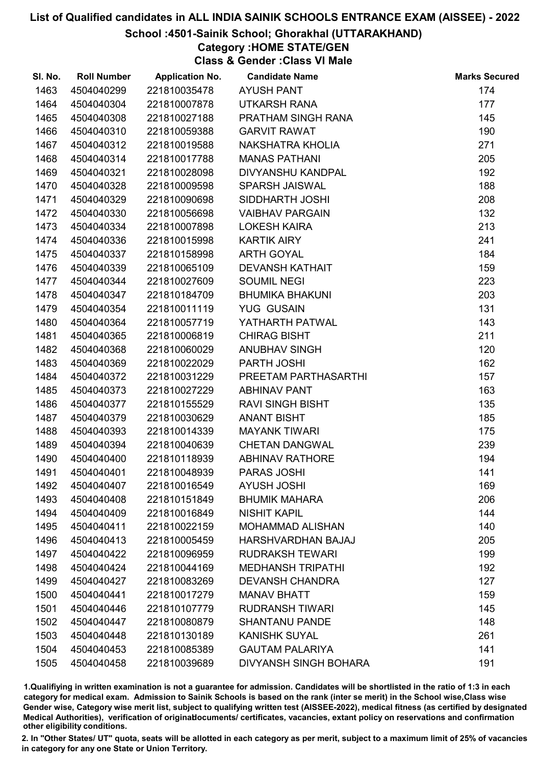# List of Qualified candidates in ALL INDIA SAINIK SCHOOLS ENTRANCE EXAM (AISSEE) - 2022

## School :4501-Sainik School; Ghorakhal (UTTARAKHAND)

### Category :HOME STATE/GEN

### Class & Gender :Class VI Male

| Sl. No. | Roll Number | Application No. | Candidate Name | Marks Secured |
|---|---|---|---|---|
| 1463 | 4504040299 | 221810035478 | AYUSH PANT | 174 |
| 1464 | 4504040304 | 221810007878 | UTKARSH RANA | 177 |
| 1465 | 4504040308 | 221810027188 | PRATHAM SINGH RANA | 145 |
| 1466 | 4504040310 | 221810059388 | GARVIT RAWAT | 190 |
| 1467 | 4504040312 | 221810019588 | NAKSHATRA KHOLIA | 271 |
| 1468 | 4504040314 | 221810017788 | MANAS PATHANI | 205 |
| 1469 | 4504040321 | 221810028098 | DIVYANSHU KANDPAL | 192 |
| 1470 | 4504040328 | 221810009598 | SPARSH JAISWAL | 188 |
| 1471 | 4504040329 | 221810090698 | SIDDHARTH JOSHI | 208 |
| 1472 | 4504040330 | 221810056698 | VAIBHAV PARGAIN | 132 |
| 1473 | 4504040334 | 221810007898 | LOKESH KAIRA | 213 |
| 1474 | 4504040336 | 221810015998 | KARTIK AIRY | 241 |
| 1475 | 4504040337 | 221810158998 | ARTH GOYAL | 184 |
| 1476 | 4504040339 | 221810065109 | DEVANSH KATHAIT | 159 |
| 1477 | 4504040344 | 221810027609 | SOUMIL NEGI | 223 |
| 1478 | 4504040347 | 221810184709 | BHUMIKA BHAKUNI | 203 |
| 1479 | 4504040354 | 221810011119 | YUG GUSAIN | 131 |
| 1480 | 4504040364 | 221810057719 | YATHARTH PATWAL | 143 |
| 1481 | 4504040365 | 221810006819 | CHIRAG BISHT | 211 |
| 1482 | 4504040368 | 221810060029 | ANUBHAV SINGH | 120 |
| 1483 | 4504040369 | 221810022029 | PARTH JOSHI | 162 |
| 1484 | 4504040372 | 221810031229 | PREETAM PARTHASARTHI | 157 |
| 1485 | 4504040373 | 221810027229 | ABHINAV PANT | 163 |
| 1486 | 4504040377 | 221810155529 | RAVI SINGH BISHT | 135 |
| 1487 | 4504040379 | 221810030629 | ANANT BISHT | 185 |
| 1488 | 4504040393 | 221810014339 | MAYANK TIWARI | 175 |
| 1489 | 4504040394 | 221810040639 | CHETAN DANGWAL | 239 |
| 1490 | 4504040400 | 221810118939 | ABHINAV RATHORE | 194 |
| 1491 | 4504040401 | 221810048939 | PARAS JOSHI | 141 |
| 1492 | 4504040407 | 221810016549 | AYUSH JOSHI | 169 |
| 1493 | 4504040408 | 221810151849 | BHUMIK MAHARA | 206 |
| 1494 | 4504040409 | 221810016849 | NISHIT KAPIL | 144 |
| 1495 | 4504040411 | 221810022159 | MOHAMMAD ALISHAN | 140 |
| 1496 | 4504040413 | 221810005459 | HARSHVARDHAN BAJAJ | 205 |
| 1497 | 4504040422 | 221810096959 | RUDRAKSH TEWARI | 199 |
| 1498 | 4504040424 | 221810044169 | MEDHANSH TRIPATHI | 192 |
| 1499 | 4504040427 | 221810083269 | DEVANSH CHANDRA | 127 |
| 1500 | 4504040441 | 221810017279 | MANAV BHATT | 159 |
| 1501 | 4504040446 | 221810107779 | RUDRANSH TIWARI | 145 |
| 1502 | 4504040447 | 221810080879 | SHANTANU PANDE | 148 |
| 1503 | 4504040448 | 221810130189 | KANISHK SUYAL | 261 |
| 1504 | 4504040453 | 221810085389 | GAUTAM PALARIYA | 141 |
| 1505 | 4504040458 | 221810039689 | DIVYANSH SINGH BOHARA | 191 |

1.Qualifiying in written examination is not a guarantee for admission. Candidates will be shortlisted in the ratio of 1:3 in each category for medical exam. Admission to Sainik Schools is based on the rank (inter se merit) in the School wise,Class wise Gender wise, Category wise merit list, subject to qualifying written test (AISSEE-2022), medical fitness (as certified by designated Medical Authorities), verification of originaldocuments/ certificates, vacancies, extant policy on reservations and confirmation other eligibility conditions.

2. In "Other States/ UT" quota, seats will be allotted in each category as per merit, subject to a maximum limit of 25% of vacancies in category for any one State or Union Territory.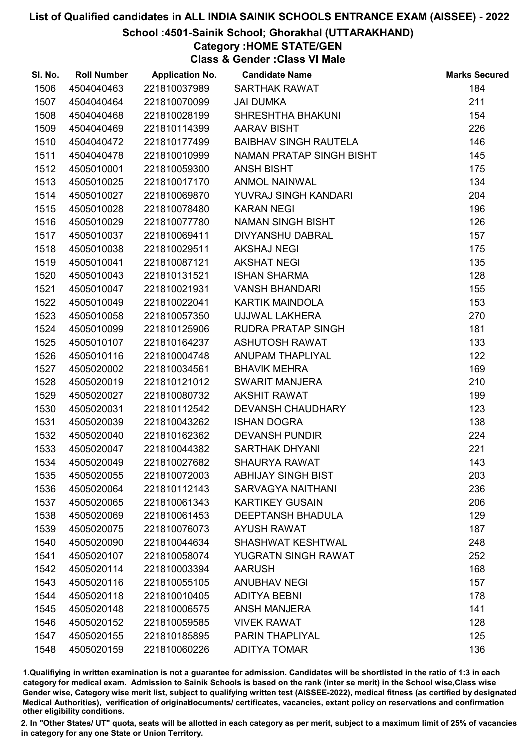# List of Qualified candidates in ALL INDIA SAINIK SCHOOLS ENTRANCE EXAM (AISSEE) - 2022

## School :4501-Sainik School; Ghorakhal (UTTARAKHAND)

### Category :HOME STATE/GEN

### Class & Gender :Class VI Male

| Sl. No. | Roll Number | Application No. | Candidate Name | Marks Secured |
|---|---|---|---|---|
| 1506 | 4504040463 | 221810037989 | SARTHAK RAWAT | 184 |
| 1507 | 4504040464 | 221810070099 | JAI DUMKA | 211 |
| 1508 | 4504040468 | 221810028199 | SHRESHTHA BHAKUNI | 154 |
| 1509 | 4504040469 | 221810114399 | AARAV BISHT | 226 |
| 1510 | 4504040472 | 221810177499 | BAIBHAV SINGH RAUTELA | 146 |
| 1511 | 4504040478 | 221810010999 | NAMAN PRATAP SINGH BISHT | 145 |
| 1512 | 4505010001 | 221810059300 | ANSH BISHT | 175 |
| 1513 | 4505010025 | 221810017170 | ANMOL NAINWAL | 134 |
| 1514 | 4505010027 | 221810069870 | YUVRAJ SINGH KANDARI | 204 |
| 1515 | 4505010028 | 221810078480 | KARAN NEGI | 196 |
| 1516 | 4505010029 | 221810077780 | NAMAN SINGH BISHT | 126 |
| 1517 | 4505010037 | 221810069411 | DIVYANSHU DABRAL | 157 |
| 1518 | 4505010038 | 221810029511 | AKSHAJ NEGI | 175 |
| 1519 | 4505010041 | 221810087121 | AKSHAT NEGI | 135 |
| 1520 | 4505010043 | 221810131521 | ISHAN SHARMA | 128 |
| 1521 | 4505010047 | 221810021931 | VANSH BHANDARI | 155 |
| 1522 | 4505010049 | 221810022041 | KARTIK MAINDOLA | 153 |
| 1523 | 4505010058 | 221810057350 | UJJWAL LAKHERA | 270 |
| 1524 | 4505010099 | 221810125906 | RUDRA PRATAP SINGH | 181 |
| 1525 | 4505010107 | 221810164237 | ASHUTOSH RAWAT | 133 |
| 1526 | 4505010116 | 221810004748 | ANUPAM THAPLIYAL | 122 |
| 1527 | 4505020002 | 221810034561 | BHAVIK MEHRA | 169 |
| 1528 | 4505020019 | 221810121012 | SWARIT MANJERA | 210 |
| 1529 | 4505020027 | 221810080732 | AKSHIT RAWAT | 199 |
| 1530 | 4505020031 | 221810112542 | DEVANSH CHAUDHARY | 123 |
| 1531 | 4505020039 | 221810043262 | ISHAN DOGRA | 138 |
| 1532 | 4505020040 | 221810162362 | DEVANSH PUNDIR | 224 |
| 1533 | 4505020047 | 221810044382 | SARTHAK DHYANI | 221 |
| 1534 | 4505020049 | 221810027682 | SHAURYA RAWAT | 143 |
| 1535 | 4505020055 | 221810072003 | ABHIJAY SINGH BIST | 203 |
| 1536 | 4505020064 | 221810112143 | SARVAGYA NAITHANI | 236 |
| 1537 | 4505020065 | 221810061343 | KARTIKEY GUSAIN | 206 |
| 1538 | 4505020069 | 221810061453 | DEEPTANSH BHADULA | 129 |
| 1539 | 4505020075 | 221810076073 | AYUSH RAWAT | 187 |
| 1540 | 4505020090 | 221810044634 | SHASHWAT KESHTWAL | 248 |
| 1541 | 4505020107 | 221810058074 | YUGRATN SINGH RAWAT | 252 |
| 1542 | 4505020114 | 221810003394 | AARUSH | 168 |
| 1543 | 4505020116 | 221810055105 | ANUBHAV NEGI | 157 |
| 1544 | 4505020118 | 221810010405 | ADITYA BEBNI | 178 |
| 1545 | 4505020148 | 221810006575 | ANSH MANJERA | 141 |
| 1546 | 4505020152 | 221810059585 | VIVEK RAWAT | 128 |
| 1547 | 4505020155 | 221810185895 | PARIN THAPLIYAL | 125 |
| 1548 | 4505020159 | 221810060226 | ADITYA TOMAR | 136 |

1.Qualifiying in written examination is not a guarantee for admission. Candidates will be shortlisted in the ratio of 1:3 in each category for medical exam. Admission to Sainik Schools is based on the rank (inter se merit) in the School wise,Class wise Gender wise, Category wise merit list, subject to qualifying written test (AISSEE-2022), medical fitness (as certified by designated Medical Authorities), verification of originaldocuments/ certificates, vacancies, extant policy on reservations and confirmation other eligibility conditions.

2. In "Other States/ UT" quota, seats will be allotted in each category as per merit, subject to a maximum limit of 25% of vacancies in category for any one State or Union Territory.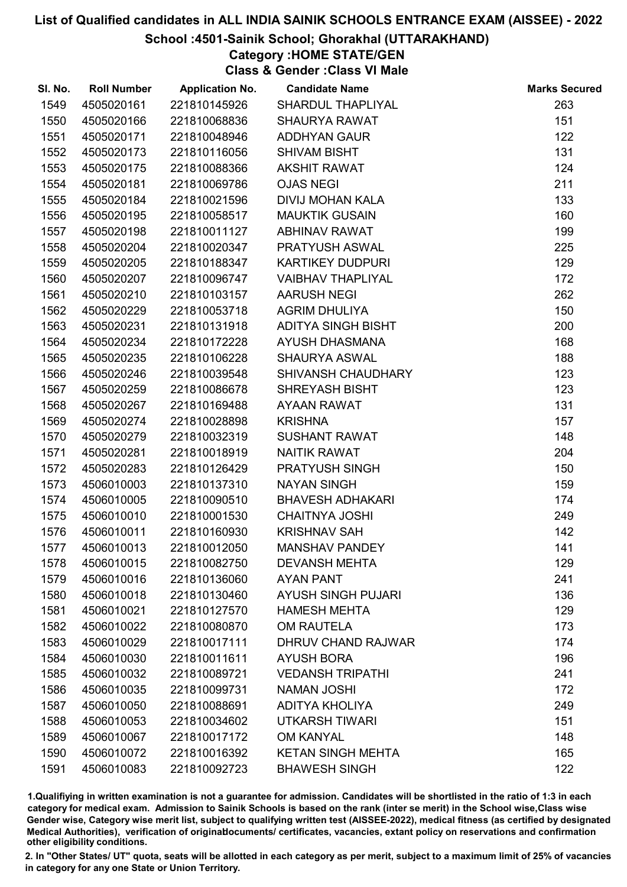# List of Qualified candidates in ALL INDIA SAINIK SCHOOLS ENTRANCE EXAM (AISSEE) - 2022

## School :4501-Sainik School; Ghorakhal (UTTARAKHAND)

### Category :HOME STATE/GEN

### Class & Gender :Class VI Male

| Sl. No. | Roll Number | Application No. | Candidate Name | Marks Secured |
|---|---|---|---|---|
| 1549 | 4505020161 | 221810145926 | SHARDUL THAPLIYAL | 263 |
| 1550 | 4505020166 | 221810068836 | SHAURYA RAWAT | 151 |
| 1551 | 4505020171 | 221810048946 | ADDHYAN GAUR | 122 |
| 1552 | 4505020173 | 221810116056 | SHIVAM BISHT | 131 |
| 1553 | 4505020175 | 221810088366 | AKSHIT RAWAT | 124 |
| 1554 | 4505020181 | 221810069786 | OJAS NEGI | 211 |
| 1555 | 4505020184 | 221810021596 | DIVIJ MOHAN KALA | 133 |
| 1556 | 4505020195 | 221810058517 | MAUKTIK GUSAIN | 160 |
| 1557 | 4505020198 | 221810011127 | ABHINAV RAWAT | 199 |
| 1558 | 4505020204 | 221810020347 | PRATYUSH ASWAL | 225 |
| 1559 | 4505020205 | 221810188347 | KARTIKEY DUDPURI | 129 |
| 1560 | 4505020207 | 221810096747 | VAIBHAV THAPLIYAL | 172 |
| 1561 | 4505020210 | 221810103157 | AARUSH NEGI | 262 |
| 1562 | 4505020229 | 221810053718 | AGRIM DHULIYA | 150 |
| 1563 | 4505020231 | 221810131918 | ADITYA SINGH BISHT | 200 |
| 1564 | 4505020234 | 221810172228 | AYUSH DHASMANA | 168 |
| 1565 | 4505020235 | 221810106228 | SHAURYA ASWAL | 188 |
| 1566 | 4505020246 | 221810039548 | SHIVANSH CHAUDHARY | 123 |
| 1567 | 4505020259 | 221810086678 | SHREYASH BISHT | 123 |
| 1568 | 4505020267 | 221810169488 | AYAAN RAWAT | 131 |
| 1569 | 4505020274 | 221810028898 | KRISHNA | 157 |
| 1570 | 4505020279 | 221810032319 | SUSHANT RAWAT | 148 |
| 1571 | 4505020281 | 221810018919 | NAITIK RAWAT | 204 |
| 1572 | 4505020283 | 221810126429 | PRATYUSH SINGH | 150 |
| 1573 | 4506010003 | 221810137310 | NAYAN SINGH | 159 |
| 1574 | 4506010005 | 221810090510 | BHAVESH ADHAKARI | 174 |
| 1575 | 4506010010 | 221810001530 | CHAITNYA JOSHI | 249 |
| 1576 | 4506010011 | 221810160930 | KRISHNAV SAH | 142 |
| 1577 | 4506010013 | 221810012050 | MANSHAV PANDEY | 141 |
| 1578 | 4506010015 | 221810082750 | DEVANSH MEHTA | 129 |
| 1579 | 4506010016 | 221810136060 | AYAN PANT | 241 |
| 1580 | 4506010018 | 221810130460 | AYUSH SINGH PUJARI | 136 |
| 1581 | 4506010021 | 221810127570 | HAMESH MEHTA | 129 |
| 1582 | 4506010022 | 221810080870 | OM RAUTELA | 173 |
| 1583 | 4506010029 | 221810017111 | DHRUV CHAND RAJWAR | 174 |
| 1584 | 4506010030 | 221810011611 | AYUSH BORA | 196 |
| 1585 | 4506010032 | 221810089721 | VEDANSH TRIPATHI | 241 |
| 1586 | 4506010035 | 221810099731 | NAMAN JOSHI | 172 |
| 1587 | 4506010050 | 221810088691 | ADITYA KHOLIYA | 249 |
| 1588 | 4506010053 | 221810034602 | UTKARSH TIWARI | 151 |
| 1589 | 4506010067 | 221810017172 | OM KANYAL | 148 |
| 1590 | 4506010072 | 221810016392 | KETAN SINGH MEHTA | 165 |
| 1591 | 4506010083 | 221810092723 | BHAWESH SINGH | 122 |

1.Qualifiying in written examination is not a guarantee for admission. Candidates will be shortlisted in the ratio of 1:3 in each category for medical exam. Admission to Sainik Schools is based on the rank (inter se merit) in the School wise,Class wise Gender wise, Category wise merit list, subject to qualifying written test (AISSEE-2022), medical fitness (as certified by designated Medical Authorities), verification of originaldocuments/ certificates, vacancies, extant policy on reservations and confirmation other eligibility conditions.

2. In "Other States/ UT" quota, seats will be allotted in each category as per merit, subject to a maximum limit of 25% of vacancies in category for any one State or Union Territory.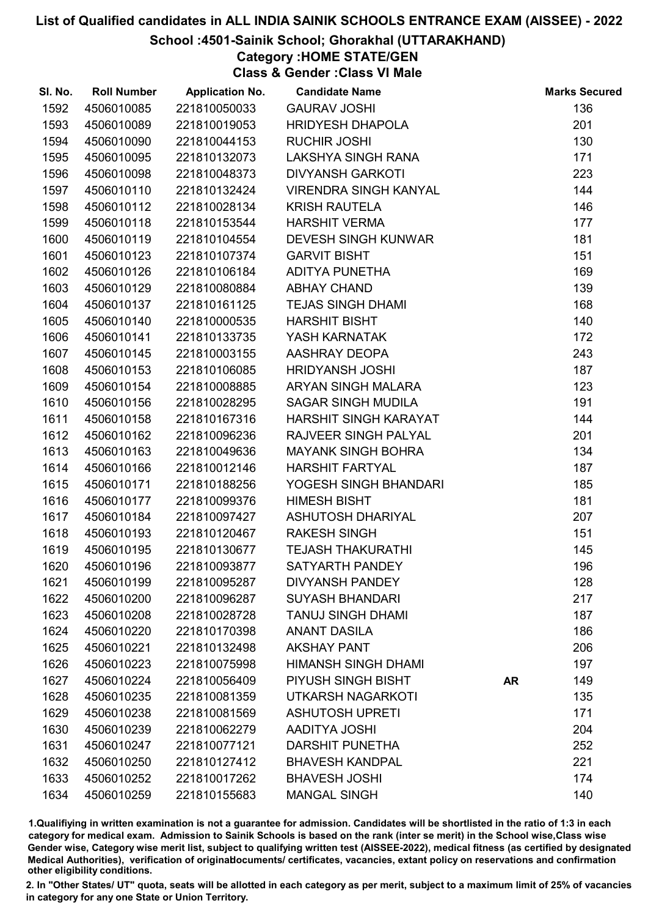# List of Qualified candidates in ALL INDIA SAINIK SCHOOLS ENTRANCE EXAM (AISSEE) - 2022

## School :4501-Sainik School; Ghorakhal (UTTARAKHAND)

### Category :HOME STATE/GEN

### Class & Gender :Class VI Male

| Sl. No. | Roll Number | Application No. | Candidate Name | | Marks Secured |
|---|---|---|---|---|---|
| 1592 | 4506010085 | 221810050033 | GAURAV JOSHI | | 136 |
| 1593 | 4506010089 | 221810019053 | HRIDYESH DHAPOLA | | 201 |
| 1594 | 4506010090 | 221810044153 | RUCHIR JOSHI | | 130 |
| 1595 | 4506010095 | 221810132073 | LAKSHYA SINGH RANA | | 171 |
| 1596 | 4506010098 | 221810048373 | DIVYANSH GARKOTI | | 223 |
| 1597 | 4506010110 | 221810132424 | VIRENDRA SINGH KANYAL | | 144 |
| 1598 | 4506010112 | 221810028134 | KRISH RAUTELA | | 146 |
| 1599 | 4506010118 | 221810153544 | HARSHIT VERMA | | 177 |
| 1600 | 4506010119 | 221810104554 | DEVESH SINGH KUNWAR | | 181 |
| 1601 | 4506010123 | 221810107374 | GARVIT BISHT | | 151 |
| 1602 | 4506010126 | 221810106184 | ADITYA PUNETHA | | 169 |
| 1603 | 4506010129 | 221810080884 | ABHAY CHAND | | 139 |
| 1604 | 4506010137 | 221810161125 | TEJAS SINGH DHAMI | | 168 |
| 1605 | 4506010140 | 221810000535 | HARSHIT BISHT | | 140 |
| 1606 | 4506010141 | 221810133735 | YASH KARNATAK | | 172 |
| 1607 | 4506010145 | 221810003155 | AASHRAY DEOPA | | 243 |
| 1608 | 4506010153 | 221810106085 | HRIDYANSH JOSHI | | 187 |
| 1609 | 4506010154 | 221810008885 | ARYAN SINGH MALARA | | 123 |
| 1610 | 4506010156 | 221810028295 | SAGAR SINGH MUDILA | | 191 |
| 1611 | 4506010158 | 221810167316 | HARSHIT SINGH KARAYAT | | 144 |
| 1612 | 4506010162 | 221810096236 | RAJVEER SINGH PALYAL | | 201 |
| 1613 | 4506010163 | 221810049636 | MAYANK SINGH BOHRA | | 134 |
| 1614 | 4506010166 | 221810012146 | HARSHIT FARTYAL | | 187 |
| 1615 | 4506010171 | 221810188256 | YOGESH SINGH BHANDARI | | 185 |
| 1616 | 4506010177 | 221810099376 | HIMESH BISHT | | 181 |
| 1617 | 4506010184 | 221810097427 | ASHUTOSH DHARIYAL | | 207 |
| 1618 | 4506010193 | 221810120467 | RAKESH SINGH | | 151 |
| 1619 | 4506010195 | 221810130677 | TEJASH THAKURATHI | | 145 |
| 1620 | 4506010196 | 221810093877 | SATYARTH PANDEY | | 196 |
| 1621 | 4506010199 | 221810095287 | DIVYANSH PANDEY | | 128 |
| 1622 | 4506010200 | 221810096287 | SUYASH BHANDARI | | 217 |
| 1623 | 4506010208 | 221810028728 | TANUJ SINGH DHAMI | | 187 |
| 1624 | 4506010220 | 221810170398 | ANANT DASILA | | 186 |
| 1625 | 4506010221 | 221810132498 | AKSHAY PANT | | 206 |
| 1626 | 4506010223 | 221810075998 | HIMANSH SINGH DHAMI | | 197 |
| 1627 | 4506010224 | 221810056409 | PIYUSH SINGH BISHT | **AR** | 149 |
| 1628 | 4506010235 | 221810081359 | UTKARSH NAGARKOTI | | 135 |
| 1629 | 4506010238 | 221810081569 | ASHUTOSH UPRETI | | 171 |
| 1630 | 4506010239 | 221810062279 | AADITYA JOSHI | | 204 |
| 1631 | 4506010247 | 221810077121 | DARSHIT PUNETHA | | 252 |
| 1632 | 4506010250 | 221810127412 | BHAVESH KANDPAL | | 221 |
| 1633 | 4506010252 | 221810017262 | BHAVESH JOSHI | | 174 |
| 1634 | 4506010259 | 221810155683 | MANGAL SINGH | | 140 |

1.Qualifiying in written examination is not a guarantee for admission. Candidates will be shortlisted in the ratio of 1:3 in each category for medical exam. Admission to Sainik Schools is based on the rank (inter se merit) in the School wise,Class wise Gender wise, Category wise merit list, subject to qualifying written test (AISSEE-2022), medical fitness (as certified by designated Medical Authorities), verification of originaldocuments/ certificates, vacancies, extant policy on reservations and confirmation other eligibility conditions.

2. In "Other States/ UT" quota, seats will be allotted in each category as per merit, subject to a maximum limit of 25% of vacancies in category for any one State or Union Territory.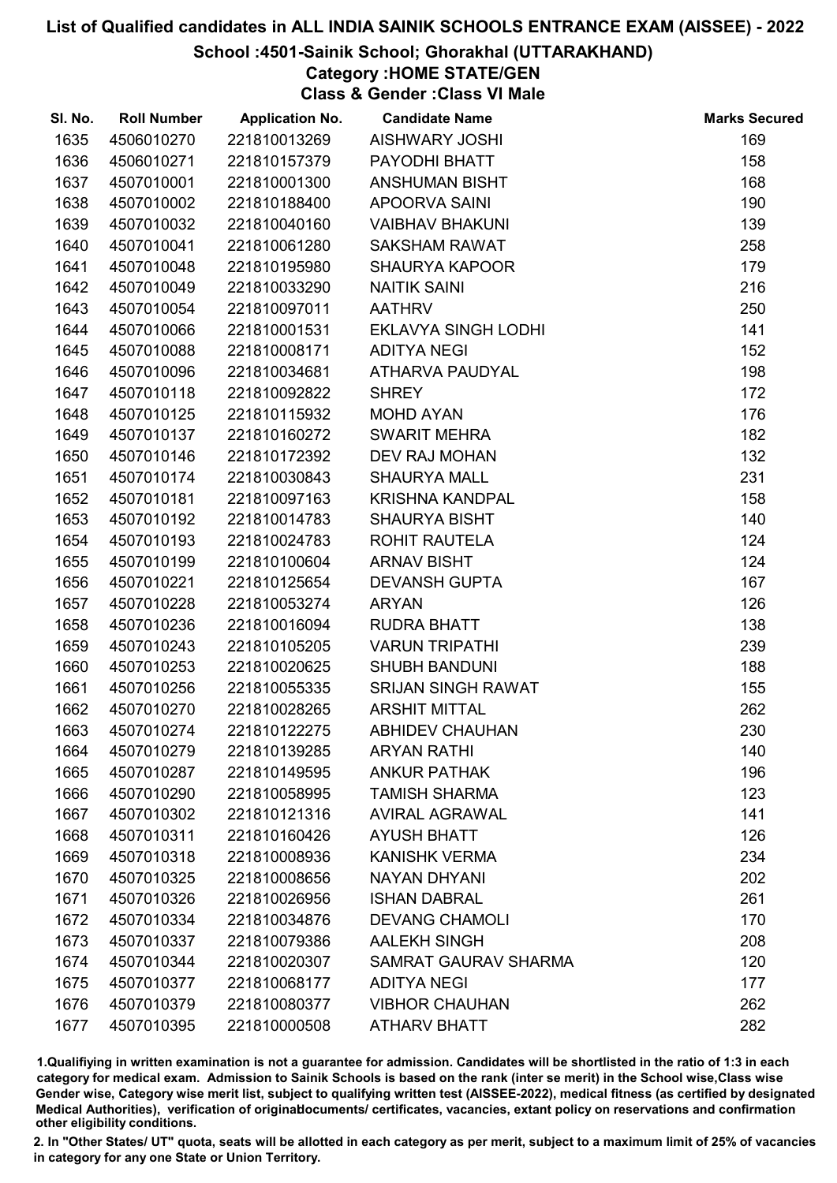# List of Qualified candidates in ALL INDIA SAINIK SCHOOLS ENTRANCE EXAM (AISSEE) - 2022

## School :4501-Sainik School; Ghorakhal (UTTARAKHAND)

### Category :HOME STATE/GEN

### Class & Gender :Class VI Male

| Sl. No. | Roll Number | Application No. | Candidate Name | Marks Secured |
|---|---|---|---|---|
| 1635 | 4506010270 | 221810013269 | AISHWARY JOSHI | 169 |
| 1636 | 4506010271 | 221810157379 | PAYODHI BHATT | 158 |
| 1637 | 4507010001 | 221810001300 | ANSHUMAN BISHT | 168 |
| 1638 | 4507010002 | 221810188400 | APOORVA SAINI | 190 |
| 1639 | 4507010032 | 221810040160 | VAIBHAV BHAKUNI | 139 |
| 1640 | 4507010041 | 221810061280 | SAKSHAM RAWAT | 258 |
| 1641 | 4507010048 | 221810195980 | SHAURYA KAPOOR | 179 |
| 1642 | 4507010049 | 221810033290 | NAITIK SAINI | 216 |
| 1643 | 4507010054 | 221810097011 | AATHRV | 250 |
| 1644 | 4507010066 | 221810001531 | EKLAVYA SINGH LODHI | 141 |
| 1645 | 4507010088 | 221810008171 | ADITYA NEGI | 152 |
| 1646 | 4507010096 | 221810034681 | ATHARVA PAUDYAL | 198 |
| 1647 | 4507010118 | 221810092822 | SHREY | 172 |
| 1648 | 4507010125 | 221810115932 | MOHD AYAN | 176 |
| 1649 | 4507010137 | 221810160272 | SWARIT MEHRA | 182 |
| 1650 | 4507010146 | 221810172392 | DEV RAJ MOHAN | 132 |
| 1651 | 4507010174 | 221810030843 | SHAURYA MALL | 231 |
| 1652 | 4507010181 | 221810097163 | KRISHNA KANDPAL | 158 |
| 1653 | 4507010192 | 221810014783 | SHAURYA BISHT | 140 |
| 1654 | 4507010193 | 221810024783 | ROHIT RAUTELA | 124 |
| 1655 | 4507010199 | 221810100604 | ARNAV BISHT | 124 |
| 1656 | 4507010221 | 221810125654 | DEVANSH GUPTA | 167 |
| 1657 | 4507010228 | 221810053274 | ARYAN | 126 |
| 1658 | 4507010236 | 221810016094 | RUDRA BHATT | 138 |
| 1659 | 4507010243 | 221810105205 | VARUN TRIPATHI | 239 |
| 1660 | 4507010253 | 221810020625 | SHUBH BANDUNI | 188 |
| 1661 | 4507010256 | 221810055335 | SRIJAN SINGH RAWAT | 155 |
| 1662 | 4507010270 | 221810028265 | ARSHIT MITTAL | 262 |
| 1663 | 4507010274 | 221810122275 | ABHIDEV CHAUHAN | 230 |
| 1664 | 4507010279 | 221810139285 | ARYAN RATHI | 140 |
| 1665 | 4507010287 | 221810149595 | ANKUR PATHAK | 196 |
| 1666 | 4507010290 | 221810058995 | TAMISH SHARMA | 123 |
| 1667 | 4507010302 | 221810121316 | AVIRAL AGRAWAL | 141 |
| 1668 | 4507010311 | 221810160426 | AYUSH BHATT | 126 |
| 1669 | 4507010318 | 221810008936 | KANISHK VERMA | 234 |
| 1670 | 4507010325 | 221810008656 | NAYAN DHYANI | 202 |
| 1671 | 4507010326 | 221810026956 | ISHAN DABRAL | 261 |
| 1672 | 4507010334 | 221810034876 | DEVANG CHAMOLI | 170 |
| 1673 | 4507010337 | 221810079386 | AALEKH SINGH | 208 |
| 1674 | 4507010344 | 221810020307 | SAMRAT GAURAV SHARMA | 120 |
| 1675 | 4507010377 | 221810068177 | ADITYA NEGI | 177 |
| 1676 | 4507010379 | 221810080377 | VIBHOR CHAUHAN | 262 |
| 1677 | 4507010395 | 221810000508 | ATHARV BHATT | 282 |

1.Qualifiying in written examination is not a guarantee for admission. Candidates will be shortlisted in the ratio of 1:3 in each category for medical exam. Admission to Sainik Schools is based on the rank (inter se merit) in the School wise,Class wise Gender wise, Category wise merit list, subject to qualifying written test (AISSEE-2022), medical fitness (as certified by designated Medical Authorities), verification of originaldocuments/ certificates, vacancies, extant policy on reservations and confirmation other eligibility conditions.

2. In "Other States/ UT" quota, seats will be allotted in each category as per merit, subject to a maximum limit of 25% of vacancies in category for any one State or Union Territory.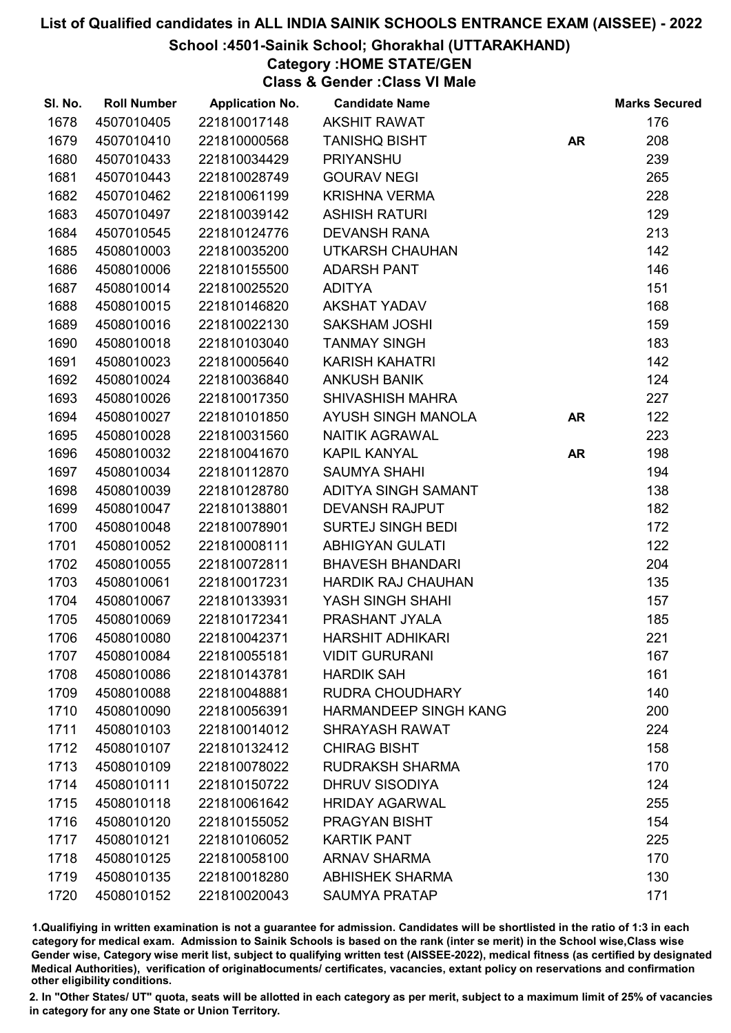# List of Qualified candidates in ALL INDIA SAINIK SCHOOLS ENTRANCE EXAM (AISSEE) - 2022

## School :4501-Sainik School; Ghorakhal (UTTARAKHAND)

### Category :HOME STATE/GEN

### Class & Gender :Class VI Male

| Sl. No. | Roll Number | Application No. | Candidate Name | | Marks Secured |
|---|---|---|---|---|---|
| 1678 | 4507010405 | 221810017148 | AKSHIT RAWAT | | 176 |
| 1679 | 4507010410 | 221810000568 | TANISHQ BISHT | AR | 208 |
| 1680 | 4507010433 | 221810034429 | PRIYANSHU | | 239 |
| 1681 | 4507010443 | 221810028749 | GOURAV NEGI | | 265 |
| 1682 | 4507010462 | 221810061199 | KRISHNA VERMA | | 228 |
| 1683 | 4507010497 | 221810039142 | ASHISH RATURI | | 129 |
| 1684 | 4507010545 | 221810124776 | DEVANSH RANA | | 213 |
| 1685 | 4508010003 | 221810035200 | UTKARSH CHAUHAN | | 142 |
| 1686 | 4508010006 | 221810155500 | ADARSH PANT | | 146 |
| 1687 | 4508010014 | 221810025520 | ADITYA | | 151 |
| 1688 | 4508010015 | 221810146820 | AKSHAT YADAV | | 168 |
| 1689 | 4508010016 | 221810022130 | SAKSHAM JOSHI | | 159 |
| 1690 | 4508010018 | 221810103040 | TANMAY SINGH | | 183 |
| 1691 | 4508010023 | 221810005640 | KARISH KAHATRI | | 142 |
| 1692 | 4508010024 | 221810036840 | ANKUSH BANIK | | 124 |
| 1693 | 4508010026 | 221810017350 | SHIVASHISH MAHRA | | 227 |
| 1694 | 4508010027 | 221810101850 | AYUSH SINGH MANOLA | AR | 122 |
| 1695 | 4508010028 | 221810031560 | NAITIK AGRAWAL | | 223 |
| 1696 | 4508010032 | 221810041670 | KAPIL KANYAL | AR | 198 |
| 1697 | 4508010034 | 221810112870 | SAUMYA SHAHI | | 194 |
| 1698 | 4508010039 | 221810128780 | ADITYA SINGH SAMANT | | 138 |
| 1699 | 4508010047 | 221810138801 | DEVANSH RAJPUT | | 182 |
| 1700 | 4508010048 | 221810078901 | SURTEJ SINGH BEDI | | 172 |
| 1701 | 4508010052 | 221810008111 | ABHIGYAN GULATI | | 122 |
| 1702 | 4508010055 | 221810072811 | BHAVESH BHANDARI | | 204 |
| 1703 | 4508010061 | 221810017231 | HARDIK RAJ CHAUHAN | | 135 |
| 1704 | 4508010067 | 221810133931 | YASH SINGH SHAHI | | 157 |
| 1705 | 4508010069 | 221810172341 | PRASHANT JYALA | | 185 |
| 1706 | 4508010080 | 221810042371 | HARSHIT ADHIKARI | | 221 |
| 1707 | 4508010084 | 221810055181 | VIDIT GURURANI | | 167 |
| 1708 | 4508010086 | 221810143781 | HARDIK SAH | | 161 |
| 1709 | 4508010088 | 221810048881 | RUDRA CHOUDHARY | | 140 |
| 1710 | 4508010090 | 221810056391 | HARMANDEEP SINGH KANG | | 200 |
| 1711 | 4508010103 | 221810014012 | SHRAYASH RAWAT | | 224 |
| 1712 | 4508010107 | 221810132412 | CHIRAG BISHT | | 158 |
| 1713 | 4508010109 | 221810078022 | RUDRAKSH SHARMA | | 170 |
| 1714 | 4508010111 | 221810150722 | DHRUV SISODIYA | | 124 |
| 1715 | 4508010118 | 221810061642 | HRIDAY AGARWAL | | 255 |
| 1716 | 4508010120 | 221810155052 | PRAGYAN BISHT | | 154 |
| 1717 | 4508010121 | 221810106052 | KARTIK PANT | | 225 |
| 1718 | 4508010125 | 221810058100 | ARNAV SHARMA | | 170 |
| 1719 | 4508010135 | 221810018280 | ABHISHEK SHARMA | | 130 |
| 1720 | 4508010152 | 221810020043 | SAUMYA PRATAP | | 171 |

1.Qualifiying in written examination is not a guarantee for admission. Candidates will be shortlisted in the ratio of 1:3 in each category for medical exam. Admission to Sainik Schools is based on the rank (inter se merit) in the School wise,Class wise Gender wise, Category wise merit list, subject to qualifying written test (AISSEE-2022), medical fitness (as certified by designated Medical Authorities), verification of originaldocuments/ certificates, vacancies, extant policy on reservations and confirmation other eligibility conditions.

2. In "Other States/ UT" quota, seats will be allotted in each category as per merit, subject to a maximum limit of 25% of vacancies in category for any one State or Union Territory.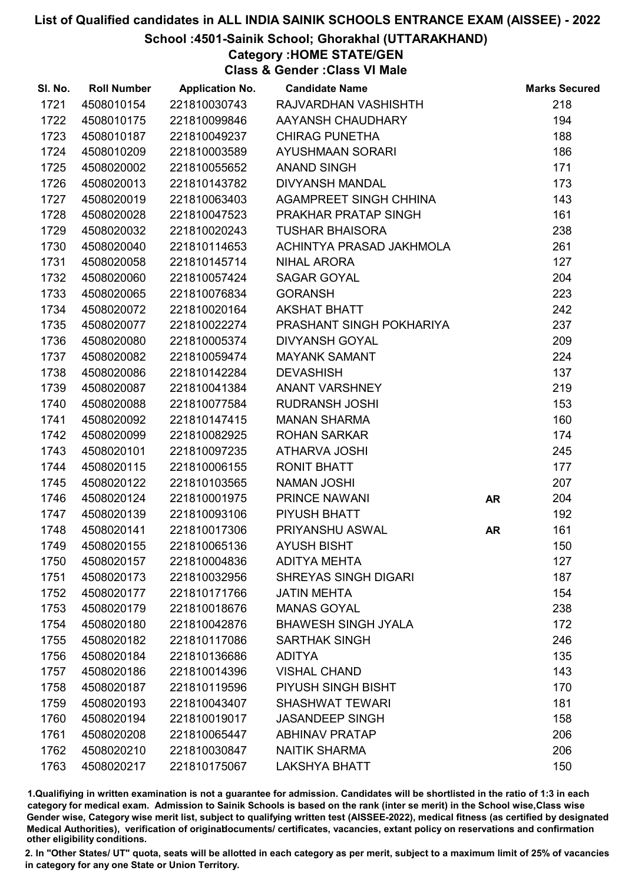# List of Qualified candidates in ALL INDIA SAINIK SCHOOLS ENTRANCE EXAM (AISSEE) - 2022

## School :4501-Sainik School; Ghorakhal (UTTARAKHAND)

### Category :HOME STATE/GEN

### Class & Gender :Class VI Male

| Sl. No. | Roll Number | Application No. | Candidate Name | | Marks Secured |
|---|---|---|---|---|---|
| 1721 | 4508010154 | 221810030743 | RAJVARDHAN VASHISHTH | | 218 |
| 1722 | 4508010175 | 221810099846 | AAYANSH CHAUDHARY | | 194 |
| 1723 | 4508010187 | 221810049237 | CHIRAG PUNETHA | | 188 |
| 1724 | 4508010209 | 221810003589 | AYUSHMAAN SORARI | | 186 |
| 1725 | 4508020002 | 221810055652 | ANAND SINGH | | 171 |
| 1726 | 4508020013 | 221810143782 | DIVYANSH MANDAL | | 173 |
| 1727 | 4508020019 | 221810063403 | AGAMPREET SINGH CHHINA | | 143 |
| 1728 | 4508020028 | 221810047523 | PRAKHAR PRATAP SINGH | | 161 |
| 1729 | 4508020032 | 221810020243 | TUSHAR BHAISORA | | 238 |
| 1730 | 4508020040 | 221810114653 | ACHINTYA PRASAD JAKHMOLA | | 261 |
| 1731 | 4508020058 | 221810145714 | NIHAL ARORA | | 127 |
| 1732 | 4508020060 | 221810057424 | SAGAR GOYAL | | 204 |
| 1733 | 4508020065 | 221810076834 | GORANSH | | 223 |
| 1734 | 4508020072 | 221810020164 | AKSHAT BHATT | | 242 |
| 1735 | 4508020077 | 221810022274 | PRASHANT SINGH POKHARIYA | | 237 |
| 1736 | 4508020080 | 221810005374 | DIVYANSH GOYAL | | 209 |
| 1737 | 4508020082 | 221810059474 | MAYANK SAMANT | | 224 |
| 1738 | 4508020086 | 221810142284 | DEVASHISH | | 137 |
| 1739 | 4508020087 | 221810041384 | ANANT VARSHNEY | | 219 |
| 1740 | 4508020088 | 221810077584 | RUDRANSH JOSHI | | 153 |
| 1741 | 4508020092 | 221810147415 | MANAN SHARMA | | 160 |
| 1742 | 4508020099 | 221810082925 | ROHAN SARKAR | | 174 |
| 1743 | 4508020101 | 221810097235 | ATHARVA JOSHI | | 245 |
| 1744 | 4508020115 | 221810006155 | RONIT BHATT | | 177 |
| 1745 | 4508020122 | 221810103565 | NAMAN JOSHI | | 207 |
| 1746 | 4508020124 | 221810001975 | PRINCE NAWANI | AR | 204 |
| 1747 | 4508020139 | 221810093106 | PIYUSH BHATT | | 192 |
| 1748 | 4508020141 | 221810017306 | PRIYANSHU ASWAL | AR | 161 |
| 1749 | 4508020155 | 221810065136 | AYUSH BISHT | | 150 |
| 1750 | 4508020157 | 221810004836 | ADITYA MEHTA | | 127 |
| 1751 | 4508020173 | 221810032956 | SHREYAS SINGH DIGARI | | 187 |
| 1752 | 4508020177 | 221810171766 | JATIN MEHTA | | 154 |
| 1753 | 4508020179 | 221810018676 | MANAS GOYAL | | 238 |
| 1754 | 4508020180 | 221810042876 | BHAWESH SINGH JYALA | | 172 |
| 1755 | 4508020182 | 221810117086 | SARTHAK SINGH | | 246 |
| 1756 | 4508020184 | 221810136686 | ADITYA | | 135 |
| 1757 | 4508020186 | 221810014396 | VISHAL CHAND | | 143 |
| 1758 | 4508020187 | 221810119596 | PIYUSH SINGH BISHT | | 170 |
| 1759 | 4508020193 | 221810043407 | SHASHWAT TEWARI | | 181 |
| 1760 | 4508020194 | 221810019017 | JASANDEEP SINGH | | 158 |
| 1761 | 4508020208 | 221810065447 | ABHINAV PRATAP | | 206 |
| 1762 | 4508020210 | 221810030847 | NAITIK SHARMA | | 206 |
| 1763 | 4508020217 | 221810175067 | LAKSHYA BHATT | | 150 |

1.Qualifiying in written examination is not a guarantee for admission. Candidates will be shortlisted in the ratio of 1:3 in each category for medical exam. Admission to Sainik Schools is based on the rank (inter se merit) in the School wise,Class wise Gender wise, Category wise merit list, subject to qualifying written test (AISSEE-2022), medical fitness (as certified by designated Medical Authorities), verification of originaldocuments/ certificates, vacancies, extant policy on reservations and confirmation other eligibility conditions.

2. In "Other States/ UT" quota, seats will be allotted in each category as per merit, subject to a maximum limit of 25% of vacancies in category for any one State or Union Territory.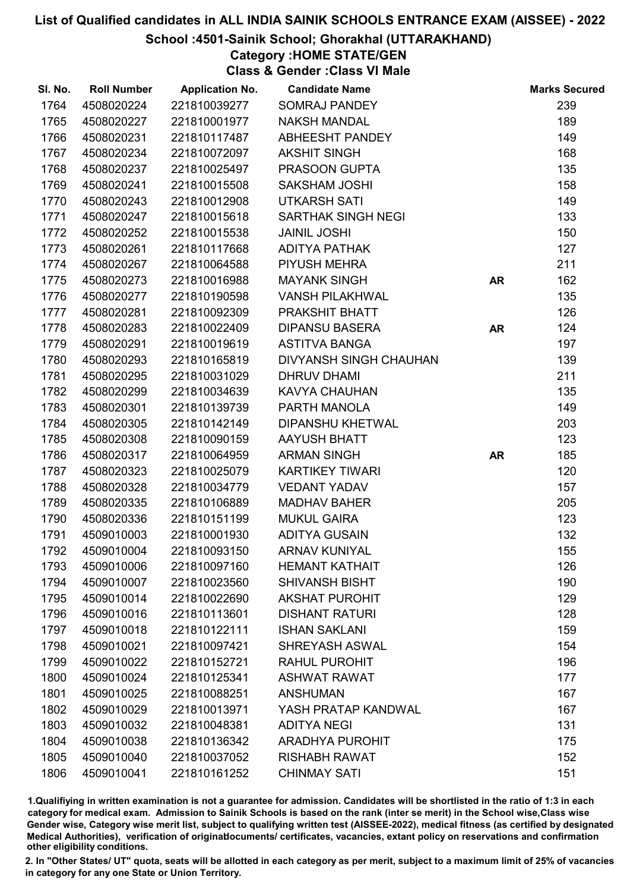# List of Qualified candidates in ALL INDIA SAINIK SCHOOLS ENTRANCE EXAM (AISSEE) - 2022

## School :4501-Sainik School; Ghorakhal (UTTARAKHAND)

### Category :HOME STATE/GEN

### Class & Gender :Class VI Male

| Sl. No. | Roll Number | Application No. | Candidate Name | | Marks Secured |
|---|---|---|---|---|---|
| 1764 | 4508020224 | 221810039277 | SOMRAJ PANDEY | | 239 |
| 1765 | 4508020227 | 221810001977 | NAKSH MANDAL | | 189 |
| 1766 | 4508020231 | 221810117487 | ABHEESHT PANDEY | | 149 |
| 1767 | 4508020234 | 221810072097 | AKSHIT SINGH | | 168 |
| 1768 | 4508020237 | 221810025497 | PRASOON GUPTA | | 135 |
| 1769 | 4508020241 | 221810015508 | SAKSHAM JOSHI | | 158 |
| 1770 | 4508020243 | 221810012908 | UTKARSH SATI | | 149 |
| 1771 | 4508020247 | 221810015618 | SARTHAK SINGH NEGI | | 133 |
| 1772 | 4508020252 | 221810015538 | JAINIL JOSHI | | 150 |
| 1773 | 4508020261 | 221810117668 | ADITYA PATHAK | | 127 |
| 1774 | 4508020267 | 221810064588 | PIYUSH MEHRA | | 211 |
| 1775 | 4508020273 | 221810016988 | MAYANK SINGH | **AR** | 162 |
| 1776 | 4508020277 | 221810190598 | VANSH PILAKHWAL | | 135 |
| 1777 | 4508020281 | 221810092309 | PRAKSHIT BHATT | | 126 |
| 1778 | 4508020283 | 221810022409 | DIPANSU BASERA | **AR** | 124 |
| 1779 | 4508020291 | 221810019619 | ASTITVA BANGA | | 197 |
| 1780 | 4508020293 | 221810165819 | DIVYANSH SINGH CHAUHAN | | 139 |
| 1781 | 4508020295 | 221810031029 | DHRUV DHAMI | | 211 |
| 1782 | 4508020299 | 221810034639 | KAVYA CHAUHAN | | 135 |
| 1783 | 4508020301 | 221810139739 | PARTH MANOLA | | 149 |
| 1784 | 4508020305 | 221810142149 | DIPANSHU KHETWAL | | 203 |
| 1785 | 4508020308 | 221810090159 | AAYUSH BHATT | | 123 |
| 1786 | 4508020317 | 221810064959 | ARMAN SINGH | **AR** | 185 |
| 1787 | 4508020323 | 221810025079 | KARTIKEY TIWARI | | 120 |
| 1788 | 4508020328 | 221810034779 | VEDANT YADAV | | 157 |
| 1789 | 4508020335 | 221810106889 | MADHAV BAHER | | 205 |
| 1790 | 4508020336 | 221810151199 | MUKUL GAIRA | | 123 |
| 1791 | 4509010003 | 221810001930 | ADITYA GUSAIN | | 132 |
| 1792 | 4509010004 | 221810093150 | ARNAV KUNIYAL | | 155 |
| 1793 | 4509010006 | 221810097160 | HEMANT KATHAIT | | 126 |
| 1794 | 4509010007 | 221810023560 | SHIVANSH BISHT | | 190 |
| 1795 | 4509010014 | 221810022690 | AKSHAT PUROHIT | | 129 |
| 1796 | 4509010016 | 221810113601 | DISHANT RATURI | | 128 |
| 1797 | 4509010018 | 221810122111 | ISHAN SAKLANI | | 159 |
| 1798 | 4509010021 | 221810097421 | SHREYASH ASWAL | | 154 |
| 1799 | 4509010022 | 221810152721 | RAHUL PUROHIT | | 196 |
| 1800 | 4509010024 | 221810125341 | ASHWAT RAWAT | | 177 |
| 1801 | 4509010025 | 221810088251 | ANSHUMAN | | 167 |
| 1802 | 4509010029 | 221810013971 | YASH PRATAP KANDWAL | | 167 |
| 1803 | 4509010032 | 221810048381 | ADITYA NEGI | | 131 |
| 1804 | 4509010038 | 221810136342 | ARADHYA PUROHIT | | 175 |
| 1805 | 4509010040 | 221810037052 | RISHABH RAWAT | | 152 |
| 1806 | 4509010041 | 221810161252 | CHINMAY SATI | | 151 |

1.Qualifiying in written examination is not a guarantee for admission. Candidates will be shortlisted in the ratio of 1:3 in each category for medical exam. Admission to Sainik Schools is based on the rank (inter se merit) in the School wise,Class wise Gender wise, Category wise merit list, subject to qualifying written test (AISSEE-2022), medical fitness (as certified by designated Medical Authorities), verification of originaldocuments/ certificates, vacancies, extant policy on reservations and confirmation other eligibility conditions.

2. In "Other States/ UT" quota, seats will be allotted in each category as per merit, subject to a maximum limit of 25% of vacancies in category for any one State or Union Territory.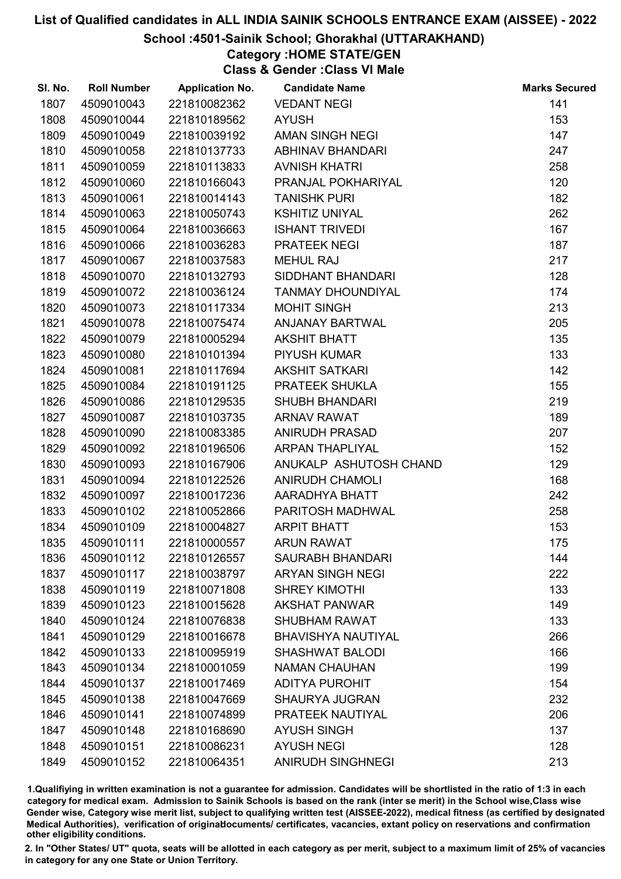# List of Qualified candidates in ALL INDIA SAINIK SCHOOLS ENTRANCE EXAM (AISSEE) - 2022

## School :4501-Sainik School; Ghorakhal (UTTARAKHAND)

### Category :HOME STATE/GEN

### Class & Gender :Class VI Male

| Sl. No. | Roll Number | Application No. | Candidate Name | Marks Secured |
|---|---|---|---|---|
| 1807 | 4509010043 | 221810082362 | VEDANT NEGI | 141 |
| 1808 | 4509010044 | 221810189562 | AYUSH | 153 |
| 1809 | 4509010049 | 221810039192 | AMAN SINGH NEGI | 147 |
| 1810 | 4509010058 | 221810137733 | ABHINAV BHANDARI | 247 |
| 1811 | 4509010059 | 221810113833 | AVNISH KHATRI | 258 |
| 1812 | 4509010060 | 221810166043 | PRANJAL POKHARIYAL | 120 |
| 1813 | 4509010061 | 221810014143 | TANISHK PURI | 182 |
| 1814 | 4509010063 | 221810050743 | KSHITIZ UNIYAL | 262 |
| 1815 | 4509010064 | 221810036663 | ISHANT TRIVEDI | 167 |
| 1816 | 4509010066 | 221810036283 | PRATEEK NEGI | 187 |
| 1817 | 4509010067 | 221810037583 | MEHUL RAJ | 217 |
| 1818 | 4509010070 | 221810132793 | SIDDHANT BHANDARI | 128 |
| 1819 | 4509010072 | 221810036124 | TANMAY DHOUNDIYAL | 174 |
| 1820 | 4509010073 | 221810117334 | MOHIT SINGH | 213 |
| 1821 | 4509010078 | 221810075474 | ANJANAY BARTWAL | 205 |
| 1822 | 4509010079 | 221810005294 | AKSHIT BHATT | 135 |
| 1823 | 4509010080 | 221810101394 | PIYUSH KUMAR | 133 |
| 1824 | 4509010081 | 221810117694 | AKSHIT SATKARI | 142 |
| 1825 | 4509010084 | 221810191125 | PRATEEK SHUKLA | 155 |
| 1826 | 4509010086 | 221810129535 | SHUBH BHANDARI | 219 |
| 1827 | 4509010087 | 221810103735 | ARNAV RAWAT | 189 |
| 1828 | 4509010090 | 221810083385 | ANIRUDH PRASAD | 207 |
| 1829 | 4509010092 | 221810196506 | ARPAN THAPLIYAL | 152 |
| 1830 | 4509010093 | 221810167906 | ANUKALP ASHUTOSH CHAND | 129 |
| 1831 | 4509010094 | 221810122526 | ANIRUDH CHAMOLI | 168 |
| 1832 | 4509010097 | 221810017236 | AARADHYA BHATT | 242 |
| 1833 | 4509010102 | 221810052866 | PARITOSH MADHWAL | 258 |
| 1834 | 4509010109 | 221810004827 | ARPIT BHATT | 153 |
| 1835 | 4509010111 | 221810000557 | ARUN RAWAT | 175 |
| 1836 | 4509010112 | 221810126557 | SAURABH BHANDARI | 144 |
| 1837 | 4509010117 | 221810038797 | ARYAN SINGH NEGI | 222 |
| 1838 | 4509010119 | 221810071808 | SHREY KIMOTHI | 133 |
| 1839 | 4509010123 | 221810015628 | AKSHAT PANWAR | 149 |
| 1840 | 4509010124 | 221810076838 | SHUBHAM RAWAT | 133 |
| 1841 | 4509010129 | 221810016678 | BHAVISHYA NAUTIYAL | 266 |
| 1842 | 4509010133 | 221810095919 | SHASHWAT BALODI | 166 |
| 1843 | 4509010134 | 221810001059 | NAMAN CHAUHAN | 199 |
| 1844 | 4509010137 | 221810017469 | ADITYA PUROHIT | 154 |
| 1845 | 4509010138 | 221810047669 | SHAURYA JUGRAN | 232 |
| 1846 | 4509010141 | 221810074899 | PRATEEK NAUTIYAL | 206 |
| 1847 | 4509010148 | 221810168690 | AYUSH SINGH | 137 |
| 1848 | 4509010151 | 221810086231 | AYUSH NEGI | 128 |
| 1849 | 4509010152 | 221810064351 | ANIRUDH SINGHNEGI | 213 |

1.Qualifiying in written examination is not a guarantee for admission. Candidates will be shortlisted in the ratio of 1:3 in each category for medical exam. Admission to Sainik Schools is based on the rank (inter se merit) in the School wise,Class wise Gender wise, Category wise merit list, subject to qualifying written test (AISSEE-2022), medical fitness (as certified by designated Medical Authorities), verification of originaldocuments/ certificates, vacancies, extant policy on reservations and confirmation other eligibility conditions.

2. In "Other States/ UT" quota, seats will be allotted in each category as per merit, subject to a maximum limit of 25% of vacancies in category for any one State or Union Territory.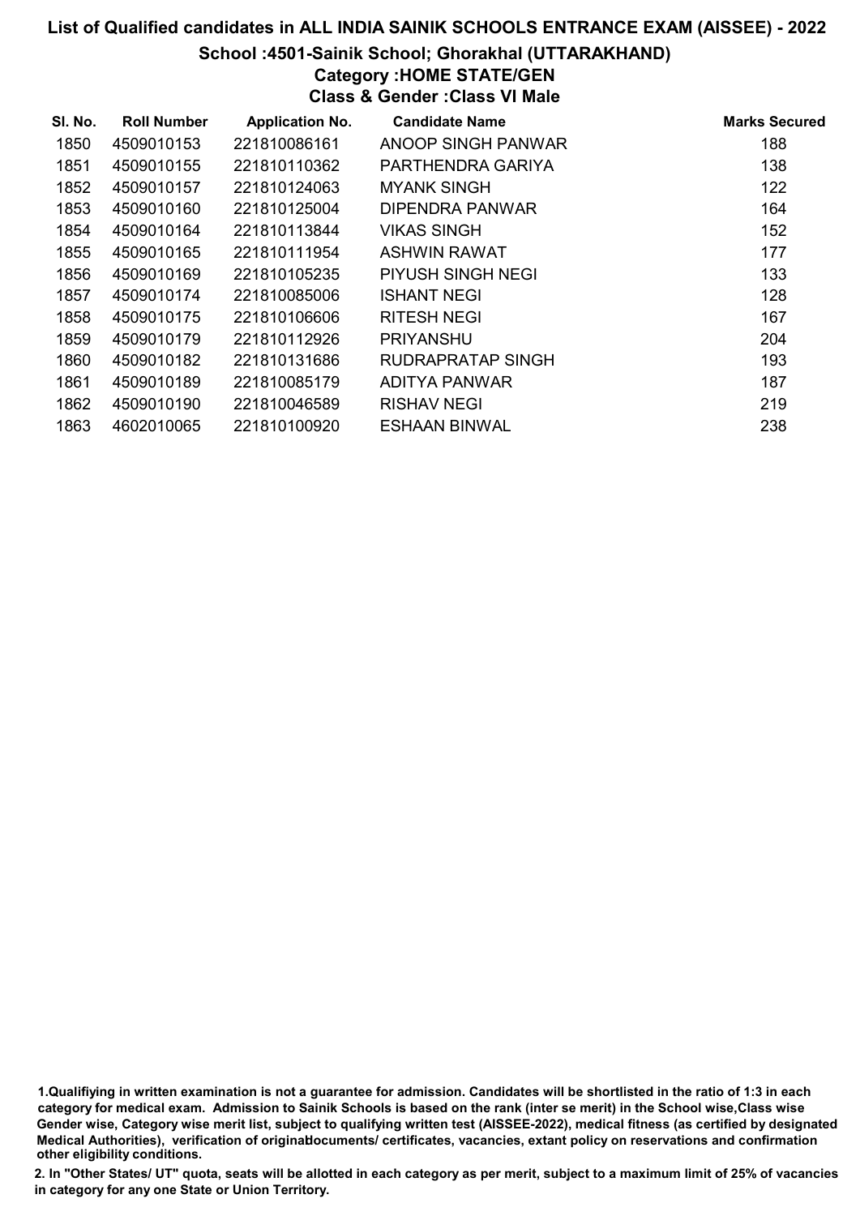# List of Qualified candidates in ALL INDIA SAINIK SCHOOLS ENTRANCE EXAM (AISSEE) - 2022

## School :4501-Sainik School; Ghorakhal (UTTARAKHAND)

### Category :HOME STATE/GEN

### Class & Gender :Class VI Male

| Sl. No. | Roll Number | Application No. | Candidate Name | Marks Secured |
|---|---|---|---|---|
| 1850 | 4509010153 | 221810086161 | ANOOP SINGH PANWAR | 188 |
| 1851 | 4509010155 | 221810110362 | PARTHENDRA GARIYA | 138 |
| 1852 | 4509010157 | 221810124063 | MYANK SINGH | 122 |
| 1853 | 4509010160 | 221810125004 | DIPENDRA PANWAR | 164 |
| 1854 | 4509010164 | 221810113844 | VIKAS SINGH | 152 |
| 1855 | 4509010165 | 221810111954 | ASHWIN RAWAT | 177 |
| 1856 | 4509010169 | 221810105235 | PIYUSH SINGH NEGI | 133 |
| 1857 | 4509010174 | 221810085006 | ISHANT NEGI | 128 |
| 1858 | 4509010175 | 221810106606 | RITESH NEGI | 167 |
| 1859 | 4509010179 | 221810112926 | PRIYANSHU | 204 |
| 1860 | 4509010182 | 221810131686 | RUDRAPRATAP SINGH | 193 |
| 1861 | 4509010189 | 221810085179 | ADITYA PANWAR | 187 |
| 1862 | 4509010190 | 221810046589 | RISHAV NEGI | 219 |
| 1863 | 4602010065 | 221810100920 | ESHAAN BINWAL | 238 |

1.Qualifiying in written examination is not a guarantee for admission. Candidates will be shortlisted in the ratio of 1:3 in each category for medical exam. Admission to Sainik Schools is based on the rank (inter se merit) in the School wise,Class wise Gender wise, Category wise merit list, subject to qualifying written test (AISSEE-2022), medical fitness (as certified by designated Medical Authorities), verification of originaldocuments/ certificates, vacancies, extant policy on reservations and confirmation other eligibility conditions.

2. In "Other States/ UT" quota, seats will be allotted in each category as per merit, subject to a maximum limit of 25% of vacancies in category for any one State or Union Territory.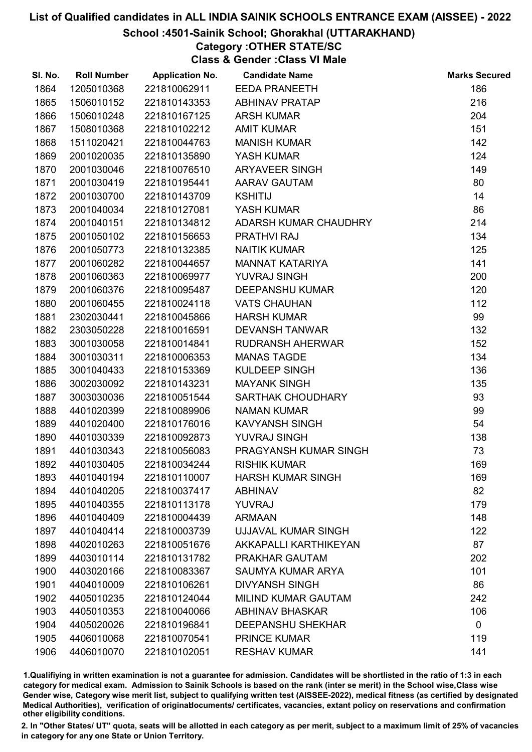# List of Qualified candidates in ALL INDIA SAINIK SCHOOLS ENTRANCE EXAM (AISSEE) - 2022

## School :4501-Sainik School; Ghorakhal (UTTARAKHAND)

### Category :OTHER STATE/SC

### Class & Gender :Class VI Male

| Sl. No. | Roll Number | Application No. | Candidate Name | Marks Secured |
|---|---|---|---|---|
| 1864 | 1205010368 | 221810062911 | EEDA PRANEETH | 186 |
| 1865 | 1506010152 | 221810143353 | ABHINAV PRATAP | 216 |
| 1866 | 1506010248 | 221810167125 | ARSH KUMAR | 204 |
| 1867 | 1508010368 | 221810102212 | AMIT KUMAR | 151 |
| 1868 | 1511020421 | 221810044763 | MANISH KUMAR | 142 |
| 1869 | 2001020035 | 221810135890 | YASH KUMAR | 124 |
| 1870 | 2001030046 | 221810076510 | ARYAVEER SINGH | 149 |
| 1871 | 2001030419 | 221810195441 | AARAV GAUTAM | 80 |
| 1872 | 2001030700 | 221810143709 | KSHITIJ | 14 |
| 1873 | 2001040034 | 221810127081 | YASH KUMAR | 86 |
| 1874 | 2001040151 | 221810134812 | ADARSH KUMAR CHAUDHRY | 214 |
| 1875 | 2001050102 | 221810156653 | PRATHVI RAJ | 134 |
| 1876 | 2001050773 | 221810132385 | NAITIK KUMAR | 125 |
| 1877 | 2001060282 | 221810044657 | MANNAT KATARIYA | 141 |
| 1878 | 2001060363 | 221810069977 | YUVRAJ SINGH | 200 |
| 1879 | 2001060376 | 221810095487 | DEEPANSHU KUMAR | 120 |
| 1880 | 2001060455 | 221810024118 | VATS CHAUHAN | 112 |
| 1881 | 2302030441 | 221810045866 | HARSH KUMAR | 99 |
| 1882 | 2303050228 | 221810016591 | DEVANSH TANWAR | 132 |
| 1883 | 3001030058 | 221810014841 | RUDRANSH AHERWAR | 152 |
| 1884 | 3001030311 | 221810006353 | MANAS TAGDE | 134 |
| 1885 | 3001040433 | 221810153369 | KULDEEP SINGH | 136 |
| 1886 | 3002030092 | 221810143231 | MAYANK SINGH | 135 |
| 1887 | 3003030036 | 221810051544 | SARTHAK CHOUDHARY | 93 |
| 1888 | 4401020399 | 221810089906 | NAMAN KUMAR | 99 |
| 1889 | 4401020400 | 221810176016 | KAVYANSH SINGH | 54 |
| 1890 | 4401030339 | 221810092873 | YUVRAJ SINGH | 138 |
| 1891 | 4401030343 | 221810056083 | PRAGYANSH KUMAR SINGH | 73 |
| 1892 | 4401030405 | 221810034244 | RISHIK KUMAR | 169 |
| 1893 | 4401040194 | 221810110007 | HARSH KUMAR SINGH | 169 |
| 1894 | 4401040205 | 221810037417 | ABHINAV | 82 |
| 1895 | 4401040355 | 221810113178 | YUVRAJ | 179 |
| 1896 | 4401040409 | 221810004439 | ARMAAN | 148 |
| 1897 | 4401040414 | 221810003739 | UJJAVAL KUMAR SINGH | 122 |
| 1898 | 4402010263 | 221810051676 | AKKAPALLI KARTHIKEYAN | 87 |
| 1899 | 4403010114 | 221810131782 | PRAKHAR GAUTAM | 202 |
| 1900 | 4403020166 | 221810083367 | SAUMYA KUMAR ARYA | 101 |
| 1901 | 4404010009 | 221810106261 | DIVYANSH SINGH | 86 |
| 1902 | 4405010235 | 221810124044 | MILIND KUMAR GAUTAM | 242 |
| 1903 | 4405010353 | 221810040066 | ABHINAV BHASKAR | 106 |
| 1904 | 4405020026 | 221810196841 | DEEPANSHU SHEKHAR | 0 |
| 1905 | 4406010068 | 221810070541 | PRINCE KUMAR | 119 |
| 1906 | 4406010070 | 221810102051 | RESHAV KUMAR | 141 |

1.Qualifying in written examination is not a guarantee for admission. Candidates will be shortlisted in the ratio of 1:3 in each category for medical exam. Admission to Sainik Schools is based on the rank (inter se merit) in the School wise,Class wise Gender wise, Category wise merit list, subject to qualifying written test (AISSEE-2022), medical fitness (as certified by designated Medical Authorities), verification of originaldocuments/ certificates, vacancies, extant policy on reservations and confirmation other eligibility conditions.

2. In "Other States/ UT" quota, seats will be allotted in each category as per merit, subject to a maximum limit of 25% of vacancies in category for any one State or Union Territory.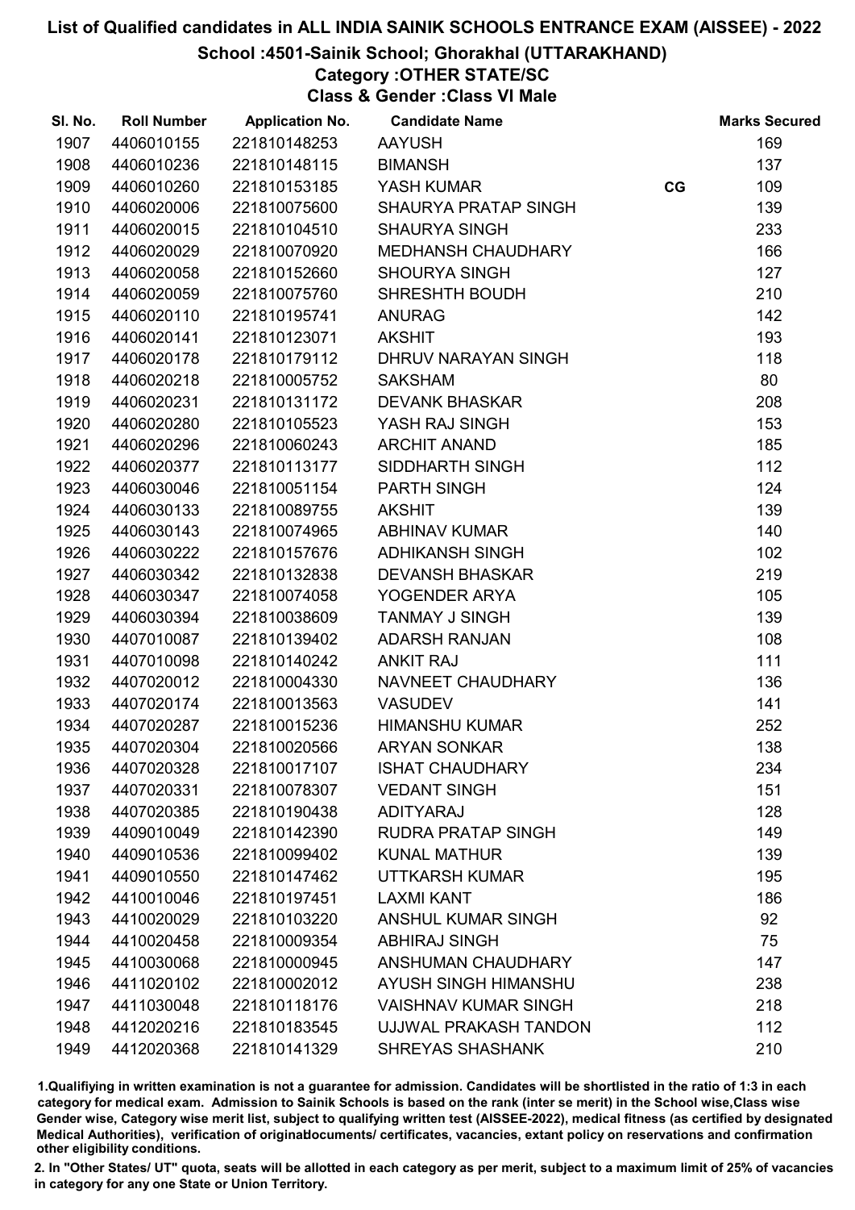# List of Qualified candidates in ALL INDIA SAINIK SCHOOLS ENTRANCE EXAM (AISSEE) - 2022

## School :4501-Sainik School; Ghorakhal (UTTARAKHAND)

### Category :OTHER STATE/SC

### Class & Gender :Class VI Male

| Sl. No. | Roll Number | Application No. | Candidate Name | | Marks Secured |
|---|---|---|---|---|---|
| 1907 | 4406010155 | 221810148253 | AAYUSH | | 169 |
| 1908 | 4406010236 | 221810148115 | BIMANSH | | 137 |
| 1909 | 4406010260 | 221810153185 | YASH KUMAR | CG | 109 |
| 1910 | 4406020006 | 221810075600 | SHAURYA PRATAP SINGH | | 139 |
| 1911 | 4406020015 | 221810104510 | SHAURYA SINGH | | 233 |
| 1912 | 4406020029 | 221810070920 | MEDHANSH CHAUDHARY | | 166 |
| 1913 | 4406020058 | 221810152660 | SHOURYA SINGH | | 127 |
| 1914 | 4406020059 | 221810075760 | SHRESHTH BOUDH | | 210 |
| 1915 | 4406020110 | 221810195741 | ANURAG | | 142 |
| 1916 | 4406020141 | 221810123071 | AKSHIT | | 193 |
| 1917 | 4406020178 | 221810179112 | DHRUV NARAYAN SINGH | | 118 |
| 1918 | 4406020218 | 221810005752 | SAKSHAM | | 80 |
| 1919 | 4406020231 | 221810131172 | DEVANK BHASKAR | | 208 |
| 1920 | 4406020280 | 221810105523 | YASH RAJ SINGH | | 153 |
| 1921 | 4406020296 | 221810060243 | ARCHIT ANAND | | 185 |
| 1922 | 4406020377 | 221810113177 | SIDDHARTH SINGH | | 112 |
| 1923 | 4406030046 | 221810051154 | PARTH SINGH | | 124 |
| 1924 | 4406030133 | 221810089755 | AKSHIT | | 139 |
| 1925 | 4406030143 | 221810074965 | ABHINAV KUMAR | | 140 |
| 1926 | 4406030222 | 221810157676 | ADHIKANSH SINGH | | 102 |
| 1927 | 4406030342 | 221810132838 | DEVANSH BHASKAR | | 219 |
| 1928 | 4406030347 | 221810074058 | YOGENDER ARYA | | 105 |
| 1929 | 4406030394 | 221810038609 | TANMAY J SINGH | | 139 |
| 1930 | 4407010087 | 221810139402 | ADARSH RANJAN | | 108 |
| 1931 | 4407010098 | 221810140242 | ANKIT RAJ | | 111 |
| 1932 | 4407020012 | 221810004330 | NAVNEET CHAUDHARY | | 136 |
| 1933 | 4407020174 | 221810013563 | VASUDEV | | 141 |
| 1934 | 4407020287 | 221810015236 | HIMANSHU KUMAR | | 252 |
| 1935 | 4407020304 | 221810020566 | ARYAN SONKAR | | 138 |
| 1936 | 4407020328 | 221810017107 | ISHAT CHAUDHARY | | 234 |
| 1937 | 4407020331 | 221810078307 | VEDANT SINGH | | 151 |
| 1938 | 4407020385 | 221810190438 | ADITYARAJ | | 128 |
| 1939 | 4409010049 | 221810142390 | RUDRA PRATAP SINGH | | 149 |
| 1940 | 4409010536 | 221810099402 | KUNAL MATHUR | | 139 |
| 1941 | 4409010550 | 221810147462 | UTTKARSH KUMAR | | 195 |
| 1942 | 4410010046 | 221810197451 | LAXMI KANT | | 186 |
| 1943 | 4410020029 | 221810103220 | ANSHUL KUMAR SINGH | | 92 |
| 1944 | 4410020458 | 221810009354 | ABHIRAJ SINGH | | 75 |
| 1945 | 4410030068 | 221810000945 | ANSHUMAN CHAUDHARY | | 147 |
| 1946 | 4411020102 | 221810002012 | AYUSH SINGH HIMANSHU | | 238 |
| 1947 | 4411030048 | 221810118176 | VAISHNAV KUMAR SINGH | | 218 |
| 1948 | 4412020216 | 221810183545 | UJJWAL PRAKASH TANDON | | 112 |
| 1949 | 4412020368 | 221810141329 | SHREYAS SHASHANK | | 210 |

1.Qualifiying in written examination is not a guarantee for admission. Candidates will be shortlisted in the ratio of 1:3 in each category for medical exam. Admission to Sainik Schools is based on the rank (inter se merit) in the School wise,Class wise Gender wise, Category wise merit list, subject to qualifying written test (AISSEE-2022), medical fitness (as certified by designated Medical Authorities), verification of originaldocuments/ certificates, vacancies, extant policy on reservations and confirmation other eligibility conditions.

2. In "Other States/ UT" quota, seats will be allotted in each category as per merit, subject to a maximum limit of 25% of vacancies in category for any one State or Union Territory.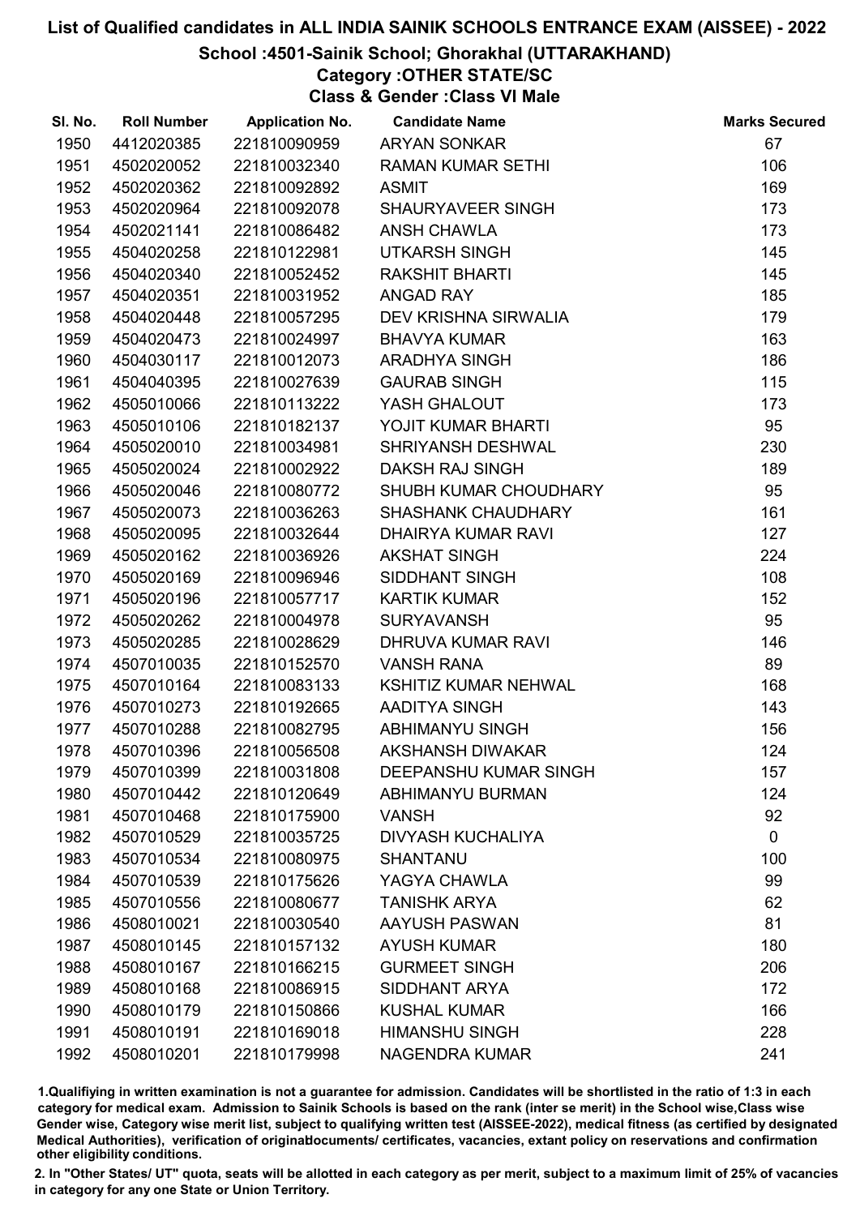# List of Qualified candidates in ALL INDIA SAINIK SCHOOLS ENTRANCE EXAM (AISSEE) - 2022

## School :4501-Sainik School; Ghorakhal (UTTARAKHAND)

### Category :OTHER STATE/SC

### Class & Gender :Class VI Male

| Sl. No. | Roll Number | Application No. | Candidate Name | Marks Secured |
|---|---|---|---|---|
| 1950 | 4412020385 | 221810090959 | ARYAN SONKAR | 67 |
| 1951 | 4502020052 | 221810032340 | RAMAN KUMAR SETHI | 106 |
| 1952 | 4502020362 | 221810092892 | ASMIT | 169 |
| 1953 | 4502020964 | 221810092078 | SHAURYAVEER SINGH | 173 |
| 1954 | 4502021141 | 221810086482 | ANSH CHAWLA | 173 |
| 1955 | 4504020258 | 221810122981 | UTKARSH SINGH | 145 |
| 1956 | 4504020340 | 221810052452 | RAKSHIT BHARTI | 145 |
| 1957 | 4504020351 | 221810031952 | ANGAD RAY | 185 |
| 1958 | 4504020448 | 221810057295 | DEV KRISHNA SIRWALIA | 179 |
| 1959 | 4504020473 | 221810024997 | BHAVYA KUMAR | 163 |
| 1960 | 4504030117 | 221810012073 | ARADHYA SINGH | 186 |
| 1961 | 4504040395 | 221810027639 | GAURAB SINGH | 115 |
| 1962 | 4505010066 | 221810113222 | YASH GHALOUT | 173 |
| 1963 | 4505010106 | 221810182137 | YOJIT KUMAR BHARTI | 95 |
| 1964 | 4505020010 | 221810034981 | SHRIYANSH DESHWAL | 230 |
| 1965 | 4505020024 | 221810002922 | DAKSH RAJ SINGH | 189 |
| 1966 | 4505020046 | 221810080772 | SHUBH KUMAR CHOUDHARY | 95 |
| 1967 | 4505020073 | 221810036263 | SHASHANK CHAUDHARY | 161 |
| 1968 | 4505020095 | 221810032644 | DHAIRYA KUMAR RAVI | 127 |
| 1969 | 4505020162 | 221810036926 | AKSHAT SINGH | 224 |
| 1970 | 4505020169 | 221810096946 | SIDDHANT SINGH | 108 |
| 1971 | 4505020196 | 221810057717 | KARTIK KUMAR | 152 |
| 1972 | 4505020262 | 221810004978 | SURYAVANSH | 95 |
| 1973 | 4505020285 | 221810028629 | DHRUVA KUMAR RAVI | 146 |
| 1974 | 4507010035 | 221810152570 | VANSH RANA | 89 |
| 1975 | 4507010164 | 221810083133 | KSHITIZ KUMAR NEHWAL | 168 |
| 1976 | 4507010273 | 221810192665 | AADITYA SINGH | 143 |
| 1977 | 4507010288 | 221810082795 | ABHIMANYU SINGH | 156 |
| 1978 | 4507010396 | 221810056508 | AKSHANSH DIWAKAR | 124 |
| 1979 | 4507010399 | 221810031808 | DEEPANSHU KUMAR SINGH | 157 |
| 1980 | 4507010442 | 221810120649 | ABHIMANYU BURMAN | 124 |
| 1981 | 4507010468 | 221810175900 | VANSH | 92 |
| 1982 | 4507010529 | 221810035725 | DIVYASH KUCHALIYA | 0 |
| 1983 | 4507010534 | 221810080975 | SHANTANU | 100 |
| 1984 | 4507010539 | 221810175626 | YAGYA CHAWLA | 99 |
| 1985 | 4507010556 | 221810080677 | TANISHK ARYA | 62 |
| 1986 | 4508010021 | 221810030540 | AAYUSH PASWAN | 81 |
| 1987 | 4508010145 | 221810157132 | AYUSH KUMAR | 180 |
| 1988 | 4508010167 | 221810166215 | GURMEET SINGH | 206 |
| 1989 | 4508010168 | 221810086915 | SIDDHANT ARYA | 172 |
| 1990 | 4508010179 | 221810150866 | KUSHAL KUMAR | 166 |
| 1991 | 4508010191 | 221810169018 | HIMANSHU SINGH | 228 |
| 1992 | 4508010201 | 221810179998 | NAGENDRA KUMAR | 241 |

1.Qualifiying in written examination is not a guarantee for admission. Candidates will be shortlisted in the ratio of 1:3 in each category for medical exam. Admission to Sainik Schools is based on the rank (inter se merit) in the School wise,Class wise Gender wise, Category wise merit list, subject to qualifying written test (AISSEE-2022), medical fitness (as certified by designated Medical Authorities), verification of originaldocuments/ certificates, vacancies, extant policy on reservations and confirmation other eligibility conditions.

2. In "Other States/ UT" quota, seats will be allotted in each category as per merit, subject to a maximum limit of 25% of vacancies in category for any one State or Union Territory.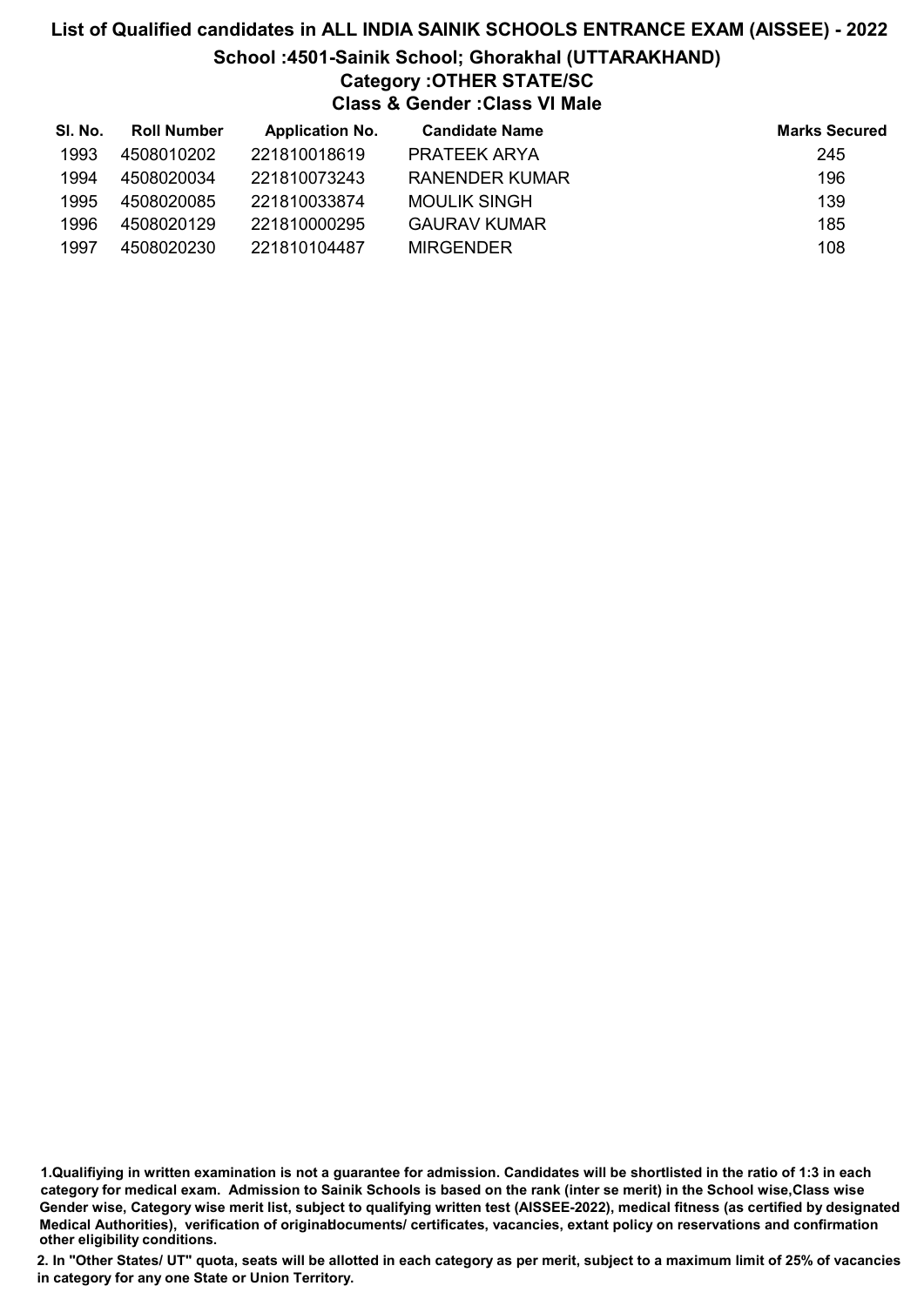# List of Qualified candidates in ALL INDIA SAINIK SCHOOLS ENTRANCE EXAM (AISSEE) - 2022

## School :4501-Sainik School; Ghorakhal (UTTARAKHAND)

### Category :OTHER STATE/SC

### Class & Gender :Class VI Male

| Sl. No. | Roll Number | Application No. | Candidate Name | Marks Secured |
|---|---|---|---|---|
| 1993 | 4508010202 | 221810018619 | PRATEEK ARYA | 245 |
| 1994 | 4508020034 | 221810073243 | RANENDER KUMAR | 196 |
| 1995 | 4508020085 | 221810033874 | MOULIK SINGH | 139 |
| 1996 | 4508020129 | 221810000295 | GAURAV KUMAR | 185 |
| 1997 | 4508020230 | 221810104487 | MIRGENDER | 108 |

**1.Qualifiying in written examination is not a guarantee for admission. Candidates will be shortlisted in the ratio of 1:3 in each category for medical exam. Admission to Sainik Schools is based on the rank (inter se merit) in the School wise,Class wise Gender wise, Category wise merit list, subject to qualifying written test (AISSEE-2022), medical fitness (as certified by designated Medical Authorities), verification of originaldocuments/ certificates, vacancies, extant policy on reservations and confirmation other eligibility conditions.**

**2. In "Other States/ UT" quota, seats will be allotted in each category as per merit, subject to a maximum limit of 25% of vacancies in category for any one State or Union Territory.**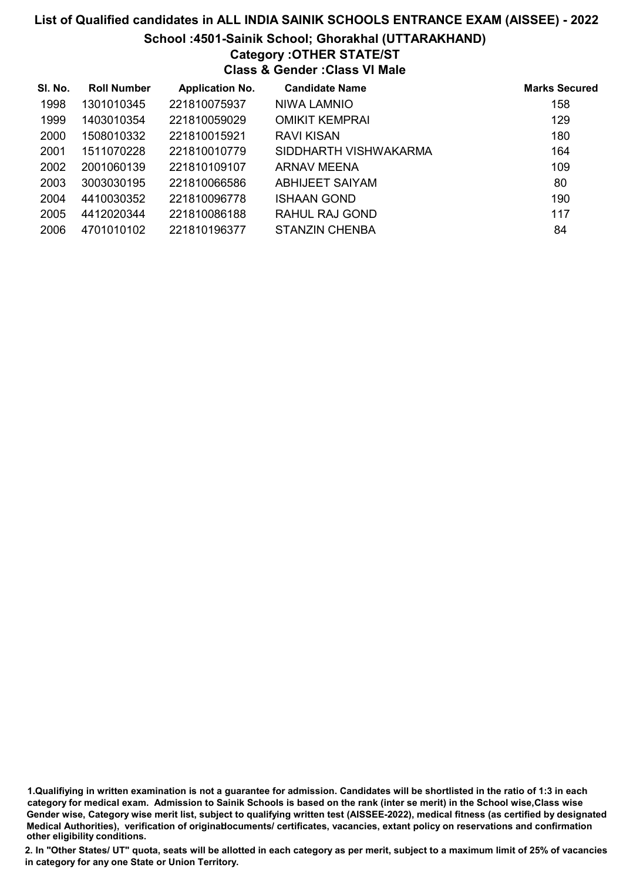# List of Qualified candidates in ALL INDIA SAINIK SCHOOLS ENTRANCE EXAM (AISSEE) - 2022

## School :4501-Sainik School; Ghorakhal (UTTARAKHAND)

### Category :OTHER STATE/ST

### Class & Gender :Class VI Male

| Sl. No. | Roll Number | Application No. | Candidate Name | Marks Secured |
|---|---|---|---|---|
| 1998 | 1301010345 | 221810075937 | NIWA LAMNIO | 158 |
| 1999 | 1403010354 | 221810059029 | OMIKIT KEMPRAI | 129 |
| 2000 | 1508010332 | 221810015921 | RAVI KISAN | 180 |
| 2001 | 1511070228 | 221810010779 | SIDDHARTH VISHWAKARMA | 164 |
| 2002 | 2001060139 | 221810109107 | ARNAV MEENA | 109 |
| 2003 | 3003030195 | 221810066586 | ABHIJEET SAIYAM | 80 |
| 2004 | 4410030352 | 221810096778 | ISHAAN GOND | 190 |
| 2005 | 4412020344 | 221810086188 | RAHUL RAJ GOND | 117 |
| 2006 | 4701010102 | 221810196377 | STANZIN CHENBA | 84 |

1.Qualifiying in written examination is not a guarantee for admission. Candidates will be shortlisted in the ratio of 1:3 in each category for medical exam. Admission to Sainik Schools is based on the rank (inter se merit) in the School wise,Class wise Gender wise, Category wise merit list, subject to qualifying written test (AISSEE-2022), medical fitness (as certified by designated Medical Authorities), verification of originaldocuments/ certificates, vacancies, extant policy on reservations and confirmation other eligibility conditions.

2. In "Other States/ UT" quota, seats will be allotted in each category as per merit, subject to a maximum limit of 25% of vacancies in category for any one State or Union Territory.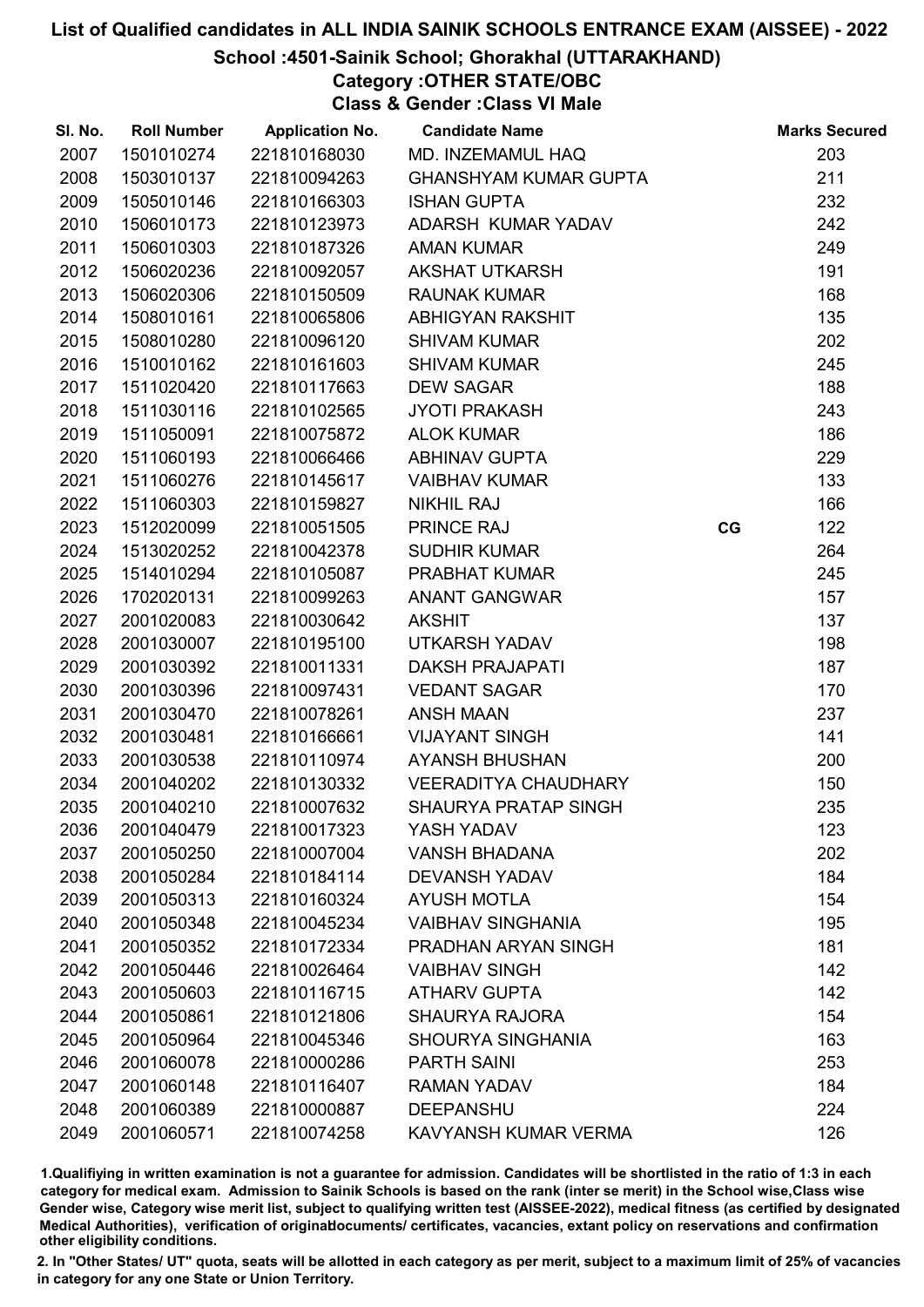# List of Qualified candidates in ALL INDIA SAINIK SCHOOLS ENTRANCE EXAM (AISSEE) - 2022

## School :4501-Sainik School; Ghorakhal (UTTARAKHAND)

### Category :OTHER STATE/OBC

### Class & Gender :Class VI Male

| Sl. No. | Roll Number | Application No. | Candidate Name | | Marks Secured |
|---|---|---|---|---|---|
| 2007 | 1501010274 | 221810168030 | MD. INZEMAMUL HAQ | | 203 |
| 2008 | 1503010137 | 221810094263 | GHANSHYAM KUMAR GUPTA | | 211 |
| 2009 | 1505010146 | 221810166303 | ISHAN GUPTA | | 232 |
| 2010 | 1506010173 | 221810123973 | ADARSH KUMAR YADAV | | 242 |
| 2011 | 1506010303 | 221810187326 | AMAN KUMAR | | 249 |
| 2012 | 1506020236 | 221810092057 | AKSHAT UTKARSH | | 191 |
| 2013 | 1506020306 | 221810150509 | RAUNAK KUMAR | | 168 |
| 2014 | 1508010161 | 221810065806 | ABHIGYAN RAKSHIT | | 135 |
| 2015 | 1508010280 | 221810096120 | SHIVAM KUMAR | | 202 |
| 2016 | 1510010162 | 221810161603 | SHIVAM KUMAR | | 245 |
| 2017 | 1511020420 | 221810117663 | DEW SAGAR | | 188 |
| 2018 | 1511030116 | 221810102565 | JYOTI PRAKASH | | 243 |
| 2019 | 1511050091 | 221810075872 | ALOK KUMAR | | 186 |
| 2020 | 1511060193 | 221810066466 | ABHINAV GUPTA | | 229 |
| 2021 | 1511060276 | 221810145617 | VAIBHAV KUMAR | | 133 |
| 2022 | 1511060303 | 221810159827 | NIKHIL RAJ | | 166 |
| 2023 | 1512020099 | 221810051505 | PRINCE RAJ | CG | 122 |
| 2024 | 1513020252 | 221810042378 | SUDHIR KUMAR | | 264 |
| 2025 | 1514010294 | 221810105087 | PRABHAT KUMAR | | 245 |
| 2026 | 1702020131 | 221810099263 | ANANT GANGWAR | | 157 |
| 2027 | 2001020083 | 221810030642 | AKSHIT | | 137 |
| 2028 | 2001030007 | 221810195100 | UTKARSH YADAV | | 198 |
| 2029 | 2001030392 | 221810011331 | DAKSH PRAJAPATI | | 187 |
| 2030 | 2001030396 | 221810097431 | VEDANT SAGAR | | 170 |
| 2031 | 2001030470 | 221810078261 | ANSH MAAN | | 237 |
| 2032 | 2001030481 | 221810166661 | VIJAYANT SINGH | | 141 |
| 2033 | 2001030538 | 221810110974 | AYANSH BHUSHAN | | 200 |
| 2034 | 2001040202 | 221810130332 | VEERADITYA CHAUDHARY | | 150 |
| 2035 | 2001040210 | 221810007632 | SHAURYA PRATAP SINGH | | 235 |
| 2036 | 2001040479 | 221810017323 | YASH YADAV | | 123 |
| 2037 | 2001050250 | 221810007004 | VANSH BHADANA | | 202 |
| 2038 | 2001050284 | 221810184114 | DEVANSH YADAV | | 184 |
| 2039 | 2001050313 | 221810160324 | AYUSH MOTLA | | 154 |
| 2040 | 2001050348 | 221810045234 | VAIBHAV SINGHANIA | | 195 |
| 2041 | 2001050352 | 221810172334 | PRADHAN ARYAN SINGH | | 181 |
| 2042 | 2001050446 | 221810026464 | VAIBHAV SINGH | | 142 |
| 2043 | 2001050603 | 221810116715 | ATHARV GUPTA | | 142 |
| 2044 | 2001050861 | 221810121806 | SHAURYA RAJORA | | 154 |
| 2045 | 2001050964 | 221810045346 | SHOURYA SINGHANIA | | 163 |
| 2046 | 2001060078 | 221810000286 | PARTH SAINI | | 253 |
| 2047 | 2001060148 | 221810116407 | RAMAN YADAV | | 184 |
| 2048 | 2001060389 | 221810000887 | DEEPANSHU | | 224 |
| 2049 | 2001060571 | 221810074258 | KAVYANSH KUMAR VERMA | | 126 |

1.Qualifying in written examination is not a guarantee for admission. Candidates will be shortlisted in the ratio of 1:3 in each category for medical exam. Admission to Sainik Schools is based on the rank (inter se merit) in the School wise,Class wise Gender wise, Category wise merit list, subject to qualifying written test (AISSEE-2022), medical fitness (as certified by designated Medical Authorities), verification of originaldocuments/ certificates, vacancies, extant policy on reservations and confirmation other eligibility conditions.

2. In "Other States/ UT" quota, seats will be allotted in each category as per merit, subject to a maximum limit of 25% of vacancies in category for any one State or Union Territory.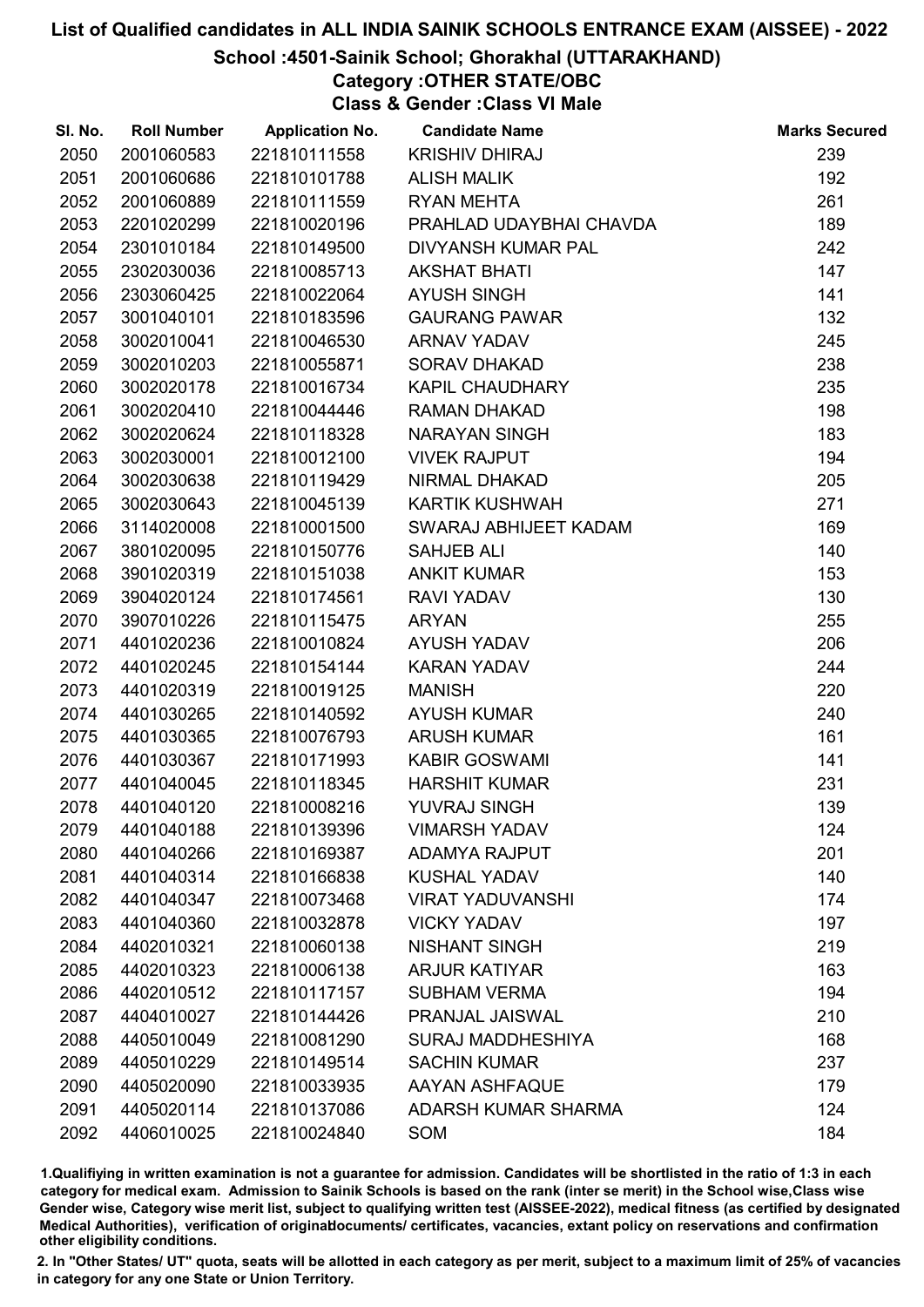# List of Qualified candidates in ALL INDIA SAINIK SCHOOLS ENTRANCE EXAM (AISSEE) - 2022

## School :4501-Sainik School; Ghorakhal (UTTARAKHAND)

### Category :OTHER STATE/OBC

### Class & Gender :Class VI Male

| Sl. No. | Roll Number | Application No. | Candidate Name | Marks Secured |
|---|---|---|---|---|
| 2050 | 2001060583 | 221810111558 | KRISHIV DHIRAJ | 239 |
| 2051 | 2001060686 | 221810101788 | ALISH MALIK | 192 |
| 2052 | 2001060889 | 221810111559 | RYAN MEHTA | 261 |
| 2053 | 2201020299 | 221810020196 | PRAHLAD UDAYBHAI CHAVDA | 189 |
| 2054 | 2301010184 | 221810149500 | DIVYANSH KUMAR PAL | 242 |
| 2055 | 2302030036 | 221810085713 | AKSHAT BHATI | 147 |
| 2056 | 2303060425 | 221810022064 | AYUSH SINGH | 141 |
| 2057 | 3001040101 | 221810183596 | GAURANG PAWAR | 132 |
| 2058 | 3002010041 | 221810046530 | ARNAV YADAV | 245 |
| 2059 | 3002010203 | 221810055871 | SORAV DHAKAD | 238 |
| 2060 | 3002020178 | 221810016734 | KAPIL CHAUDHARY | 235 |
| 2061 | 3002020410 | 221810044446 | RAMAN DHAKAD | 198 |
| 2062 | 3002020624 | 221810118328 | NARAYAN SINGH | 183 |
| 2063 | 3002030001 | 221810012100 | VIVEK RAJPUT | 194 |
| 2064 | 3002030638 | 221810119429 | NIRMAL DHAKAD | 205 |
| 2065 | 3002030643 | 221810045139 | KARTIK KUSHWAH | 271 |
| 2066 | 3114020008 | 221810001500 | SWARAJ ABHIJEET KADAM | 169 |
| 2067 | 3801020095 | 221810150776 | SAHJEB ALI | 140 |
| 2068 | 3901020319 | 221810151038 | ANKIT KUMAR | 153 |
| 2069 | 3904020124 | 221810174561 | RAVI YADAV | 130 |
| 2070 | 3907010226 | 221810115475 | ARYAN | 255 |
| 2071 | 4401020236 | 221810010824 | AYUSH YADAV | 206 |
| 2072 | 4401020245 | 221810154144 | KARAN YADAV | 244 |
| 2073 | 4401020319 | 221810019125 | MANISH | 220 |
| 2074 | 4401030265 | 221810140592 | AYUSH KUMAR | 240 |
| 2075 | 4401030365 | 221810076793 | ARUSH KUMAR | 161 |
| 2076 | 4401030367 | 221810171993 | KABIR GOSWAMI | 141 |
| 2077 | 4401040045 | 221810118345 | HARSHIT KUMAR | 231 |
| 2078 | 4401040120 | 221810008216 | YUVRAJ SINGH | 139 |
| 2079 | 4401040188 | 221810139396 | VIMARSH YADAV | 124 |
| 2080 | 4401040266 | 221810169387 | ADAMYA RAJPUT | 201 |
| 2081 | 4401040314 | 221810166838 | KUSHAL YADAV | 140 |
| 2082 | 4401040347 | 221810073468 | VIRAT YADUVANSHI | 174 |
| 2083 | 4401040360 | 221810032878 | VICKY YADAV | 197 |
| 2084 | 4402010321 | 221810060138 | NISHANT SINGH | 219 |
| 2085 | 4402010323 | 221810006138 | ARJUR KATIYAR | 163 |
| 2086 | 4402010512 | 221810117157 | SUBHAM VERMA | 194 |
| 2087 | 4404010027 | 221810144426 | PRANJAL JAISWAL | 210 |
| 2088 | 4405010049 | 221810081290 | SURAJ MADDHESHIYA | 168 |
| 2089 | 4405010229 | 221810149514 | SACHIN KUMAR | 237 |
| 2090 | 4405020090 | 221810033935 | AAYAN ASHFAQUE | 179 |
| 2091 | 4405020114 | 221810137086 | ADARSH KUMAR SHARMA | 124 |
| 2092 | 4406010025 | 221810024840 | SOM | 184 |

1.Qualifiying in written examination is not a guarantee for admission. Candidates will be shortlisted in the ratio of 1:3 in each category for medical exam. Admission to Sainik Schools is based on the rank (inter se merit) in the School wise,Class wise Gender wise, Category wise merit list, subject to qualifying written test (AISSEE-2022), medical fitness (as certified by designated Medical Authorities), verification of originaldocuments/ certificates, vacancies, extant policy on reservations and confirmation other eligibility conditions.

2. In "Other States/ UT" quota, seats will be allotted in each category as per merit, subject to a maximum limit of 25% of vacancies in category for any one State or Union Territory.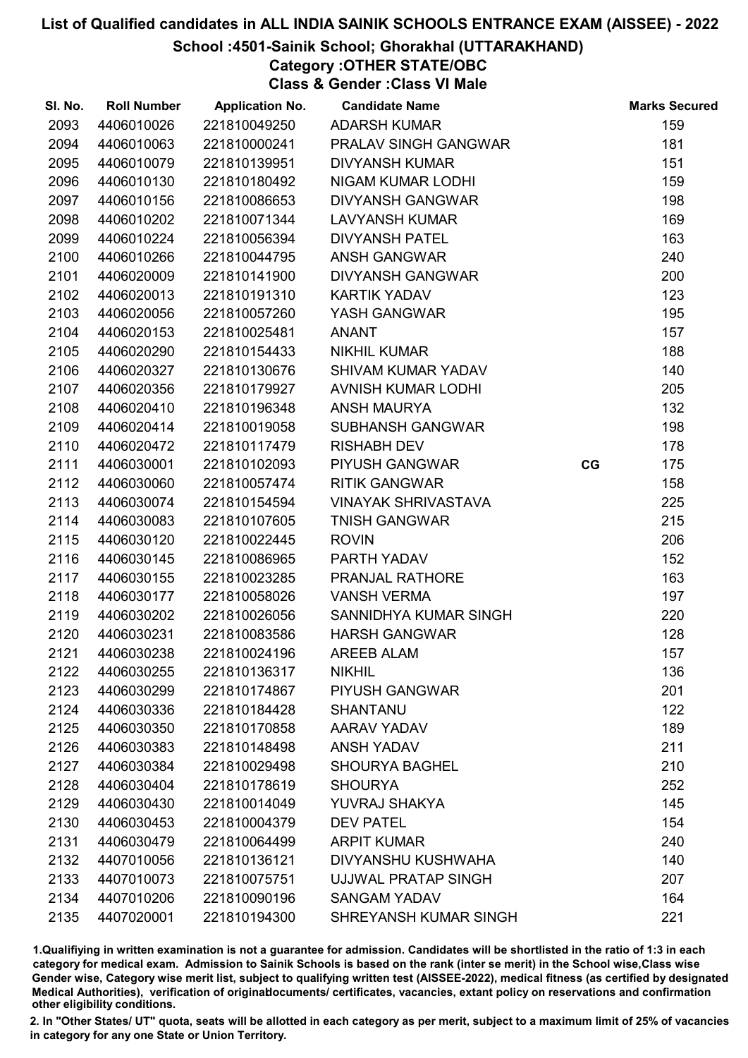# List of Qualified candidates in ALL INDIA SAINIK SCHOOLS ENTRANCE EXAM (AISSEE) - 2022

## School :4501-Sainik School; Ghorakhal (UTTARAKHAND)

### Category :OTHER STATE/OBC

### Class & Gender :Class VI Male

| Sl. No. | Roll Number | Application No. | Candidate Name | | Marks Secured |
|---|---|---|---|---|---|
| 2093 | 4406010026 | 221810049250 | ADARSH KUMAR | | 159 |
| 2094 | 4406010063 | 221810000241 | PRALAV SINGH GANGWAR | | 181 |
| 2095 | 4406010079 | 221810139951 | DIVYANSH KUMAR | | 151 |
| 2096 | 4406010130 | 221810180492 | NIGAM KUMAR LODHI | | 159 |
| 2097 | 4406010156 | 221810086653 | DIVYANSH GANGWAR | | 198 |
| 2098 | 4406010202 | 221810071344 | LAVYANSH KUMAR | | 169 |
| 2099 | 4406010224 | 221810056394 | DIVYANSH PATEL | | 163 |
| 2100 | 4406010266 | 221810044795 | ANSH GANGWAR | | 240 |
| 2101 | 4406020009 | 221810141900 | DIVYANSH GANGWAR | | 200 |
| 2102 | 4406020013 | 221810191310 | KARTIK YADAV | | 123 |
| 2103 | 4406020056 | 221810057260 | YASH GANGWAR | | 195 |
| 2104 | 4406020153 | 221810025481 | ANANT | | 157 |
| 2105 | 4406020290 | 221810154433 | NIKHIL KUMAR | | 188 |
| 2106 | 4406020327 | 221810130676 | SHIVAM KUMAR YADAV | | 140 |
| 2107 | 4406020356 | 221810179927 | AVNISH KUMAR LODHI | | 205 |
| 2108 | 4406020410 | 221810196348 | ANSH MAURYA | | 132 |
| 2109 | 4406020414 | 221810019058 | SUBHANSH GANGWAR | | 198 |
| 2110 | 4406020472 | 221810117479 | RISHABH DEV | | 178 |
| 2111 | 4406030001 | 221810102093 | PIYUSH GANGWAR | CG | 175 |
| 2112 | 4406030060 | 221810057474 | RITIK GANGWAR | | 158 |
| 2113 | 4406030074 | 221810154594 | VINAYAK SHRIVASTAVA | | 225 |
| 2114 | 4406030083 | 221810107605 | TNISH GANGWAR | | 215 |
| 2115 | 4406030120 | 221810022445 | ROVIN | | 206 |
| 2116 | 4406030145 | 221810086965 | PARTH YADAV | | 152 |
| 2117 | 4406030155 | 221810023285 | PRANJAL RATHORE | | 163 |
| 2118 | 4406030177 | 221810058026 | VANSH VERMA | | 197 |
| 2119 | 4406030202 | 221810026056 | SANNIDHYA KUMAR SINGH | | 220 |
| 2120 | 4406030231 | 221810083586 | HARSH GANGWAR | | 128 |
| 2121 | 4406030238 | 221810024196 | AREEB ALAM | | 157 |
| 2122 | 4406030255 | 221810136317 | NIKHIL | | 136 |
| 2123 | 4406030299 | 221810174867 | PIYUSH GANGWAR | | 201 |
| 2124 | 4406030336 | 221810184428 | SHANTANU | | 122 |
| 2125 | 4406030350 | 221810170858 | AARAV YADAV | | 189 |
| 2126 | 4406030383 | 221810148498 | ANSH YADAV | | 211 |
| 2127 | 4406030384 | 221810029498 | SHOURYA BAGHEL | | 210 |
| 2128 | 4406030404 | 221810178619 | SHOURYA | | 252 |
| 2129 | 4406030430 | 221810014049 | YUVRAJ SHAKYA | | 145 |
| 2130 | 4406030453 | 221810004379 | DEV PATEL | | 154 |
| 2131 | 4406030479 | 221810064499 | ARPIT KUMAR | | 240 |
| 2132 | 4407010056 | 221810136121 | DIVYANSHU KUSHWAHA | | 140 |
| 2133 | 4407010073 | 221810075751 | UJJWAL PRATAP SINGH | | 207 |
| 2134 | 4407010206 | 221810090196 | SANGAM YADAV | | 164 |
| 2135 | 4407020001 | 221810194300 | SHREYANSH KUMAR SINGH | | 221 |

1.Qualifiying in written examination is not a guarantee for admission. Candidates will be shortlisted in the ratio of 1:3 in each category for medical exam. Admission to Sainik Schools is based on the rank (inter se merit) in the School wise,Class wise Gender wise, Category wise merit list, subject to qualifying written test (AISSEE-2022), medical fitness (as certified by designated Medical Authorities), verification of originaldocuments/ certificates, vacancies, extant policy on reservations and confirmation other eligibility conditions.

2. In "Other States/ UT" quota, seats will be allotted in each category as per merit, subject to a maximum limit of 25% of vacancies in category for any one State or Union Territory.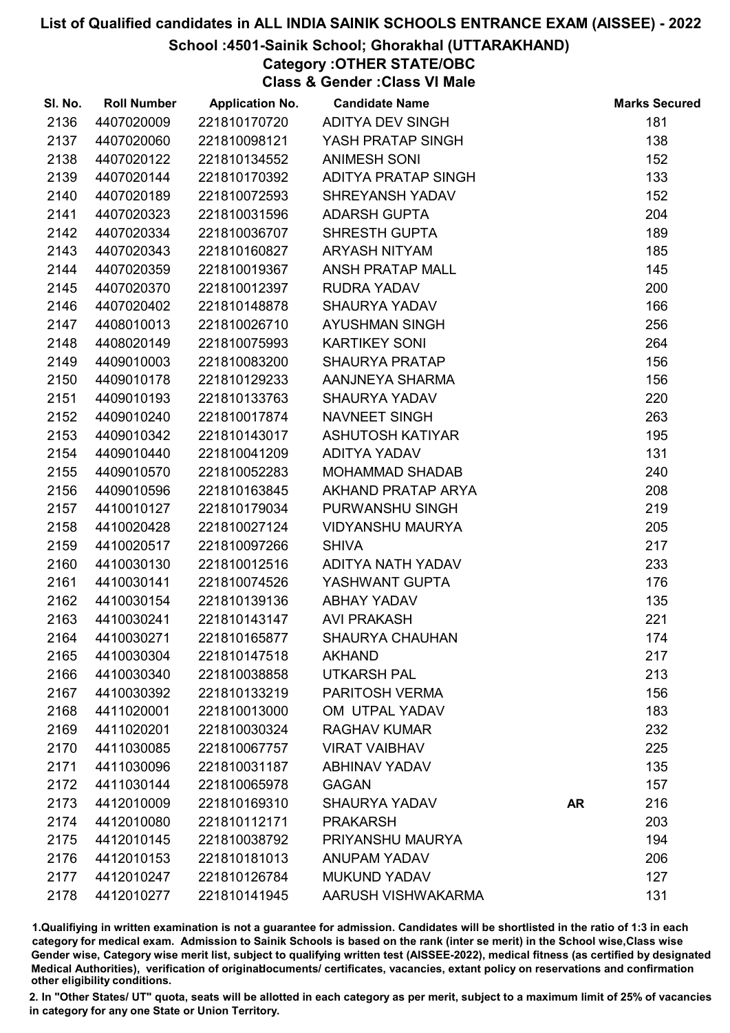# List of Qualified candidates in ALL INDIA SAINIK SCHOOLS ENTRANCE EXAM (AISSEE) - 2022

## School :4501-Sainik School; Ghorakhal (UTTARAKHAND)

### Category :OTHER STATE/OBC

### Class & Gender :Class VI Male

| Sl. No. | Roll Number | Application No. | Candidate Name | | Marks Secured |
|---|---|---|---|---|---|
| 2136 | 4407020009 | 221810170720 | ADITYA DEV SINGH | | 181 |
| 2137 | 4407020060 | 221810098121 | YASH PRATAP SINGH | | 138 |
| 2138 | 4407020122 | 221810134552 | ANIMESH SONI | | 152 |
| 2139 | 4407020144 | 221810170392 | ADITYA PRATAP SINGH | | 133 |
| 2140 | 4407020189 | 221810072593 | SHREYANSH YADAV | | 152 |
| 2141 | 4407020323 | 221810031596 | ADARSH GUPTA | | 204 |
| 2142 | 4407020334 | 221810036707 | SHRESTH GUPTA | | 189 |
| 2143 | 4407020343 | 221810160827 | ARYASH NITYAM | | 185 |
| 2144 | 4407020359 | 221810019367 | ANSH PRATAP MALL | | 145 |
| 2145 | 4407020370 | 221810012397 | RUDRA YADAV | | 200 |
| 2146 | 4407020402 | 221810148878 | SHAURYA YADAV | | 166 |
| 2147 | 4408010013 | 221810026710 | AYUSHMAN SINGH | | 256 |
| 2148 | 4408020149 | 221810075993 | KARTIKEY SONI | | 264 |
| 2149 | 4409010003 | 221810083200 | SHAURYA PRATAP | | 156 |
| 2150 | 4409010178 | 221810129233 | AANJNEYA SHARMA | | 156 |
| 2151 | 4409010193 | 221810133763 | SHAURYA YADAV | | 220 |
| 2152 | 4409010240 | 221810017874 | NAVNEET SINGH | | 263 |
| 2153 | 4409010342 | 221810143017 | ASHUTOSH KATIYAR | | 195 |
| 2154 | 4409010440 | 221810041209 | ADITYA YADAV | | 131 |
| 2155 | 4409010570 | 221810052283 | MOHAMMAD SHADAB | | 240 |
| 2156 | 4409010596 | 221810163845 | AKHAND PRATAP ARYA | | 208 |
| 2157 | 4410010127 | 221810179034 | PURWANSHU SINGH | | 219 |
| 2158 | 4410020428 | 221810027124 | VIDYANSHU MAURYA | | 205 |
| 2159 | 4410020517 | 221810097266 | SHIVA | | 217 |
| 2160 | 4410030130 | 221810012516 | ADITYA NATH YADAV | | 233 |
| 2161 | 4410030141 | 221810074526 | YASHWANT GUPTA | | 176 |
| 2162 | 4410030154 | 221810139136 | ABHAY YADAV | | 135 |
| 2163 | 4410030241 | 221810143147 | AVI PRAKASH | | 221 |
| 2164 | 4410030271 | 221810165877 | SHAURYA CHAUHAN | | 174 |
| 2165 | 4410030304 | 221810147518 | AKHAND | | 217 |
| 2166 | 4410030340 | 221810038858 | UTKARSH PAL | | 213 |
| 2167 | 4410030392 | 221810133219 | PARITOSH VERMA | | 156 |
| 2168 | 4411020001 | 221810013000 | OM UTPAL YADAV | | 183 |
| 2169 | 4411020201 | 221810030324 | RAGHAV KUMAR | | 232 |
| 2170 | 4411030085 | 221810067757 | VIRAT VAIBHAV | | 225 |
| 2171 | 4411030096 | 221810031187 | ABHINAV YADAV | | 135 |
| 2172 | 4411030144 | 221810065978 | GAGAN | | 157 |
| 2173 | 4412010009 | 221810169310 | SHAURYA YADAV | **AR** | 216 |
| 2174 | 4412010080 | 221810112171 | PRAKARSH | | 203 |
| 2175 | 4412010145 | 221810038792 | PRIYANSHU MAURYA | | 194 |
| 2176 | 4412010153 | 221810181013 | ANUPAM YADAV | | 206 |
| 2177 | 4412010247 | 221810126784 | MUKUND YADAV | | 127 |
| 2178 | 4412010277 | 221810141945 | AARUSH VISHWAKARMA | | 131 |

1.Qualifiying in written examination is not a guarantee for admission. Candidates will be shortlisted in the ratio of 1:3 in each category for medical exam. Admission to Sainik Schools is based on the rank (inter se merit) in the School wise,Class wise Gender wise, Category wise merit list, subject to qualifying written test (AISSEE-2022), medical fitness (as certified by designated Medical Authorities), verification of originaldocuments/ certificates, vacancies, extant policy on reservations and confirmation other eligibility conditions.

2. In "Other States/ UT" quota, seats will be allotted in each category as per merit, subject to a maximum limit of 25% of vacancies in category for any one State or Union Territory.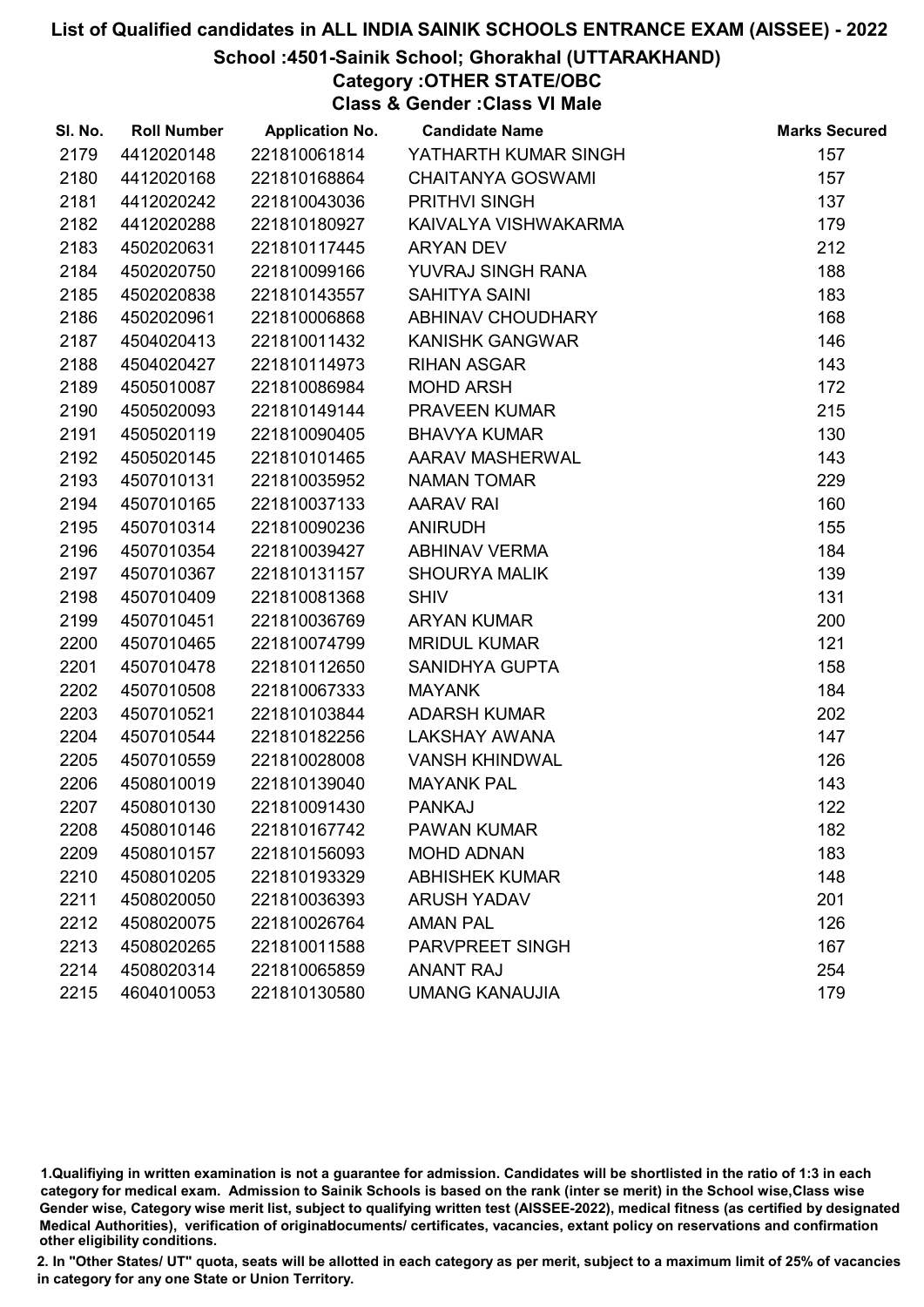# List of Qualified candidates in ALL INDIA SAINIK SCHOOLS ENTRANCE EXAM (AISSEE) - 2022

## School :4501-Sainik School; Ghorakhal (UTTARAKHAND)

### Category :OTHER STATE/OBC

### Class & Gender :Class VI Male

| Sl. No. | Roll Number | Application No. | Candidate Name | Marks Secured |
|---|---|---|---|---|
| 2179 | 4412020148 | 221810061814 | YATHARTH KUMAR SINGH | 157 |
| 2180 | 4412020168 | 221810168864 | CHAITANYA GOSWAMI | 157 |
| 2181 | 4412020242 | 221810043036 | PRITHVI SINGH | 137 |
| 2182 | 4412020288 | 221810180927 | KAIVALYA VISHWAKARMA | 179 |
| 2183 | 4502020631 | 221810117445 | ARYAN DEV | 212 |
| 2184 | 4502020750 | 221810099166 | YUVRAJ SINGH RANA | 188 |
| 2185 | 4502020838 | 221810143557 | SAHITYA SAINI | 183 |
| 2186 | 4502020961 | 221810006868 | ABHINAV CHOUDHARY | 168 |
| 2187 | 4504020413 | 221810011432 | KANISHK GANGWAR | 146 |
| 2188 | 4504020427 | 221810114973 | RIHAN ASGAR | 143 |
| 2189 | 4505010087 | 221810086984 | MOHD ARSH | 172 |
| 2190 | 4505020093 | 221810149144 | PRAVEEN KUMAR | 215 |
| 2191 | 4505020119 | 221810090405 | BHAVYA KUMAR | 130 |
| 2192 | 4505020145 | 221810101465 | AARAV MASHERWAL | 143 |
| 2193 | 4507010131 | 221810035952 | NAMAN TOMAR | 229 |
| 2194 | 4507010165 | 221810037133 | AARAV RAI | 160 |
| 2195 | 4507010314 | 221810090236 | ANIRUDH | 155 |
| 2196 | 4507010354 | 221810039427 | ABHINAV VERMA | 184 |
| 2197 | 4507010367 | 221810131157 | SHOURYA MALIK | 139 |
| 2198 | 4507010409 | 221810081368 | SHIV | 131 |
| 2199 | 4507010451 | 221810036769 | ARYAN KUMAR | 200 |
| 2200 | 4507010465 | 221810074799 | MRIDUL KUMAR | 121 |
| 2201 | 4507010478 | 221810112650 | SANIDHYA GUPTA | 158 |
| 2202 | 4507010508 | 221810067333 | MAYANK | 184 |
| 2203 | 4507010521 | 221810103844 | ADARSH KUMAR | 202 |
| 2204 | 4507010544 | 221810182256 | LAKSHAY AWANA | 147 |
| 2205 | 4507010559 | 221810028008 | VANSH KHINDWAL | 126 |
| 2206 | 4508010019 | 221810139040 | MAYANK PAL | 143 |
| 2207 | 4508010130 | 221810091430 | PANKAJ | 122 |
| 2208 | 4508010146 | 221810167742 | PAWAN KUMAR | 182 |
| 2209 | 4508010157 | 221810156093 | MOHD ADNAN | 183 |
| 2210 | 4508010205 | 221810193329 | ABHISHEK KUMAR | 148 |
| 2211 | 4508020050 | 221810036393 | ARUSH YADAV | 201 |
| 2212 | 4508020075 | 221810026764 | AMAN PAL | 126 |
| 2213 | 4508020265 | 221810011588 | PARVPREET SINGH | 167 |
| 2214 | 4508020314 | 221810065859 | ANANT RAJ | 254 |
| 2215 | 4604010053 | 221810130580 | UMANG KANAUJIA | 179 |

1.Qualifiying in written examination is not a guarantee for admission. Candidates will be shortlisted in the ratio of 1:3 in each category for medical exam. Admission to Sainik Schools is based on the rank (inter se merit) in the School wise,Class wise Gender wise, Category wise merit list, subject to qualifying written test (AISSEE-2022), medical fitness (as certified by designated Medical Authorities), verification of originaldocuments/ certificates, vacancies, extant policy on reservations and confirmation other eligibility conditions.

2. In "Other States/ UT" quota, seats will be allotted in each category as per merit, subject to a maximum limit of 25% of vacancies in category for any one State or Union Territory.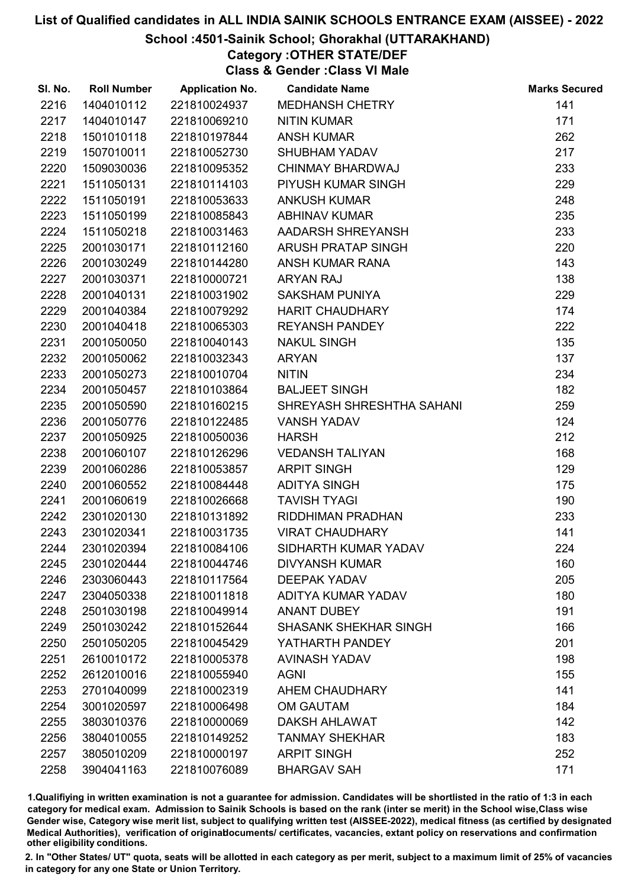# List of Qualified candidates in ALL INDIA SAINIK SCHOOLS ENTRANCE EXAM (AISSEE) - 2022

## School :4501-Sainik School; Ghorakhal (UTTARAKHAND)

### Category :OTHER STATE/DEF

### Class & Gender :Class VI Male

| Sl. No. | Roll Number | Application No. | Candidate Name | Marks Secured |
|---|---|---|---|---|
| 2216 | 1404010112 | 221810024937 | MEDHANSH CHETRY | 141 |
| 2217 | 1404010147 | 221810069210 | NITIN KUMAR | 171 |
| 2218 | 1501010118 | 221810197844 | ANSH KUMAR | 262 |
| 2219 | 1507010011 | 221810052730 | SHUBHAM YADAV | 217 |
| 2220 | 1509030036 | 221810095352 | CHINMAY BHARDWAJ | 233 |
| 2221 | 1511050131 | 221810114103 | PIYUSH KUMAR SINGH | 229 |
| 2222 | 1511050191 | 221810053633 | ANKUSH KUMAR | 248 |
| 2223 | 1511050199 | 221810085843 | ABHINAV KUMAR | 235 |
| 2224 | 1511050218 | 221810031463 | AADARSH SHREYANSH | 233 |
| 2225 | 2001030171 | 221810112160 | ARUSH PRATAP SINGH | 220 |
| 2226 | 2001030249 | 221810144280 | ANSH KUMAR RANA | 143 |
| 2227 | 2001030371 | 221810000721 | ARYAN RAJ | 138 |
| 2228 | 2001040131 | 221810031902 | SAKSHAM PUNIYA | 229 |
| 2229 | 2001040384 | 221810079292 | HARIT CHAUDHARY | 174 |
| 2230 | 2001040418 | 221810065303 | REYANSH PANDEY | 222 |
| 2231 | 2001050050 | 221810040143 | NAKUL SINGH | 135 |
| 2232 | 2001050062 | 221810032343 | ARYAN | 137 |
| 2233 | 2001050273 | 221810010704 | NITIN | 234 |
| 2234 | 2001050457 | 221810103864 | BALJEET SINGH | 182 |
| 2235 | 2001050590 | 221810160215 | SHREYASH SHRESHTHA SAHANI | 259 |
| 2236 | 2001050776 | 221810122485 | VANSH YADAV | 124 |
| 2237 | 2001050925 | 221810050036 | HARSH | 212 |
| 2238 | 2001060107 | 221810126296 | VEDANSH TALIYAN | 168 |
| 2239 | 2001060286 | 221810053857 | ARPIT SINGH | 129 |
| 2240 | 2001060552 | 221810084448 | ADITYA SINGH | 175 |
| 2241 | 2001060619 | 221810026668 | TAVISH TYAGI | 190 |
| 2242 | 2301020130 | 221810131892 | RIDDHIMAN PRADHAN | 233 |
| 2243 | 2301020341 | 221810031735 | VIRAT CHAUDHARY | 141 |
| 2244 | 2301020394 | 221810084106 | SIDHARTH KUMAR YADAV | 224 |
| 2245 | 2301020444 | 221810044746 | DIVYANSH KUMAR | 160 |
| 2246 | 2303060443 | 221810117564 | DEEPAK YADAV | 205 |
| 2247 | 2304050338 | 221810011818 | ADITYA KUMAR YADAV | 180 |
| 2248 | 2501030198 | 221810049914 | ANANT DUBEY | 191 |
| 2249 | 2501030242 | 221810152644 | SHASANK SHEKHAR SINGH | 166 |
| 2250 | 2501050205 | 221810045429 | YATHARTH PANDEY | 201 |
| 2251 | 2610010172 | 221810005378 | AVINASH YADAV | 198 |
| 2252 | 2612010016 | 221810055940 | AGNI | 155 |
| 2253 | 2701040099 | 221810002319 | AHEM CHAUDHARY | 141 |
| 2254 | 3001020597 | 221810006498 | OM GAUTAM | 184 |
| 2255 | 3803010376 | 221810000069 | DAKSH AHLAWAT | 142 |
| 2256 | 3804010055 | 221810149252 | TANMAY SHEKHAR | 183 |
| 2257 | 3805010209 | 221810000197 | ARPIT SINGH | 252 |
| 2258 | 3904041163 | 221810076089 | BHARGAV SAH | 171 |

1.Qualifiying in written examination is not a guarantee for admission. Candidates will be shortlisted in the ratio of 1:3 in each category for medical exam. Admission to Sainik Schools is based on the rank (inter se merit) in the School wise,Class wise Gender wise, Category wise merit list, subject to qualifying written test (AISSEE-2022), medical fitness (as certified by designated Medical Authorities), verification of originaldocuments/ certificates, vacancies, extant policy on reservations and confirmation other eligibility conditions.

2. In "Other States/ UT" quota, seats will be allotted in each category as per merit, subject to a maximum limit of 25% of vacancies in category for any one State or Union Territory.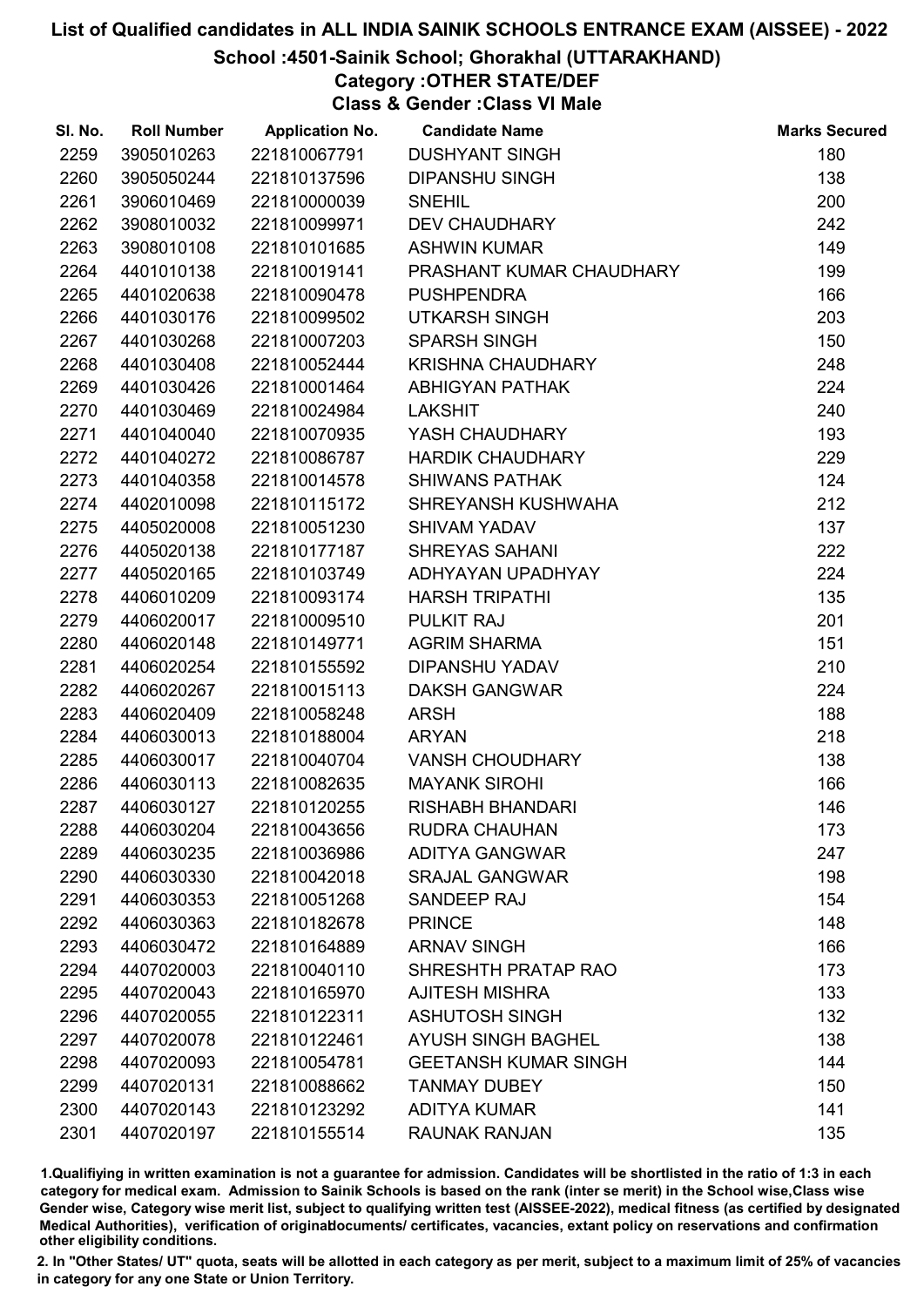# List of Qualified candidates in ALL INDIA SAINIK SCHOOLS ENTRANCE EXAM (AISSEE) - 2022

## School :4501-Sainik School; Ghorakhal (UTTARAKHAND)

### Category :OTHER STATE/DEF

### Class & Gender :Class VI Male

| Sl. No. | Roll Number | Application No. | Candidate Name | Marks Secured |
|---|---|---|---|---|
| 2259 | 3905010263 | 221810067791 | DUSHYANT SINGH | 180 |
| 2260 | 3905050244 | 221810137596 | DIPANSHU SINGH | 138 |
| 2261 | 3906010469 | 221810000039 | SNEHIL | 200 |
| 2262 | 3908010032 | 221810099971 | DEV CHAUDHARY | 242 |
| 2263 | 3908010108 | 221810101685 | ASHWIN KUMAR | 149 |
| 2264 | 4401010138 | 221810019141 | PRASHANT KUMAR CHAUDHARY | 199 |
| 2265 | 4401020638 | 221810090478 | PUSHPENDRA | 166 |
| 2266 | 4401030176 | 221810099502 | UTKARSH SINGH | 203 |
| 2267 | 4401030268 | 221810007203 | SPARSH SINGH | 150 |
| 2268 | 4401030408 | 221810052444 | KRISHNA CHAUDHARY | 248 |
| 2269 | 4401030426 | 221810001464 | ABHIGYAN PATHAK | 224 |
| 2270 | 4401030469 | 221810024984 | LAKSHIT | 240 |
| 2271 | 4401040040 | 221810070935 | YASH CHAUDHARY | 193 |
| 2272 | 4401040272 | 221810086787 | HARDIK CHAUDHARY | 229 |
| 2273 | 4401040358 | 221810014578 | SHIWANS PATHAK | 124 |
| 2274 | 4402010098 | 221810115172 | SHREYANSH KUSHWAHA | 212 |
| 2275 | 4405020008 | 221810051230 | SHIVAM YADAV | 137 |
| 2276 | 4405020138 | 221810177187 | SHREYAS SAHANI | 222 |
| 2277 | 4405020165 | 221810103749 | ADHYAYAN UPADHYAY | 224 |
| 2278 | 4406010209 | 221810093174 | HARSH TRIPATHI | 135 |
| 2279 | 4406020017 | 221810009510 | PULKIT RAJ | 201 |
| 2280 | 4406020148 | 221810149771 | AGRIM SHARMA | 151 |
| 2281 | 4406020254 | 221810155592 | DIPANSHU YADAV | 210 |
| 2282 | 4406020267 | 221810015113 | DAKSH GANGWAR | 224 |
| 2283 | 4406020409 | 221810058248 | ARSH | 188 |
| 2284 | 4406030013 | 221810188004 | ARYAN | 218 |
| 2285 | 4406030017 | 221810040704 | VANSH CHOUDHARY | 138 |
| 2286 | 4406030113 | 221810082635 | MAYANK SIROHI | 166 |
| 2287 | 4406030127 | 221810120255 | RISHABH BHANDARI | 146 |
| 2288 | 4406030204 | 221810043656 | RUDRA CHAUHAN | 173 |
| 2289 | 4406030235 | 221810036986 | ADITYA GANGWAR | 247 |
| 2290 | 4406030330 | 221810042018 | SRAJAL GANGWAR | 198 |
| 2291 | 4406030353 | 221810051268 | SANDEEP RAJ | 154 |
| 2292 | 4406030363 | 221810182678 | PRINCE | 148 |
| 2293 | 4406030472 | 221810164889 | ARNAV SINGH | 166 |
| 2294 | 4407020003 | 221810040110 | SHRESHTH PRATAP RAO | 173 |
| 2295 | 4407020043 | 221810165970 | AJITESH MISHRA | 133 |
| 2296 | 4407020055 | 221810122311 | ASHUTOSH SINGH | 132 |
| 2297 | 4407020078 | 221810122461 | AYUSH SINGH BAGHEL | 138 |
| 2298 | 4407020093 | 221810054781 | GEETANSH KUMAR SINGH | 144 |
| 2299 | 4407020131 | 221810088662 | TANMAY DUBEY | 150 |
| 2300 | 4407020143 | 221810123292 | ADITYA KUMAR | 141 |
| 2301 | 4407020197 | 221810155514 | RAUNAK RANJAN | 135 |

1.Qualifiying in written examination is not a guarantee for admission. Candidates will be shortlisted in the ratio of 1:3 in each category for medical exam. Admission to Sainik Schools is based on the rank (inter se merit) in the School wise,Class wise Gender wise, Category wise merit list, subject to qualifying written test (AISSEE-2022), medical fitness (as certified by designated Medical Authorities), verification of originaldocuments/ certificates, vacancies, extant policy on reservations and confirmation other eligibility conditions.

2. In "Other States/ UT" quota, seats will be allotted in each category as per merit, subject to a maximum limit of 25% of vacancies in category for any one State or Union Territory.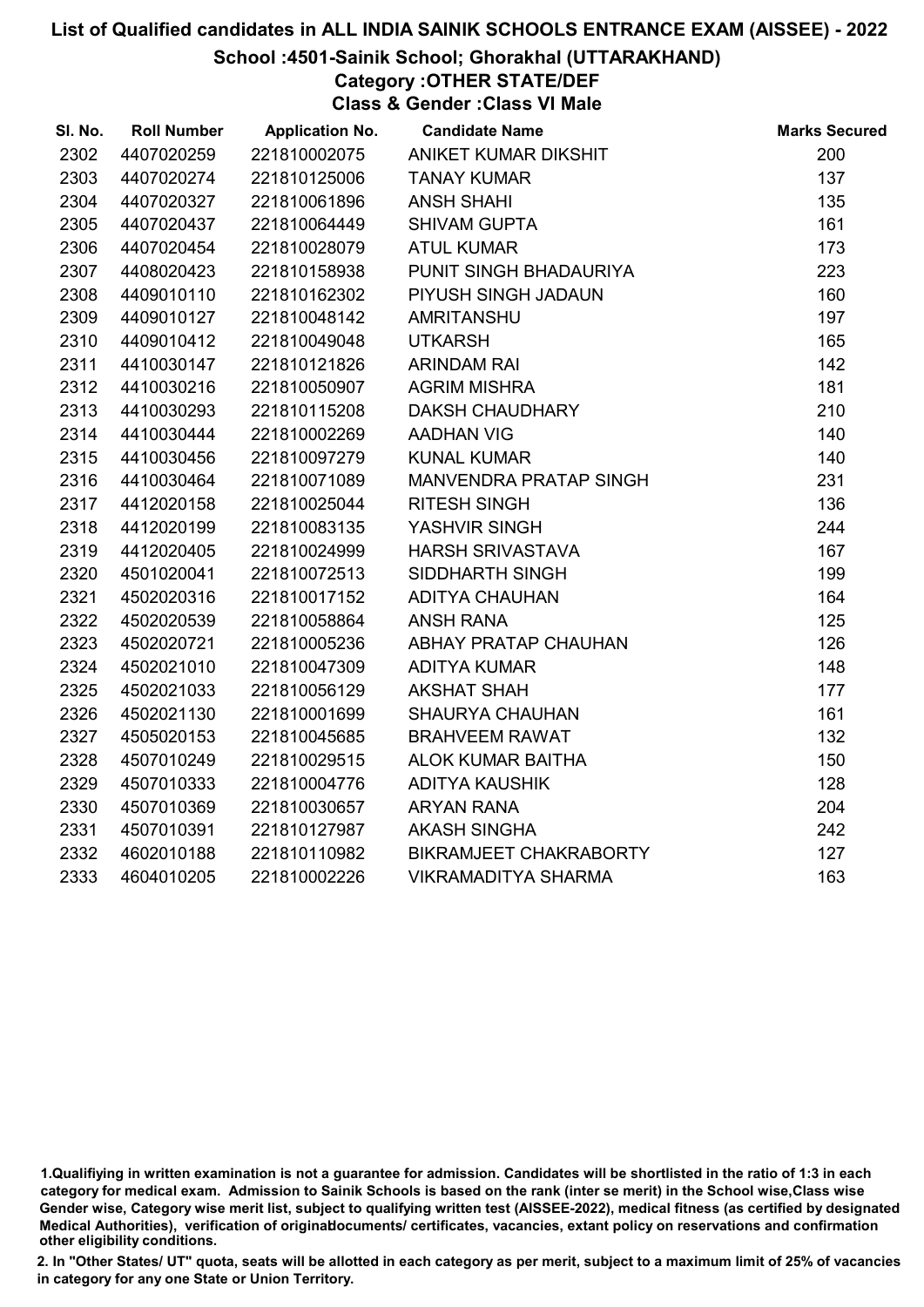# List of Qualified candidates in ALL INDIA SAINIK SCHOOLS ENTRANCE EXAM (AISSEE) - 2022

## School :4501-Sainik School; Ghorakhal (UTTARAKHAND)

### Category :OTHER STATE/DEF

### Class & Gender :Class VI Male

| Sl. No. | Roll Number | Application No. | Candidate Name | Marks Secured |
|---|---|---|---|---|
| 2302 | 4407020259 | 221810002075 | ANIKET KUMAR DIKSHIT | 200 |
| 2303 | 4407020274 | 221810125006 | TANAY KUMAR | 137 |
| 2304 | 4407020327 | 221810061896 | ANSH SHAHI | 135 |
| 2305 | 4407020437 | 221810064449 | SHIVAM GUPTA | 161 |
| 2306 | 4407020454 | 221810028079 | ATUL KUMAR | 173 |
| 2307 | 4408020423 | 221810158938 | PUNIT SINGH BHADAURIYA | 223 |
| 2308 | 4409010110 | 221810162302 | PIYUSH SINGH JADAUN | 160 |
| 2309 | 4409010127 | 221810048142 | AMRITANSHU | 197 |
| 2310 | 4409010412 | 221810049048 | UTKARSH | 165 |
| 2311 | 4410030147 | 221810121826 | ARINDAM RAI | 142 |
| 2312 | 4410030216 | 221810050907 | AGRIM MISHRA | 181 |
| 2313 | 4410030293 | 221810115208 | DAKSH CHAUDHARY | 210 |
| 2314 | 4410030444 | 221810002269 | AADHAN VIG | 140 |
| 2315 | 4410030456 | 221810097279 | KUNAL KUMAR | 140 |
| 2316 | 4410030464 | 221810071089 | MANVENDRA PRATAP SINGH | 231 |
| 2317 | 4412020158 | 221810025044 | RITESH SINGH | 136 |
| 2318 | 4412020199 | 221810083135 | YASHVIR SINGH | 244 |
| 2319 | 4412020405 | 221810024999 | HARSH SRIVASTAVA | 167 |
| 2320 | 4501020041 | 221810072513 | SIDDHARTH SINGH | 199 |
| 2321 | 4502020316 | 221810017152 | ADITYA CHAUHAN | 164 |
| 2322 | 4502020539 | 221810058864 | ANSH RANA | 125 |
| 2323 | 4502020721 | 221810005236 | ABHAY PRATAP CHAUHAN | 126 |
| 2324 | 4502021010 | 221810047309 | ADITYA KUMAR | 148 |
| 2325 | 4502021033 | 221810056129 | AKSHAT SHAH | 177 |
| 2326 | 4502021130 | 221810001699 | SHAURYA CHAUHAN | 161 |
| 2327 | 4505020153 | 221810045685 | BRAHVEEM RAWAT | 132 |
| 2328 | 4507010249 | 221810029515 | ALOK KUMAR BAITHA | 150 |
| 2329 | 4507010333 | 221810004776 | ADITYA KAUSHIK | 128 |
| 2330 | 4507010369 | 221810030657 | ARYAN RANA | 204 |
| 2331 | 4507010391 | 221810127987 | AKASH SINGHA | 242 |
| 2332 | 4602010188 | 221810110982 | BIKRAMJEET CHAKRABORTY | 127 |
| 2333 | 4604010205 | 221810002226 | VIKRAMADITYA SHARMA | 163 |

1.Qualifiying in written examination is not a guarantee for admission. Candidates will be shortlisted in the ratio of 1:3 in each category for medical exam. Admission to Sainik Schools is based on the rank (inter se merit) in the School wise,Class wise Gender wise, Category wise merit list, subject to qualifying written test (AISSEE-2022), medical fitness (as certified by designated Medical Authorities), verification of originaldocuments/ certificates, vacancies, extant policy on reservations and confirmation other eligibility conditions.

2. In "Other States/ UT" quota, seats will be allotted in each category as per merit, subject to a maximum limit of 25% of vacancies in category for any one State or Union Territory.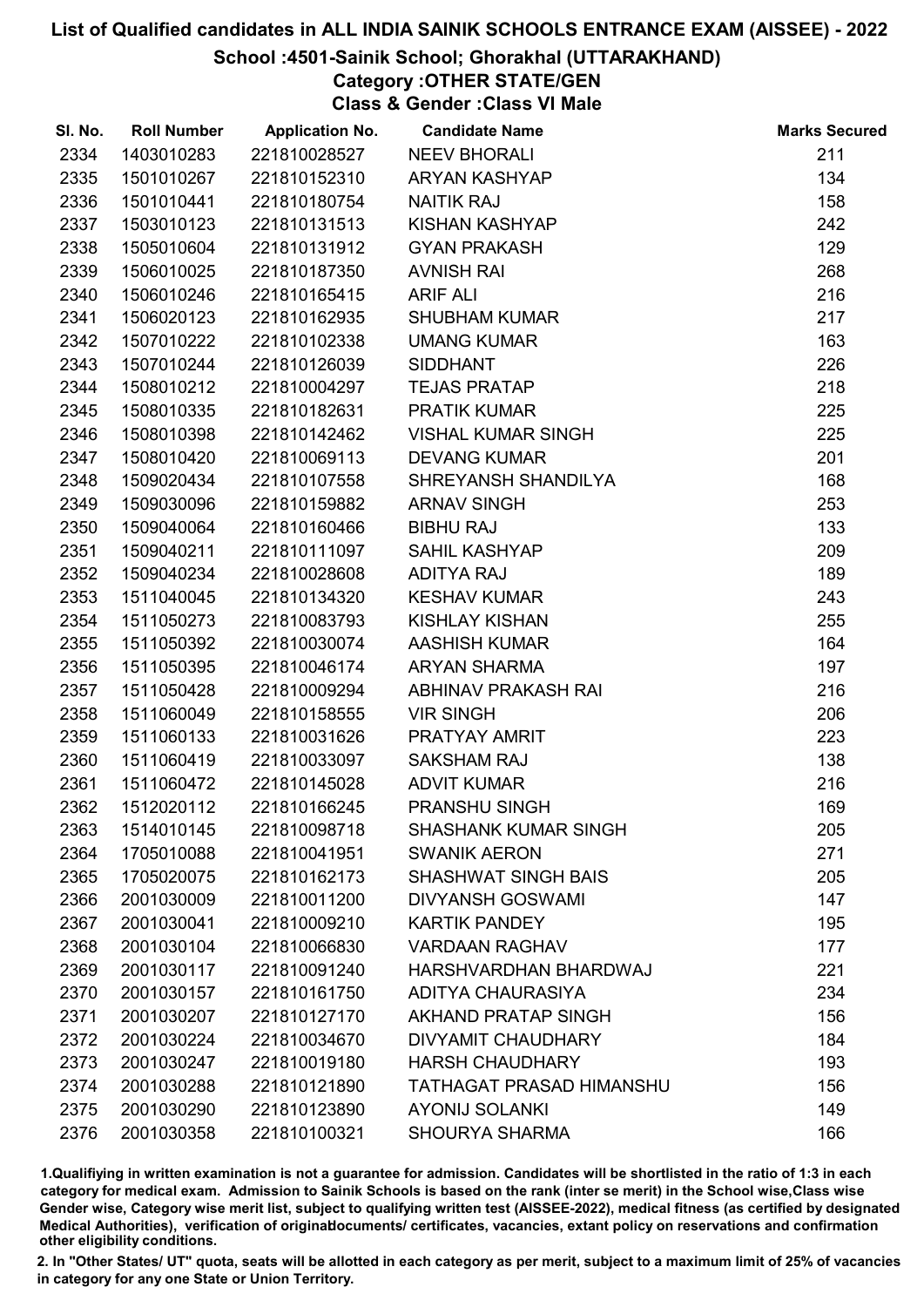# List of Qualified candidates in ALL INDIA SAINIK SCHOOLS ENTRANCE EXAM (AISSEE) - 2022

## School :4501-Sainik School; Ghorakhal (UTTARAKHAND)

### Category :OTHER STATE/GEN

### Class & Gender :Class VI Male

| Sl. No. | Roll Number | Application No. | Candidate Name | Marks Secured |
|---|---|---|---|---|
| 2334 | 1403010283 | 221810028527 | NEEV BHORALI | 211 |
| 2335 | 1501010267 | 221810152310 | ARYAN KASHYAP | 134 |
| 2336 | 1501010441 | 221810180754 | NAITIK RAJ | 158 |
| 2337 | 1503010123 | 221810131513 | KISHAN KASHYAP | 242 |
| 2338 | 1505010604 | 221810131912 | GYAN PRAKASH | 129 |
| 2339 | 1506010025 | 221810187350 | AVNISH RAI | 268 |
| 2340 | 1506010246 | 221810165415 | ARIF ALI | 216 |
| 2341 | 1506020123 | 221810162935 | SHUBHAM KUMAR | 217 |
| 2342 | 1507010222 | 221810102338 | UMANG KUMAR | 163 |
| 2343 | 1507010244 | 221810126039 | SIDDHANT | 226 |
| 2344 | 1508010212 | 221810004297 | TEJAS PRATAP | 218 |
| 2345 | 1508010335 | 221810182631 | PRATIK KUMAR | 225 |
| 2346 | 1508010398 | 221810142462 | VISHAL KUMAR SINGH | 225 |
| 2347 | 1508010420 | 221810069113 | DEVANG KUMAR | 201 |
| 2348 | 1509020434 | 221810107558 | SHREYANSH SHANDILYA | 168 |
| 2349 | 1509030096 | 221810159882 | ARNAV SINGH | 253 |
| 2350 | 1509040064 | 221810160466 | BIBHU RAJ | 133 |
| 2351 | 1509040211 | 221810111097 | SAHIL KASHYAP | 209 |
| 2352 | 1509040234 | 221810028608 | ADITYA RAJ | 189 |
| 2353 | 1511040045 | 221810134320 | KESHAV KUMAR | 243 |
| 2354 | 1511050273 | 221810083793 | KISHLAY KISHAN | 255 |
| 2355 | 1511050392 | 221810030074 | AASHISH KUMAR | 164 |
| 2356 | 1511050395 | 221810046174 | ARYAN SHARMA | 197 |
| 2357 | 1511050428 | 221810009294 | ABHINAV PRAKASH RAI | 216 |
| 2358 | 1511060049 | 221810158555 | VIR SINGH | 206 |
| 2359 | 1511060133 | 221810031626 | PRATYAY AMRIT | 223 |
| 2360 | 1511060419 | 221810033097 | SAKSHAM RAJ | 138 |
| 2361 | 1511060472 | 221810145028 | ADVIT KUMAR | 216 |
| 2362 | 1512020112 | 221810166245 | PRANSHU SINGH | 169 |
| 2363 | 1514010145 | 221810098718 | SHASHANK KUMAR SINGH | 205 |
| 2364 | 1705010088 | 221810041951 | SWANIK AERON | 271 |
| 2365 | 1705020075 | 221810162173 | SHASHWAT SINGH BAIS | 205 |
| 2366 | 2001030009 | 221810011200 | DIVYANSH GOSWAMI | 147 |
| 2367 | 2001030041 | 221810009210 | KARTIK PANDEY | 195 |
| 2368 | 2001030104 | 221810066830 | VARDAAN RAGHAV | 177 |
| 2369 | 2001030117 | 221810091240 | HARSHVARDHAN BHARDWAJ | 221 |
| 2370 | 2001030157 | 221810161750 | ADITYA CHAURASIYA | 234 |
| 2371 | 2001030207 | 221810127170 | AKHAND PRATAP SINGH | 156 |
| 2372 | 2001030224 | 221810034670 | DIVYAMIT CHAUDHARY | 184 |
| 2373 | 2001030247 | 221810019180 | HARSH CHAUDHARY | 193 |
| 2374 | 2001030288 | 221810121890 | TATHAGAT PRASAD HIMANSHU | 156 |
| 2375 | 2001030290 | 221810123890 | AYONIJ SOLANKI | 149 |
| 2376 | 2001030358 | 221810100321 | SHOURYA SHARMA | 166 |

1.Qualifying in written examination is not a guarantee for admission. Candidates will be shortlisted in the ratio of 1:3 in each category for medical exam. Admission to Sainik Schools is based on the rank (inter se merit) in the School wise,Class wise Gender wise, Category wise merit list, subject to qualifying written test (AISSEE-2022), medical fitness (as certified by designated Medical Authorities), verification of originaldocuments/ certificates, vacancies, extant policy on reservations and confirmation other eligibility conditions.

2. In "Other States/ UT" quota, seats will be allotted in each category as per merit, subject to a maximum limit of 25% of vacancies in category for any one State or Union Territory.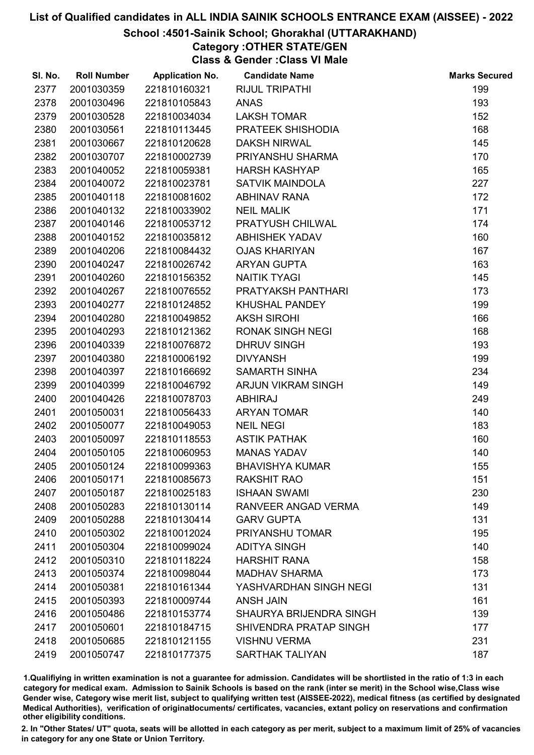# List of Qualified candidates in ALL INDIA SAINIK SCHOOLS ENTRANCE EXAM (AISSEE) - 2022

## School :4501-Sainik School; Ghorakhal (UTTARAKHAND)

### Category :OTHER STATE/GEN

### Class & Gender :Class VI Male

| Sl. No. | Roll Number | Application No. | Candidate Name | Marks Secured |
|---|---|---|---|---|
| 2377 | 2001030359 | 221810160321 | RIJUL TRIPATHI | 199 |
| 2378 | 2001030496 | 221810105843 | ANAS | 193 |
| 2379 | 2001030528 | 221810034034 | LAKSH TOMAR | 152 |
| 2380 | 2001030561 | 221810113445 | PRATEEK SHISHODIA | 168 |
| 2381 | 2001030667 | 221810120628 | DAKSH NIRWAL | 145 |
| 2382 | 2001030707 | 221810002739 | PRIYANSHU SHARMA | 170 |
| 2383 | 2001040052 | 221810059381 | HARSH KASHYAP | 165 |
| 2384 | 2001040072 | 221810023781 | SATVIK MAINDOLA | 227 |
| 2385 | 2001040118 | 221810081602 | ABHINAV RANA | 172 |
| 2386 | 2001040132 | 221810033902 | NEIL MALIK | 171 |
| 2387 | 2001040146 | 221810053712 | PRATYUSH CHILWAL | 174 |
| 2388 | 2001040152 | 221810035812 | ABHISHEK YADAV | 160 |
| 2389 | 2001040206 | 221810084432 | OJAS KHARIYAN | 167 |
| 2390 | 2001040247 | 221810026742 | ARYAN GUPTA | 163 |
| 2391 | 2001040260 | 221810156352 | NAITIK TYAGI | 145 |
| 2392 | 2001040267 | 221810076552 | PRATYAKSH PANTHARI | 173 |
| 2393 | 2001040277 | 221810124852 | KHUSHAL PANDEY | 199 |
| 2394 | 2001040280 | 221810049852 | AKSH SIROHI | 166 |
| 2395 | 2001040293 | 221810121362 | RONAK SINGH NEGI | 168 |
| 2396 | 2001040339 | 221810076872 | DHRUV SINGH | 193 |
| 2397 | 2001040380 | 221810006192 | DIVYANSH | 199 |
| 2398 | 2001040397 | 221810166692 | SAMARTH SINHA | 234 |
| 2399 | 2001040399 | 221810046792 | ARJUN VIKRAM SINGH | 149 |
| 2400 | 2001040426 | 221810078703 | ABHIRAJ | 249 |
| 2401 | 2001050031 | 221810056433 | ARYAN TOMAR | 140 |
| 2402 | 2001050077 | 221810049053 | NEIL NEGI | 183 |
| 2403 | 2001050097 | 221810118553 | ASTIK PATHAK | 160 |
| 2404 | 2001050105 | 221810060953 | MANAS YADAV | 140 |
| 2405 | 2001050124 | 221810099363 | BHAVISHYA KUMAR | 155 |
| 2406 | 2001050171 | 221810085673 | RAKSHIT RAO | 151 |
| 2407 | 2001050187 | 221810025183 | ISHAAN SWAMI | 230 |
| 2408 | 2001050283 | 221810130114 | RANVEER ANGAD VERMA | 149 |
| 2409 | 2001050288 | 221810130414 | GARV GUPTA | 131 |
| 2410 | 2001050302 | 221810012024 | PRIYANSHU TOMAR | 195 |
| 2411 | 2001050304 | 221810099024 | ADITYA SINGH | 140 |
| 2412 | 2001050310 | 221810118224 | HARSHIT RANA | 158 |
| 2413 | 2001050374 | 221810098044 | MADHAV SHARMA | 173 |
| 2414 | 2001050381 | 221810161344 | YASHVARDHAN SINGH NEGI | 131 |
| 2415 | 2001050393 | 221810009744 | ANSH JAIN | 161 |
| 2416 | 2001050486 | 221810153774 | SHAURYA BRIJENDRA SINGH | 139 |
| 2417 | 2001050601 | 221810184715 | SHIVENDRA PRATAP SINGH | 177 |
| 2418 | 2001050685 | 221810121155 | VISHNU VERMA | 231 |
| 2419 | 2001050747 | 221810177375 | SARTHAK TALIYAN | 187 |

1.Qualifiying in written examination is not a guarantee for admission. Candidates will be shortlisted in the ratio of 1:3 in each category for medical exam. Admission to Sainik Schools is based on the rank (inter se merit) in the School wise,Class wise Gender wise, Category wise merit list, subject to qualifying written test (AISSEE-2022), medical fitness (as certified by designated Medical Authorities), verification of originaldocuments/ certificates, vacancies, extant policy on reservations and confirmation other eligibility conditions.

2. In "Other States/ UT" quota, seats will be allotted in each category as per merit, subject to a maximum limit of 25% of vacancies in category for any one State or Union Territory.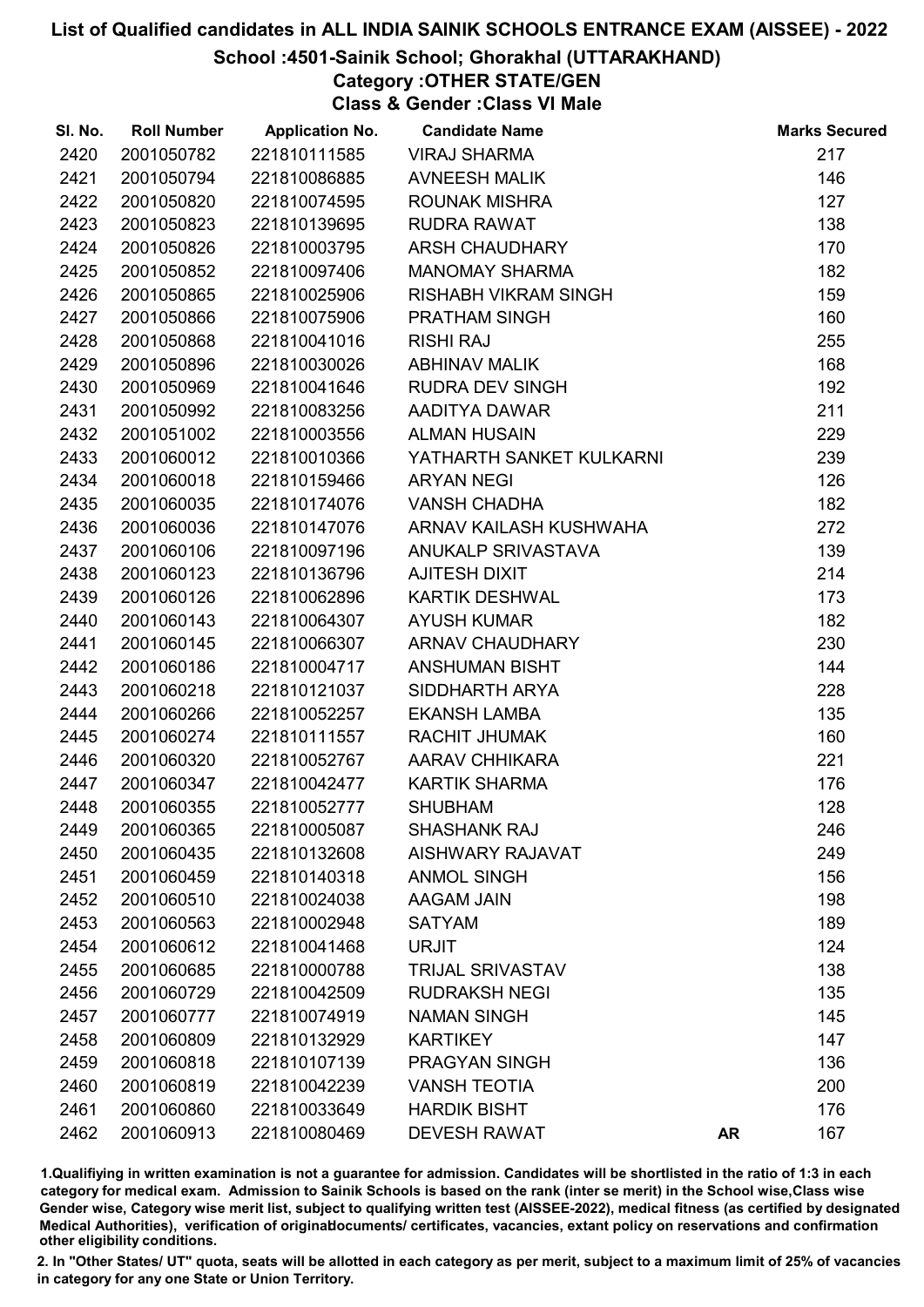# List of Qualified candidates in ALL INDIA SAINIK SCHOOLS ENTRANCE EXAM (AISSEE) - 2022

## School :4501-Sainik School; Ghorakhal (UTTARAKHAND)

### Category :OTHER STATE/GEN

### Class & Gender :Class VI Male

| Sl. No. | Roll Number | Application No. | Candidate Name | | Marks Secured |
|---|---|---|---|---|---|
| 2420 | 2001050782 | 221810111585 | VIRAJ SHARMA | | 217 |
| 2421 | 2001050794 | 221810086885 | AVNEESH MALIK | | 146 |
| 2422 | 2001050820 | 221810074595 | ROUNAK MISHRA | | 127 |
| 2423 | 2001050823 | 221810139695 | RUDRA RAWAT | | 138 |
| 2424 | 2001050826 | 221810003795 | ARSH CHAUDHARY | | 170 |
| 2425 | 2001050852 | 221810097406 | MANOMAY SHARMA | | 182 |
| 2426 | 2001050865 | 221810025906 | RISHABH VIKRAM SINGH | | 159 |
| 2427 | 2001050866 | 221810075906 | PRATHAM SINGH | | 160 |
| 2428 | 2001050868 | 221810041016 | RISHI RAJ | | 255 |
| 2429 | 2001050896 | 221810030026 | ABHINAV MALIK | | 168 |
| 2430 | 2001050969 | 221810041646 | RUDRA DEV SINGH | | 192 |
| 2431 | 2001050992 | 221810083256 | AADITYA DAWAR | | 211 |
| 2432 | 2001051002 | 221810003556 | ALMAN HUSAIN | | 229 |
| 2433 | 2001060012 | 221810010366 | YATHARTH SANKET KULKARNI | | 239 |
| 2434 | 2001060018 | 221810159466 | ARYAN NEGI | | 126 |
| 2435 | 2001060035 | 221810174076 | VANSH CHADHA | | 182 |
| 2436 | 2001060036 | 221810147076 | ARNAV KAILASH KUSHWAHA | | 272 |
| 2437 | 2001060106 | 221810097196 | ANUKALP SRIVASTAVA | | 139 |
| 2438 | 2001060123 | 221810136796 | AJITESH DIXIT | | 214 |
| 2439 | 2001060126 | 221810062896 | KARTIK DESHWAL | | 173 |
| 2440 | 2001060143 | 221810064307 | AYUSH KUMAR | | 182 |
| 2441 | 2001060145 | 221810066307 | ARNAV CHAUDHARY | | 230 |
| 2442 | 2001060186 | 221810004717 | ANSHUMAN BISHT | | 144 |
| 2443 | 2001060218 | 221810121037 | SIDDHARTH ARYA | | 228 |
| 2444 | 2001060266 | 221810052257 | EKANSH LAMBA | | 135 |
| 2445 | 2001060274 | 221810111557 | RACHIT JHUMAK | | 160 |
| 2446 | 2001060320 | 221810052767 | AARAV CHHIKARA | | 221 |
| 2447 | 2001060347 | 221810042477 | KARTIK SHARMA | | 176 |
| 2448 | 2001060355 | 221810052777 | SHUBHAM | | 128 |
| 2449 | 2001060365 | 221810005087 | SHASHANK RAJ | | 246 |
| 2450 | 2001060435 | 221810132608 | AISHWARY RAJAVAT | | 249 |
| 2451 | 2001060459 | 221810140318 | ANMOL SINGH | | 156 |
| 2452 | 2001060510 | 221810024038 | AAGAM JAIN | | 198 |
| 2453 | 2001060563 | 221810002948 | SATYAM | | 189 |
| 2454 | 2001060612 | 221810041468 | URJIT | | 124 |
| 2455 | 2001060685 | 221810000788 | TRIJAL SRIVASTAV | | 138 |
| 2456 | 2001060729 | 221810042509 | RUDRAKSH NEGI | | 135 |
| 2457 | 2001060777 | 221810074919 | NAMAN SINGH | | 145 |
| 2458 | 2001060809 | 221810132929 | KARTIKEY | | 147 |
| 2459 | 2001060818 | 221810107139 | PRAGYAN SINGH | | 136 |
| 2460 | 2001060819 | 221810042239 | VANSH TEOTIA | | 200 |
| 2461 | 2001060860 | 221810033649 | HARDIK BISHT | | 176 |
| 2462 | 2001060913 | 221810080469 | DEVESH RAWAT | **AR** | 167 |

1.Qualifying in written examination is not a guarantee for admission. Candidates will be shortlisted in the ratio of 1:3 in each category for medical exam. Admission to Sainik Schools is based on the rank (inter se merit) in the School wise,Class wise Gender wise, Category wise merit list, subject to qualifying written test (AISSEE-2022), medical fitness (as certified by designated Medical Authorities), verification of originaldocuments/ certificates, vacancies, extant policy on reservations and confirmation other eligibility conditions.

2. In "Other States/ UT" quota, seats will be allotted in each category as per merit, subject to a maximum limit of 25% of vacancies in category for any one State or Union Territory.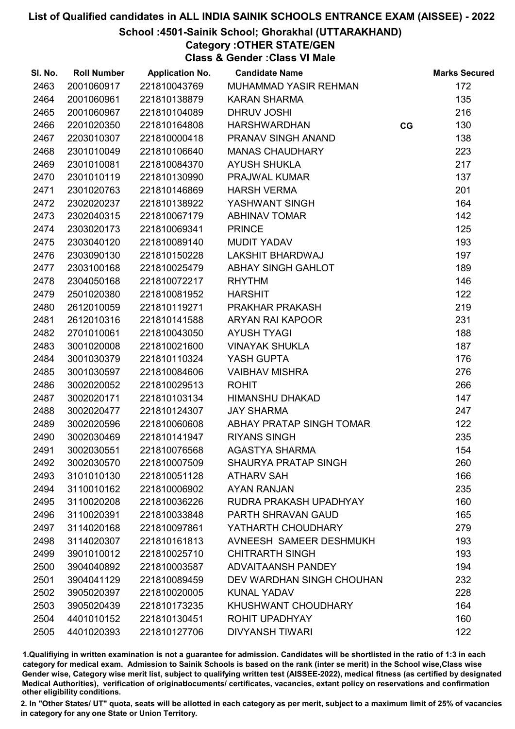# List of Qualified candidates in ALL INDIA SAINIK SCHOOLS ENTRANCE EXAM (AISSEE) - 2022

## School :4501-Sainik School; Ghorakhal (UTTARAKHAND)

### Category :OTHER STATE/GEN

### Class & Gender :Class VI Male

| Sl. No. | Roll Number | Application No. | Candidate Name | | Marks Secured |
|---|---|---|---|---|---|
| 2463 | 2001060917 | 221810043769 | MUHAMMAD YASIR REHMAN | | 172 |
| 2464 | 2001060961 | 221810138879 | KARAN SHARMA | | 135 |
| 2465 | 2001060967 | 221810104089 | DHRUV JOSHI | | 216 |
| 2466 | 2201020350 | 221810164808 | HARSHWARDHAN | CG | 130 |
| 2467 | 2203010307 | 221810000418 | PRANAV SINGH ANAND | | 138 |
| 2468 | 2301010049 | 221810106640 | MANAS CHAUDHARY | | 223 |
| 2469 | 2301010081 | 221810084370 | AYUSH SHUKLA | | 217 |
| 2470 | 2301010119 | 221810130990 | PRAJWAL KUMAR | | 137 |
| 2471 | 2301020763 | 221810146869 | HARSH VERMA | | 201 |
| 2472 | 2302020237 | 221810138922 | YASHWANT SINGH | | 164 |
| 2473 | 2302040315 | 221810067179 | ABHINAV TOMAR | | 142 |
| 2474 | 2303020173 | 221810069341 | PRINCE | | 125 |
| 2475 | 2303040120 | 221810089140 | MUDIT YADAV | | 193 |
| 2476 | 2303090130 | 221810150228 | LAKSHIT BHARDWAJ | | 197 |
| 2477 | 2303100168 | 221810025479 | ABHAY SINGH GAHLOT | | 189 |
| 2478 | 2304050168 | 221810072217 | RHYTHM | | 146 |
| 2479 | 2501020380 | 221810081952 | HARSHIT | | 122 |
| 2480 | 2612010059 | 221810119271 | PRAKHAR PRAKASH | | 219 |
| 2481 | 2612010316 | 221810141588 | ARYAN RAI KAPOOR | | 231 |
| 2482 | 2701010061 | 221810043050 | AYUSH TYAGI | | 188 |
| 2483 | 3001020008 | 221810021600 | VINAYAK SHUKLA | | 187 |
| 2484 | 3001030379 | 221810110324 | YASH GUPTA | | 176 |
| 2485 | 3001030597 | 221810084606 | VAIBHAV MISHRA | | 276 |
| 2486 | 3002020052 | 221810029513 | ROHIT | | 266 |
| 2487 | 3002020171 | 221810103134 | HIMANSHU DHAKAD | | 147 |
| 2488 | 3002020477 | 221810124307 | JAY SHARMA | | 247 |
| 2489 | 3002020596 | 221810060608 | ABHAY PRATAP SINGH TOMAR | | 122 |
| 2490 | 3002030469 | 221810141947 | RIYANS SINGH | | 235 |
| 2491 | 3002030551 | 221810076568 | AGASTYA SHARMA | | 154 |
| 2492 | 3002030570 | 221810007509 | SHAURYA PRATAP SINGH | | 260 |
| 2493 | 3101010130 | 221810051128 | ATHARV SAH | | 166 |
| 2494 | 3110010162 | 221810006902 | AYAN RANJAN | | 235 |
| 2495 | 3110020208 | 221810036226 | RUDRA PRAKASH UPADHYAY | | 160 |
| 2496 | 3110020391 | 221810033848 | PARTH SHRAVAN GAUD | | 165 |
| 2497 | 3114020168 | 221810097861 | YATHARTH CHOUDHARY | | 279 |
| 2498 | 3114020307 | 221810161813 | AVNEESH SAMEER DESHMUKH | | 193 |
| 2499 | 3901010012 | 221810025710 | CHITRARTH SINGH | | 193 |
| 2500 | 3904040892 | 221810003587 | ADVAITAANSH PANDEY | | 194 |
| 2501 | 3904041129 | 221810089459 | DEV WARDHAN SINGH CHOUHAN | | 232 |
| 2502 | 3905020397 | 221810020005 | KUNAL YADAV | | 228 |
| 2503 | 3905020439 | 221810173235 | KHUSHWANT CHOUDHARY | | 164 |
| 2504 | 4401010152 | 221810130451 | ROHIT UPADHYAY | | 160 |
| 2505 | 4401020393 | 221810127706 | DIVYANSH TIWARI | | 122 |

1.Qualifiying in written examination is not a guarantee for admission. Candidates will be shortlisted in the ratio of 1:3 in each category for medical exam. Admission to Sainik Schools is based on the rank (inter se merit) in the School wise,Class wise Gender wise, Category wise merit list, subject to qualifying written test (AISSEE-2022), medical fitness (as certified by designated Medical Authorities), verification of originaldocuments/ certificates, vacancies, extant policy on reservations and confirmation other eligibility conditions.

2. In "Other States/ UT" quota, seats will be allotted in each category as per merit, subject to a maximum limit of 25% of vacancies in category for any one State or Union Territory.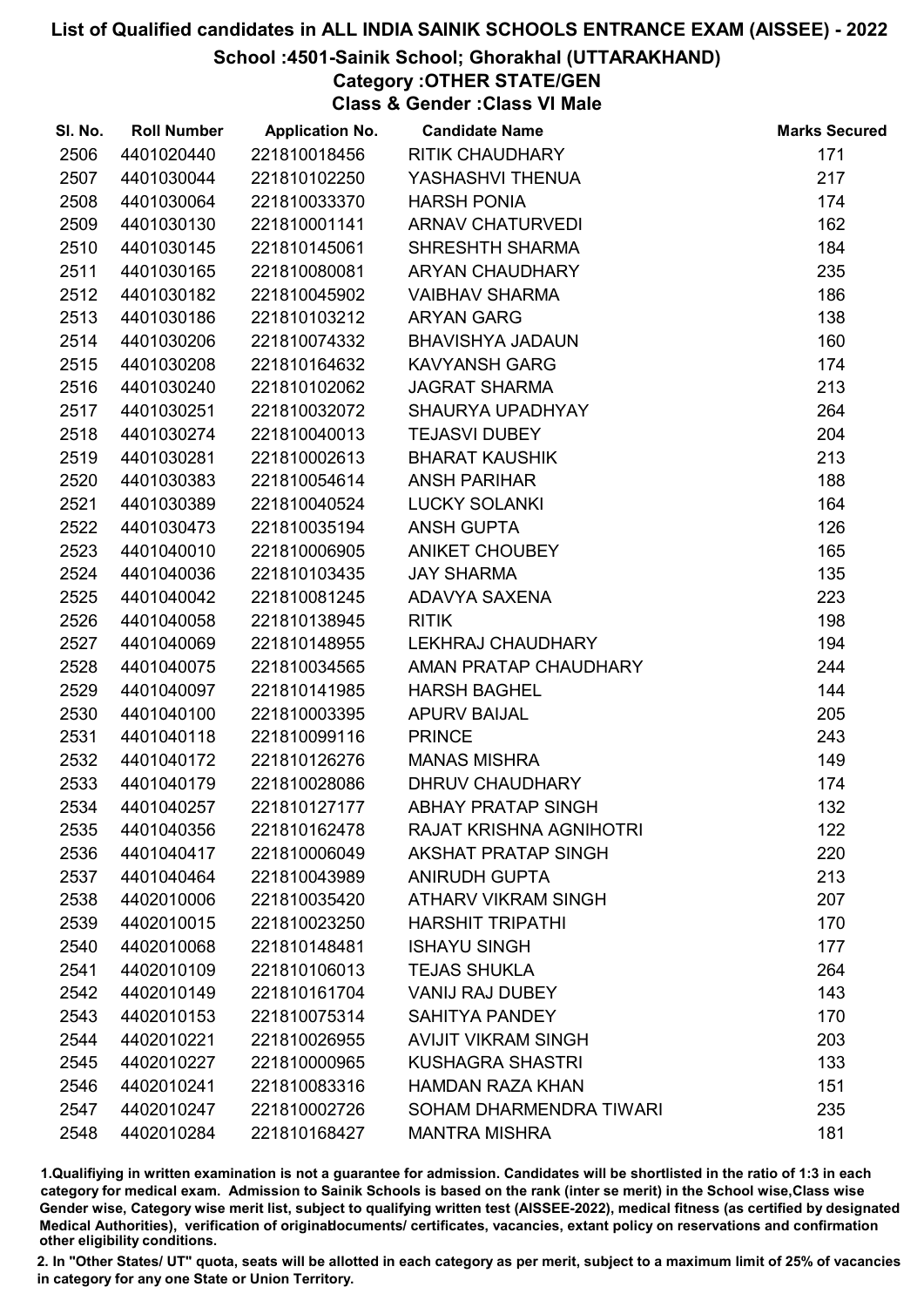# List of Qualified candidates in ALL INDIA SAINIK SCHOOLS ENTRANCE EXAM (AISSEE) - 2022

## School :4501-Sainik School; Ghorakhal (UTTARAKHAND)

### Category :OTHER STATE/GEN

### Class & Gender :Class VI Male

| Sl. No. | Roll Number | Application No. | Candidate Name | Marks Secured |
|---|---|---|---|---|
| 2506 | 4401020440 | 221810018456 | RITIK CHAUDHARY | 171 |
| 2507 | 4401030044 | 221810102250 | YASHASHVI THENUA | 217 |
| 2508 | 4401030064 | 221810033370 | HARSH PONIA | 174 |
| 2509 | 4401030130 | 221810001141 | ARNAV CHATURVEDI | 162 |
| 2510 | 4401030145 | 221810145061 | SHRESHTH SHARMA | 184 |
| 2511 | 4401030165 | 221810080081 | ARYAN CHAUDHARY | 235 |
| 2512 | 4401030182 | 221810045902 | VAIBHAV SHARMA | 186 |
| 2513 | 4401030186 | 221810103212 | ARYAN GARG | 138 |
| 2514 | 4401030206 | 221810074332 | BHAVISHYA JADAUN | 160 |
| 2515 | 4401030208 | 221810164632 | KAVYANSH GARG | 174 |
| 2516 | 4401030240 | 221810102062 | JAGRAT SHARMA | 213 |
| 2517 | 4401030251 | 221810032072 | SHAURYA UPADHYAY | 264 |
| 2518 | 4401030274 | 221810040013 | TEJASVI DUBEY | 204 |
| 2519 | 4401030281 | 221810002613 | BHARAT KAUSHIK | 213 |
| 2520 | 4401030383 | 221810054614 | ANSH PARIHAR | 188 |
| 2521 | 4401030389 | 221810040524 | LUCKY SOLANKI | 164 |
| 2522 | 4401030473 | 221810035194 | ANSH GUPTA | 126 |
| 2523 | 4401040010 | 221810006905 | ANIKET CHOUBEY | 165 |
| 2524 | 4401040036 | 221810103435 | JAY SHARMA | 135 |
| 2525 | 4401040042 | 221810081245 | ADAVYA SAXENA | 223 |
| 2526 | 4401040058 | 221810138945 | RITIK | 198 |
| 2527 | 4401040069 | 221810148955 | LEKHRAJ CHAUDHARY | 194 |
| 2528 | 4401040075 | 221810034565 | AMAN PRATAP CHAUDHARY | 244 |
| 2529 | 4401040097 | 221810141985 | HARSH BAGHEL | 144 |
| 2530 | 4401040100 | 221810003395 | APURV BAIJAL | 205 |
| 2531 | 4401040118 | 221810099116 | PRINCE | 243 |
| 2532 | 4401040172 | 221810126276 | MANAS MISHRA | 149 |
| 2533 | 4401040179 | 221810028086 | DHRUV CHAUDHARY | 174 |
| 2534 | 4401040257 | 221810127177 | ABHAY PRATAP SINGH | 132 |
| 2535 | 4401040356 | 221810162478 | RAJAT KRISHNA AGNIHOTRI | 122 |
| 2536 | 4401040417 | 221810006049 | AKSHAT PRATAP SINGH | 220 |
| 2537 | 4401040464 | 221810043989 | ANIRUDH GUPTA | 213 |
| 2538 | 4402010006 | 221810035420 | ATHARV VIKRAM SINGH | 207 |
| 2539 | 4402010015 | 221810023250 | HARSHIT TRIPATHI | 170 |
| 2540 | 4402010068 | 221810148481 | ISHAYU SINGH | 177 |
| 2541 | 4402010109 | 221810106013 | TEJAS SHUKLA | 264 |
| 2542 | 4402010149 | 221810161704 | VANIJ RAJ DUBEY | 143 |
| 2543 | 4402010153 | 221810075314 | SAHITYA PANDEY | 170 |
| 2544 | 4402010221 | 221810026955 | AVIJIT VIKRAM SINGH | 203 |
| 2545 | 4402010227 | 221810000965 | KUSHAGRA SHASTRI | 133 |
| 2546 | 4402010241 | 221810083316 | HAMDAN RAZA KHAN | 151 |
| 2547 | 4402010247 | 221810002726 | SOHAM DHARMENDRA TIWARI | 235 |
| 2548 | 4402010284 | 221810168427 | MANTRA MISHRA | 181 |

1.Qualifiying in written examination is not a guarantee for admission. Candidates will be shortlisted in the ratio of 1:3 in each category for medical exam. Admission to Sainik Schools is based on the rank (inter se merit) in the School wise,Class wise Gender wise, Category wise merit list, subject to qualifying written test (AISSEE-2022), medical fitness (as certified by designated Medical Authorities), verification of originaldocuments/ certificates, vacancies, extant policy on reservations and confirmation other eligibility conditions.

2. In "Other States/ UT" quota, seats will be allotted in each category as per merit, subject to a maximum limit of 25% of vacancies in category for any one State or Union Territory.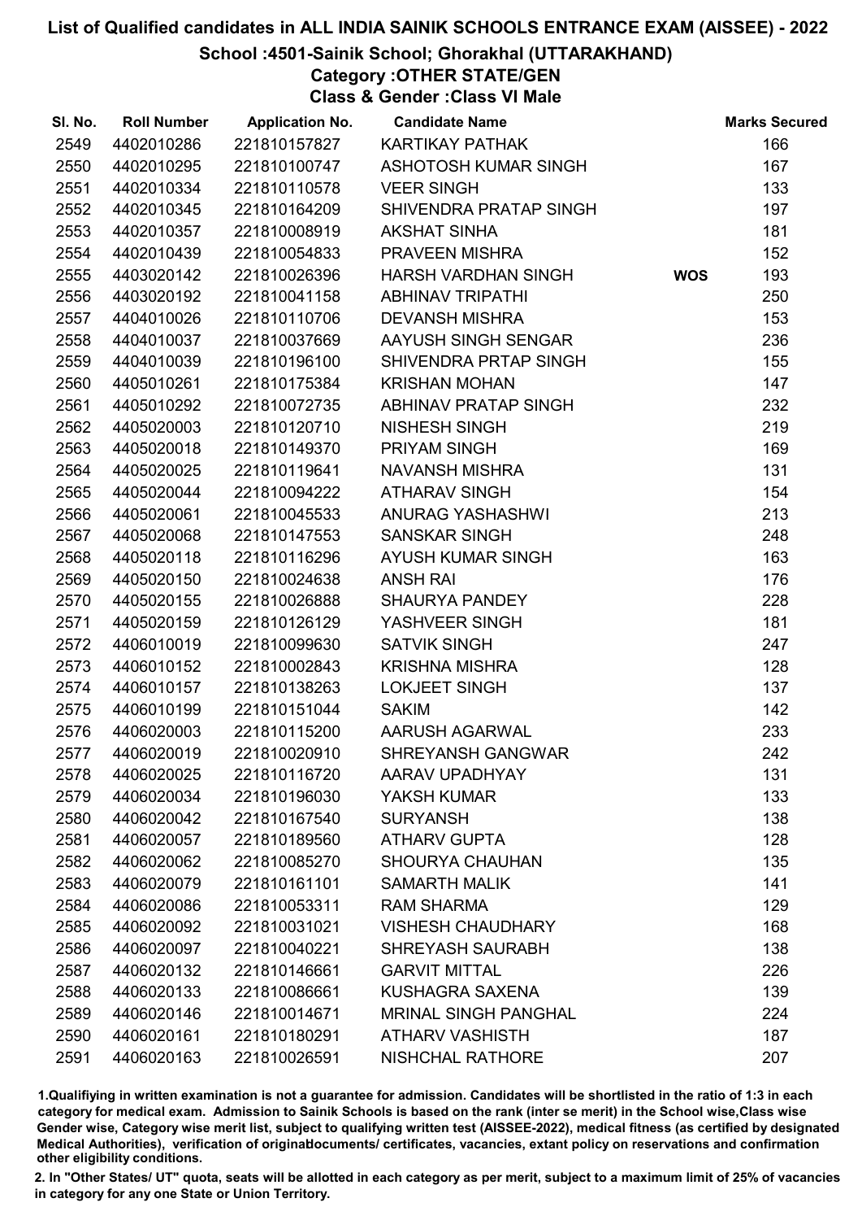# List of Qualified candidates in ALL INDIA SAINIK SCHOOLS ENTRANCE EXAM (AISSEE) - 2022

## School :4501-Sainik School; Ghorakhal (UTTARAKHAND)

### Category :OTHER STATE/GEN

### Class & Gender :Class VI Male

| Sl. No. | Roll Number | Application No. | Candidate Name | | Marks Secured |
|---|---|---|---|---|---|
| 2549 | 4402010286 | 221810157827 | KARTIKAY PATHAK | | 166 |
| 2550 | 4402010295 | 221810100747 | ASHOTOSH KUMAR SINGH | | 167 |
| 2551 | 4402010334 | 221810110578 | VEER SINGH | | 133 |
| 2552 | 4402010345 | 221810164209 | SHIVENDRA PRATAP SINGH | | 197 |
| 2553 | 4402010357 | 221810008919 | AKSHAT SINHA | | 181 |
| 2554 | 4402010439 | 221810054833 | PRAVEEN MISHRA | | 152 |
| 2555 | 4403020142 | 221810026396 | HARSH VARDHAN SINGH | WOS | 193 |
| 2556 | 4403020192 | 221810041158 | ABHINAV TRIPATHI | | 250 |
| 2557 | 4404010026 | 221810110706 | DEVANSH MISHRA | | 153 |
| 2558 | 4404010037 | 221810037669 | AAYUSH SINGH SENGAR | | 236 |
| 2559 | 4404010039 | 221810196100 | SHIVENDRA PRTAP SINGH | | 155 |
| 2560 | 4405010261 | 221810175384 | KRISHAN MOHAN | | 147 |
| 2561 | 4405010292 | 221810072735 | ABHINAV PRATAP SINGH | | 232 |
| 2562 | 4405020003 | 221810120710 | NISHESH SINGH | | 219 |
| 2563 | 4405020018 | 221810149370 | PRIYAM SINGH | | 169 |
| 2564 | 4405020025 | 221810119641 | NAVANSH MISHRA | | 131 |
| 2565 | 4405020044 | 221810094222 | ATHARAV SINGH | | 154 |
| 2566 | 4405020061 | 221810045533 | ANURAG YASHASHWI | | 213 |
| 2567 | 4405020068 | 221810147553 | SANSKAR SINGH | | 248 |
| 2568 | 4405020118 | 221810116296 | AYUSH KUMAR SINGH | | 163 |
| 2569 | 4405020150 | 221810024638 | ANSH RAI | | 176 |
| 2570 | 4405020155 | 221810026888 | SHAURYA PANDEY | | 228 |
| 2571 | 4405020159 | 221810126129 | YASHVEER SINGH | | 181 |
| 2572 | 4406010019 | 221810099630 | SATVIK SINGH | | 247 |
| 2573 | 4406010152 | 221810002843 | KRISHNA MISHRA | | 128 |
| 2574 | 4406010157 | 221810138263 | LOKJEET SINGH | | 137 |
| 2575 | 4406010199 | 221810151044 | SAKIM | | 142 |
| 2576 | 4406020003 | 221810115200 | AARUSH AGARWAL | | 233 |
| 2577 | 4406020019 | 221810020910 | SHREYANSH GANGWAR | | 242 |
| 2578 | 4406020025 | 221810116720 | AARAV UPADHYAY | | 131 |
| 2579 | 4406020034 | 221810196030 | YAKSH KUMAR | | 133 |
| 2580 | 4406020042 | 221810167540 | SURYANSH | | 138 |
| 2581 | 4406020057 | 221810189560 | ATHARV GUPTA | | 128 |
| 2582 | 4406020062 | 221810085270 | SHOURYA CHAUHAN | | 135 |
| 2583 | 4406020079 | 221810161101 | SAMARTH MALIK | | 141 |
| 2584 | 4406020086 | 221810053311 | RAM SHARMA | | 129 |
| 2585 | 4406020092 | 221810031021 | VISHESH CHAUDHARY | | 168 |
| 2586 | 4406020097 | 221810040221 | SHREYASH SAURABH | | 138 |
| 2587 | 4406020132 | 221810146661 | GARVIT MITTAL | | 226 |
| 2588 | 4406020133 | 221810086661 | KUSHAGRA SAXENA | | 139 |
| 2589 | 4406020146 | 221810014671 | MRINAL SINGH PANGHAL | | 224 |
| 2590 | 4406020161 | 221810180291 | ATHARV VASHISTH | | 187 |
| 2591 | 4406020163 | 221810026591 | NISHCHAL RATHORE | | 207 |

1.Qualifiying in written examination is not a guarantee for admission. Candidates will be shortlisted in the ratio of 1:3 in each category for medical exam. Admission to Sainik Schools is based on the rank (inter se merit) in the School wise,Class wise Gender wise, Category wise merit list, subject to qualifying written test (AISSEE-2022), medical fitness (as certified by designated Medical Authorities), verification of originaldocuments/ certificates, vacancies, extant policy on reservations and confirmation other eligibility conditions.

2. In "Other States/ UT" quota, seats will be allotted in each category as per merit, subject to a maximum limit of 25% of vacancies in category for any one State or Union Territory.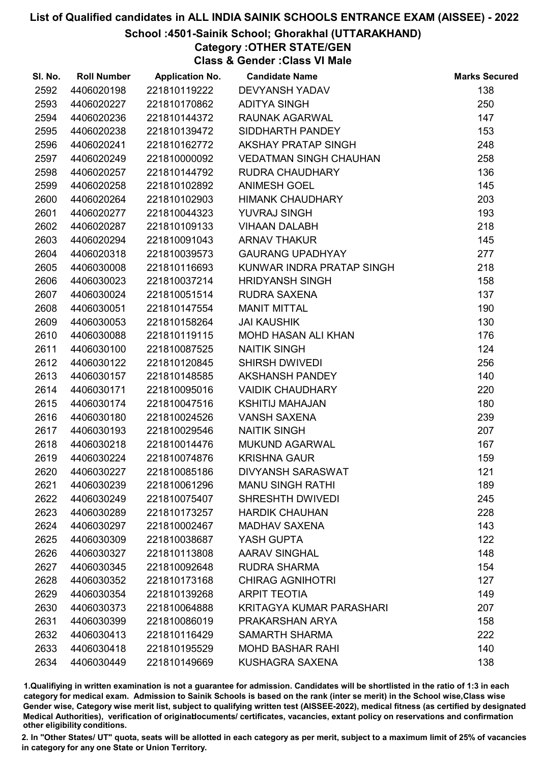# List of Qualified candidates in ALL INDIA SAINIK SCHOOLS ENTRANCE EXAM (AISSEE) - 2022

## School :4501-Sainik School; Ghorakhal (UTTARAKHAND)

### Category :OTHER STATE/GEN

### Class & Gender :Class VI Male

| Sl. No. | Roll Number | Application No. | Candidate Name | Marks Secured |
|---|---|---|---|---|
| 2592 | 4406020198 | 221810119222 | DEVYANSH YADAV | 138 |
| 2593 | 4406020227 | 221810170862 | ADITYA SINGH | 250 |
| 2594 | 4406020236 | 221810144372 | RAUNAK AGARWAL | 147 |
| 2595 | 4406020238 | 221810139472 | SIDDHARTH PANDEY | 153 |
| 2596 | 4406020241 | 221810162772 | AKSHAY PRATAP SINGH | 248 |
| 2597 | 4406020249 | 221810000092 | VEDATMAN SINGH CHAUHAN | 258 |
| 2598 | 4406020257 | 221810144792 | RUDRA CHAUDHARY | 136 |
| 2599 | 4406020258 | 221810102892 | ANIMESH GOEL | 145 |
| 2600 | 4406020264 | 221810102903 | HIMANK CHAUDHARY | 203 |
| 2601 | 4406020277 | 221810044323 | YUVRAJ SINGH | 193 |
| 2602 | 4406020287 | 221810109133 | VIHAAN DALABH | 218 |
| 2603 | 4406020294 | 221810091043 | ARNAV THAKUR | 145 |
| 2604 | 4406020318 | 221810039573 | GAURANG UPADHYAY | 277 |
| 2605 | 4406030008 | 221810116693 | KUNWAR INDRA PRATAP SINGH | 218 |
| 2606 | 4406030023 | 221810037214 | HRIDYANSH SINGH | 158 |
| 2607 | 4406030024 | 221810051514 | RUDRA SAXENA | 137 |
| 2608 | 4406030051 | 221810147554 | MANIT MITTAL | 190 |
| 2609 | 4406030053 | 221810158264 | JAI KAUSHIK | 130 |
| 2610 | 4406030088 | 221810119115 | MOHD HASAN ALI KHAN | 176 |
| 2611 | 4406030100 | 221810087525 | NAITIK SINGH | 124 |
| 2612 | 4406030122 | 221810120845 | SHIRSH DWIVEDI | 256 |
| 2613 | 4406030157 | 221810148585 | AKSHANSH PANDEY | 140 |
| 2614 | 4406030171 | 221810095016 | VAIDIK CHAUDHARY | 220 |
| 2615 | 4406030174 | 221810047516 | KSHITIJ MAHAJAN | 180 |
| 2616 | 4406030180 | 221810024526 | VANSH SAXENA | 239 |
| 2617 | 4406030193 | 221810029546 | NAITIK SINGH | 207 |
| 2618 | 4406030218 | 221810014476 | MUKUND AGARWAL | 167 |
| 2619 | 4406030224 | 221810074876 | KRISHNA GAUR | 159 |
| 2620 | 4406030227 | 221810085186 | DIVYANSH SARASWAT | 121 |
| 2621 | 4406030239 | 221810061296 | MANU SINGH RATHI | 189 |
| 2622 | 4406030249 | 221810075407 | SHRESHTH DWIVEDI | 245 |
| 2623 | 4406030289 | 221810173257 | HARDIK CHAUHAN | 228 |
| 2624 | 4406030297 | 221810002467 | MADHAV SAXENA | 143 |
| 2625 | 4406030309 | 221810038687 | YASH GUPTA | 122 |
| 2626 | 4406030327 | 221810113808 | AARAV SINGHAL | 148 |
| 2627 | 4406030345 | 221810092648 | RUDRA SHARMA | 154 |
| 2628 | 4406030352 | 221810173168 | CHIRAG AGNIHOTRI | 127 |
| 2629 | 4406030354 | 221810139268 | ARPIT TEOTIA | 149 |
| 2630 | 4406030373 | 221810064888 | KRITAGYA KUMAR PARASHARI | 207 |
| 2631 | 4406030399 | 221810086019 | PRAKARSHAN ARYA | 158 |
| 2632 | 4406030413 | 221810116429 | SAMARTH SHARMA | 222 |
| 2633 | 4406030418 | 221810195529 | MOHD BASHAR RAHI | 140 |
| 2634 | 4406030449 | 221810149669 | KUSHAGRA SAXENA | 138 |

1.Qualifiying in written examination is not a guarantee for admission. Candidates will be shortlisted in the ratio of 1:3 in each category for medical exam. Admission to Sainik Schools is based on the rank (inter se merit) in the School wise,Class wise Gender wise, Category wise merit list, subject to qualifying written test (AISSEE-2022), medical fitness (as certified by designated Medical Authorities), verification of originaldocuments/ certificates, vacancies, extant policy on reservations and confirmation other eligibility conditions.

2. In "Other States/ UT" quota, seats will be allotted in each category as per merit, subject to a maximum limit of 25% of vacancies in category for any one State or Union Territory.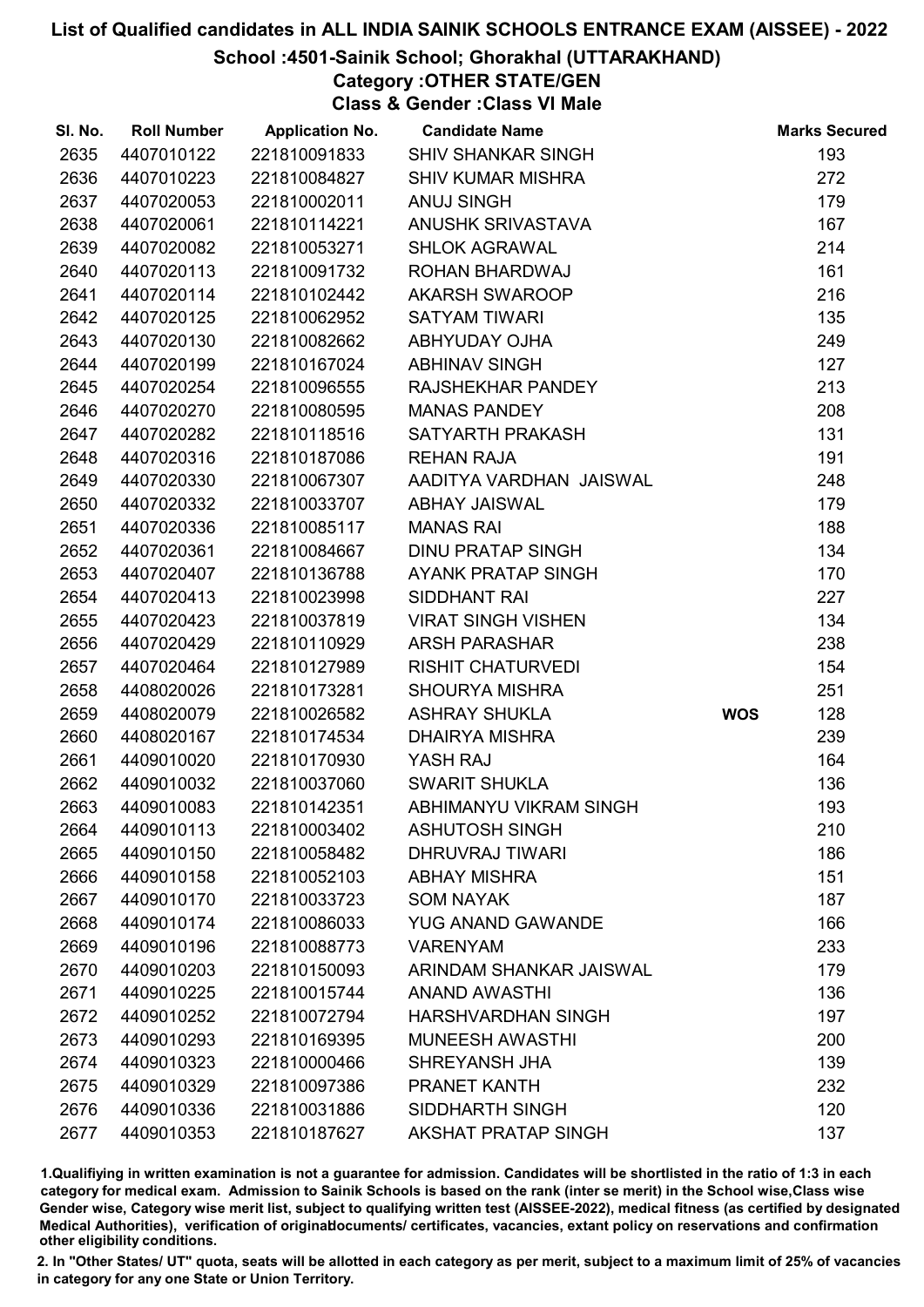# List of Qualified candidates in ALL INDIA SAINIK SCHOOLS ENTRANCE EXAM (AISSEE) - 2022

## School :4501-Sainik School; Ghorakhal (UTTARAKHAND)

### Category :OTHER STATE/GEN

### Class & Gender :Class VI Male

| Sl. No. | Roll Number | Application No. | Candidate Name | | Marks Secured |
|---|---|---|---|---|---|
| 2635 | 4407010122 | 221810091833 | SHIV SHANKAR SINGH | | 193 |
| 2636 | 4407010223 | 221810084827 | SHIV KUMAR MISHRA | | 272 |
| 2637 | 4407020053 | 221810002011 | ANUJ SINGH | | 179 |
| 2638 | 4407020061 | 221810114221 | ANUSHK SRIVASTAVA | | 167 |
| 2639 | 4407020082 | 221810053271 | SHLOK AGRAWAL | | 214 |
| 2640 | 4407020113 | 221810091732 | ROHAN BHARDWAJ | | 161 |
| 2641 | 4407020114 | 221810102442 | AKARSH SWAROOP | | 216 |
| 2642 | 4407020125 | 221810062952 | SATYAM TIWARI | | 135 |
| 2643 | 4407020130 | 221810082662 | ABHYUDAY OJHA | | 249 |
| 2644 | 4407020199 | 221810167024 | ABHINAV SINGH | | 127 |
| 2645 | 4407020254 | 221810096555 | RAJSHEKHAR PANDEY | | 213 |
| 2646 | 4407020270 | 221810080595 | MANAS PANDEY | | 208 |
| 2647 | 4407020282 | 221810118516 | SATYARTH PRAKASH | | 131 |
| 2648 | 4407020316 | 221810187086 | REHAN RAJA | | 191 |
| 2649 | 4407020330 | 221810067307 | AADITYA VARDHAN JAISWAL | | 248 |
| 2650 | 4407020332 | 221810033707 | ABHAY JAISWAL | | 179 |
| 2651 | 4407020336 | 221810085117 | MANAS RAI | | 188 |
| 2652 | 4407020361 | 221810084667 | DINU PRATAP SINGH | | 134 |
| 2653 | 4407020407 | 221810136788 | AYANK PRATAP SINGH | | 170 |
| 2654 | 4407020413 | 221810023998 | SIDDHANT RAI | | 227 |
| 2655 | 4407020423 | 221810037819 | VIRAT SINGH VISHEN | | 134 |
| 2656 | 4407020429 | 221810110929 | ARSH PARASHAR | | 238 |
| 2657 | 4407020464 | 221810127989 | RISHIT CHATURVEDI | | 154 |
| 2658 | 4408020026 | 221810173281 | SHOURYA MISHRA | | 251 |
| 2659 | 4408020079 | 221810026582 | ASHRAY SHUKLA | **WOS** | 128 |
| 2660 | 4408020167 | 221810174534 | DHAIRYA MISHRA | | 239 |
| 2661 | 4409010020 | 221810170930 | YASH RAJ | | 164 |
| 2662 | 4409010032 | 221810037060 | SWARIT SHUKLA | | 136 |
| 2663 | 4409010083 | 221810142351 | ABHIMANYU VIKRAM SINGH | | 193 |
| 2664 | 4409010113 | 221810003402 | ASHUTOSH SINGH | | 210 |
| 2665 | 4409010150 | 221810058482 | DHRUVRAJ TIWARI | | 186 |
| 2666 | 4409010158 | 221810052103 | ABHAY MISHRA | | 151 |
| 2667 | 4409010170 | 221810033723 | SOM NAYAK | | 187 |
| 2668 | 4409010174 | 221810086033 | YUG ANAND GAWANDE | | 166 |
| 2669 | 4409010196 | 221810088773 | VARENYAM | | 233 |
| 2670 | 4409010203 | 221810150093 | ARINDAM SHANKAR JAISWAL | | 179 |
| 2671 | 4409010225 | 221810015744 | ANAND AWASTHI | | 136 |
| 2672 | 4409010252 | 221810072794 | HARSHVARDHAN SINGH | | 197 |
| 2673 | 4409010293 | 221810169395 | MUNEESH AWASTHI | | 200 |
| 2674 | 4409010323 | 221810000466 | SHREYANSH JHA | | 139 |
| 2675 | 4409010329 | 221810097386 | PRANET KANTH | | 232 |
| 2676 | 4409010336 | 221810031886 | SIDDHARTH SINGH | | 120 |
| 2677 | 4409010353 | 221810187627 | AKSHAT PRATAP SINGH | | 137 |

1.Qualifiying in written examination is not a guarantee for admission. Candidates will be shortlisted in the ratio of 1:3 in each category for medical exam. Admission to Sainik Schools is based on the rank (inter se merit) in the School wise,Class wise Gender wise, Category wise merit list, subject to qualifying written test (AISSEE-2022), medical fitness (as certified by designated Medical Authorities), verification of originaldocuments/ certificates, vacancies, extant policy on reservations and confirmation other eligibility conditions.

2. In "Other States/ UT" quota, seats will be allotted in each category as per merit, subject to a maximum limit of 25% of vacancies in category for any one State or Union Territory.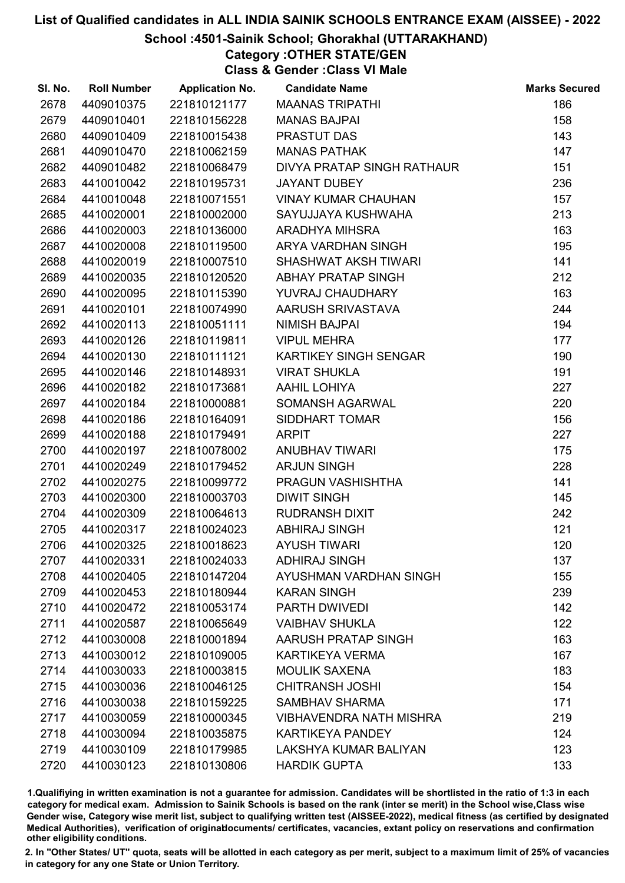# List of Qualified candidates in ALL INDIA SAINIK SCHOOLS ENTRANCE EXAM (AISSEE) - 2022

## School :4501-Sainik School; Ghorakhal (UTTARAKHAND)

### Category :OTHER STATE/GEN

### Class & Gender :Class VI Male

| Sl. No. | Roll Number | Application No. | Candidate Name | Marks Secured |
|---|---|---|---|---|
| 2678 | 4409010375 | 221810121177 | MAANAS TRIPATHI | 186 |
| 2679 | 4409010401 | 221810156228 | MANAS BAJPAI | 158 |
| 2680 | 4409010409 | 221810015438 | PRASTUT DAS | 143 |
| 2681 | 4409010470 | 221810062159 | MANAS PATHAK | 147 |
| 2682 | 4409010482 | 221810068479 | DIVYA PRATAP SINGH RATHAUR | 151 |
| 2683 | 4410010042 | 221810195731 | JAYANT DUBEY | 236 |
| 2684 | 4410010048 | 221810071551 | VINAY KUMAR CHAUHAN | 157 |
| 2685 | 4410020001 | 221810002000 | SAYUJJAYA KUSHWAHA | 213 |
| 2686 | 4410020003 | 221810136000 | ARADHYA MIHSRA | 163 |
| 2687 | 4410020008 | 221810119500 | ARYA VARDHAN SINGH | 195 |
| 2688 | 4410020019 | 221810007510 | SHASHWAT AKSH TIWARI | 141 |
| 2689 | 4410020035 | 221810120520 | ABHAY PRATAP SINGH | 212 |
| 2690 | 4410020095 | 221810115390 | YUVRAJ CHAUDHARY | 163 |
| 2691 | 4410020101 | 221810074990 | AARUSH SRIVASTAVA | 244 |
| 2692 | 4410020113 | 221810051111 | NIMISH BAJPAI | 194 |
| 2693 | 4410020126 | 221810119811 | VIPUL MEHRA | 177 |
| 2694 | 4410020130 | 221810111121 | KARTIKEY SINGH SENGAR | 190 |
| 2695 | 4410020146 | 221810148931 | VIRAT SHUKLA | 191 |
| 2696 | 4410020182 | 221810173681 | AAHIL LOHIYA | 227 |
| 2697 | 4410020184 | 221810000881 | SOMANSH AGARWAL | 220 |
| 2698 | 4410020186 | 221810164091 | SIDDHART TOMAR | 156 |
| 2699 | 4410020188 | 221810179491 | ARPIT | 227 |
| 2700 | 4410020197 | 221810078002 | ANUBHAV TIWARI | 175 |
| 2701 | 4410020249 | 221810179452 | ARJUN SINGH | 228 |
| 2702 | 4410020275 | 221810099772 | PRAGUN VASHISHTHA | 141 |
| 2703 | 4410020300 | 221810003703 | DIWIT SINGH | 145 |
| 2704 | 4410020309 | 221810064613 | RUDRANSH DIXIT | 242 |
| 2705 | 4410020317 | 221810024023 | ABHIRAJ SINGH | 121 |
| 2706 | 4410020325 | 221810018623 | AYUSH TIWARI | 120 |
| 2707 | 4410020331 | 221810024033 | ADHIRAJ SINGH | 137 |
| 2708 | 4410020405 | 221810147204 | AYUSHMAN VARDHAN SINGH | 155 |
| 2709 | 4410020453 | 221810180944 | KARAN SINGH | 239 |
| 2710 | 4410020472 | 221810053174 | PARTH DWIVEDI | 142 |
| 2711 | 4410020587 | 221810065649 | VAIBHAV SHUKLA | 122 |
| 2712 | 4410030008 | 221810001894 | AARUSH PRATAP SINGH | 163 |
| 2713 | 4410030012 | 221810109005 | KARTIKEYA VERMA | 167 |
| 2714 | 4410030033 | 221810003815 | MOULIK SAXENA | 183 |
| 2715 | 4410030036 | 221810046125 | CHITRANSH JOSHI | 154 |
| 2716 | 4410030038 | 221810159225 | SAMBHAV SHARMA | 171 |
| 2717 | 4410030059 | 221810000345 | VIBHAVENDRA NATH MISHRA | 219 |
| 2718 | 4410030094 | 221810035875 | KARTIKEYA PANDEY | 124 |
| 2719 | 4410030109 | 221810179985 | LAKSHYA KUMAR BALIYAN | 123 |
| 2720 | 4410030123 | 221810130806 | HARDIK GUPTA | 133 |

1.Qualifiying in written examination is not a guarantee for admission. Candidates will be shortlisted in the ratio of 1:3 in each category for medical exam. Admission to Sainik Schools is based on the rank (inter se merit) in the School wise,Class wise Gender wise, Category wise merit list, subject to qualifying written test (AISSEE-2022), medical fitness (as certified by designated Medical Authorities), verification of originaldocuments/ certificates, vacancies, extant policy on reservations and confirmation other eligibility conditions.

2. In "Other States/ UT" quota, seats will be allotted in each category as per merit, subject to a maximum limit of 25% of vacancies in category for any one State or Union Territory.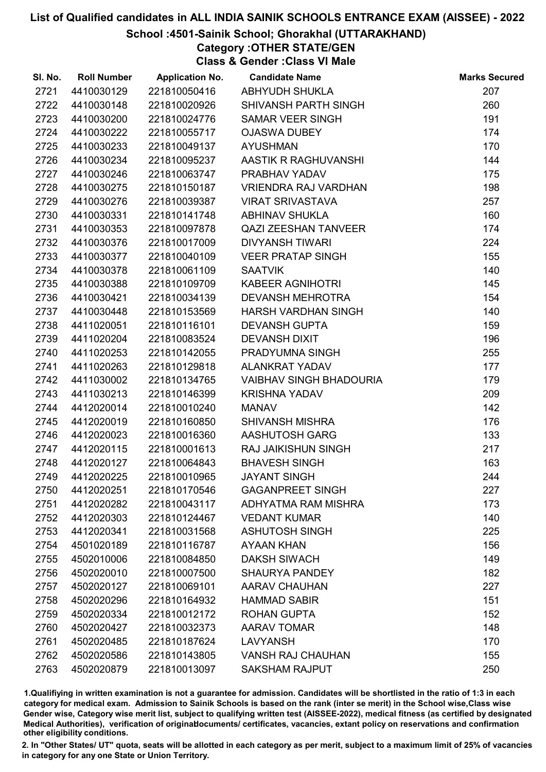# List of Qualified candidates in ALL INDIA SAINIK SCHOOLS ENTRANCE EXAM (AISSEE) - 2022

## School :4501-Sainik School; Ghorakhal (UTTARAKHAND)

### Category :OTHER STATE/GEN

### Class & Gender :Class VI Male

| Sl. No. | Roll Number | Application No. | Candidate Name | Marks Secured |
|---|---|---|---|---|
| 2721 | 4410030129 | 221810050416 | ABHYUDH SHUKLA | 207 |
| 2722 | 4410030148 | 221810020926 | SHIVANSH PARTH SINGH | 260 |
| 2723 | 4410030200 | 221810024776 | SAMAR VEER SINGH | 191 |
| 2724 | 4410030222 | 221810055717 | OJASWA DUBEY | 174 |
| 2725 | 4410030233 | 221810049137 | AYUSHMAN | 170 |
| 2726 | 4410030234 | 221810095237 | AASTIK R RAGHUVANSHI | 144 |
| 2727 | 4410030246 | 221810063747 | PRABHAV YADAV | 175 |
| 2728 | 4410030275 | 221810150187 | VRIENDRA RAJ VARDHAN | 198 |
| 2729 | 4410030276 | 221810039387 | VIRAT SRIVASTAVA | 257 |
| 2730 | 4410030331 | 221810141748 | ABHINAV SHUKLA | 160 |
| 2731 | 4410030353 | 221810097878 | QAZI ZEESHAN TANVEER | 174 |
| 2732 | 4410030376 | 221810017009 | DIVYANSH TIWARI | 224 |
| 2733 | 4410030377 | 221810040109 | VEER PRATAP SINGH | 155 |
| 2734 | 4410030378 | 221810061109 | SAATVIK | 140 |
| 2735 | 4410030388 | 221810109709 | KABEER AGNIHOTRI | 145 |
| 2736 | 4410030421 | 221810034139 | DEVANSH MEHROTRA | 154 |
| 2737 | 4410030448 | 221810153569 | HARSH VARDHAN SINGH | 140 |
| 2738 | 4411020051 | 221810116101 | DEVANSH GUPTA | 159 |
| 2739 | 4411020204 | 221810083524 | DEVANSH DIXIT | 196 |
| 2740 | 4411020253 | 221810142055 | PRADYUMNA SINGH | 255 |
| 2741 | 4411020263 | 221810129818 | ALANKRAT YADAV | 177 |
| 2742 | 4411030002 | 221810134765 | VAIBHAV SINGH BHADOURIA | 179 |
| 2743 | 4411030213 | 221810146399 | KRISHNA YADAV | 209 |
| 2744 | 4412020014 | 221810010240 | MANAV | 142 |
| 2745 | 4412020019 | 221810160850 | SHIVANSH MISHRA | 176 |
| 2746 | 4412020023 | 221810016360 | AASHUTOSH GARG | 133 |
| 2747 | 4412020115 | 221810001613 | RAJ JAIKISHUN SINGH | 217 |
| 2748 | 4412020127 | 221810064843 | BHAVESH SINGH | 163 |
| 2749 | 4412020225 | 221810010965 | JAYANT SINGH | 244 |
| 2750 | 4412020251 | 221810170546 | GAGANPREET SINGH | 227 |
| 2751 | 4412020282 | 221810043117 | ADHYATMA RAM MISHRA | 173 |
| 2752 | 4412020303 | 221810124467 | VEDANT KUMAR | 140 |
| 2753 | 4412020341 | 221810031568 | ASHUTOSH SINGH | 225 |
| 2754 | 4501020189 | 221810116787 | AYAAN KHAN | 156 |
| 2755 | 4502010006 | 221810084850 | DAKSH SIWACH | 149 |
| 2756 | 4502020010 | 221810007500 | SHAURYA PANDEY | 182 |
| 2757 | 4502020127 | 221810069101 | AARAV CHAUHAN | 227 |
| 2758 | 4502020296 | 221810164932 | HAMMAD SABIR | 151 |
| 2759 | 4502020334 | 221810012172 | ROHAN GUPTA | 152 |
| 2760 | 4502020427 | 221810032373 | AARAV TOMAR | 148 |
| 2761 | 4502020485 | 221810187624 | LAVYANSH | 170 |
| 2762 | 4502020586 | 221810143805 | VANSH RAJ CHAUHAN | 155 |
| 2763 | 4502020879 | 221810013097 | SAKSHAM RAJPUT | 250 |

1.Qualifiying in written examination is not a guarantee for admission. Candidates will be shortlisted in the ratio of 1:3 in each category for medical exam. Admission to Sainik Schools is based on the rank (inter se merit) in the School wise,Class wise Gender wise, Category wise merit list, subject to qualifying written test (AISSEE-2022), medical fitness (as certified by designated Medical Authorities), verification of originaldocuments/ certificates, vacancies, extant policy on reservations and confirmation other eligibility conditions.

2. In "Other States/ UT" quota, seats will be allotted in each category as per merit, subject to a maximum limit of 25% of vacancies in category for any one State or Union Territory.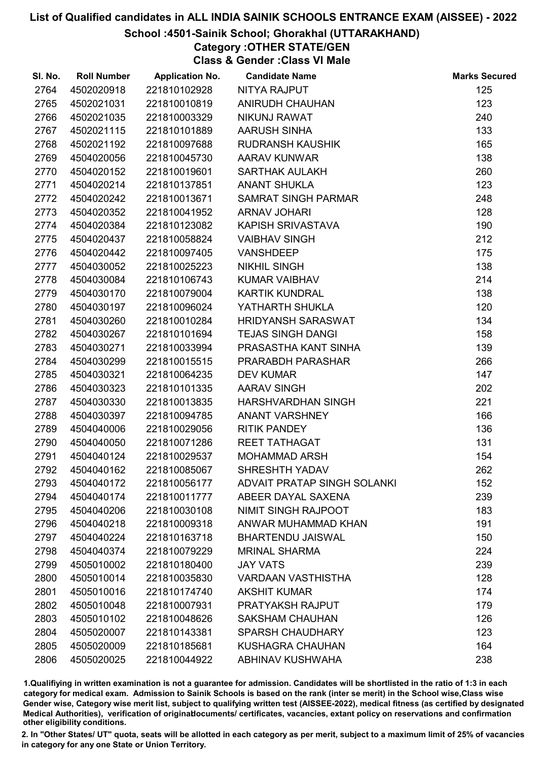# List of Qualified candidates in ALL INDIA SAINIK SCHOOLS ENTRANCE EXAM (AISSEE) - 2022

## School :4501-Sainik School; Ghorakhal (UTTARAKHAND)

### Category :OTHER STATE/GEN

### Class & Gender :Class VI Male

| Sl. No. | Roll Number | Application No. | Candidate Name | Marks Secured |
|---|---|---|---|---|
| 2764 | 4502020918 | 221810102928 | NITYA RAJPUT | 125 |
| 2765 | 4502021031 | 221810010819 | ANIRUDH CHAUHAN | 123 |
| 2766 | 4502021035 | 221810003329 | NIKUNJ RAWAT | 240 |
| 2767 | 4502021115 | 221810101889 | AARUSH SINHA | 133 |
| 2768 | 4502021192 | 221810097688 | RUDRANSH KAUSHIK | 165 |
| 2769 | 4504020056 | 221810045730 | AARAV KUNWAR | 138 |
| 2770 | 4504020152 | 221810019601 | SARTHAK AULAKH | 260 |
| 2771 | 4504020214 | 221810137851 | ANANT SHUKLA | 123 |
| 2772 | 4504020242 | 221810013671 | SAMRAT SINGH PARMAR | 248 |
| 2773 | 4504020352 | 221810041952 | ARNAV JOHARI | 128 |
| 2774 | 4504020384 | 221810123082 | KAPISH SRIVASTAVA | 190 |
| 2775 | 4504020437 | 221810058824 | VAIBHAV SINGH | 212 |
| 2776 | 4504020442 | 221810097405 | VANSHDEEP | 175 |
| 2777 | 4504030052 | 221810025223 | NIKHIL SINGH | 138 |
| 2778 | 4504030084 | 221810106743 | KUMAR VAIBHAV | 214 |
| 2779 | 4504030170 | 221810079004 | KARTIK KUNDRAL | 138 |
| 2780 | 4504030197 | 221810096024 | YATHARTH SHUKLA | 120 |
| 2781 | 4504030260 | 221810010284 | HRIDYANSH SARASWAT | 134 |
| 2782 | 4504030267 | 221810101694 | TEJAS SINGH DANGI | 158 |
| 2783 | 4504030271 | 221810033994 | PRASASTHA KANT SINHA | 139 |
| 2784 | 4504030299 | 221810015515 | PRARABDH PARASHAR | 266 |
| 2785 | 4504030321 | 221810064235 | DEV KUMAR | 147 |
| 2786 | 4504030323 | 221810101335 | AARAV SINGH | 202 |
| 2787 | 4504030330 | 221810013835 | HARSHVARDHAN SINGH | 221 |
| 2788 | 4504030397 | 221810094785 | ANANT VARSHNEY | 166 |
| 2789 | 4504040006 | 221810029056 | RITIK PANDEY | 136 |
| 2790 | 4504040050 | 221810071286 | REET TATHAGAT | 131 |
| 2791 | 4504040124 | 221810029537 | MOHAMMAD ARSH | 154 |
| 2792 | 4504040162 | 221810085067 | SHRESHTH YADAV | 262 |
| 2793 | 4504040172 | 221810056177 | ADVAIT PRATAP SINGH SOLANKI | 152 |
| 2794 | 4504040174 | 221810011777 | ABEER DAYAL SAXENA | 239 |
| 2795 | 4504040206 | 221810030108 | NIMIT SINGH RAJPOOT | 183 |
| 2796 | 4504040218 | 221810009318 | ANWAR MUHAMMAD KHAN | 191 |
| 2797 | 4504040224 | 221810163718 | BHARTENDU JAISWAL | 150 |
| 2798 | 4504040374 | 221810079229 | MRINAL SHARMA | 224 |
| 2799 | 4505010002 | 221810180400 | JAY VATS | 239 |
| 2800 | 4505010014 | 221810035830 | VARDAAN VASTHISTHA | 128 |
| 2801 | 4505010016 | 221810174740 | AKSHIT KUMAR | 174 |
| 2802 | 4505010048 | 221810007931 | PRATYAKSH RAJPUT | 179 |
| 2803 | 4505010102 | 221810048626 | SAKSHAM CHAUHAN | 126 |
| 2804 | 4505020007 | 221810143381 | SPARSH CHAUDHARY | 123 |
| 2805 | 4505020009 | 221810185681 | KUSHAGRA CHAUHAN | 164 |
| 2806 | 4505020025 | 221810044922 | ABHINAV KUSHWAHA | 238 |

1.Qualifiying in written examination is not a guarantee for admission. Candidates will be shortlisted in the ratio of 1:3 in each category for medical exam. Admission to Sainik Schools is based on the rank (inter se merit) in the School wise,Class wise Gender wise, Category wise merit list, subject to qualifying written test (AISSEE-2022), medical fitness (as certified by designated Medical Authorities), verification of originaldocuments/ certificates, vacancies, extant policy on reservations and confirmation other eligibility conditions.

2. In "Other States/ UT" quota, seats will be allotted in each category as per merit, subject to a maximum limit of 25% of vacancies in category for any one State or Union Territory.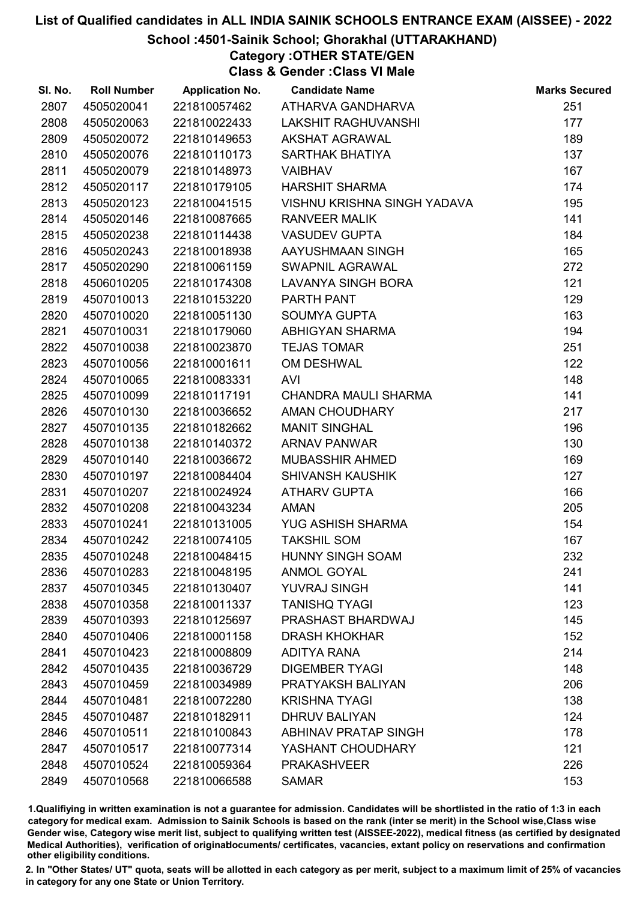# List of Qualified candidates in ALL INDIA SAINIK SCHOOLS ENTRANCE EXAM (AISSEE) - 2022

## School :4501-Sainik School; Ghorakhal (UTTARAKHAND)

### Category :OTHER STATE/GEN

### Class & Gender :Class VI Male

| Sl. No. | Roll Number | Application No. | Candidate Name | Marks Secured |
|---|---|---|---|---|
| 2807 | 4505020041 | 221810057462 | ATHARVA GANDHARVA | 251 |
| 2808 | 4505020063 | 221810022433 | LAKSHIT RAGHUVANSHI | 177 |
| 2809 | 4505020072 | 221810149653 | AKSHAT AGRAWAL | 189 |
| 2810 | 4505020076 | 221810110173 | SARTHAK BHATIYA | 137 |
| 2811 | 4505020079 | 221810148973 | VAIBHAV | 167 |
| 2812 | 4505020117 | 221810179105 | HARSHIT SHARMA | 174 |
| 2813 | 4505020123 | 221810041515 | VISHNU KRISHNA SINGH YADAVA | 195 |
| 2814 | 4505020146 | 221810087665 | RANVEER MALIK | 141 |
| 2815 | 4505020238 | 221810114438 | VASUDEV GUPTA | 184 |
| 2816 | 4505020243 | 221810018938 | AAYUSHMAAN SINGH | 165 |
| 2817 | 4505020290 | 221810061159 | SWAPNIL AGRAWAL | 272 |
| 2818 | 4506010205 | 221810174308 | LAVANYA SINGH BORA | 121 |
| 2819 | 4507010013 | 221810153220 | PARTH PANT | 129 |
| 2820 | 4507010020 | 221810051130 | SOUMYA GUPTA | 163 |
| 2821 | 4507010031 | 221810179060 | ABHIGYAN SHARMA | 194 |
| 2822 | 4507010038 | 221810023870 | TEJAS TOMAR | 251 |
| 2823 | 4507010056 | 221810001611 | OM DESHWAL | 122 |
| 2824 | 4507010065 | 221810083331 | AVI | 148 |
| 2825 | 4507010099 | 221810117191 | CHANDRA MAULI SHARMA | 141 |
| 2826 | 4507010130 | 221810036652 | AMAN CHOUDHARY | 217 |
| 2827 | 4507010135 | 221810182662 | MANIT SINGHAL | 196 |
| 2828 | 4507010138 | 221810140372 | ARNAV PANWAR | 130 |
| 2829 | 4507010140 | 221810036672 | MUBASSHIR AHMED | 169 |
| 2830 | 4507010197 | 221810084404 | SHIVANSH KAUSHIK | 127 |
| 2831 | 4507010207 | 221810024924 | ATHARV GUPTA | 166 |
| 2832 | 4507010208 | 221810043234 | AMAN | 205 |
| 2833 | 4507010241 | 221810131005 | YUG ASHISH SHARMA | 154 |
| 2834 | 4507010242 | 221810074105 | TAKSHIL SOM | 167 |
| 2835 | 4507010248 | 221810048415 | HUNNY SINGH SOAM | 232 |
| 2836 | 4507010283 | 221810048195 | ANMOL GOYAL | 241 |
| 2837 | 4507010345 | 221810130407 | YUVRAJ SINGH | 141 |
| 2838 | 4507010358 | 221810011337 | TANISHQ TYAGI | 123 |
| 2839 | 4507010393 | 221810125697 | PRASHAST BHARDWAJ | 145 |
| 2840 | 4507010406 | 221810001158 | DRASH KHOKHAR | 152 |
| 2841 | 4507010423 | 221810008809 | ADITYA RANA | 214 |
| 2842 | 4507010435 | 221810036729 | DIGEMBER TYAGI | 148 |
| 2843 | 4507010459 | 221810034989 | PRATYAKSH BALIYAN | 206 |
| 2844 | 4507010481 | 221810072280 | KRISHNA TYAGI | 138 |
| 2845 | 4507010487 | 221810182911 | DHRUV BALIYAN | 124 |
| 2846 | 4507010511 | 221810100843 | ABHINAV PRATAP SINGH | 178 |
| 2847 | 4507010517 | 221810077314 | YASHANT CHOUDHARY | 121 |
| 2848 | 4507010524 | 221810059364 | PRAKASHVEER | 226 |
| 2849 | 4507010568 | 221810066588 | SAMAR | 153 |

1.Qualifiying in written examination is not a guarantee for admission. Candidates will be shortlisted in the ratio of 1:3 in each category for medical exam. Admission to Sainik Schools is based on the rank (inter se merit) in the School wise,Class wise Gender wise, Category wise merit list, subject to qualifying written test (AISSEE-2022), medical fitness (as certified by designated Medical Authorities), verification of originaldocuments/ certificates, vacancies, extant policy on reservations and confirmation other eligibility conditions.

2. In "Other States/ UT" quota, seats will be allotted in each category as per merit, subject to a maximum limit of 25% of vacancies in category for any one State or Union Territory.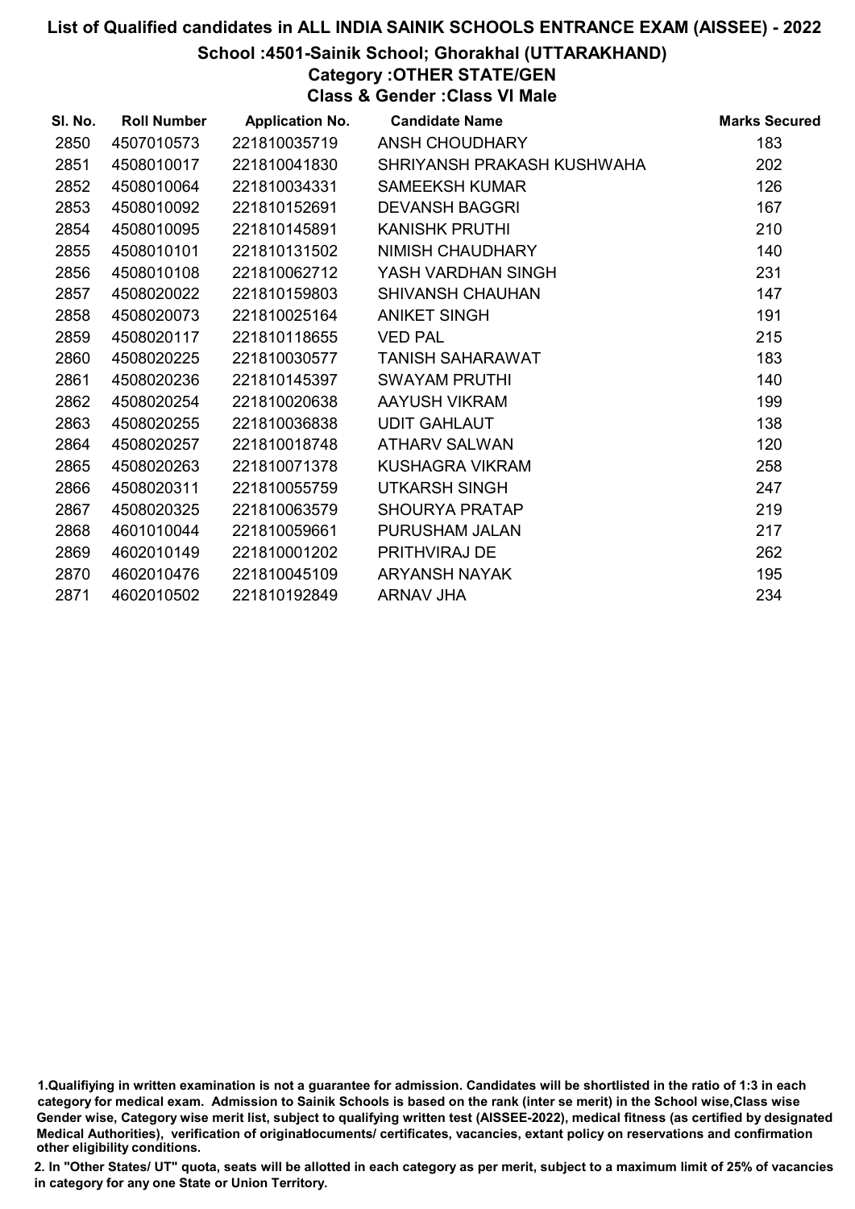# List of Qualified candidates in ALL INDIA SAINIK SCHOOLS ENTRANCE EXAM (AISSEE) - 2022

## School :4501-Sainik School; Ghorakhal (UTTARAKHAND)

### Category :OTHER STATE/GEN

### Class & Gender :Class VI Male

| Sl. No. | Roll Number | Application No. | Candidate Name | Marks Secured |
|---|---|---|---|---|
| 2850 | 4507010573 | 221810035719 | ANSH CHOUDHARY | 183 |
| 2851 | 4508010017 | 221810041830 | SHRIYANSH PRAKASH KUSHWAHA | 202 |
| 2852 | 4508010064 | 221810034331 | SAMEEKSH KUMAR | 126 |
| 2853 | 4508010092 | 221810152691 | DEVANSH BAGGRI | 167 |
| 2854 | 4508010095 | 221810145891 | KANISHK PRUTHI | 210 |
| 2855 | 4508010101 | 221810131502 | NIMISH CHAUDHARY | 140 |
| 2856 | 4508010108 | 221810062712 | YASH VARDHAN SINGH | 231 |
| 2857 | 4508020022 | 221810159803 | SHIVANSH CHAUHAN | 147 |
| 2858 | 4508020073 | 221810025164 | ANIKET SINGH | 191 |
| 2859 | 4508020117 | 221810118655 | VED PAL | 215 |
| 2860 | 4508020225 | 221810030577 | TANISH SAHARAWAT | 183 |
| 2861 | 4508020236 | 221810145397 | SWAYAM PRUTHI | 140 |
| 2862 | 4508020254 | 221810020638 | AAYUSH VIKRAM | 199 |
| 2863 | 4508020255 | 221810036838 | UDIT GAHLAUT | 138 |
| 2864 | 4508020257 | 221810018748 | ATHARV SALWAN | 120 |
| 2865 | 4508020263 | 221810071378 | KUSHAGRA VIKRAM | 258 |
| 2866 | 4508020311 | 221810055759 | UTKARSH SINGH | 247 |
| 2867 | 4508020325 | 221810063579 | SHOURYA PRATAP | 219 |
| 2868 | 4601010044 | 221810059661 | PURUSHAM JALAN | 217 |
| 2869 | 4602010149 | 221810001202 | PRITHVIRAJ DE | 262 |
| 2870 | 4602010476 | 221810045109 | ARYANSH NAYAK | 195 |
| 2871 | 4602010502 | 221810192849 | ARNAV JHA | 234 |

1.Qualifiying in written examination is not a guarantee for admission. Candidates will be shortlisted in the ratio of 1:3 in each category for medical exam. Admission to Sainik Schools is based on the rank (inter se merit) in the School wise,Class wise Gender wise, Category wise merit list, subject to qualifying written test (AISSEE-2022), medical fitness (as certified by designated Medical Authorities), verification of originaldocuments/ certificates, vacancies, extant policy on reservations and confirmation other eligibility conditions.

2. In "Other States/ UT" quota, seats will be allotted in each category as per merit, subject to a maximum limit of 25% of vacancies in category for any one State or Union Territory.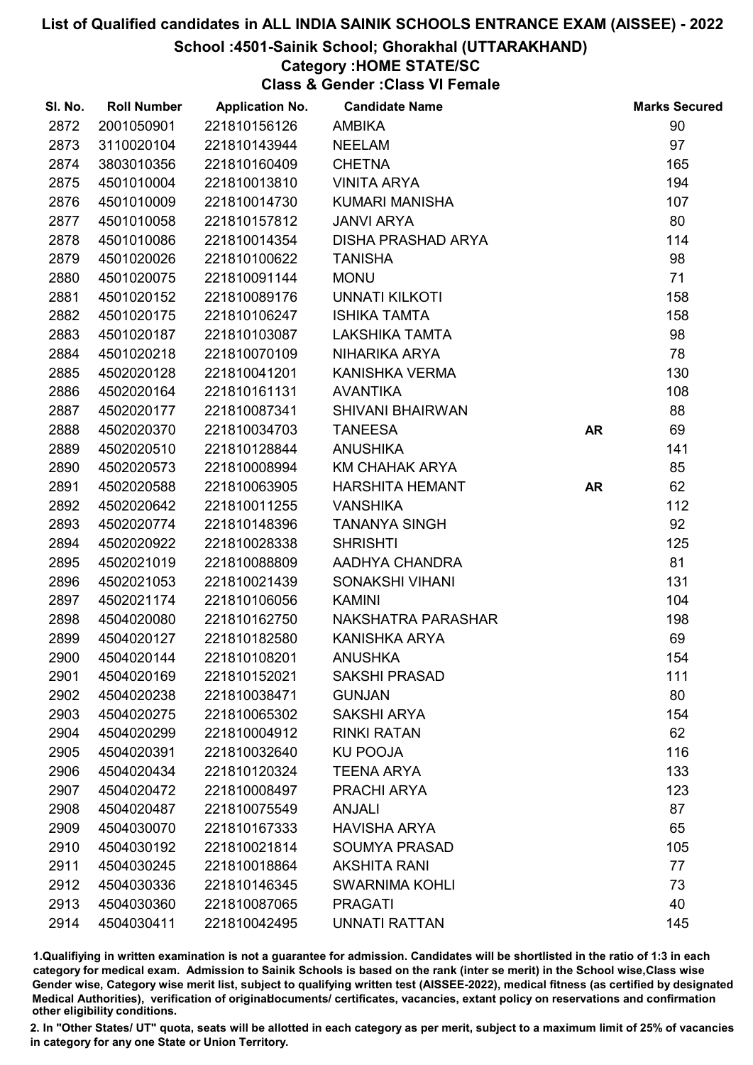# List of Qualified candidates in ALL INDIA SAINIK SCHOOLS ENTRANCE EXAM (AISSEE) - 2022

## School :4501-Sainik School; Ghorakhal (UTTARAKHAND)

### Category :HOME STATE/SC

### Class & Gender :Class VI Female

| Sl. No. | Roll Number | Application No. | Candidate Name | | Marks Secured |
|---|---|---|---|---|---|
| 2872 | 2001050901 | 221810156126 | AMBIKA | | 90 |
| 2873 | 3110020104 | 221810143944 | NEELAM | | 97 |
| 2874 | 3803010356 | 221810160409 | CHETNA | | 165 |
| 2875 | 4501010004 | 221810013810 | VINITA ARYA | | 194 |
| 2876 | 4501010009 | 221810014730 | KUMARI MANISHA | | 107 |
| 2877 | 4501010058 | 221810157812 | JANVI ARYA | | 80 |
| 2878 | 4501010086 | 221810014354 | DISHA PRASHAD ARYA | | 114 |
| 2879 | 4501020026 | 221810100622 | TANISHA | | 98 |
| 2880 | 4501020075 | 221810091144 | MONU | | 71 |
| 2881 | 4501020152 | 221810089176 | UNNATI KILKOTI | | 158 |
| 2882 | 4501020175 | 221810106247 | ISHIKA TAMTA | | 158 |
| 2883 | 4501020187 | 221810103087 | LAKSHIKA TAMTA | | 98 |
| 2884 | 4501020218 | 221810070109 | NIHARIKA ARYA | | 78 |
| 2885 | 4502020128 | 221810041201 | KANISHKA VERMA | | 130 |
| 2886 | 4502020164 | 221810161131 | AVANTIKA | | 108 |
| 2887 | 4502020177 | 221810087341 | SHIVANI BHAIRWAN | | 88 |
| 2888 | 4502020370 | 221810034703 | TANEESA | **AR** | 69 |
| 2889 | 4502020510 | 221810128844 | ANUSHIKA | | 141 |
| 2890 | 4502020573 | 221810008994 | KM CHAHAK ARYA | | 85 |
| 2891 | 4502020588 | 221810063905 | HARSHITA HEMANT | **AR** | 62 |
| 2892 | 4502020642 | 221810011255 | VANSHIKA | | 112 |
| 2893 | 4502020774 | 221810148396 | TANANYA SINGH | | 92 |
| 2894 | 4502020922 | 221810028338 | SHRISHTI | | 125 |
| 2895 | 4502021019 | 221810088809 | AADHYA CHANDRA | | 81 |
| 2896 | 4502021053 | 221810021439 | SONAKSHI VIHANI | | 131 |
| 2897 | 4502021174 | 221810106056 | KAMINI | | 104 |
| 2898 | 4504020080 | 221810162750 | NAKSHATRA PARASHAR | | 198 |
| 2899 | 4504020127 | 221810182580 | KANISHKA ARYA | | 69 |
| 2900 | 4504020144 | 221810108201 | ANUSHKA | | 154 |
| 2901 | 4504020169 | 221810152021 | SAKSHI PRASAD | | 111 |
| 2902 | 4504020238 | 221810038471 | GUNJAN | | 80 |
| 2903 | 4504020275 | 221810065302 | SAKSHI ARYA | | 154 |
| 2904 | 4504020299 | 221810004912 | RINKI RATAN | | 62 |
| 2905 | 4504020391 | 221810032640 | KU POOJA | | 116 |
| 2906 | 4504020434 | 221810120324 | TEENA ARYA | | 133 |
| 2907 | 4504020472 | 221810008497 | PRACHI ARYA | | 123 |
| 2908 | 4504020487 | 221810075549 | ANJALI | | 87 |
| 2909 | 4504030070 | 221810167333 | HAVISHA ARYA | | 65 |
| 2910 | 4504030192 | 221810021814 | SOUMYA PRASAD | | 105 |
| 2911 | 4504030245 | 221810018864 | AKSHITA RANI | | 77 |
| 2912 | 4504030336 | 221810146345 | SWARNIMA KOHLI | | 73 |
| 2913 | 4504030360 | 221810087065 | PRAGATI | | 40 |
| 2914 | 4504030411 | 221810042495 | UNNATI RATTAN | | 145 |

1.Qualifiying in written examination is not a guarantee for admission. Candidates will be shortlisted in the ratio of 1:3 in each category for medical exam. Admission to Sainik Schools is based on the rank (inter se merit) in the School wise,Class wise Gender wise, Category wise merit list, subject to qualifying written test (AISSEE-2022), medical fitness (as certified by designated Medical Authorities), verification of originaldocuments/ certificates, vacancies, extant policy on reservations and confirmation other eligibility conditions.

2. In "Other States/ UT" quota, seats will be allotted in each category as per merit, subject to a maximum limit of 25% of vacancies in category for any one State or Union Territory.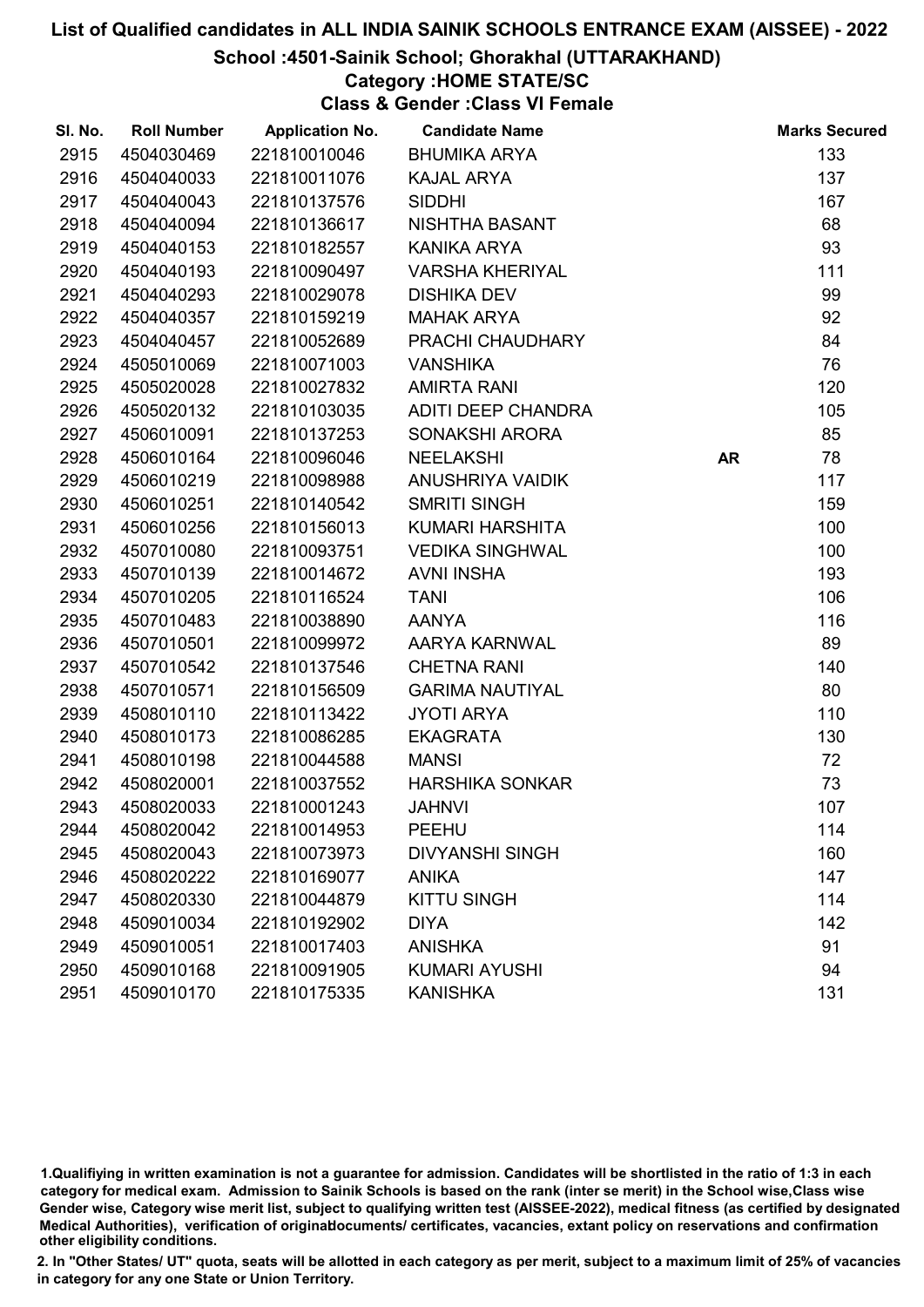# List of Qualified candidates in ALL INDIA SAINIK SCHOOLS ENTRANCE EXAM (AISSEE) - 2022

## School :4501-Sainik School; Ghorakhal (UTTARAKHAND)

### Category :HOME STATE/SC

### Class & Gender :Class VI Female

| Sl. No. | Roll Number | Application No. | Candidate Name | | Marks Secured |
|---|---|---|---|---|---|
| 2915 | 4504030469 | 221810010046 | BHUMIKA ARYA | | 133 |
| 2916 | 4504040033 | 221810011076 | KAJAL ARYA | | 137 |
| 2917 | 4504040043 | 221810137576 | SIDDHI | | 167 |
| 2918 | 4504040094 | 221810136617 | NISHTHA BASANT | | 68 |
| 2919 | 4504040153 | 221810182557 | KANIKA ARYA | | 93 |
| 2920 | 4504040193 | 221810090497 | VARSHA KHERIYAL | | 111 |
| 2921 | 4504040293 | 221810029078 | DISHIKA DEV | | 99 |
| 2922 | 4504040357 | 221810159219 | MAHAK ARYA | | 92 |
| 2923 | 4504040457 | 221810052689 | PRACHI CHAUDHARY | | 84 |
| 2924 | 4505010069 | 221810071003 | VANSHIKA | | 76 |
| 2925 | 4505020028 | 221810027832 | AMIRTA RANI | | 120 |
| 2926 | 4505020132 | 221810103035 | ADITI DEEP CHANDRA | | 105 |
| 2927 | 4506010091 | 221810137253 | SONAKSHI ARORA | | 85 |
| 2928 | 4506010164 | 221810096046 | NEELAKSHI | AR | 78 |
| 2929 | 4506010219 | 221810098988 | ANUSHRIYA VAIDIK | | 117 |
| 2930 | 4506010251 | 221810140542 | SMRITI SINGH | | 159 |
| 2931 | 4506010256 | 221810156013 | KUMARI HARSHITA | | 100 |
| 2932 | 4507010080 | 221810093751 | VEDIKA SINGHWAL | | 100 |
| 2933 | 4507010139 | 221810014672 | AVNI INSHA | | 193 |
| 2934 | 4507010205 | 221810116524 | TANI | | 106 |
| 2935 | 4507010483 | 221810038890 | AANYA | | 116 |
| 2936 | 4507010501 | 221810099972 | AARYA KARNWAL | | 89 |
| 2937 | 4507010542 | 221810137546 | CHETNA RANI | | 140 |
| 2938 | 4507010571 | 221810156509 | GARIMA NAUTIYAL | | 80 |
| 2939 | 4508010110 | 221810113422 | JYOTI ARYA | | 110 |
| 2940 | 4508010173 | 221810086285 | EKAGRATA | | 130 |
| 2941 | 4508010198 | 221810044588 | MANSI | | 72 |
| 2942 | 4508020001 | 221810037552 | HARSHIKA SONKAR | | 73 |
| 2943 | 4508020033 | 221810001243 | JAHNVI | | 107 |
| 2944 | 4508020042 | 221810014953 | PEEHU | | 114 |
| 2945 | 4508020043 | 221810073973 | DIVYANSHI SINGH | | 160 |
| 2946 | 4508020222 | 221810169077 | ANIKA | | 147 |
| 2947 | 4508020330 | 221810044879 | KITTU SINGH | | 114 |
| 2948 | 4509010034 | 221810192902 | DIYA | | 142 |
| 2949 | 4509010051 | 221810017403 | ANISHKA | | 91 |
| 2950 | 4509010168 | 221810091905 | KUMARI AYUSHI | | 94 |
| 2951 | 4509010170 | 221810175335 | KANISHKA | | 131 |

1.Qualifiying in written examination is not a guarantee for admission. Candidates will be shortlisted in the ratio of 1:3 in each category for medical exam. Admission to Sainik Schools is based on the rank (inter se merit) in the School wise,Class wise Gender wise, Category wise merit list, subject to qualifying written test (AISSEE-2022), medical fitness (as certified by designated Medical Authorities), verification of originaldocuments/ certificates, vacancies, extant policy on reservations and confirmation other eligibility conditions.

2. In "Other States/ UT" quota, seats will be allotted in each category as per merit, subject to a maximum limit of 25% of vacancies in category for any one State or Union Territory.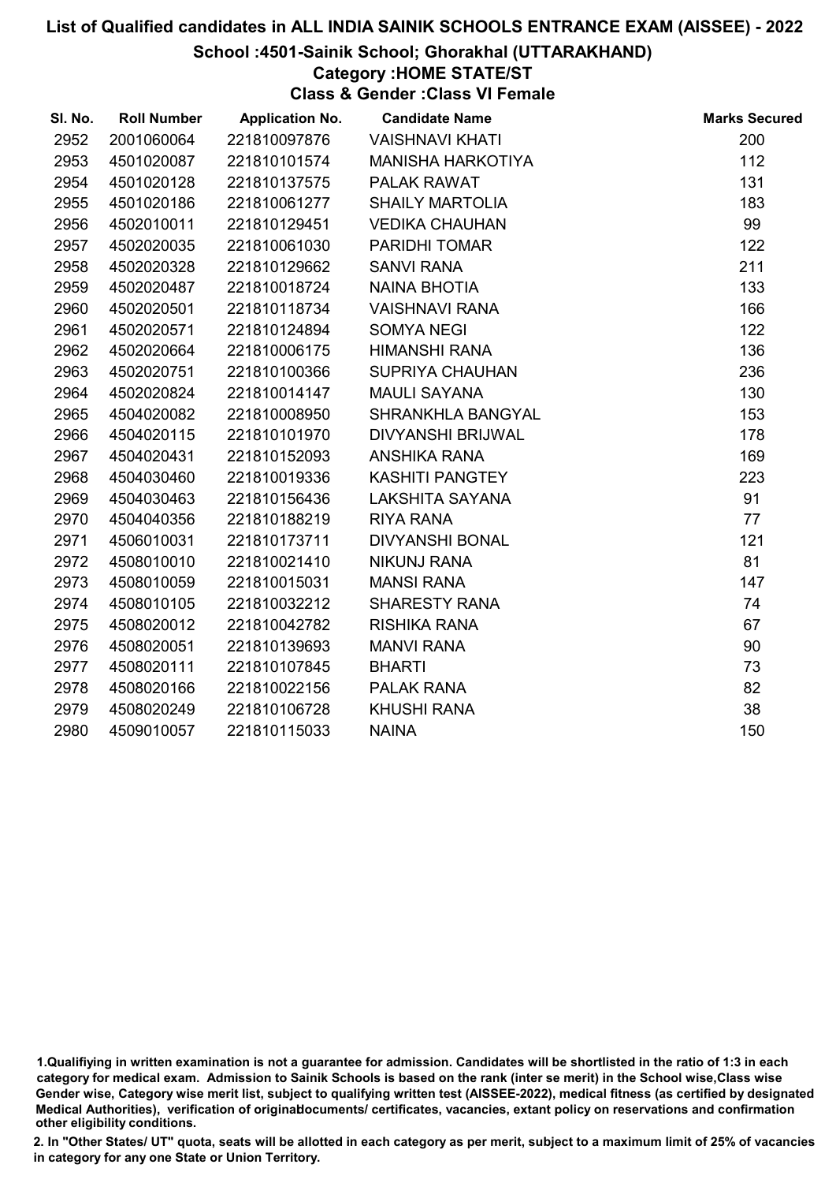# List of Qualified candidates in ALL INDIA SAINIK SCHOOLS ENTRANCE EXAM (AISSEE) - 2022

## School :4501-Sainik School; Ghorakhal (UTTARAKHAND)

### Category :HOME STATE/ST

### Class & Gender :Class VI Female

| Sl. No. | Roll Number | Application No. | Candidate Name | Marks Secured |
|---|---|---|---|---|
| 2952 | 2001060064 | 221810097876 | VAISHNAVI KHATI | 200 |
| 2953 | 4501020087 | 221810101574 | MANISHA HARKOTIYA | 112 |
| 2954 | 4501020128 | 221810137575 | PALAK RAWAT | 131 |
| 2955 | 4501020186 | 221810061277 | SHAILY MARTOLIA | 183 |
| 2956 | 4502010011 | 221810129451 | VEDIKA CHAUHAN | 99 |
| 2957 | 4502020035 | 221810061030 | PARIDHI TOMAR | 122 |
| 2958 | 4502020328 | 221810129662 | SANVI RANA | 211 |
| 2959 | 4502020487 | 221810018724 | NAINA BHOTIA | 133 |
| 2960 | 4502020501 | 221810118734 | VAISHNAVI RANA | 166 |
| 2961 | 4502020571 | 221810124894 | SOMYA NEGI | 122 |
| 2962 | 4502020664 | 221810006175 | HIMANSHI RANA | 136 |
| 2963 | 4502020751 | 221810100366 | SUPRIYA CHAUHAN | 236 |
| 2964 | 4502020824 | 221810014147 | MAULI SAYANA | 130 |
| 2965 | 4504020082 | 221810008950 | SHRANKHLA BANGYAL | 153 |
| 2966 | 4504020115 | 221810101970 | DIVYANSHI BRIJWAL | 178 |
| 2967 | 4504020431 | 221810152093 | ANSHIKA RANA | 169 |
| 2968 | 4504030460 | 221810019336 | KASHITI PANGTEY | 223 |
| 2969 | 4504030463 | 221810156436 | LAKSHITA SAYANA | 91 |
| 2970 | 4504040356 | 221810188219 | RIYA RANA | 77 |
| 2971 | 4506010031 | 221810173711 | DIVYANSHI BONAL | 121 |
| 2972 | 4508010010 | 221810021410 | NIKUNJ RANA | 81 |
| 2973 | 4508010059 | 221810015031 | MANSI RANA | 147 |
| 2974 | 4508010105 | 221810032212 | SHARESTY RANA | 74 |
| 2975 | 4508020012 | 221810042782 | RISHIKA RANA | 67 |
| 2976 | 4508020051 | 221810139693 | MANVI RANA | 90 |
| 2977 | 4508020111 | 221810107845 | BHARTI | 73 |
| 2978 | 4508020166 | 221810022156 | PALAK RANA | 82 |
| 2979 | 4508020249 | 221810106728 | KHUSHI RANA | 38 |
| 2980 | 4509010057 | 221810115033 | NAINA | 150 |

1.Qualifiying in written examination is not a guarantee for admission. Candidates will be shortlisted in the ratio of 1:3 in each category for medical exam. Admission to Sainik Schools is based on the rank (inter se merit) in the School wise,Class wise Gender wise, Category wise merit list, subject to qualifying written test (AISSEE-2022), medical fitness (as certified by designated Medical Authorities), verification of originaldocuments/ certificates, vacancies, extant policy on reservations and confirmation other eligibility conditions.

2. In "Other States/ UT" quota, seats will be allotted in each category as per merit, subject to a maximum limit of 25% of vacancies in category for any one State or Union Territory.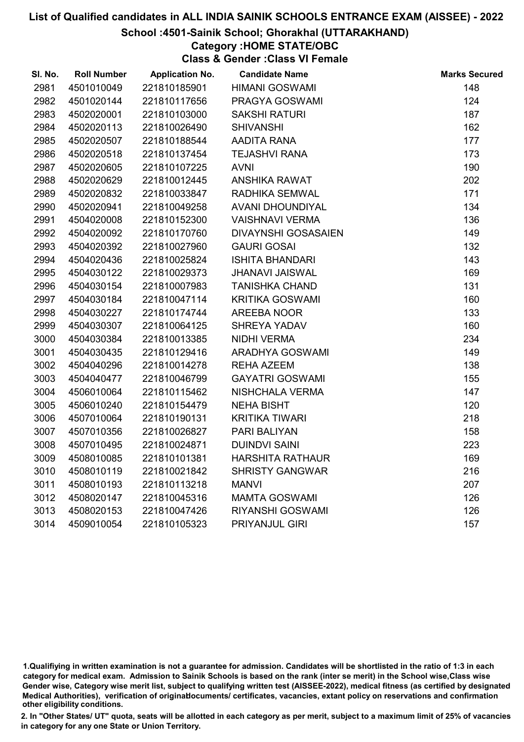# List of Qualified candidates in ALL INDIA SAINIK SCHOOLS ENTRANCE EXAM (AISSEE) - 2022

## School :4501-Sainik School; Ghorakhal (UTTARAKHAND)

### Category :HOME STATE/OBC

### Class & Gender :Class VI Female

| Sl. No. | Roll Number | Application No. | Candidate Name | Marks Secured |
|---|---|---|---|---|
| 2981 | 4501010049 | 221810185901 | HIMANI GOSWAMI | 148 |
| 2982 | 4501020144 | 221810117656 | PRAGYA GOSWAMI | 124 |
| 2983 | 4502020001 | 221810103000 | SAKSHI RATURI | 187 |
| 2984 | 4502020113 | 221810026490 | SHIVANSHI | 162 |
| 2985 | 4502020507 | 221810188544 | AADITA RANA | 177 |
| 2986 | 4502020518 | 221810137454 | TEJASHVI RANA | 173 |
| 2987 | 4502020605 | 221810107225 | AVNI | 190 |
| 2988 | 4502020629 | 221810012445 | ANSHIKA RAWAT | 202 |
| 2989 | 4502020832 | 221810033847 | RADHIKA SEMWAL | 171 |
| 2990 | 4502020941 | 221810049258 | AVANI DHOUNDIYAL | 134 |
| 2991 | 4504020008 | 221810152300 | VAISHNAVI VERMA | 136 |
| 2992 | 4504020092 | 221810170760 | DIVAYNSHI GOSASAIEN | 149 |
| 2993 | 4504020392 | 221810027960 | GAURI GOSAI | 132 |
| 2994 | 4504020436 | 221810025824 | ISHITA BHANDARI | 143 |
| 2995 | 4504030122 | 221810029373 | JHANAVI JAISWAL | 169 |
| 2996 | 4504030154 | 221810007983 | TANISHKA CHAND | 131 |
| 2997 | 4504030184 | 221810047114 | KRITIKA GOSWAMI | 160 |
| 2998 | 4504030227 | 221810174744 | AREEBA NOOR | 133 |
| 2999 | 4504030307 | 221810064125 | SHREYA YADAV | 160 |
| 3000 | 4504030384 | 221810013385 | NIDHI VERMA | 234 |
| 3001 | 4504030435 | 221810129416 | ARADHYA GOSWAMI | 149 |
| 3002 | 4504040296 | 221810014278 | REHA AZEEM | 138 |
| 3003 | 4504040477 | 221810046799 | GAYATRI GOSWAMI | 155 |
| 3004 | 4506010064 | 221810115462 | NISHCHALA VERMA | 147 |
| 3005 | 4506010240 | 221810154479 | NEHA BISHT | 120 |
| 3006 | 4507010064 | 221810190131 | KRITIKA TIWARI | 218 |
| 3007 | 4507010356 | 221810026827 | PARI BALIYAN | 158 |
| 3008 | 4507010495 | 221810024871 | DUINDVI SAINI | 223 |
| 3009 | 4508010085 | 221810101381 | HARSHITA RATHAUR | 169 |
| 3010 | 4508010119 | 221810021842 | SHRISTY GANGWAR | 216 |
| 3011 | 4508010193 | 221810113218 | MANVI | 207 |
| 3012 | 4508020147 | 221810045316 | MAMTA GOSWAMI | 126 |
| 3013 | 4508020153 | 221810047426 | RIYANSHI GOSWAMI | 126 |
| 3014 | 4509010054 | 221810105323 | PRIYANJUL GIRI | 157 |

1.Qualifiying in written examination is not a guarantee for admission. Candidates will be shortlisted in the ratio of 1:3 in each category for medical exam. Admission to Sainik Schools is based on the rank (inter se merit) in the School wise,Class wise Gender wise, Category wise merit list, subject to qualifying written test (AISSEE-2022), medical fitness (as certified by designated Medical Authorities), verification of originaldocuments/ certificates, vacancies, extant policy on reservations and confirmation other eligibility conditions.

2. In "Other States/ UT" quota, seats will be allotted in each category as per merit, subject to a maximum limit of 25% of vacancies in category for any one State or Union Territory.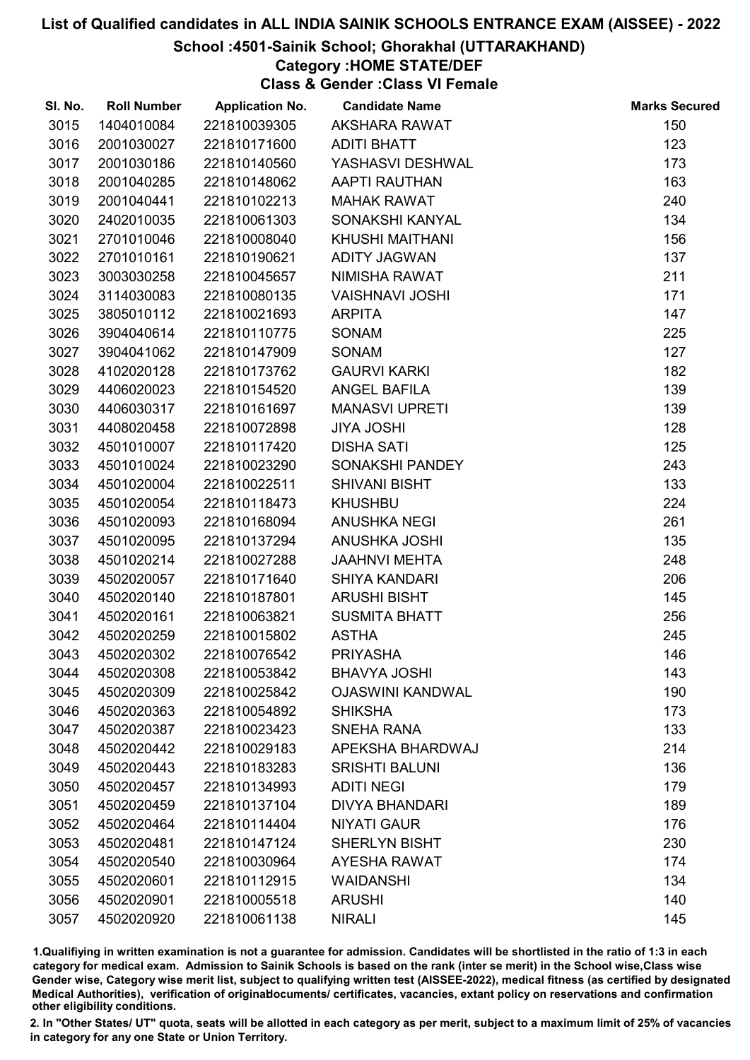# List of Qualified candidates in ALL INDIA SAINIK SCHOOLS ENTRANCE EXAM (AISSEE) - 2022

## School :4501-Sainik School; Ghorakhal (UTTARAKHAND)

### Category :HOME STATE/DEF

### Class & Gender :Class VI Female

| Sl. No. | Roll Number | Application No. | Candidate Name | Marks Secured |
|---|---|---|---|---|
| 3015 | 1404010084 | 221810039305 | AKSHARA RAWAT | 150 |
| 3016 | 2001030027 | 221810171600 | ADITI BHATT | 123 |
| 3017 | 2001030186 | 221810140560 | YASHASVI DESHWAL | 173 |
| 3018 | 2001040285 | 221810148062 | AAPTI RAUTHAN | 163 |
| 3019 | 2001040441 | 221810102213 | MAHAK RAWAT | 240 |
| 3020 | 2402010035 | 221810061303 | SONAKSHI KANYAL | 134 |
| 3021 | 2701010046 | 221810008040 | KHUSHI MAITHANI | 156 |
| 3022 | 2701010161 | 221810190621 | ADITY JAGWAN | 137 |
| 3023 | 3003030258 | 221810045657 | NIMISHA RAWAT | 211 |
| 3024 | 3114030083 | 221810080135 | VAISHNAVI JOSHI | 171 |
| 3025 | 3805010112 | 221810021693 | ARPITA | 147 |
| 3026 | 3904040614 | 221810110775 | SONAM | 225 |
| 3027 | 3904041062 | 221810147909 | SONAM | 127 |
| 3028 | 4102020128 | 221810173762 | GAURVI KARKI | 182 |
| 3029 | 4406020023 | 221810154520 | ANGEL BAFILA | 139 |
| 3030 | 4406030317 | 221810161697 | MANASVI UPRETI | 139 |
| 3031 | 4408020458 | 221810072898 | JIYA JOSHI | 128 |
| 3032 | 4501010007 | 221810117420 | DISHA SATI | 125 |
| 3033 | 4501010024 | 221810023290 | SONAKSHI PANDEY | 243 |
| 3034 | 4501020004 | 221810022511 | SHIVANI BISHT | 133 |
| 3035 | 4501020054 | 221810118473 | KHUSHBU | 224 |
| 3036 | 4501020093 | 221810168094 | ANUSHKA NEGI | 261 |
| 3037 | 4501020095 | 221810137294 | ANUSHKA JOSHI | 135 |
| 3038 | 4501020214 | 221810027288 | JAAHNVI MEHTA | 248 |
| 3039 | 4502020057 | 221810171640 | SHIYA KANDARI | 206 |
| 3040 | 4502020140 | 221810187801 | ARUSHI BISHT | 145 |
| 3041 | 4502020161 | 221810063821 | SUSMITA BHATT | 256 |
| 3042 | 4502020259 | 221810015802 | ASTHA | 245 |
| 3043 | 4502020302 | 221810076542 | PRIYASHA | 146 |
| 3044 | 4502020308 | 221810053842 | BHAVYA JOSHI | 143 |
| 3045 | 4502020309 | 221810025842 | OJASWINI KANDWAL | 190 |
| 3046 | 4502020363 | 221810054892 | SHIKSHA | 173 |
| 3047 | 4502020387 | 221810023423 | SNEHA RANA | 133 |
| 3048 | 4502020442 | 221810029183 | APEKSHA BHARDWAJ | 214 |
| 3049 | 4502020443 | 221810183283 | SRISHTI BALUNI | 136 |
| 3050 | 4502020457 | 221810134993 | ADITI NEGI | 179 |
| 3051 | 4502020459 | 221810137104 | DIVYA BHANDARI | 189 |
| 3052 | 4502020464 | 221810114404 | NIYATI GAUR | 176 |
| 3053 | 4502020481 | 221810147124 | SHERLYN BISHT | 230 |
| 3054 | 4502020540 | 221810030964 | AYESHA RAWAT | 174 |
| 3055 | 4502020601 | 221810112915 | WAIDANSHI | 134 |
| 3056 | 4502020901 | 221810005518 | ARUSHI | 140 |
| 3057 | 4502020920 | 221810061138 | NIRALI | 145 |

1.Qualifiying in written examination is not a guarantee for admission. Candidates will be shortlisted in the ratio of 1:3 in each category for medical exam. Admission to Sainik Schools is based on the rank (inter se merit) in the School wise,Class wise Gender wise, Category wise merit list, subject to qualifying written test (AISSEE-2022), medical fitness (as certified by designated Medical Authorities), verification of originaldocuments/ certificates, vacancies, extant policy on reservations and confirmation other eligibility conditions.

2. In "Other States/ UT" quota, seats will be allotted in each category as per merit, subject to a maximum limit of 25% of vacancies in category for any one State or Union Territory.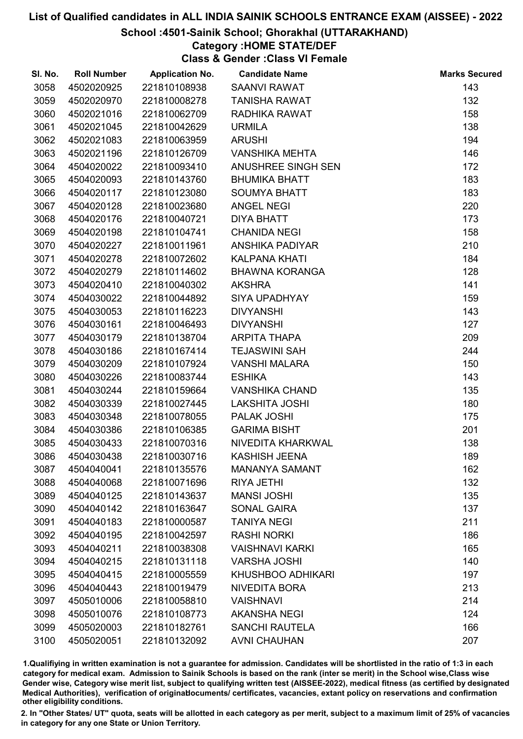# List of Qualified candidates in ALL INDIA SAINIK SCHOOLS ENTRANCE EXAM (AISSEE) - 2022

## School :4501-Sainik School; Ghorakhal (UTTARAKHAND)

### Category :HOME STATE/DEF

### Class & Gender :Class VI Female

| Sl. No. | Roll Number | Application No. | Candidate Name | Marks Secured |
|---|---|---|---|---|
| 3058 | 4502020925 | 221810108938 | SAANVI RAWAT | 143 |
| 3059 | 4502020970 | 221810008278 | TANISHA RAWAT | 132 |
| 3060 | 4502021016 | 221810062709 | RADHIKA RAWAT | 158 |
| 3061 | 4502021045 | 221810042629 | URMILA | 138 |
| 3062 | 4502021083 | 221810063959 | ARUSHI | 194 |
| 3063 | 4502021196 | 221810126709 | VANSHIKA MEHTA | 146 |
| 3064 | 4504020022 | 221810093410 | ANUSHREE SINGH SEN | 172 |
| 3065 | 4504020093 | 221810143760 | BHUMIKA BHATT | 183 |
| 3066 | 4504020117 | 221810123080 | SOUMYA BHATT | 183 |
| 3067 | 4504020128 | 221810023680 | ANGEL NEGI | 220 |
| 3068 | 4504020176 | 221810040721 | DIYA BHATT | 173 |
| 3069 | 4504020198 | 221810104741 | CHANIDA NEGI | 158 |
| 3070 | 4504020227 | 221810011961 | ANSHIKA PADIYAR | 210 |
| 3071 | 4504020278 | 221810072602 | KALPANA KHATI | 184 |
| 3072 | 4504020279 | 221810114602 | BHAWNA KORANGA | 128 |
| 3073 | 4504020410 | 221810040302 | AKSHRA | 141 |
| 3074 | 4504030022 | 221810044892 | SIYA UPADHYAY | 159 |
| 3075 | 4504030053 | 221810116223 | DIVYANSHI | 143 |
| 3076 | 4504030161 | 221810046493 | DIVYANSHI | 127 |
| 3077 | 4504030179 | 221810138704 | ARPITA THAPA | 209 |
| 3078 | 4504030186 | 221810167414 | TEJASWINI SAH | 244 |
| 3079 | 4504030209 | 221810107924 | VANSHI MALARA | 150 |
| 3080 | 4504030226 | 221810083744 | ESHIKA | 143 |
| 3081 | 4504030244 | 221810159664 | VANSHIKA CHAND | 135 |
| 3082 | 4504030339 | 221810027445 | LAKSHITA JOSHI | 180 |
| 3083 | 4504030348 | 221810078055 | PALAK JOSHI | 175 |
| 3084 | 4504030386 | 221810106385 | GARIMA BISHT | 201 |
| 3085 | 4504030433 | 221810070316 | NIVEDITA KHARKWAL | 138 |
| 3086 | 4504030438 | 221810030716 | KASHISH JEENA | 189 |
| 3087 | 4504040041 | 221810135576 | MANANYA SAMANT | 162 |
| 3088 | 4504040068 | 221810071696 | RIYA JETHI | 132 |
| 3089 | 4504040125 | 221810143637 | MANSI JOSHI | 135 |
| 3090 | 4504040142 | 221810163647 | SONAL GAIRA | 137 |
| 3091 | 4504040183 | 221810000587 | TANIYA NEGI | 211 |
| 3092 | 4504040195 | 221810042597 | RASHI NORKI | 186 |
| 3093 | 4504040211 | 221810038308 | VAISHNAVI KARKI | 165 |
| 3094 | 4504040215 | 221810131118 | VARSHA JOSHI | 140 |
| 3095 | 4504040415 | 221810005559 | KHUSHBOO ADHIKARI | 197 |
| 3096 | 4504040443 | 221810019479 | NIVEDITA BORA | 213 |
| 3097 | 4505010006 | 221810058810 | VAISHNAVI | 214 |
| 3098 | 4505010076 | 221810108773 | AKANSHA NEGI | 124 |
| 3099 | 4505020003 | 221810182761 | SANCHI RAUTELA | 166 |
| 3100 | 4505020051 | 221810132092 | AVNI CHAUHAN | 207 |

1.Qualifiying in written examination is not a guarantee for admission. Candidates will be shortlisted in the ratio of 1:3 in each category for medical exam. Admission to Sainik Schools is based on the rank (inter se merit) in the School wise,Class wise Gender wise, Category wise merit list, subject to qualifying written test (AISSEE-2022), medical fitness (as certified by designated Medical Authorities), verification of originaldocuments/ certificates, vacancies, extant policy on reservations and confirmation other eligibility conditions.

2. In "Other States/ UT" quota, seats will be allotted in each category as per merit, subject to a maximum limit of 25% of vacancies in category for any one State or Union Territory.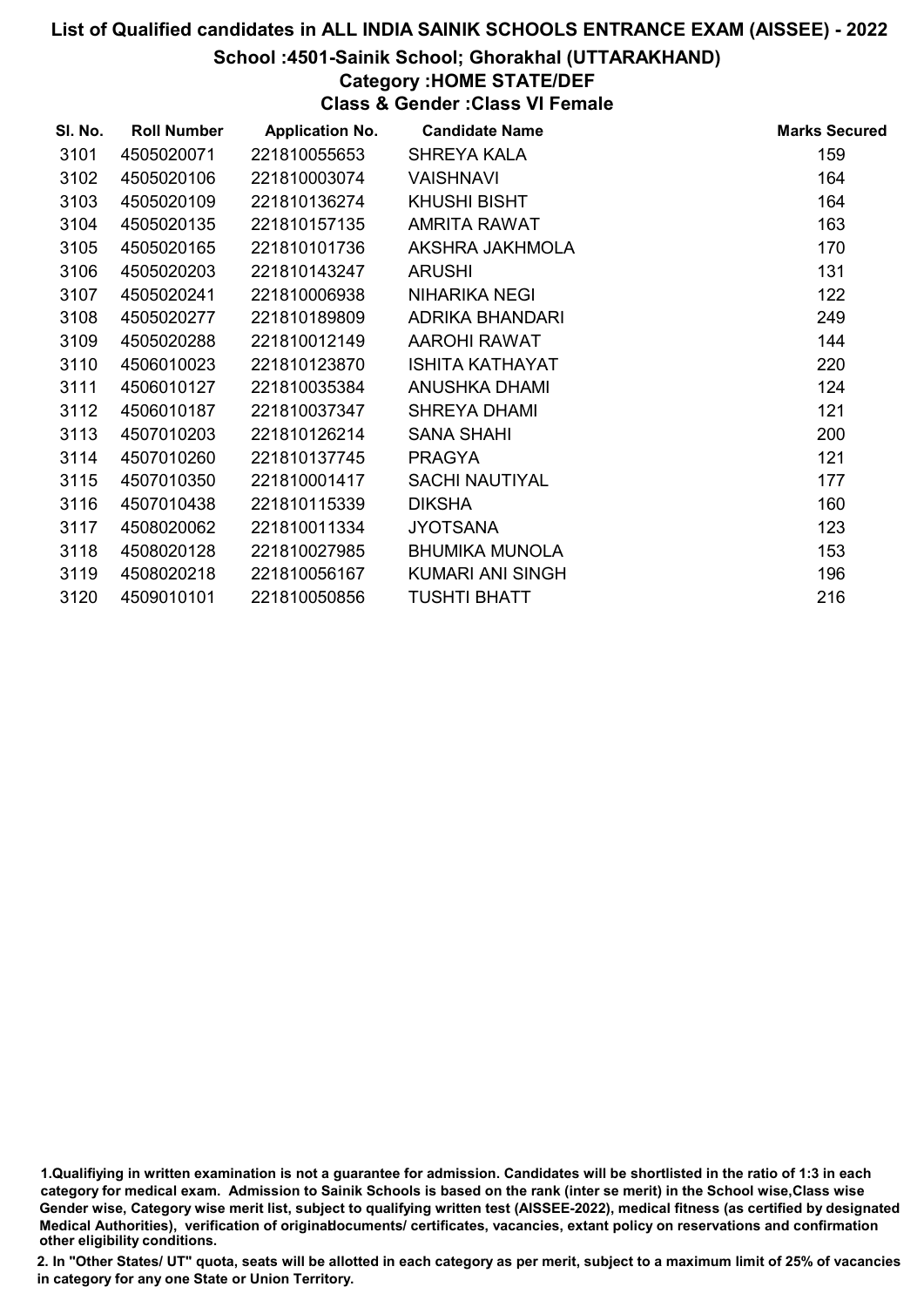# List of Qualified candidates in ALL INDIA SAINIK SCHOOLS ENTRANCE EXAM (AISSEE) - 2022

## School :4501-Sainik School; Ghorakhal (UTTARAKHAND)

### Category :HOME STATE/DEF

### Class & Gender :Class VI Female

| Sl. No. | Roll Number | Application No. | Candidate Name | Marks Secured |
|---|---|---|---|---|
| 3101 | 4505020071 | 221810055653 | SHREYA KALA | 159 |
| 3102 | 4505020106 | 221810003074 | VAISHNAVI | 164 |
| 3103 | 4505020109 | 221810136274 | KHUSHI BISHT | 164 |
| 3104 | 4505020135 | 221810157135 | AMRITA RAWAT | 163 |
| 3105 | 4505020165 | 221810101736 | AKSHRA JAKHMOLA | 170 |
| 3106 | 4505020203 | 221810143247 | ARUSHI | 131 |
| 3107 | 4505020241 | 221810006938 | NIHARIKA NEGI | 122 |
| 3108 | 4505020277 | 221810189809 | ADRIKA BHANDARI | 249 |
| 3109 | 4505020288 | 221810012149 | AAROHI RAWAT | 144 |
| 3110 | 4506010023 | 221810123870 | ISHITA KATHAYAT | 220 |
| 3111 | 4506010127 | 221810035384 | ANUSHKA DHAMI | 124 |
| 3112 | 4506010187 | 221810037347 | SHREYA DHAMI | 121 |
| 3113 | 4507010203 | 221810126214 | SANA SHAHI | 200 |
| 3114 | 4507010260 | 221810137745 | PRAGYA | 121 |
| 3115 | 4507010350 | 221810001417 | SACHI NAUTIYAL | 177 |
| 3116 | 4507010438 | 221810115339 | DIKSHA | 160 |
| 3117 | 4508020062 | 221810011334 | JYOTSANA | 123 |
| 3118 | 4508020128 | 221810027985 | BHUMIKA MUNOLA | 153 |
| 3119 | 4508020218 | 221810056167 | KUMARI ANI SINGH | 196 |
| 3120 | 4509010101 | 221810050856 | TUSHTI BHATT | 216 |

1.Qualifiying in written examination is not a guarantee for admission. Candidates will be shortlisted in the ratio of 1:3 in each category for medical exam. Admission to Sainik Schools is based on the rank (inter se merit) in the School wise,Class wise Gender wise, Category wise merit list, subject to qualifying written test (AISSEE-2022), medical fitness (as certified by designated Medical Authorities), verification of originaldocuments/ certificates, vacancies, extant policy on reservations and confirmation other eligibility conditions.

2. In "Other States/ UT" quota, seats will be allotted in each category as per merit, subject to a maximum limit of 25% of vacancies in category for any one State or Union Territory.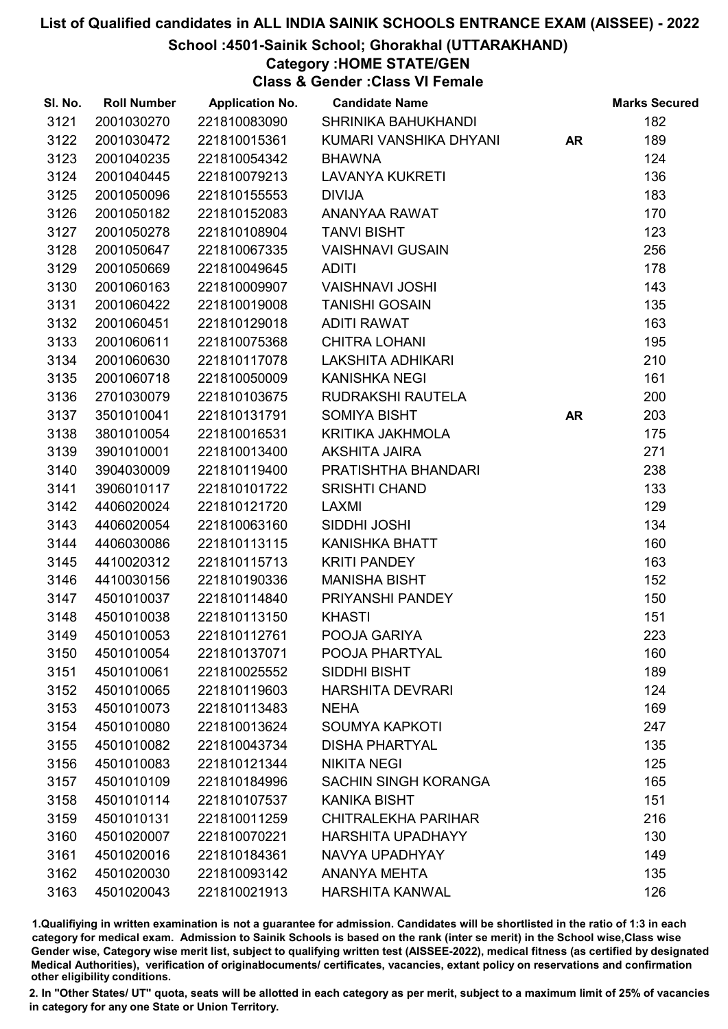# List of Qualified candidates in ALL INDIA SAINIK SCHOOLS ENTRANCE EXAM (AISSEE) - 2022

## School :4501-Sainik School; Ghorakhal (UTTARAKHAND)

### Category :HOME STATE/GEN

### Class & Gender :Class VI Female

| Sl. No. | Roll Number | Application No. | Candidate Name | | Marks Secured |
|---|---|---|---|---|---|
| 3121 | 2001030270 | 221810083090 | SHRINIKA BAHUKHANDI | | 182 |
| 3122 | 2001030472 | 221810015361 | KUMARI VANSHIKA DHYANI | AR | 189 |
| 3123 | 2001040235 | 221810054342 | BHAWNA | | 124 |
| 3124 | 2001040445 | 221810079213 | LAVANYA KUKRETI | | 136 |
| 3125 | 2001050096 | 221810155553 | DIVIJA | | 183 |
| 3126 | 2001050182 | 221810152083 | ANANYAA RAWAT | | 170 |
| 3127 | 2001050278 | 221810108904 | TANVI BISHT | | 123 |
| 3128 | 2001050647 | 221810067335 | VAISHNAVI GUSAIN | | 256 |
| 3129 | 2001050669 | 221810049645 | ADITI | | 178 |
| 3130 | 2001060163 | 221810009907 | VAISHNAVI JOSHI | | 143 |
| 3131 | 2001060422 | 221810019008 | TANISHI GOSAIN | | 135 |
| 3132 | 2001060451 | 221810129018 | ADITI RAWAT | | 163 |
| 3133 | 2001060611 | 221810075368 | CHITRA LOHANI | | 195 |
| 3134 | 2001060630 | 221810117078 | LAKSHITA ADHIKARI | | 210 |
| 3135 | 2001060718 | 221810050009 | KANISHKA NEGI | | 161 |
| 3136 | 2701030079 | 221810103675 | RUDRAKSHI RAUTELA | | 200 |
| 3137 | 3501010041 | 221810131791 | SOMIYA BISHT | AR | 203 |
| 3138 | 3801010054 | 221810016531 | KRITIKA JAKHMOLA | | 175 |
| 3139 | 3901010001 | 221810013400 | AKSHITA JAIRA | | 271 |
| 3140 | 3904030009 | 221810119400 | PRATISHTHA BHANDARI | | 238 |
| 3141 | 3906010117 | 221810101722 | SRISHTI CHAND | | 133 |
| 3142 | 4406020024 | 221810121720 | LAXMI | | 129 |
| 3143 | 4406020054 | 221810063160 | SIDDHI JOSHI | | 134 |
| 3144 | 4406030086 | 221810113115 | KANISHKA BHATT | | 160 |
| 3145 | 4410020312 | 221810115713 | KRITI PANDEY | | 163 |
| 3146 | 4410030156 | 221810190336 | MANISHA BISHT | | 152 |
| 3147 | 4501010037 | 221810114840 | PRIYANSHI PANDEY | | 150 |
| 3148 | 4501010038 | 221810113150 | KHASTI | | 151 |
| 3149 | 4501010053 | 221810112761 | POOJA GARIYA | | 223 |
| 3150 | 4501010054 | 221810137071 | POOJA PHARTYAL | | 160 |
| 3151 | 4501010061 | 221810025552 | SIDDHI BISHT | | 189 |
| 3152 | 4501010065 | 221810119603 | HARSHITA DEVRARI | | 124 |
| 3153 | 4501010073 | 221810113483 | NEHA | | 169 |
| 3154 | 4501010080 | 221810013624 | SOUMYA KAPKOTI | | 247 |
| 3155 | 4501010082 | 221810043734 | DISHA PHARTYAL | | 135 |
| 3156 | 4501010083 | 221810121344 | NIKITA NEGI | | 125 |
| 3157 | 4501010109 | 221810184996 | SACHIN SINGH KORANGA | | 165 |
| 3158 | 4501010114 | 221810107537 | KANIKA BISHT | | 151 |
| 3159 | 4501010131 | 221810011259 | CHITRALEKHA PARIHAR | | 216 |
| 3160 | 4501020007 | 221810070221 | HARSHITA UPADHAYY | | 130 |
| 3161 | 4501020016 | 221810184361 | NAVYA UPADHYAY | | 149 |
| 3162 | 4501020030 | 221810093142 | ANANYA MEHTA | | 135 |
| 3163 | 4501020043 | 221810021913 | HARSHITA KANWAL | | 126 |

1.Qualifiying in written examination is not a guarantee for admission. Candidates will be shortlisted in the ratio of 1:3 in each category for medical exam. Admission to Sainik Schools is based on the rank (inter se merit) in the School wise,Class wise Gender wise, Category wise merit list, subject to qualifying written test (AISSEE-2022), medical fitness (as certified by designated Medical Authorities), verification of originaldocuments/ certificates, vacancies, extant policy on reservations and confirmation other eligibility conditions.

2. In "Other States/ UT" quota, seats will be allotted in each category as per merit, subject to a maximum limit of 25% of vacancies in category for any one State or Union Territory.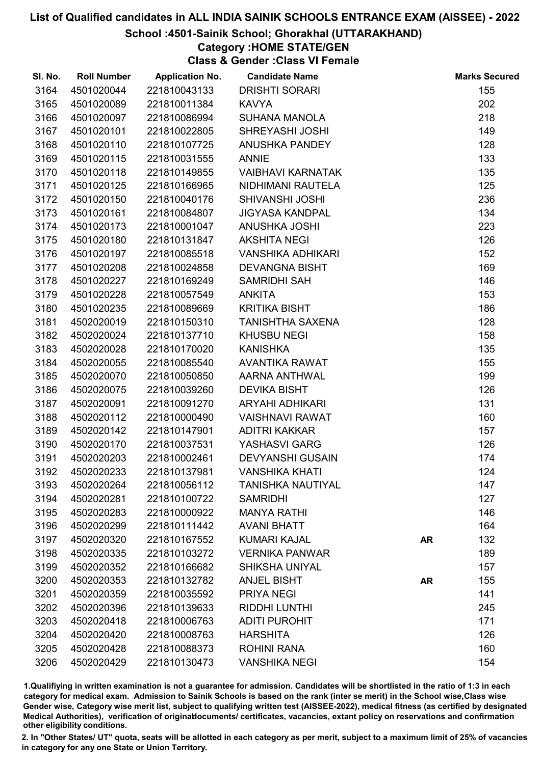# List of Qualified candidates in ALL INDIA SAINIK SCHOOLS ENTRANCE EXAM (AISSEE) - 2022

## School :4501-Sainik School; Ghorakhal (UTTARAKHAND)

### Category :HOME STATE/GEN

### Class & Gender :Class VI Female

| Sl. No. | Roll Number | Application No. | Candidate Name | | Marks Secured |
|---|---|---|---|---|---|
| 3164 | 4501020044 | 221810043133 | DRISHTI SORARI | | 155 |
| 3165 | 4501020089 | 221810011384 | KAVYA | | 202 |
| 3166 | 4501020097 | 221810086994 | SUHANA MANOLA | | 218 |
| 3167 | 4501020101 | 221810022805 | SHREYASHI JOSHI | | 149 |
| 3168 | 4501020110 | 221810107725 | ANUSHKA PANDEY | | 128 |
| 3169 | 4501020115 | 221810031555 | ANNIE | | 133 |
| 3170 | 4501020118 | 221810149855 | VAIBHAVI KARNATAK | | 135 |
| 3171 | 4501020125 | 221810166965 | NIDHIMANI RAUTELA | | 125 |
| 3172 | 4501020150 | 221810040176 | SHIVANSHI JOSHI | | 236 |
| 3173 | 4501020161 | 221810084807 | JIGYASA KANDPAL | | 134 |
| 3174 | 4501020173 | 221810001047 | ANUSHKA JOSHI | | 223 |
| 3175 | 4501020180 | 221810131847 | AKSHITA NEGI | | 126 |
| 3176 | 4501020197 | 221810085518 | VANSHIKA ADHIKARI | | 152 |
| 3177 | 4501020208 | 221810024858 | DEVANGNA BISHT | | 169 |
| 3178 | 4501020227 | 221810169249 | SAMRIDHI SAH | | 146 |
| 3179 | 4501020228 | 221810057549 | ANKITA | | 153 |
| 3180 | 4501020235 | 221810089669 | KRITIKA BISHT | | 186 |
| 3181 | 4502020019 | 221810150310 | TANISHTHA SAXENA | | 128 |
| 3182 | 4502020024 | 221810137710 | KHUSBU NEGI | | 158 |
| 3183 | 4502020028 | 221810170020 | KANISHKA | | 135 |
| 3184 | 4502020055 | 221810085540 | AVANTIKA RAWAT | | 155 |
| 3185 | 4502020070 | 221810050850 | AARNA ANTHWAL | | 199 |
| 3186 | 4502020075 | 221810039260 | DEVIKA BISHT | | 126 |
| 3187 | 4502020091 | 221810091270 | ARYAHI ADHIKARI | | 131 |
| 3188 | 4502020112 | 221810000490 | VAISHNAVI RAWAT | | 160 |
| 3189 | 4502020142 | 221810147901 | ADITRI KAKKAR | | 157 |
| 3190 | 4502020170 | 221810037531 | YASHASVI GARG | | 126 |
| 3191 | 4502020203 | 221810002461 | DEVYANSHI GUSAIN | | 174 |
| 3192 | 4502020233 | 221810137981 | VANSHIKA KHATI | | 124 |
| 3193 | 4502020264 | 221810056112 | TANISHKA NAUTIYAL | | 147 |
| 3194 | 4502020281 | 221810100722 | SAMRIDHI | | 127 |
| 3195 | 4502020283 | 221810000922 | MANYA RATHI | | 146 |
| 3196 | 4502020299 | 221810111442 | AVANI BHATT | | 164 |
| 3197 | 4502020320 | 221810167552 | KUMARI KAJAL | AR | 132 |
| 3198 | 4502020335 | 221810103272 | VERNIKA PANWAR | | 189 |
| 3199 | 4502020352 | 221810166682 | SHIKSHA UNIYAL | | 157 |
| 3200 | 4502020353 | 221810132782 | ANJEL BISHT | AR | 155 |
| 3201 | 4502020359 | 221810035592 | PRIYA NEGI | | 141 |
| 3202 | 4502020396 | 221810139633 | RIDDHI LUNTHI | | 245 |
| 3203 | 4502020418 | 221810006763 | ADITI PUROHIT | | 171 |
| 3204 | 4502020420 | 221810008763 | HARSHITA | | 126 |
| 3205 | 4502020428 | 221810088373 | ROHINI RANA | | 160 |
| 3206 | 4502020429 | 221810130473 | VANSHIKA NEGI | | 154 |

1.Qualifying in written examination is not a guarantee for admission. Candidates will be shortlisted in the ratio of 1:3 in each category for medical exam. Admission to Sainik Schools is based on the rank (inter se merit) in the School wise,Class wise Gender wise, Category wise merit list, subject to qualifying written test (AISSEE-2022), medical fitness (as certified by designated Medical Authorities), verification of originaldocuments/ certificates, vacancies, extant policy on reservations and confirmation other eligibility conditions.

2. In "Other States/ UT" quota, seats will be allotted in each category as per merit, subject to a maximum limit of 25% of vacancies in category for any one State or Union Territory.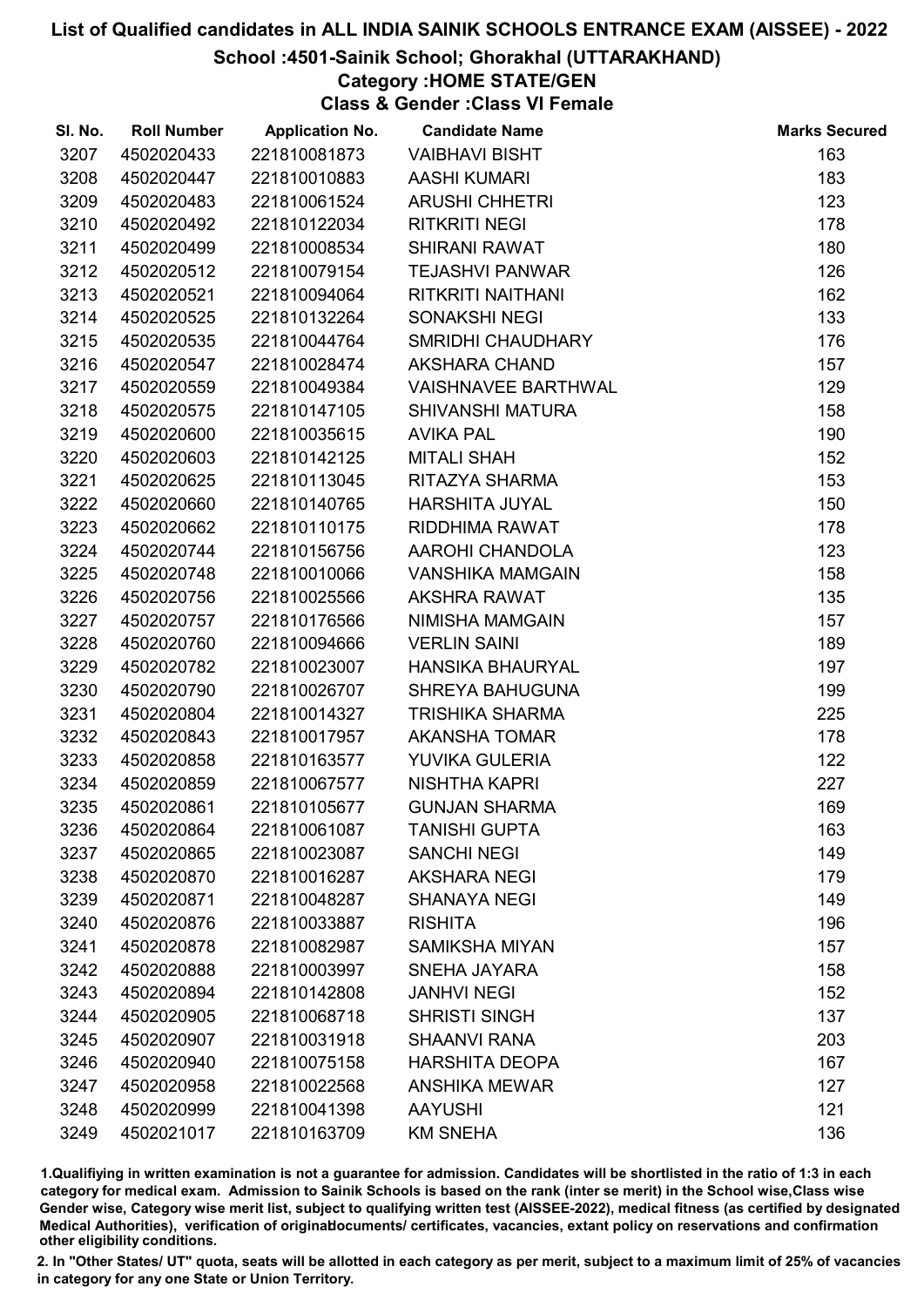# List of Qualified candidates in ALL INDIA SAINIK SCHOOLS ENTRANCE EXAM (AISSEE) - 2022

## School :4501-Sainik School; Ghorakhal (UTTARAKHAND)

### Category :HOME STATE/GEN

### Class & Gender :Class VI Female

| Sl. No. | Roll Number | Application No. | Candidate Name | Marks Secured |
|---|---|---|---|---|
| 3207 | 4502020433 | 221810081873 | VAIBHAVI BISHT | 163 |
| 3208 | 4502020447 | 221810010883 | AASHI KUMARI | 183 |
| 3209 | 4502020483 | 221810061524 | ARUSHI CHHETRI | 123 |
| 3210 | 4502020492 | 221810122034 | RITKRITI NEGI | 178 |
| 3211 | 4502020499 | 221810008534 | SHIRANI RAWAT | 180 |
| 3212 | 4502020512 | 221810079154 | TEJASHVI PANWAR | 126 |
| 3213 | 4502020521 | 221810094064 | RITKRITI NAITHANI | 162 |
| 3214 | 4502020525 | 221810132264 | SONAKSHI NEGI | 133 |
| 3215 | 4502020535 | 221810044764 | SMRIDHI CHAUDHARY | 176 |
| 3216 | 4502020547 | 221810028474 | AKSHARA CHAND | 157 |
| 3217 | 4502020559 | 221810049384 | VAISHNAVEE BARTHWAL | 129 |
| 3218 | 4502020575 | 221810147105 | SHIVANSHI MATURA | 158 |
| 3219 | 4502020600 | 221810035615 | AVIKA PAL | 190 |
| 3220 | 4502020603 | 221810142125 | MITALI SHAH | 152 |
| 3221 | 4502020625 | 221810113045 | RITAZYA SHARMA | 153 |
| 3222 | 4502020660 | 221810140765 | HARSHITA JUYAL | 150 |
| 3223 | 4502020662 | 221810110175 | RIDDHIMA RAWAT | 178 |
| 3224 | 4502020744 | 221810156756 | AAROHI CHANDOLA | 123 |
| 3225 | 4502020748 | 221810010066 | VANSHIKA MAMGAIN | 158 |
| 3226 | 4502020756 | 221810025566 | AKSHRA RAWAT | 135 |
| 3227 | 4502020757 | 221810176566 | NIMISHA MAMGAIN | 157 |
| 3228 | 4502020760 | 221810094666 | VERLIN SAINI | 189 |
| 3229 | 4502020782 | 221810023007 | HANSIKA BHAURYAL | 197 |
| 3230 | 4502020790 | 221810026707 | SHREYA BAHUGUNA | 199 |
| 3231 | 4502020804 | 221810014327 | TRISHIKA SHARMA | 225 |
| 3232 | 4502020843 | 221810017957 | AKANSHA TOMAR | 178 |
| 3233 | 4502020858 | 221810163577 | YUVIKA GULERIA | 122 |
| 3234 | 4502020859 | 221810067577 | NISHTHA KAPRI | 227 |
| 3235 | 4502020861 | 221810105677 | GUNJAN SHARMA | 169 |
| 3236 | 4502020864 | 221810061087 | TANISHI GUPTA | 163 |
| 3237 | 4502020865 | 221810023087 | SANCHI NEGI | 149 |
| 3238 | 4502020870 | 221810016287 | AKSHARA NEGI | 179 |
| 3239 | 4502020871 | 221810048287 | SHANAYA NEGI | 149 |
| 3240 | 4502020876 | 221810033887 | RISHITA | 196 |
| 3241 | 4502020878 | 221810082987 | SAMIKSHA MIYAN | 157 |
| 3242 | 4502020888 | 221810003997 | SNEHA JAYARA | 158 |
| 3243 | 4502020894 | 221810142808 | JANHVI NEGI | 152 |
| 3244 | 4502020905 | 221810068718 | SHRISTI SINGH | 137 |
| 3245 | 4502020907 | 221810031918 | SHAANVI RANA | 203 |
| 3246 | 4502020940 | 221810075158 | HARSHITA DEOPA | 167 |
| 3247 | 4502020958 | 221810022568 | ANSHIKA MEWAR | 127 |
| 3248 | 4502020999 | 221810041398 | AAYUSHI | 121 |
| 3249 | 4502021017 | 221810163709 | KM SNEHA | 136 |

1.Qualifiying in written examination is not a guarantee for admission. Candidates will be shortlisted in the ratio of 1:3 in each category for medical exam. Admission to Sainik Schools is based on the rank (inter se merit) in the School wise,Class wise Gender wise, Category wise merit list, subject to qualifying written test (AISSEE-2022), medical fitness (as certified by designated Medical Authorities), verification of originaldocuments/ certificates, vacancies, extant policy on reservations and confirmation other eligibility conditions.

2. In "Other States/ UT" quota, seats will be allotted in each category as per merit, subject to a maximum limit of 25% of vacancies in category for any one State or Union Territory.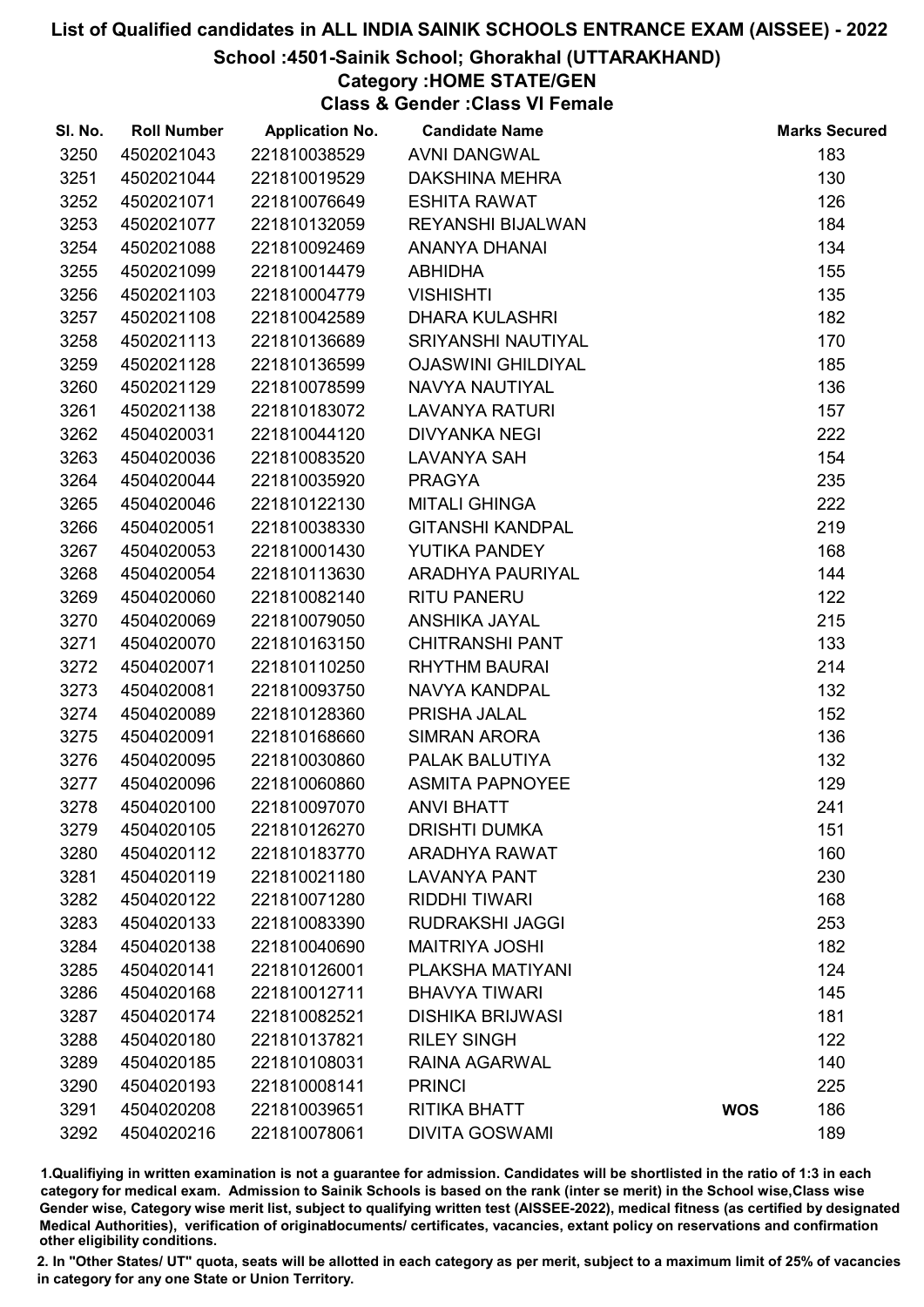# List of Qualified candidates in ALL INDIA SAINIK SCHOOLS ENTRANCE EXAM (AISSEE) - 2022

## School :4501-Sainik School; Ghorakhal (UTTARAKHAND)

### Category :HOME STATE/GEN

### Class & Gender :Class VI Female

| Sl. No. | Roll Number | Application No. | Candidate Name | | Marks Secured |
|---|---|---|---|---|---|
| 3250 | 4502021043 | 221810038529 | AVNI DANGWAL | | 183 |
| 3251 | 4502021044 | 221810019529 | DAKSHINA MEHRA | | 130 |
| 3252 | 4502021071 | 221810076649 | ESHITA RAWAT | | 126 |
| 3253 | 4502021077 | 221810132059 | REYANSHI BIJALWAN | | 184 |
| 3254 | 4502021088 | 221810092469 | ANANYA DHANAI | | 134 |
| 3255 | 4502021099 | 221810014479 | ABHIDHA | | 155 |
| 3256 | 4502021103 | 221810004779 | VISHISHTI | | 135 |
| 3257 | 4502021108 | 221810042589 | DHARA KULASHRI | | 182 |
| 3258 | 4502021113 | 221810136689 | SRIYANSHI NAUTIYAL | | 170 |
| 3259 | 4502021128 | 221810136599 | OJASWINI GHILDIYAL | | 185 |
| 3260 | 4502021129 | 221810078599 | NAVYA NAUTIYAL | | 136 |
| 3261 | 4502021138 | 221810183072 | LAVANYA RATURI | | 157 |
| 3262 | 4504020031 | 221810044120 | DIVYANKA NEGI | | 222 |
| 3263 | 4504020036 | 221810083520 | LAVANYA SAH | | 154 |
| 3264 | 4504020044 | 221810035920 | PRAGYA | | 235 |
| 3265 | 4504020046 | 221810122130 | MITALI GHINGA | | 222 |
| 3266 | 4504020051 | 221810038330 | GITANSHI KANDPAL | | 219 |
| 3267 | 4504020053 | 221810001430 | YUTIKA PANDEY | | 168 |
| 3268 | 4504020054 | 221810113630 | ARADHYA PAURIYAL | | 144 |
| 3269 | 4504020060 | 221810082140 | RITU PANERU | | 122 |
| 3270 | 4504020069 | 221810079050 | ANSHIKA JAYAL | | 215 |
| 3271 | 4504020070 | 221810163150 | CHITRANSHI PANT | | 133 |
| 3272 | 4504020071 | 221810110250 | RHYTHM BAURAI | | 214 |
| 3273 | 4504020081 | 221810093750 | NAVYA KANDPAL | | 132 |
| 3274 | 4504020089 | 221810128360 | PRISHA JALAL | | 152 |
| 3275 | 4504020091 | 221810168660 | SIMRAN ARORA | | 136 |
| 3276 | 4504020095 | 221810030860 | PALAK BALUTIYA | | 132 |
| 3277 | 4504020096 | 221810060860 | ASMITA PAPNOYEE | | 129 |
| 3278 | 4504020100 | 221810097070 | ANVI BHATT | | 241 |
| 3279 | 4504020105 | 221810126270 | DRISHTI DUMKA | | 151 |
| 3280 | 4504020112 | 221810183770 | ARADHYA RAWAT | | 160 |
| 3281 | 4504020119 | 221810021180 | LAVANYA PANT | | 230 |
| 3282 | 4504020122 | 221810071280 | RIDDHI TIWARI | | 168 |
| 3283 | 4504020133 | 221810083390 | RUDRAKSHI JAGGI | | 253 |
| 3284 | 4504020138 | 221810040690 | MAITRIYA JOSHI | | 182 |
| 3285 | 4504020141 | 221810126001 | PLAKSHA MATIYANI | | 124 |
| 3286 | 4504020168 | 221810012711 | BHAVYA TIWARI | | 145 |
| 3287 | 4504020174 | 221810082521 | DISHIKA BRIJWASI | | 181 |
| 3288 | 4504020180 | 221810137821 | RILEY SINGH | | 122 |
| 3289 | 4504020185 | 221810108031 | RAINA AGARWAL | | 140 |
| 3290 | 4504020193 | 221810008141 | PRINCI | | 225 |
| 3291 | 4504020208 | 221810039651 | RITIKA BHATT | **WOS** | 186 |
| 3292 | 4504020216 | 221810078061 | DIVITA GOSWAMI | | 189 |

1.Qualifiying in written examination is not a guarantee for admission. Candidates will be shortlisted in the ratio of 1:3 in each category for medical exam. Admission to Sainik Schools is based on the rank (inter se merit) in the School wise,Class wise Gender wise, Category wise merit list, subject to qualifying written test (AISSEE-2022), medical fitness (as certified by designated Medical Authorities), verification of originaldocuments/ certificates, vacancies, extant policy on reservations and confirmation other eligibility conditions.

2. In "Other States/ UT" quota, seats will be allotted in each category as per merit, subject to a maximum limit of 25% of vacancies in category for any one State or Union Territory.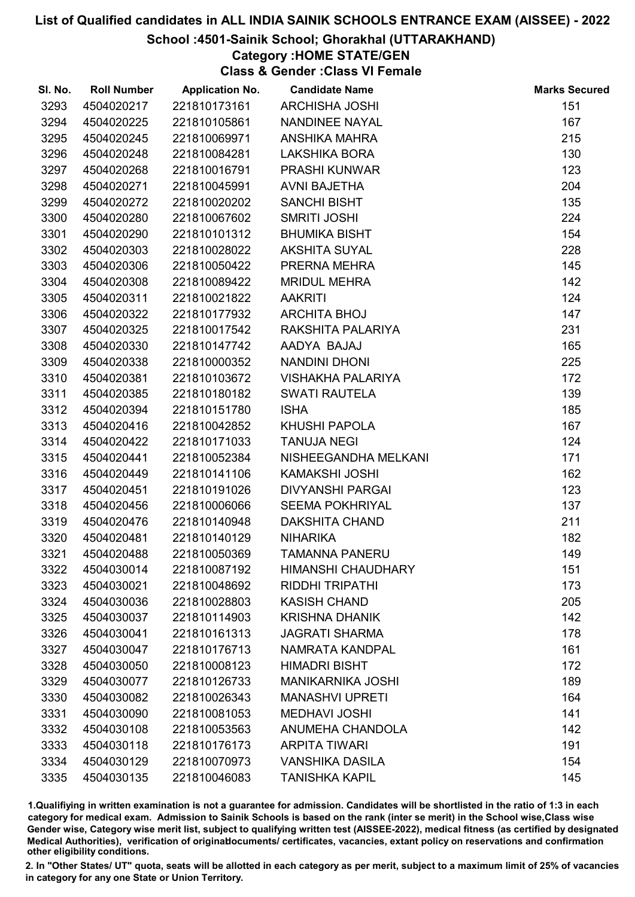# List of Qualified candidates in ALL INDIA SAINIK SCHOOLS ENTRANCE EXAM (AISSEE) - 2022

## School :4501-Sainik School; Ghorakhal (UTTARAKHAND)

### Category :HOME STATE/GEN

### Class & Gender :Class VI Female

| Sl. No. | Roll Number | Application No. | Candidate Name | Marks Secured |
|---|---|---|---|---|
| 3293 | 4504020217 | 221810173161 | ARCHISHA JOSHI | 151 |
| 3294 | 4504020225 | 221810105861 | NANDINEE NAYAL | 167 |
| 3295 | 4504020245 | 221810069971 | ANSHIKA MAHRA | 215 |
| 3296 | 4504020248 | 221810084281 | LAKSHIKA BORA | 130 |
| 3297 | 4504020268 | 221810016791 | PRASHI KUNWAR | 123 |
| 3298 | 4504020271 | 221810045991 | AVNI BAJETHA | 204 |
| 3299 | 4504020272 | 221810020202 | SANCHI BISHT | 135 |
| 3300 | 4504020280 | 221810067602 | SMRITI JOSHI | 224 |
| 3301 | 4504020290 | 221810101312 | BHUMIKA BISHT | 154 |
| 3302 | 4504020303 | 221810028022 | AKSHITA SUYAL | 228 |
| 3303 | 4504020306 | 221810050422 | PRERNA MEHRA | 145 |
| 3304 | 4504020308 | 221810089422 | MRIDUL MEHRA | 142 |
| 3305 | 4504020311 | 221810021822 | AAKRITI | 124 |
| 3306 | 4504020322 | 221810177932 | ARCHITA BHOJ | 147 |
| 3307 | 4504020325 | 221810017542 | RAKSHITA PALARIYA | 231 |
| 3308 | 4504020330 | 221810147742 | AADYA BAJAJ | 165 |
| 3309 | 4504020338 | 221810000352 | NANDINI DHONI | 225 |
| 3310 | 4504020381 | 221810103672 | VISHAKHA PALARIYA | 172 |
| 3311 | 4504020385 | 221810180182 | SWATI RAUTELA | 139 |
| 3312 | 4504020394 | 221810151780 | ISHA | 185 |
| 3313 | 4504020416 | 221810042852 | KHUSHI PAPOLA | 167 |
| 3314 | 4504020422 | 221810171033 | TANUJA NEGI | 124 |
| 3315 | 4504020441 | 221810052384 | NISHEEGANDHA MELKANI | 171 |
| 3316 | 4504020449 | 221810141106 | KAMAKSHI JOSHI | 162 |
| 3317 | 4504020451 | 221810191026 | DIVYANSHI PARGAI | 123 |
| 3318 | 4504020456 | 221810006066 | SEEMA POKHRIYAL | 137 |
| 3319 | 4504020476 | 221810140948 | DAKSHITA CHAND | 211 |
| 3320 | 4504020481 | 221810140129 | NIHARIKA | 182 |
| 3321 | 4504020488 | 221810050369 | TAMANNA PANERU | 149 |
| 3322 | 4504030014 | 221810087192 | HIMANSHI CHAUDHARY | 151 |
| 3323 | 4504030021 | 221810048692 | RIDDHI TRIPATHI | 173 |
| 3324 | 4504030036 | 221810028803 | KASISH CHAND | 205 |
| 3325 | 4504030037 | 221810114903 | KRISHNA DHANIK | 142 |
| 3326 | 4504030041 | 221810161313 | JAGRATI SHARMA | 178 |
| 3327 | 4504030047 | 221810176713 | NAMRATA KANDPAL | 161 |
| 3328 | 4504030050 | 221810008123 | HIMADRI BISHT | 172 |
| 3329 | 4504030077 | 221810126733 | MANIKARNIKA JOSHI | 189 |
| 3330 | 4504030082 | 221810026343 | MANASHVI UPRETI | 164 |
| 3331 | 4504030090 | 221810081053 | MEDHAVI JOSHI | 141 |
| 3332 | 4504030108 | 221810053563 | ANUMEHA CHANDOLA | 142 |
| 3333 | 4504030118 | 221810176173 | ARPITA TIWARI | 191 |
| 3334 | 4504030129 | 221810070973 | VANSHIKA DASILA | 154 |
| 3335 | 4504030135 | 221810046083 | TANISHKA KAPIL | 145 |

1.Qualifiying in written examination is not a guarantee for admission. Candidates will be shortlisted in the ratio of 1:3 in each category for medical exam. Admission to Sainik Schools is based on the rank (inter se merit) in the School wise,Class wise Gender wise, Category wise merit list, subject to qualifying written test (AISSEE-2022), medical fitness (as certified by designated Medical Authorities), verification of originaldocuments/ certificates, vacancies, extant policy on reservations and confirmation other eligibility conditions.

2. In "Other States/ UT" quota, seats will be allotted in each category as per merit, subject to a maximum limit of 25% of vacancies in category for any one State or Union Territory.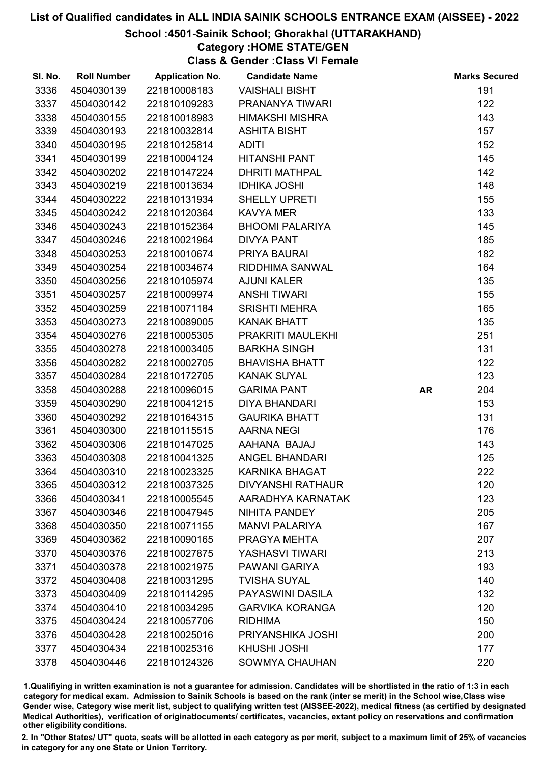# List of Qualified candidates in ALL INDIA SAINIK SCHOOLS ENTRANCE EXAM (AISSEE) - 2022

## School :4501-Sainik School; Ghorakhal (UTTARAKHAND)

### Category :HOME STATE/GEN

### Class & Gender :Class VI Female

| Sl. No. | Roll Number | Application No. | Candidate Name | | Marks Secured |
|---|---|---|---|---|---|
| 3336 | 4504030139 | 221810008183 | VAISHALI BISHT | | 191 |
| 3337 | 4504030142 | 221810109283 | PRANANYA TIWARI | | 122 |
| 3338 | 4504030155 | 221810018983 | HIMAKSHI MISHRA | | 143 |
| 3339 | 4504030193 | 221810032814 | ASHITA BISHT | | 157 |
| 3340 | 4504030195 | 221810125814 | ADITI | | 152 |
| 3341 | 4504030199 | 221810004124 | HITANSHI PANT | | 145 |
| 3342 | 4504030202 | 221810147224 | DHRITI MATHPAL | | 142 |
| 3343 | 4504030219 | 221810013634 | IDHIKA JOSHI | | 148 |
| 3344 | 4504030222 | 221810131934 | SHELLY UPRETI | | 155 |
| 3345 | 4504030242 | 221810120364 | KAVYA MER | | 133 |
| 3346 | 4504030243 | 221810152364 | BHOOMI PALARIYA | | 145 |
| 3347 | 4504030246 | 221810021964 | DIVYA PANT | | 185 |
| 3348 | 4504030253 | 221810010674 | PRIYA BAURAI | | 182 |
| 3349 | 4504030254 | 221810034674 | RIDDHIMA SANWAL | | 164 |
| 3350 | 4504030256 | 221810105974 | AJUNI KALER | | 135 |
| 3351 | 4504030257 | 221810009974 | ANSHI TIWARI | | 155 |
| 3352 | 4504030259 | 221810071184 | SRISHTI MEHRA | | 165 |
| 3353 | 4504030273 | 221810089005 | KANAK BHATT | | 135 |
| 3354 | 4504030276 | 221810005305 | PRAKRITI MAULEKHI | | 251 |
| 3355 | 4504030278 | 221810003405 | BARKHA SINGH | | 131 |
| 3356 | 4504030282 | 221810002705 | BHAVISHA BHATT | | 122 |
| 3357 | 4504030284 | 221810172705 | KANAK SUYAL | | 123 |
| 3358 | 4504030288 | 221810096015 | GARIMA PANT | **AR** | 204 |
| 3359 | 4504030290 | 221810041215 | DIYA BHANDARI | | 153 |
| 3360 | 4504030292 | 221810164315 | GAURIKA BHATT | | 131 |
| 3361 | 4504030300 | 221810115515 | AARNA NEGI | | 176 |
| 3362 | 4504030306 | 221810147025 | AAHANA BAJAJ | | 143 |
| 3363 | 4504030308 | 221810041325 | ANGEL BHANDARI | | 125 |
| 3364 | 4504030310 | 221810023325 | KARNIKA BHAGAT | | 222 |
| 3365 | 4504030312 | 221810037325 | DIVYANSHI RATHAUR | | 120 |
| 3366 | 4504030341 | 221810005545 | AARADHYA KARNATAK | | 123 |
| 3367 | 4504030346 | 221810047945 | NIHITA PANDEY | | 205 |
| 3368 | 4504030350 | 221810071155 | MANVI PALARIYA | | 167 |
| 3369 | 4504030362 | 221810090165 | PRAGYA MEHTA | | 207 |
| 3370 | 4504030376 | 221810027875 | YASHASVI TIWARI | | 213 |
| 3371 | 4504030378 | 221810021975 | PAWANI GARIYA | | 193 |
| 3372 | 4504030408 | 221810031295 | TVISHA SUYAL | | 140 |
| 3373 | 4504030409 | 221810114295 | PAYASWINI DASILA | | 132 |
| 3374 | 4504030410 | 221810034295 | GARVIKA KORANGA | | 120 |
| 3375 | 4504030424 | 221810057706 | RIDHIMA | | 150 |
| 3376 | 4504030428 | 221810025016 | PRIYANSHIKA JOSHI | | 200 |
| 3377 | 4504030434 | 221810025316 | KHUSHI JOSHI | | 177 |
| 3378 | 4504030446 | 221810124326 | SOWMYA CHAUHAN | | 220 |

1.Qualifiying in written examination is not a guarantee for admission. Candidates will be shortlisted in the ratio of 1:3 in each category for medical exam. Admission to Sainik Schools is based on the rank (inter se merit) in the School wise,Class wise Gender wise, Category wise merit list, subject to qualifying written test (AISSEE-2022), medical fitness (as certified by designated Medical Authorities), verification of originaldocuments/ certificates, vacancies, extant policy on reservations and confirmation other eligibility conditions.

2. In "Other States/ UT" quota, seats will be allotted in each category as per merit, subject to a maximum limit of 25% of vacancies in category for any one State or Union Territory.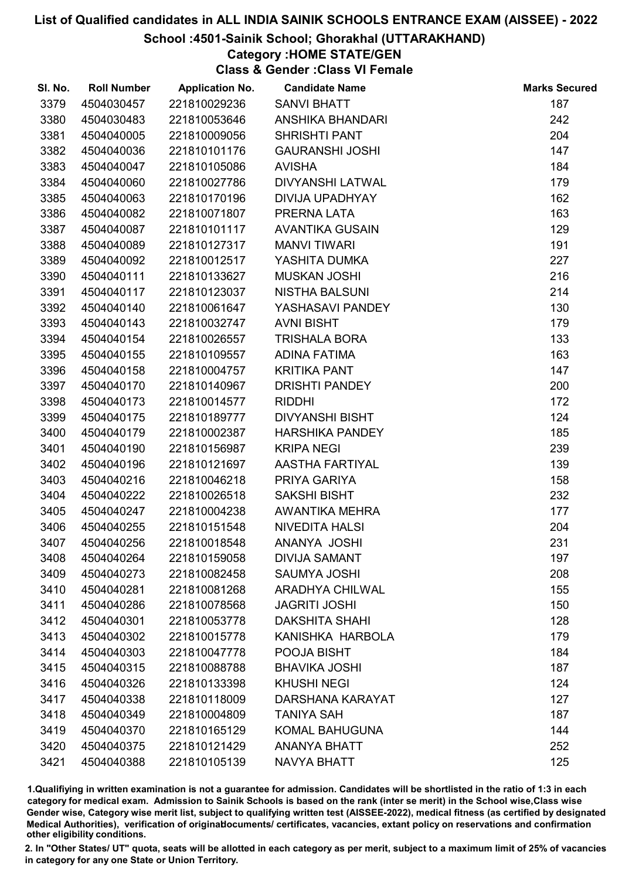# List of Qualified candidates in ALL INDIA SAINIK SCHOOLS ENTRANCE EXAM (AISSEE) - 2022

## School :4501-Sainik School; Ghorakhal (UTTARAKHAND)

### Category :HOME STATE/GEN

### Class & Gender :Class VI Female

| Sl. No. | Roll Number | Application No. | Candidate Name | Marks Secured |
|---|---|---|---|---|
| 3379 | 4504030457 | 221810029236 | SANVI BHATT | 187 |
| 3380 | 4504030483 | 221810053646 | ANSHIKA BHANDARI | 242 |
| 3381 | 4504040005 | 221810009056 | SHRISHTI PANT | 204 |
| 3382 | 4504040036 | 221810101176 | GAURANSHI JOSHI | 147 |
| 3383 | 4504040047 | 221810105086 | AVISHA | 184 |
| 3384 | 4504040060 | 221810027786 | DIVYANSHI LATWAL | 179 |
| 3385 | 4504040063 | 221810170196 | DIVIJA UPADHYAY | 162 |
| 3386 | 4504040082 | 221810071807 | PRERNA LATA | 163 |
| 3387 | 4504040087 | 221810101117 | AVANTIKA GUSAIN | 129 |
| 3388 | 4504040089 | 221810127317 | MANVI TIWARI | 191 |
| 3389 | 4504040092 | 221810012517 | YASHITA DUMKA | 227 |
| 3390 | 4504040111 | 221810133627 | MUSKAN JOSHI | 216 |
| 3391 | 4504040117 | 221810123037 | NISTHA BALSUNI | 214 |
| 3392 | 4504040140 | 221810061647 | YASHASAVI PANDEY | 130 |
| 3393 | 4504040143 | 221810032747 | AVNI BISHT | 179 |
| 3394 | 4504040154 | 221810026557 | TRISHALA BORA | 133 |
| 3395 | 4504040155 | 221810109557 | ADINA FATIMA | 163 |
| 3396 | 4504040158 | 221810004757 | KRITIKA PANT | 147 |
| 3397 | 4504040170 | 221810140967 | DRISHTI PANDEY | 200 |
| 3398 | 4504040173 | 221810014577 | RIDDHI | 172 |
| 3399 | 4504040175 | 221810189777 | DIVYANSHI BISHT | 124 |
| 3400 | 4504040179 | 221810002387 | HARSHIKA PANDEY | 185 |
| 3401 | 4504040190 | 221810156987 | KRIPA NEGI | 239 |
| 3402 | 4504040196 | 221810121697 | AASTHA FARTIYAL | 139 |
| 3403 | 4504040216 | 221810046218 | PRIYA GARIYA | 158 |
| 3404 | 4504040222 | 221810026518 | SAKSHI BISHT | 232 |
| 3405 | 4504040247 | 221810004238 | AWANTIKA MEHRA | 177 |
| 3406 | 4504040255 | 221810151548 | NIVEDITA HALSI | 204 |
| 3407 | 4504040256 | 221810018548 | ANANYA JOSHI | 231 |
| 3408 | 4504040264 | 221810159058 | DIVIJA SAMANT | 197 |
| 3409 | 4504040273 | 221810082458 | SAUMYA JOSHI | 208 |
| 3410 | 4504040281 | 221810081268 | ARADHYA CHILWAL | 155 |
| 3411 | 4504040286 | 221810078568 | JAGRITI JOSHI | 150 |
| 3412 | 4504040301 | 221810053778 | DAKSHITA SHAHI | 128 |
| 3413 | 4504040302 | 221810015778 | KANISHKA HARBOLA | 179 |
| 3414 | 4504040303 | 221810047778 | POOJA BISHT | 184 |
| 3415 | 4504040315 | 221810088788 | BHAVIKA JOSHI | 187 |
| 3416 | 4504040326 | 221810133398 | KHUSHI NEGI | 124 |
| 3417 | 4504040338 | 221810118009 | DARSHANA KARAYAT | 127 |
| 3418 | 4504040349 | 221810004809 | TANIYA SAH | 187 |
| 3419 | 4504040370 | 221810165129 | KOMAL BAHUGUNA | 144 |
| 3420 | 4504040375 | 221810121429 | ANANYA BHATT | 252 |
| 3421 | 4504040388 | 221810105139 | NAVYA BHATT | 125 |

1.Qualifiying in written examination is not a guarantee for admission. Candidates will be shortlisted in the ratio of 1:3 in each category for medical exam. Admission to Sainik Schools is based on the rank (inter se merit) in the School wise,Class wise Gender wise, Category wise merit list, subject to qualifying written test (AISSEE-2022), medical fitness (as certified by designated Medical Authorities), verification of originaldocuments/ certificates, vacancies, extant policy on reservations and confirmation other eligibility conditions.

2. In "Other States/ UT" quota, seats will be allotted in each category as per merit, subject to a maximum limit of 25% of vacancies in category for any one State or Union Territory.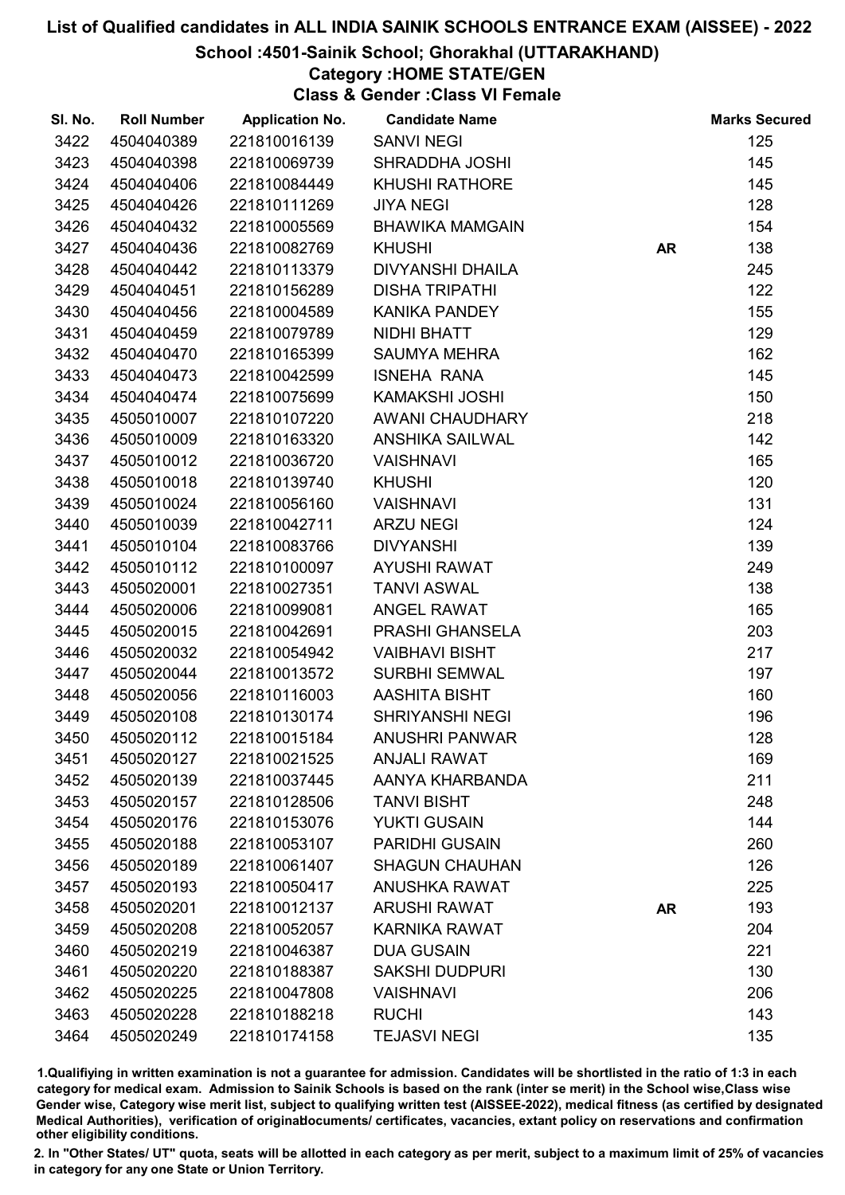# List of Qualified candidates in ALL INDIA SAINIK SCHOOLS ENTRANCE EXAM (AISSEE) - 2022

## School :4501-Sainik School; Ghorakhal (UTTARAKHAND)

### Category :HOME STATE/GEN

### Class & Gender :Class VI Female

| Sl. No. | Roll Number | Application No. | Candidate Name | | Marks Secured |
|---|---|---|---|---|---|
| 3422 | 4504040389 | 221810016139 | SANVI NEGI | | 125 |
| 3423 | 4504040398 | 221810069739 | SHRADDHA JOSHI | | 145 |
| 3424 | 4504040406 | 221810084449 | KHUSHI RATHORE | | 145 |
| 3425 | 4504040426 | 221810111269 | JIYA NEGI | | 128 |
| 3426 | 4504040432 | 221810005569 | BHAWIKA MAMGAIN | | 154 |
| 3427 | 4504040436 | 221810082769 | KHUSHI | AR | 138 |
| 3428 | 4504040442 | 221810113379 | DIVYANSHI DHAILA | | 245 |
| 3429 | 4504040451 | 221810156289 | DISHA TRIPATHI | | 122 |
| 3430 | 4504040456 | 221810004589 | KANIKA PANDEY | | 155 |
| 3431 | 4504040459 | 221810079789 | NIDHI BHATT | | 129 |
| 3432 | 4504040470 | 221810165399 | SAUMYA MEHRA | | 162 |
| 3433 | 4504040473 | 221810042599 | ISNEHA RANA | | 145 |
| 3434 | 4504040474 | 221810075699 | KAMAKSHI JOSHI | | 150 |
| 3435 | 4505010007 | 221810107220 | AWANI CHAUDHARY | | 218 |
| 3436 | 4505010009 | 221810163320 | ANSHIKA SAILWAL | | 142 |
| 3437 | 4505010012 | 221810036720 | VAISHNAVI | | 165 |
| 3438 | 4505010018 | 221810139740 | KHUSHI | | 120 |
| 3439 | 4505010024 | 221810056160 | VAISHNAVI | | 131 |
| 3440 | 4505010039 | 221810042711 | ARZU NEGI | | 124 |
| 3441 | 4505010104 | 221810083766 | DIVYANSHI | | 139 |
| 3442 | 4505010112 | 221810100097 | AYUSHI RAWAT | | 249 |
| 3443 | 4505020001 | 221810027351 | TANVI ASWAL | | 138 |
| 3444 | 4505020006 | 221810099081 | ANGEL RAWAT | | 165 |
| 3445 | 4505020015 | 221810042691 | PRASHI GHANSELA | | 203 |
| 3446 | 4505020032 | 221810054942 | VAIBHAVI BISHT | | 217 |
| 3447 | 4505020044 | 221810013572 | SURBHI SEMWAL | | 197 |
| 3448 | 4505020056 | 221810116003 | AASHITA BISHT | | 160 |
| 3449 | 4505020108 | 221810130174 | SHRIYANSHI NEGI | | 196 |
| 3450 | 4505020112 | 221810015184 | ANUSHRI PANWAR | | 128 |
| 3451 | 4505020127 | 221810021525 | ANJALI RAWAT | | 169 |
| 3452 | 4505020139 | 221810037445 | AANYA KHARBANDA | | 211 |
| 3453 | 4505020157 | 221810128506 | TANVI BISHT | | 248 |
| 3454 | 4505020176 | 221810153076 | YUKTI GUSAIN | | 144 |
| 3455 | 4505020188 | 221810053107 | PARIDHI GUSAIN | | 260 |
| 3456 | 4505020189 | 221810061407 | SHAGUN CHAUHAN | | 126 |
| 3457 | 4505020193 | 221810050417 | ANUSHKA RAWAT | | 225 |
| 3458 | 4505020201 | 221810012137 | ARUSHI RAWAT | AR | 193 |
| 3459 | 4505020208 | 221810052057 | KARNIKA RAWAT | | 204 |
| 3460 | 4505020219 | 221810046387 | DUA GUSAIN | | 221 |
| 3461 | 4505020220 | 221810188387 | SAKSHI DUDPURI | | 130 |
| 3462 | 4505020225 | 221810047808 | VAISHNAVI | | 206 |
| 3463 | 4505020228 | 221810188218 | RUCHI | | 143 |
| 3464 | 4505020249 | 221810174158 | TEJASVI NEGI | | 135 |

1.Qualifying in written examination is not a guarantee for admission. Candidates will be shortlisted in the ratio of 1:3 in each category for medical exam. Admission to Sainik Schools is based on the rank (inter se merit) in the School wise,Class wise Gender wise, Category wise merit list, subject to qualifying written test (AISSEE-2022), medical fitness (as certified by designated Medical Authorities), verification of originaldocuments/ certificates, vacancies, extant policy on reservations and confirmation other eligibility conditions.

2. In "Other States/ UT" quota, seats will be allotted in each category as per merit, subject to a maximum limit of 25% of vacancies in category for any one State or Union Territory.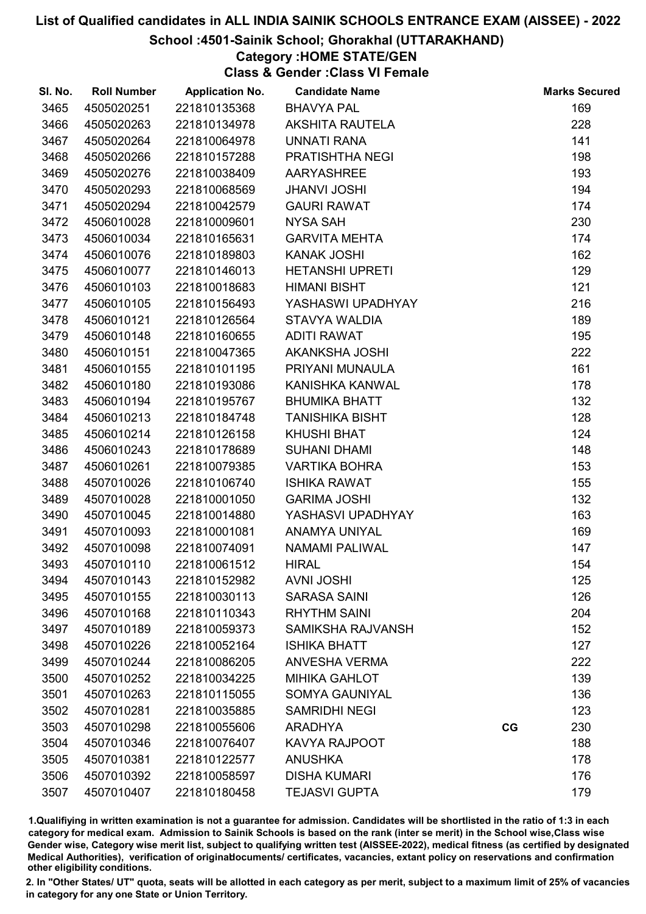# List of Qualified candidates in ALL INDIA SAINIK SCHOOLS ENTRANCE EXAM (AISSEE) - 2022

## School :4501-Sainik School; Ghorakhal (UTTARAKHAND)

### Category :HOME STATE/GEN

### Class & Gender :Class VI Female

| Sl. No. | Roll Number | Application No. | Candidate Name | | Marks Secured |
|---|---|---|---|---|---|
| 3465 | 4505020251 | 221810135368 | BHAVYA PAL | | 169 |
| 3466 | 4505020263 | 221810134978 | AKSHITA RAUTELA | | 228 |
| 3467 | 4505020264 | 221810064978 | UNNATI RANA | | 141 |
| 3468 | 4505020266 | 221810157288 | PRATISHTHA NEGI | | 198 |
| 3469 | 4505020276 | 221810038409 | AARYASHREE | | 193 |
| 3470 | 4505020293 | 221810068569 | JHANVI JOSHI | | 194 |
| 3471 | 4505020294 | 221810042579 | GAURI RAWAT | | 174 |
| 3472 | 4506010028 | 221810009601 | NYSA SAH | | 230 |
| 3473 | 4506010034 | 221810165631 | GARVITA MEHTA | | 174 |
| 3474 | 4506010076 | 221810189803 | KANAK JOSHI | | 162 |
| 3475 | 4506010077 | 221810146013 | HETANSHI UPRETI | | 129 |
| 3476 | 4506010103 | 221810018683 | HIMANI BISHT | | 121 |
| 3477 | 4506010105 | 221810156493 | YASHASWI UPADHYAY | | 216 |
| 3478 | 4506010121 | 221810126564 | STAVYA WALDIA | | 189 |
| 3479 | 4506010148 | 221810160655 | ADITI RAWAT | | 195 |
| 3480 | 4506010151 | 221810047365 | AKANKSHA JOSHI | | 222 |
| 3481 | 4506010155 | 221810101195 | PRIYANI MUNAULA | | 161 |
| 3482 | 4506010180 | 221810193086 | KANISHKA KANWAL | | 178 |
| 3483 | 4506010194 | 221810195767 | BHUMIKA BHATT | | 132 |
| 3484 | 4506010213 | 221810184748 | TANISHIKA BISHT | | 128 |
| 3485 | 4506010214 | 221810126158 | KHUSHI BHAT | | 124 |
| 3486 | 4506010243 | 221810178689 | SUHANI DHAMI | | 148 |
| 3487 | 4506010261 | 221810079385 | VARTIKA BOHRA | | 153 |
| 3488 | 4507010026 | 221810106740 | ISHIKA RAWAT | | 155 |
| 3489 | 4507010028 | 221810001050 | GARIMA JOSHI | | 132 |
| 3490 | 4507010045 | 221810014880 | YASHASVI UPADHYAY | | 163 |
| 3491 | 4507010093 | 221810001081 | ANAMYA UNIYAL | | 169 |
| 3492 | 4507010098 | 221810074091 | NAMAMI PALIWAL | | 147 |
| 3493 | 4507010110 | 221810061512 | HIRAL | | 154 |
| 3494 | 4507010143 | 221810152982 | AVNI JOSHI | | 125 |
| 3495 | 4507010155 | 221810030113 | SARASA SAINI | | 126 |
| 3496 | 4507010168 | 221810110343 | RHYTHM SAINI | | 204 |
| 3497 | 4507010189 | 221810059373 | SAMIKSHA RAJVANSH | | 152 |
| 3498 | 4507010226 | 221810052164 | ISHIKA BHATT | | 127 |
| 3499 | 4507010244 | 221810086205 | ANVESHA VERMA | | 222 |
| 3500 | 4507010252 | 221810034225 | MIHIKA GAHLOT | | 139 |
| 3501 | 4507010263 | 221810115055 | SOMYA GAUNIYAL | | 136 |
| 3502 | 4507010281 | 221810035885 | SAMRIDHI NEGI | | 123 |
| 3503 | 4507010298 | 221810055606 | ARADHYA | CG | 230 |
| 3504 | 4507010346 | 221810076407 | KAVYA RAJPOOT | | 188 |
| 3505 | 4507010381 | 221810122577 | ANUSHKA | | 178 |
| 3506 | 4507010392 | 221810058597 | DISHA KUMARI | | 176 |
| 3507 | 4507010407 | 221810180458 | TEJASVI GUPTA | | 179 |

1.Qualifiying in written examination is not a guarantee for admission. Candidates will be shortlisted in the ratio of 1:3 in each category for medical exam. Admission to Sainik Schools is based on the rank (inter se merit) in the School wise,Class wise Gender wise, Category wise merit list, subject to qualifying written test (AISSEE-2022), medical fitness (as certified by designated Medical Authorities), verification of originaldocuments/ certificates, vacancies, extant policy on reservations and confirmation other eligibility conditions.

2. In "Other States/ UT" quota, seats will be allotted in each category as per merit, subject to a maximum limit of 25% of vacancies in category for any one State or Union Territory.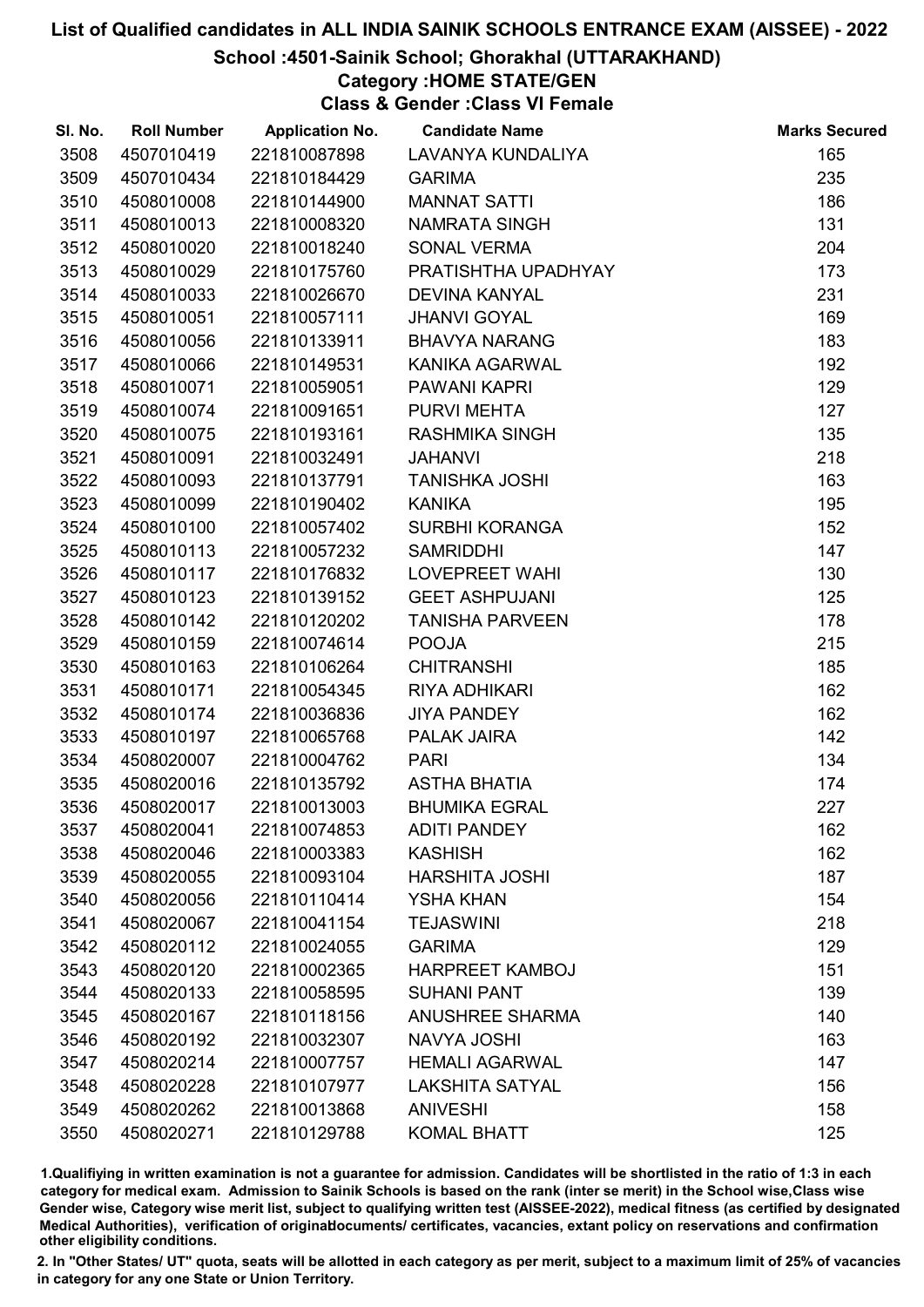# List of Qualified candidates in ALL INDIA SAINIK SCHOOLS ENTRANCE EXAM (AISSEE) - 2022

## School :4501-Sainik School; Ghorakhal (UTTARAKHAND)

### Category :HOME STATE/GEN

### Class & Gender :Class VI Female

| Sl. No. | Roll Number | Application No. | Candidate Name | Marks Secured |
|---|---|---|---|---|
| 3508 | 4507010419 | 221810087898 | LAVANYA KUNDALIYA | 165 |
| 3509 | 4507010434 | 221810184429 | GARIMA | 235 |
| 3510 | 4508010008 | 221810144900 | MANNAT SATTI | 186 |
| 3511 | 4508010013 | 221810008320 | NAMRATA SINGH | 131 |
| 3512 | 4508010020 | 221810018240 | SONAL VERMA | 204 |
| 3513 | 4508010029 | 221810175760 | PRATISHTHA UPADHYAY | 173 |
| 3514 | 4508010033 | 221810026670 | DEVINA KANYAL | 231 |
| 3515 | 4508010051 | 221810057111 | JHANVI GOYAL | 169 |
| 3516 | 4508010056 | 221810133911 | BHAVYA NARANG | 183 |
| 3517 | 4508010066 | 221810149531 | KANIKA AGARWAL | 192 |
| 3518 | 4508010071 | 221810059051 | PAWANI KAPRI | 129 |
| 3519 | 4508010074 | 221810091651 | PURVI MEHTA | 127 |
| 3520 | 4508010075 | 221810193161 | RASHMIKA SINGH | 135 |
| 3521 | 4508010091 | 221810032491 | JAHANVI | 218 |
| 3522 | 4508010093 | 221810137791 | TANISHKA JOSHI | 163 |
| 3523 | 4508010099 | 221810190402 | KANIKA | 195 |
| 3524 | 4508010100 | 221810057402 | SURBHI KORANGA | 152 |
| 3525 | 4508010113 | 221810057232 | SAMRIDDHI | 147 |
| 3526 | 4508010117 | 221810176832 | LOVEPREET WAHI | 130 |
| 3527 | 4508010123 | 221810139152 | GEET ASHPUJANI | 125 |
| 3528 | 4508010142 | 221810120202 | TANISHA PARVEEN | 178 |
| 3529 | 4508010159 | 221810074614 | POOJA | 215 |
| 3530 | 4508010163 | 221810106264 | CHITRANSHI | 185 |
| 3531 | 4508010171 | 221810054345 | RIYA ADHIKARI | 162 |
| 3532 | 4508010174 | 221810036836 | JIYA PANDEY | 162 |
| 3533 | 4508010197 | 221810065768 | PALAK JAIRA | 142 |
| 3534 | 4508020007 | 221810004762 | PARI | 134 |
| 3535 | 4508020016 | 221810135792 | ASTHA BHATIA | 174 |
| 3536 | 4508020017 | 221810013003 | BHUMIKA EGRAL | 227 |
| 3537 | 4508020041 | 221810074853 | ADITI PANDEY | 162 |
| 3538 | 4508020046 | 221810003383 | KASHISH | 162 |
| 3539 | 4508020055 | 221810093104 | HARSHITA JOSHI | 187 |
| 3540 | 4508020056 | 221810110414 | YSHA KHAN | 154 |
| 3541 | 4508020067 | 221810041154 | TEJASWINI | 218 |
| 3542 | 4508020112 | 221810024055 | GARIMA | 129 |
| 3543 | 4508020120 | 221810002365 | HARPREET KAMBOJ | 151 |
| 3544 | 4508020133 | 221810058595 | SUHANI PANT | 139 |
| 3545 | 4508020167 | 221810118156 | ANUSHREE SHARMA | 140 |
| 3546 | 4508020192 | 221810032307 | NAVYA JOSHI | 163 |
| 3547 | 4508020214 | 221810007757 | HEMALI AGARWAL | 147 |
| 3548 | 4508020228 | 221810107977 | LAKSHITA SATYAL | 156 |
| 3549 | 4508020262 | 221810013868 | ANIVESHI | 158 |
| 3550 | 4508020271 | 221810129788 | KOMAL BHATT | 125 |

1.Qualifiying in written examination is not a guarantee for admission. Candidates will be shortlisted in the ratio of 1:3 in each category for medical exam. Admission to Sainik Schools is based on the rank (inter se merit) in the School wise,Class wise Gender wise, Category wise merit list, subject to qualifying written test (AISSEE-2022), medical fitness (as certified by designated Medical Authorities), verification of originaldocuments/ certificates, vacancies, extant policy on reservations and confirmation other eligibility conditions.

2. In "Other States/ UT" quota, seats will be allotted in each category as per merit, subject to a maximum limit of 25% of vacancies in category for any one State or Union Territory.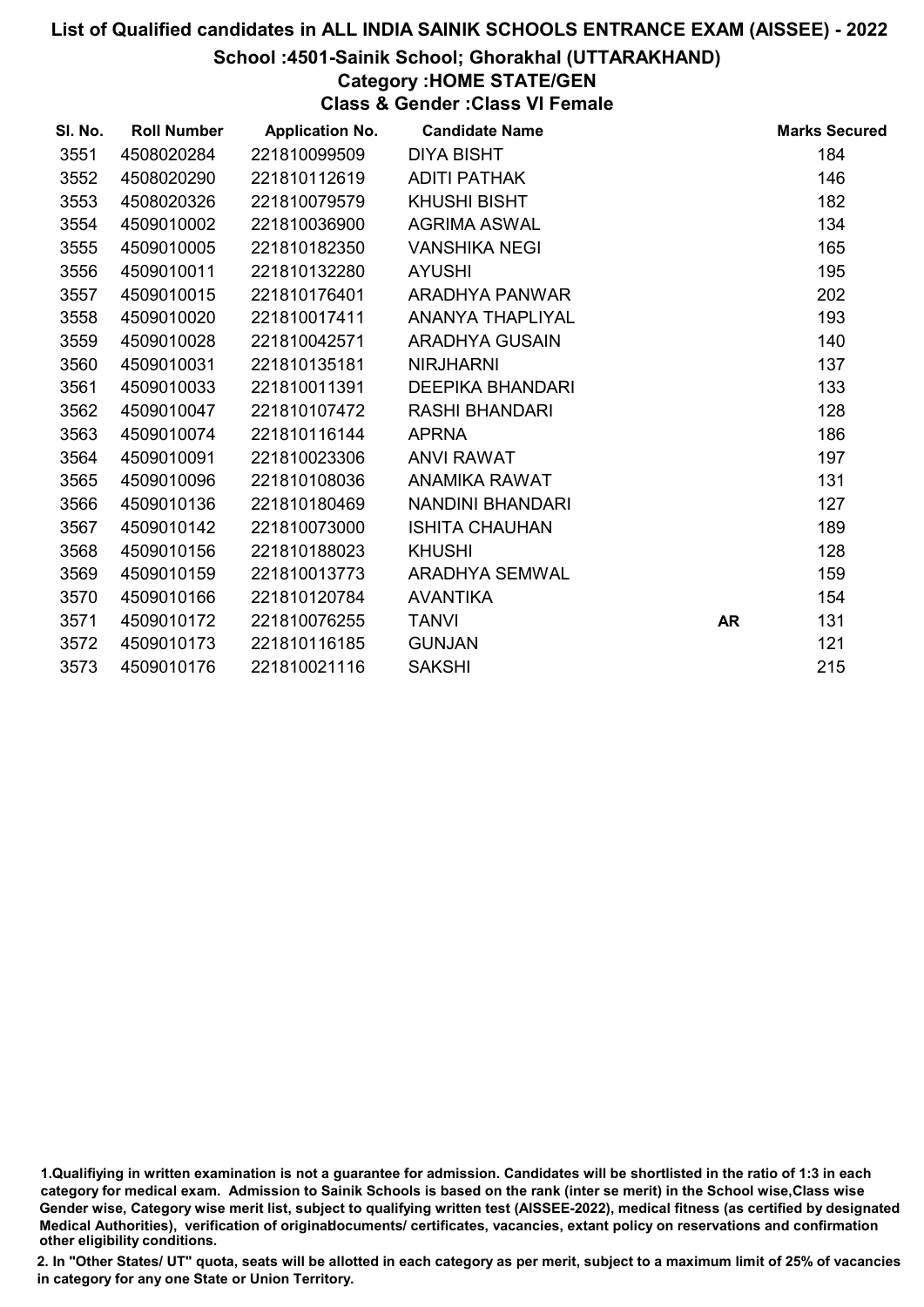# List of Qualified candidates in ALL INDIA SAINIK SCHOOLS ENTRANCE EXAM (AISSEE) - 2022

## School :4501-Sainik School; Ghorakhal (UTTARAKHAND)

### Category :HOME STATE/GEN

### Class & Gender :Class VI Female

| Sl. No. | Roll Number | Application No. | Candidate Name | | Marks Secured |
|---|---|---|---|---|---|
| 3551 | 4508020284 | 221810099509 | DIYA BISHT | | 184 |
| 3552 | 4508020290 | 221810112619 | ADITI PATHAK | | 146 |
| 3553 | 4508020326 | 221810079579 | KHUSHI BISHT | | 182 |
| 3554 | 4509010002 | 221810036900 | AGRIMA ASWAL | | 134 |
| 3555 | 4509010005 | 221810182350 | VANSHIKA NEGI | | 165 |
| 3556 | 4509010011 | 221810132280 | AYUSHI | | 195 |
| 3557 | 4509010015 | 221810176401 | ARADHYA PANWAR | | 202 |
| 3558 | 4509010020 | 221810017411 | ANANYA THAPLIYAL | | 193 |
| 3559 | 4509010028 | 221810042571 | ARADHYA GUSAIN | | 140 |
| 3560 | 4509010031 | 221810135181 | NIRJHARNI | | 137 |
| 3561 | 4509010033 | 221810011391 | DEEPIKA BHANDARI | | 133 |
| 3562 | 4509010047 | 221810107472 | RASHI BHANDARI | | 128 |
| 3563 | 4509010074 | 221810116144 | APRNA | | 186 |
| 3564 | 4509010091 | 221810023306 | ANVI RAWAT | | 197 |
| 3565 | 4509010096 | 221810108036 | ANAMIKA RAWAT | | 131 |
| 3566 | 4509010136 | 221810180469 | NANDINI BHANDARI | | 127 |
| 3567 | 4509010142 | 221810073000 | ISHITA CHAUHAN | | 189 |
| 3568 | 4509010156 | 221810188023 | KHUSHI | | 128 |
| 3569 | 4509010159 | 221810013773 | ARADHYA SEMWAL | | 159 |
| 3570 | 4509010166 | 221810120784 | AVANTIKA | | 154 |
| 3571 | 4509010172 | 221810076255 | TANVI | **AR** | 131 |
| 3572 | 4509010173 | 221810116185 | GUNJAN | | 121 |
| 3573 | 4509010176 | 221810021116 | SAKSHI | | 215 |

1.Qualifiying in written examination is not a guarantee for admission. Candidates will be shortlisted in the ratio of 1:3 in each category for medical exam. Admission to Sainik Schools is based on the rank (inter se merit) in the School wise,Class wise Gender wise, Category wise merit list, subject to qualifying written test (AISSEE-2022), medical fitness (as certified by designated Medical Authorities), verification of originaldocuments/ certificates, vacancies, extant policy on reservations and confirmation other eligibility conditions.

2. In "Other States/ UT" quota, seats will be allotted in each category as per merit, subject to a maximum limit of 25% of vacancies in category for any one State or Union Territory.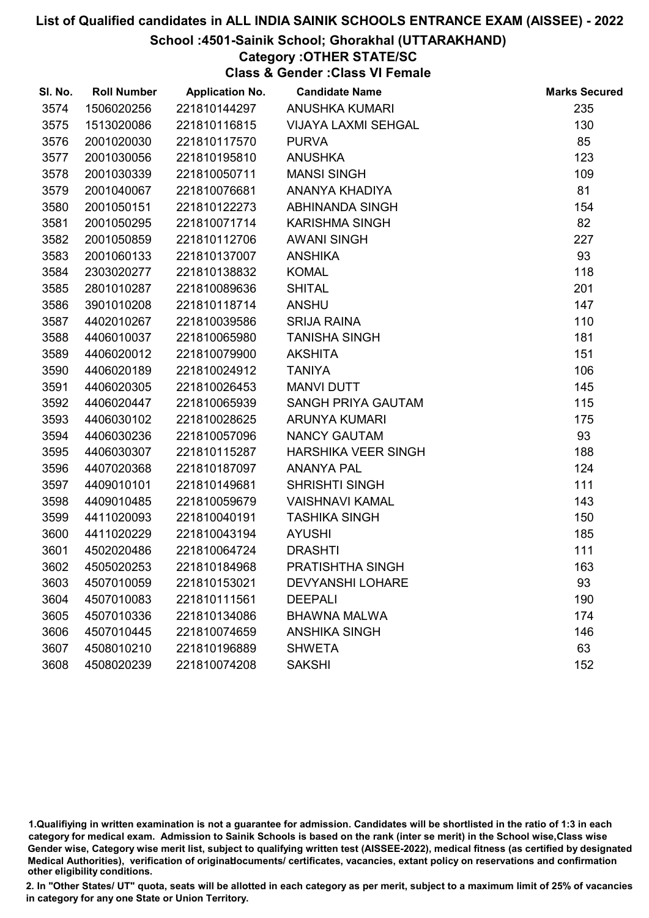# List of Qualified candidates in ALL INDIA SAINIK SCHOOLS ENTRANCE EXAM (AISSEE) - 2022

## School :4501-Sainik School; Ghorakhal (UTTARAKHAND)

### Category :OTHER STATE/SC

### Class & Gender :Class VI Female

| Sl. No. | Roll Number | Application No. | Candidate Name | Marks Secured |
|---|---|---|---|---|
| 3574 | 1506020256 | 221810144297 | ANUSHKA KUMARI | 235 |
| 3575 | 1513020086 | 221810116815 | VIJAYA LAXMI SEHGAL | 130 |
| 3576 | 2001020030 | 221810117570 | PURVA | 85 |
| 3577 | 2001030056 | 221810195810 | ANUSHKA | 123 |
| 3578 | 2001030339 | 221810050711 | MANSI SINGH | 109 |
| 3579 | 2001040067 | 221810076681 | ANANYA KHADIYA | 81 |
| 3580 | 2001050151 | 221810122273 | ABHINANDA SINGH | 154 |
| 3581 | 2001050295 | 221810071714 | KARISHMA SINGH | 82 |
| 3582 | 2001050859 | 221810112706 | AWANI SINGH | 227 |
| 3583 | 2001060133 | 221810137007 | ANSHIKA | 93 |
| 3584 | 2303020277 | 221810138832 | KOMAL | 118 |
| 3585 | 2801010287 | 221810089636 | SHITAL | 201 |
| 3586 | 3901010208 | 221810118714 | ANSHU | 147 |
| 3587 | 4402010267 | 221810039586 | SRIJA RAINA | 110 |
| 3588 | 4406010037 | 221810065980 | TANISHA SINGH | 181 |
| 3589 | 4406020012 | 221810079900 | AKSHITA | 151 |
| 3590 | 4406020189 | 221810024912 | TANIYA | 106 |
| 3591 | 4406020305 | 221810026453 | MANVI DUTT | 145 |
| 3592 | 4406020447 | 221810065939 | SANGH PRIYA GAUTAM | 115 |
| 3593 | 4406030102 | 221810028625 | ARUNYA KUMARI | 175 |
| 3594 | 4406030236 | 221810057096 | NANCY GAUTAM | 93 |
| 3595 | 4406030307 | 221810115287 | HARSHIKA VEER SINGH | 188 |
| 3596 | 4407020368 | 221810187097 | ANANYA PAL | 124 |
| 3597 | 4409010101 | 221810149681 | SHRISHTI SINGH | 111 |
| 3598 | 4409010485 | 221810059679 | VAISHNAVI KAMAL | 143 |
| 3599 | 4411020093 | 221810040191 | TASHIKA SINGH | 150 |
| 3600 | 4411020229 | 221810043194 | AYUSHI | 185 |
| 3601 | 4502020486 | 221810064724 | DRASHTI | 111 |
| 3602 | 4505020253 | 221810184968 | PRATISHTHA SINGH | 163 |
| 3603 | 4507010059 | 221810153021 | DEVYANSHI LOHARE | 93 |
| 3604 | 4507010083 | 221810111561 | DEEPALI | 190 |
| 3605 | 4507010336 | 221810134086 | BHAWNA MALWA | 174 |
| 3606 | 4507010445 | 221810074659 | ANSHIKA SINGH | 146 |
| 3607 | 4508010210 | 221810196889 | SHWETA | 63 |
| 3608 | 4508020239 | 221810074208 | SAKSHI | 152 |

1.Qualifiying in written examination is not a guarantee for admission. Candidates will be shortlisted in the ratio of 1:3 in each category for medical exam. Admission to Sainik Schools is based on the rank (inter se merit) in the School wise,Class wise Gender wise, Category wise merit list, subject to qualifying written test (AISSEE-2022), medical fitness (as certified by designated Medical Authorities), verification of originaldocuments/ certificates, vacancies, extant policy on reservations and confirmation other eligibility conditions.

2. In "Other States/ UT" quota, seats will be allotted in each category as per merit, subject to a maximum limit of 25% of vacancies in category for any one State or Union Territory.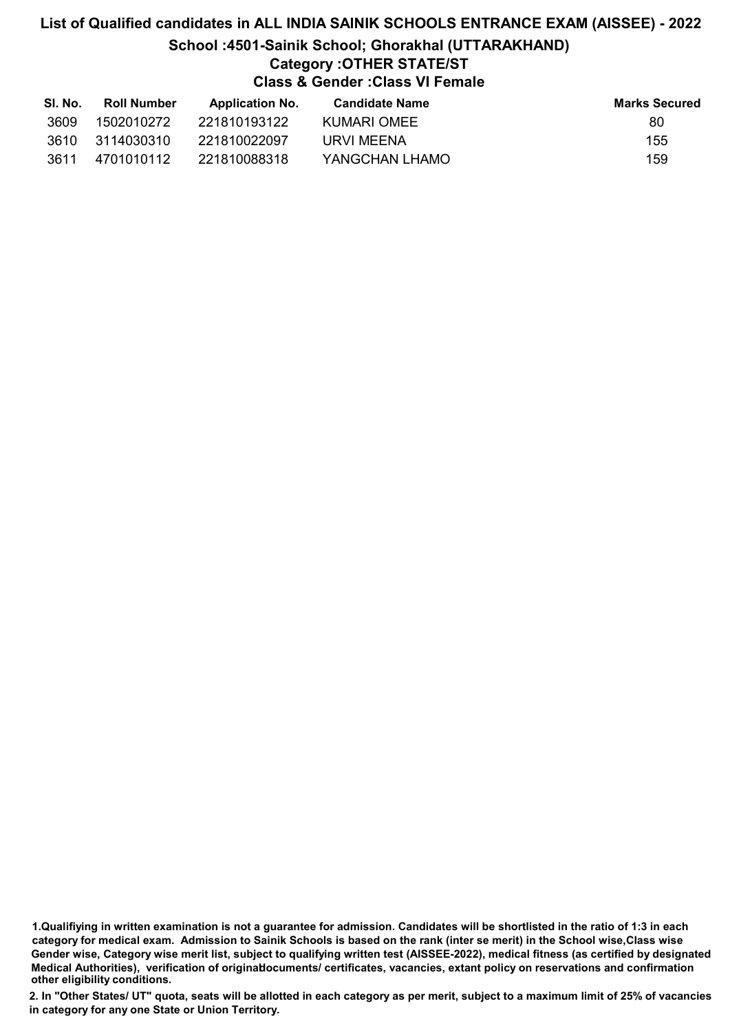# List of Qualified candidates in ALL INDIA SAINIK SCHOOLS ENTRANCE EXAM (AISSEE) - 2022

## School :4501-Sainik School; Ghorakhal (UTTARAKHAND)

### Category :OTHER STATE/ST

### Class & Gender :Class VI Female

| Sl. No. | Roll Number | Application No. | Candidate Name | Marks Secured |
|---|---|---|---|---|
| 3609 | 1502010272 | 221810193122 | KUMARI OMEE | 80 |
| 3610 | 3114030310 | 221810022097 | URVI MEENA | 155 |
| 3611 | 4701010112 | 221810088318 | YANGCHAN LHAMO | 159 |

1.Qualifiying in written examination is not a guarantee for admission. Candidates will be shortlisted in the ratio of 1:3 in each category for medical exam. Admission to Sainik Schools is based on the rank (inter se merit) in the School wise,Class wise Gender wise, Category wise merit list, subject to qualifying written test (AISSEE-2022), medical fitness (as certified by designated Medical Authorities), verification of originaldocuments/ certificates, vacancies, extant policy on reservations and confirmation other eligibility conditions.

2. In "Other States/ UT" quota, seats will be allotted in each category as per merit, subject to a maximum limit of 25% of vacancies in category for any one State or Union Territory.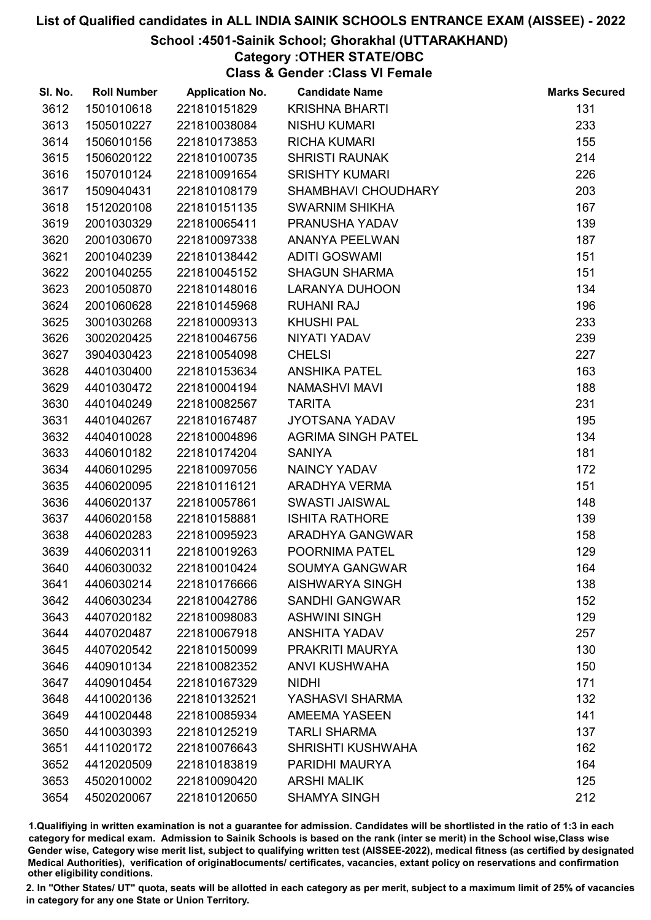# List of Qualified candidates in ALL INDIA SAINIK SCHOOLS ENTRANCE EXAM (AISSEE) - 2022

## School :4501-Sainik School; Ghorakhal (UTTARAKHAND)

### Category :OTHER STATE/OBC

### Class & Gender :Class VI Female

| Sl. No. | Roll Number | Application No. | Candidate Name | Marks Secured |
|---|---|---|---|---|
| 3612 | 1501010618 | 221810151829 | KRISHNA BHARTI | 131 |
| 3613 | 1505010227 | 221810038084 | NISHU KUMARI | 233 |
| 3614 | 1506010156 | 221810173853 | RICHA KUMARI | 155 |
| 3615 | 1506020122 | 221810100735 | SHRISTI RAUNAK | 214 |
| 3616 | 1507010124 | 221810091654 | SRISHTY KUMARI | 226 |
| 3617 | 1509040431 | 221810108179 | SHAMBHAVI CHOUDHARY | 203 |
| 3618 | 1512020108 | 221810151135 | SWARNIM SHIKHA | 167 |
| 3619 | 2001030329 | 221810065411 | PRANUSHA YADAV | 139 |
| 3620 | 2001030670 | 221810097338 | ANANYA PEELWAN | 187 |
| 3621 | 2001040239 | 221810138442 | ADITI GOSWAMI | 151 |
| 3622 | 2001040255 | 221810045152 | SHAGUN SHARMA | 151 |
| 3623 | 2001050870 | 221810148016 | LARANYA DUHOON | 134 |
| 3624 | 2001060628 | 221810145968 | RUHANI RAJ | 196 |
| 3625 | 3001030268 | 221810009313 | KHUSHI PAL | 233 |
| 3626 | 3002020425 | 221810046756 | NIYATI YADAV | 239 |
| 3627 | 3904030423 | 221810054098 | CHELSI | 227 |
| 3628 | 4401030400 | 221810153634 | ANSHIKA PATEL | 163 |
| 3629 | 4401030472 | 221810004194 | NAMASHVI MAVI | 188 |
| 3630 | 4401040249 | 221810082567 | TARITA | 231 |
| 3631 | 4401040267 | 221810167487 | JYOTSANA YADAV | 195 |
| 3632 | 4404010028 | 221810004896 | AGRIMA SINGH PATEL | 134 |
| 3633 | 4406010182 | 221810174204 | SANIYA | 181 |
| 3634 | 4406010295 | 221810097056 | NAINCY YADAV | 172 |
| 3635 | 4406020095 | 221810116121 | ARADHYA VERMA | 151 |
| 3636 | 4406020137 | 221810057861 | SWASTI JAISWAL | 148 |
| 3637 | 4406020158 | 221810158881 | ISHITA RATHORE | 139 |
| 3638 | 4406020283 | 221810095923 | ARADHYA GANGWAR | 158 |
| 3639 | 4406020311 | 221810019263 | POORNIMA PATEL | 129 |
| 3640 | 4406030032 | 221810010424 | SOUMYA GANGWAR | 164 |
| 3641 | 4406030214 | 221810176666 | AISHWARYA SINGH | 138 |
| 3642 | 4406030234 | 221810042786 | SANDHI GANGWAR | 152 |
| 3643 | 4407020182 | 221810098083 | ASHWINI SINGH | 129 |
| 3644 | 4407020487 | 221810067918 | ANSHITA YADAV | 257 |
| 3645 | 4407020542 | 221810150099 | PRAKRITI MAURYA | 130 |
| 3646 | 4409010134 | 221810082352 | ANVI KUSHWAHA | 150 |
| 3647 | 4409010454 | 221810167329 | NIDHI | 171 |
| 3648 | 4410020136 | 221810132521 | YASHASVI SHARMA | 132 |
| 3649 | 4410020448 | 221810085934 | AMEEMA YASEEN | 141 |
| 3650 | 4410030393 | 221810125219 | TARLI SHARMA | 137 |
| 3651 | 4411020172 | 221810076643 | SHRISHTI KUSHWAHA | 162 |
| 3652 | 4412020509 | 221810183819 | PARIDHI MAURYA | 164 |
| 3653 | 4502010002 | 221810090420 | ARSHI MALIK | 125 |
| 3654 | 4502020067 | 221810120650 | SHAMYA SINGH | 212 |

1.Qualifiying in written examination is not a guarantee for admission. Candidates will be shortlisted in the ratio of 1:3 in each category for medical exam. Admission to Sainik Schools is based on the rank (inter se merit) in the School wise,Class wise Gender wise, Category wise merit list, subject to qualifying written test (AISSEE-2022), medical fitness (as certified by designated Medical Authorities), verification of originaldocuments/ certificates, vacancies, extant policy on reservations and confirmation other eligibility conditions.

2. In "Other States/ UT" quota, seats will be allotted in each category as per merit, subject to a maximum limit of 25% of vacancies in category for any one State or Union Territory.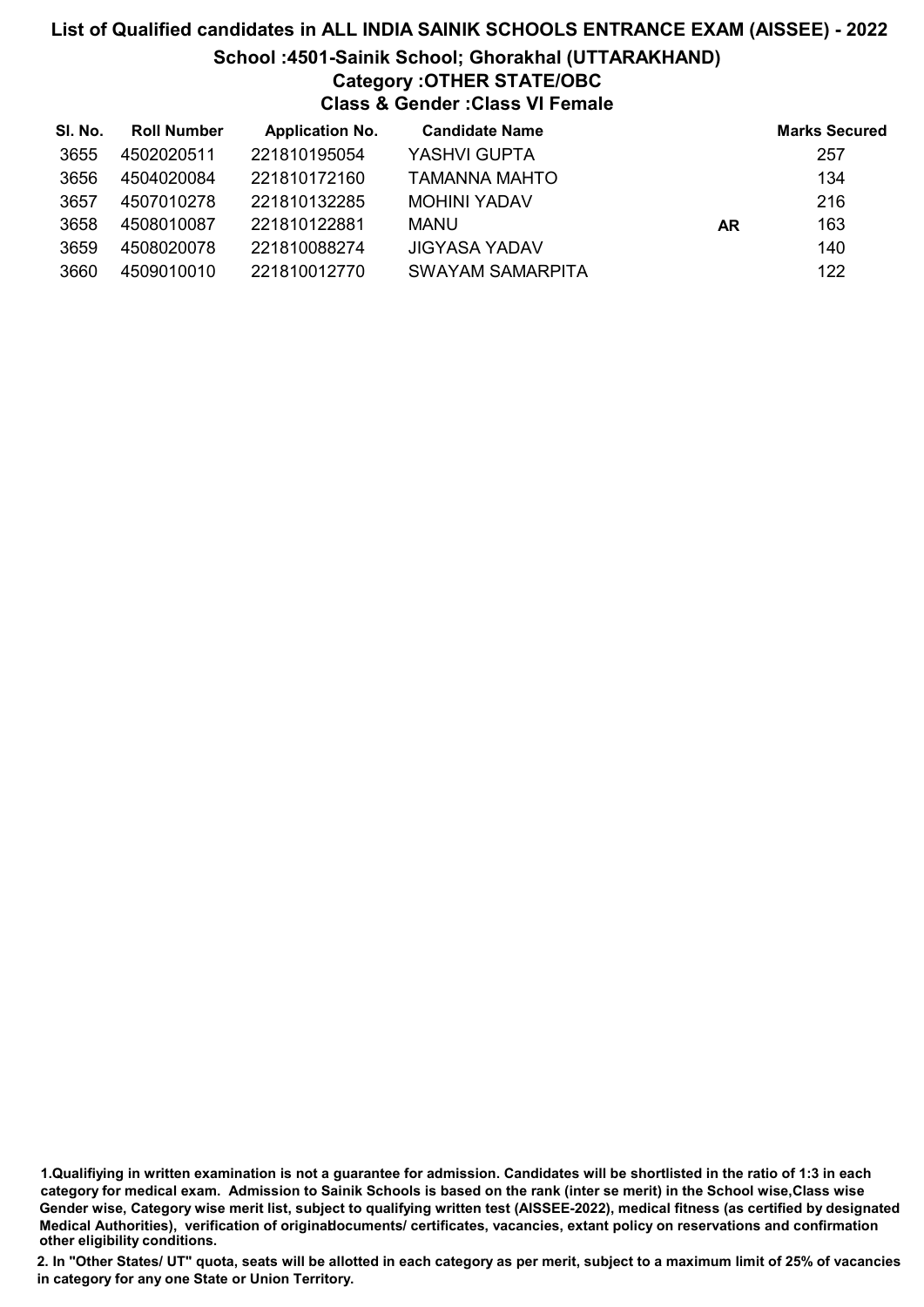# List of Qualified candidates in ALL INDIA SAINIK SCHOOLS ENTRANCE EXAM (AISSEE) - 2022

## School :4501-Sainik School; Ghorakhal (UTTARAKHAND)

### Category :OTHER STATE/OBC

### Class & Gender :Class VI Female

| Sl. No. | Roll Number | Application No. | Candidate Name | | Marks Secured |
|---|---|---|---|---|---|
| 3655 | 4502020511 | 221810195054 | YASHVI GUPTA | | 257 |
| 3656 | 4504020084 | 221810172160 | TAMANNA MAHTO | | 134 |
| 3657 | 4507010278 | 221810132285 | MOHINI YADAV | | 216 |
| 3658 | 4508010087 | 221810122881 | MANU | AR | 163 |
| 3659 | 4508020078 | 221810088274 | JIGYASA YADAV | | 140 |
| 3660 | 4509010010 | 221810012770 | SWAYAM SAMARPITA | | 122 |

**1.Qualifiying in written examination is not a guarantee for admission. Candidates will be shortlisted in the ratio of 1:3 in each category for medical exam. Admission to Sainik Schools is based on the rank (inter se merit) in the School wise,Class wise Gender wise, Category wise merit list, subject to qualifying written test (AISSEE-2022), medical fitness (as certified by designated Medical Authorities), verification of originaldocuments/ certificates, vacancies, extant policy on reservations and confirmation other eligibility conditions.**

**2. In "Other States/ UT" quota, seats will be allotted in each category as per merit, subject to a maximum limit of 25% of vacancies in category for any one State or Union Territory.**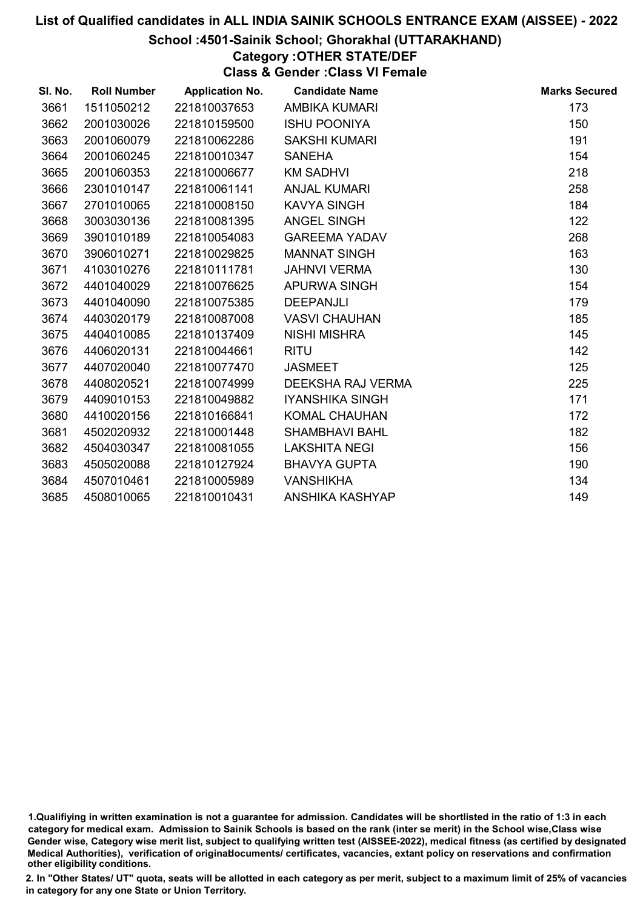# List of Qualified candidates in ALL INDIA SAINIK SCHOOLS ENTRANCE EXAM (AISSEE) - 2022

## School :4501-Sainik School; Ghorakhal (UTTARAKHAND)

### Category :OTHER STATE/DEF

### Class & Gender :Class VI Female

| Sl. No. | Roll Number | Application No. | Candidate Name | Marks Secured |
|---|---|---|---|---|
| 3661 | 1511050212 | 221810037653 | AMBIKA KUMARI | 173 |
| 3662 | 2001030026 | 221810159500 | ISHU POONIYA | 150 |
| 3663 | 2001060079 | 221810062286 | SAKSHI KUMARI | 191 |
| 3664 | 2001060245 | 221810010347 | SANEHA | 154 |
| 3665 | 2001060353 | 221810006677 | KM SADHVI | 218 |
| 3666 | 2301010147 | 221810061141 | ANJAL KUMARI | 258 |
| 3667 | 2701010065 | 221810008150 | KAVYA SINGH | 184 |
| 3668 | 3003030136 | 221810081395 | ANGEL SINGH | 122 |
| 3669 | 3901010189 | 221810054083 | GAREEMA YADAV | 268 |
| 3670 | 3906010271 | 221810029825 | MANNAT SINGH | 163 |
| 3671 | 4103010276 | 221810111781 | JAHNVI VERMA | 130 |
| 3672 | 4401040029 | 221810076625 | APURWA SINGH | 154 |
| 3673 | 4401040090 | 221810075385 | DEEPANJLI | 179 |
| 3674 | 4403020179 | 221810087008 | VASVI CHAUHAN | 185 |
| 3675 | 4404010085 | 221810137409 | NISHI MISHRA | 145 |
| 3676 | 4406020131 | 221810044661 | RITU | 142 |
| 3677 | 4407020040 | 221810077470 | JASMEET | 125 |
| 3678 | 4408020521 | 221810074999 | DEEKSHA RAJ VERMA | 225 |
| 3679 | 4409010153 | 221810049882 | IYANSHIKA SINGH | 171 |
| 3680 | 4410020156 | 221810166841 | KOMAL CHAUHAN | 172 |
| 3681 | 4502020932 | 221810001448 | SHAMBHAVI BAHL | 182 |
| 3682 | 4504030347 | 221810081055 | LAKSHITA NEGI | 156 |
| 3683 | 4505020088 | 221810127924 | BHAVYA GUPTA | 190 |
| 3684 | 4507010461 | 221810005989 | VANSHIKHA | 134 |
| 3685 | 4508010065 | 221810010431 | ANSHIKA KASHYAP | 149 |

1.Qualifiying in written examination is not a guarantee for admission. Candidates will be shortlisted in the ratio of 1:3 in each category for medical exam. Admission to Sainik Schools is based on the rank (inter se merit) in the School wise,Class wise Gender wise, Category wise merit list, subject to qualifying written test (AISSEE-2022), medical fitness (as certified by designated Medical Authorities), verification of originaldocuments/ certificates, vacancies, extant policy on reservations and confirmation other eligibility conditions.

2. In "Other States/ UT" quota, seats will be allotted in each category as per merit, subject to a maximum limit of 25% of vacancies in category for any one State or Union Territory.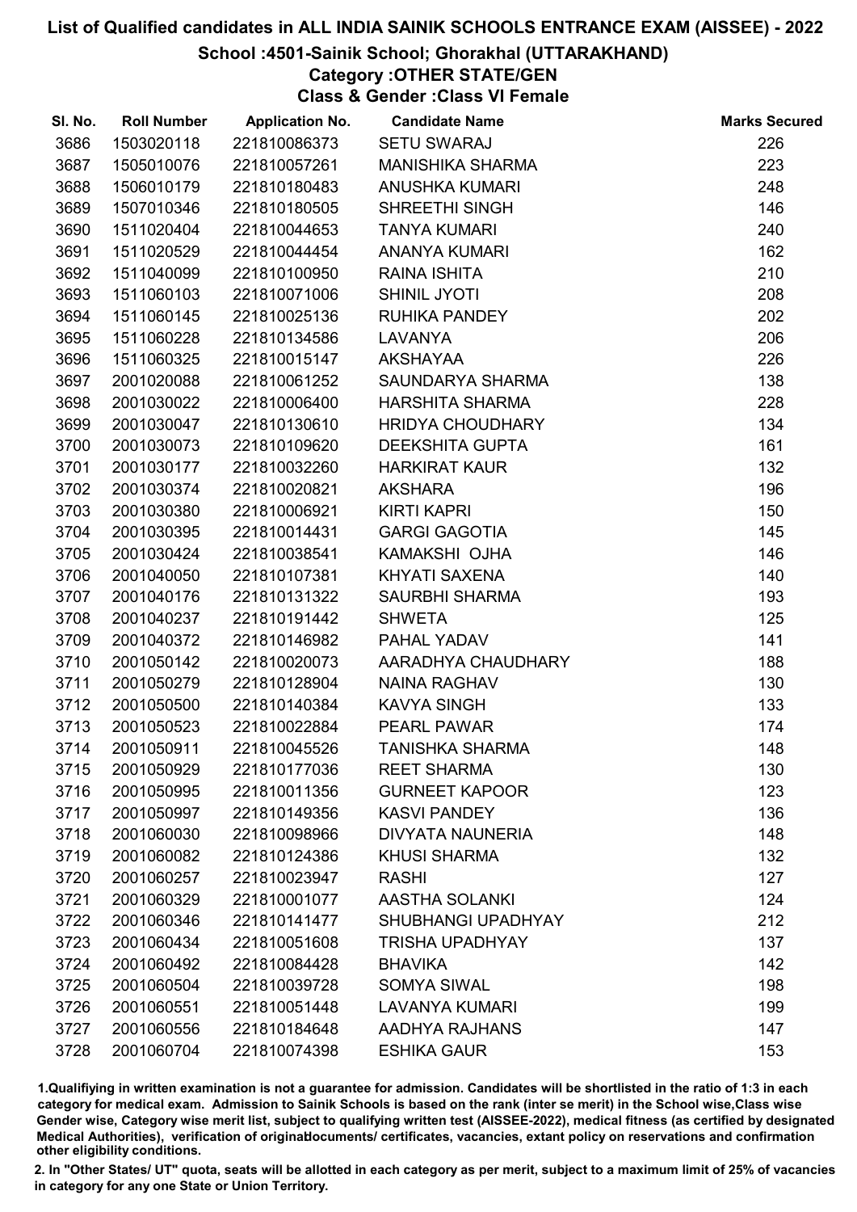# List of Qualified candidates in ALL INDIA SAINIK SCHOOLS ENTRANCE EXAM (AISSEE) - 2022

## School :4501-Sainik School; Ghorakhal (UTTARAKHAND)

### Category :OTHER STATE/GEN

### Class & Gender :Class VI Female

| Sl. No. | Roll Number | Application No. | Candidate Name | Marks Secured |
|---|---|---|---|---|
| 3686 | 1503020118 | 221810086373 | SETU SWARAJ | 226 |
| 3687 | 1505010076 | 221810057261 | MANISHIKA SHARMA | 223 |
| 3688 | 1506010179 | 221810180483 | ANUSHKA KUMARI | 248 |
| 3689 | 1507010346 | 221810180505 | SHREETHI SINGH | 146 |
| 3690 | 1511020404 | 221810044653 | TANYA KUMARI | 240 |
| 3691 | 1511020529 | 221810044454 | ANANYA KUMARI | 162 |
| 3692 | 1511040099 | 221810100950 | RAINA ISHITA | 210 |
| 3693 | 1511060103 | 221810071006 | SHINIL JYOTI | 208 |
| 3694 | 1511060145 | 221810025136 | RUHIKA PANDEY | 202 |
| 3695 | 1511060228 | 221810134586 | LAVANYA | 206 |
| 3696 | 1511060325 | 221810015147 | AKSHAYAA | 226 |
| 3697 | 2001020088 | 221810061252 | SAUNDARYA SHARMA | 138 |
| 3698 | 2001030022 | 221810006400 | HARSHITA SHARMA | 228 |
| 3699 | 2001030047 | 221810130610 | HRIDYA CHOUDHARY | 134 |
| 3700 | 2001030073 | 221810109620 | DEEKSHITA GUPTA | 161 |
| 3701 | 2001030177 | 221810032260 | HARKIRAT KAUR | 132 |
| 3702 | 2001030374 | 221810020821 | AKSHARA | 196 |
| 3703 | 2001030380 | 221810006921 | KIRTI KAPRI | 150 |
| 3704 | 2001030395 | 221810014431 | GARGI GAGOTIA | 145 |
| 3705 | 2001030424 | 221810038541 | KAMAKSHI OJHA | 146 |
| 3706 | 2001040050 | 221810107381 | KHYATI SAXENA | 140 |
| 3707 | 2001040176 | 221810131322 | SAURBHI SHARMA | 193 |
| 3708 | 2001040237 | 221810191442 | SHWETA | 125 |
| 3709 | 2001040372 | 221810146982 | PAHAL YADAV | 141 |
| 3710 | 2001050142 | 221810020073 | AARADHYA CHAUDHARY | 188 |
| 3711 | 2001050279 | 221810128904 | NAINA RAGHAV | 130 |
| 3712 | 2001050500 | 221810140384 | KAVYA SINGH | 133 |
| 3713 | 2001050523 | 221810022884 | PEARL PAWAR | 174 |
| 3714 | 2001050911 | 221810045526 | TANISHKA SHARMA | 148 |
| 3715 | 2001050929 | 221810177036 | REET SHARMA | 130 |
| 3716 | 2001050995 | 221810011356 | GURNEET KAPOOR | 123 |
| 3717 | 2001050997 | 221810149356 | KASVI PANDEY | 136 |
| 3718 | 2001060030 | 221810098966 | DIVYATA NAUNERIA | 148 |
| 3719 | 2001060082 | 221810124386 | KHUSI SHARMA | 132 |
| 3720 | 2001060257 | 221810023947 | RASHI | 127 |
| 3721 | 2001060329 | 221810001077 | AASTHA SOLANKI | 124 |
| 3722 | 2001060346 | 221810141477 | SHUBHANGI UPADHYAY | 212 |
| 3723 | 2001060434 | 221810051608 | TRISHA UPADHYAY | 137 |
| 3724 | 2001060492 | 221810084428 | BHAVIKA | 142 |
| 3725 | 2001060504 | 221810039728 | SOMYA SIWAL | 198 |
| 3726 | 2001060551 | 221810051448 | LAVANYA KUMARI | 199 |
| 3727 | 2001060556 | 221810184648 | AADHYA RAJHANS | 147 |
| 3728 | 2001060704 | 221810074398 | ESHIKA GAUR | 153 |

1.Qualifying in written examination is not a guarantee for admission. Candidates will be shortlisted in the ratio of 1:3 in each category for medical exam. Admission to Sainik Schools is based on the rank (inter se merit) in the School wise,Class wise Gender wise, Category wise merit list, subject to qualifying written test (AISSEE-2022), medical fitness (as certified by designated Medical Authorities), verification of originaldocuments/ certificates, vacancies, extant policy on reservations and confirmation other eligibility conditions.

2. In "Other States/ UT" quota, seats will be allotted in each category as per merit, subject to a maximum limit of 25% of vacancies in category for any one State or Union Territory.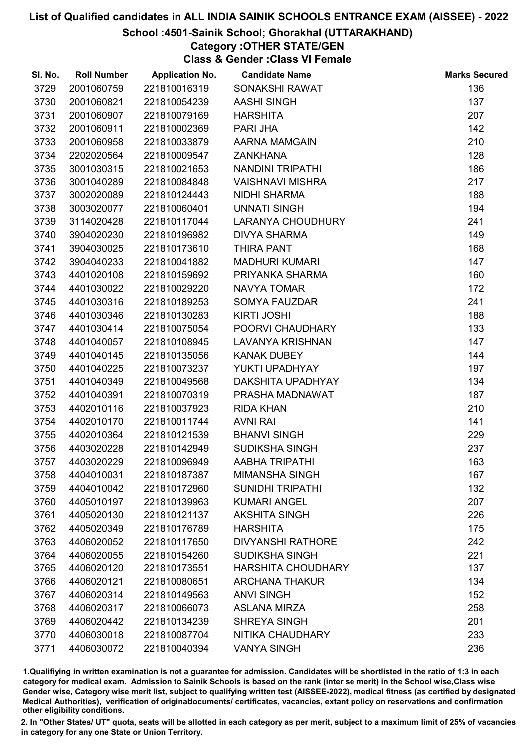# List of Qualified candidates in ALL INDIA SAINIK SCHOOLS ENTRANCE EXAM (AISSEE) - 2022

## School :4501-Sainik School; Ghorakhal (UTTARAKHAND)

### Category :OTHER STATE/GEN

### Class & Gender :Class VI Female

| Sl. No. | Roll Number | Application No. | Candidate Name | Marks Secured |
|---|---|---|---|---|
| 3729 | 2001060759 | 221810016319 | SONAKSHI RAWAT | 136 |
| 3730 | 2001060821 | 221810054239 | AASHI SINGH | 137 |
| 3731 | 2001060907 | 221810079169 | HARSHITA | 207 |
| 3732 | 2001060911 | 221810002369 | PARI JHA | 142 |
| 3733 | 2001060958 | 221810033879 | AARNA MAMGAIN | 210 |
| 3734 | 2202020564 | 221810009547 | ZANKHANA | 128 |
| 3735 | 3001030315 | 221810021653 | NANDINI TRIPATHI | 186 |
| 3736 | 3001040289 | 221810084848 | VAISHNAVI MISHRA | 217 |
| 3737 | 3002020089 | 221810124443 | NIDHI SHARMA | 188 |
| 3738 | 3003020077 | 221810060401 | UNNATI SINGH | 194 |
| 3739 | 3114020428 | 221810117044 | LARANYA CHOUDHURY | 241 |
| 3740 | 3904020230 | 221810196982 | DIVYA SHARMA | 149 |
| 3741 | 3904030025 | 221810173610 | THIRA PANT | 168 |
| 3742 | 3904040233 | 221810041882 | MADHURI KUMARI | 147 |
| 3743 | 4401020108 | 221810159692 | PRIYANKA SHARMA | 160 |
| 3744 | 4401030022 | 221810029220 | NAVYA TOMAR | 172 |
| 3745 | 4401030316 | 221810189253 | SOMYA FAUZDAR | 241 |
| 3746 | 4401030346 | 221810130283 | KIRTI JOSHI | 188 |
| 3747 | 4401030414 | 221810075054 | POORVI CHAUDHARY | 133 |
| 3748 | 4401040057 | 221810108945 | LAVANYA KRISHNAN | 147 |
| 3749 | 4401040145 | 221810135056 | KANAK DUBEY | 144 |
| 3750 | 4401040225 | 221810073237 | YUKTI UPADHYAY | 197 |
| 3751 | 4401040349 | 221810049568 | DAKSHITA UPADHYAY | 134 |
| 3752 | 4401040391 | 221810070319 | PRASHA MADNAWAT | 187 |
| 3753 | 4402010116 | 221810037923 | RIDA KHAN | 210 |
| 3754 | 4402010170 | 221810011744 | AVNI RAI | 141 |
| 3755 | 4402010364 | 221810121539 | BHANVI SINGH | 229 |
| 3756 | 4403020228 | 221810142949 | SUDIKSHA SINGH | 237 |
| 3757 | 4403020229 | 221810096949 | AABHA TRIPATHI | 163 |
| 3758 | 4404010031 | 221810187387 | MIMANSHA SINGH | 167 |
| 3759 | 4404010042 | 221810172960 | SUNIDHI TRIPATHI | 132 |
| 3760 | 4405010197 | 221810139963 | KUMARI ANGEL | 207 |
| 3761 | 4405020130 | 221810121137 | AKSHITA SINGH | 226 |
| 3762 | 4405020349 | 221810176789 | HARSHITA | 175 |
| 3763 | 4406020052 | 221810117650 | DIVYANSHI RATHORE | 242 |
| 3764 | 4406020055 | 221810154260 | SUDIKSHA SINGH | 221 |
| 3765 | 4406020120 | 221810173551 | HARSHITA CHOUDHARY | 137 |
| 3766 | 4406020121 | 221810080651 | ARCHANA THAKUR | 134 |
| 3767 | 4406020314 | 221810149563 | ANVI SINGH | 152 |
| 3768 | 4406020317 | 221810066073 | ASLANA MIRZA | 258 |
| 3769 | 4406020442 | 221810134239 | SHREYA SINGH | 201 |
| 3770 | 4406030018 | 221810087704 | NITIKA CHAUDHARY | 233 |
| 3771 | 4406030072 | 221810040394 | VANYA SINGH | 236 |

1.Qualifiying in written examination is not a guarantee for admission. Candidates will be shortlisted in the ratio of 1:3 in each category for medical exam. Admission to Sainik Schools is based on the rank (inter se merit) in the School wise,Class wise Gender wise, Category wise merit list, subject to qualifying written test (AISSEE-2022), medical fitness (as certified by designated Medical Authorities), verification of originablocuments/ certificates, vacancies, extant policy on reservations and confirmation other eligibility conditions.

2. In "Other States/ UT" quota, seats will be allotted in each category as per merit, subject to a maximum limit of 25% of vacancies in category for any one State or Union Territory.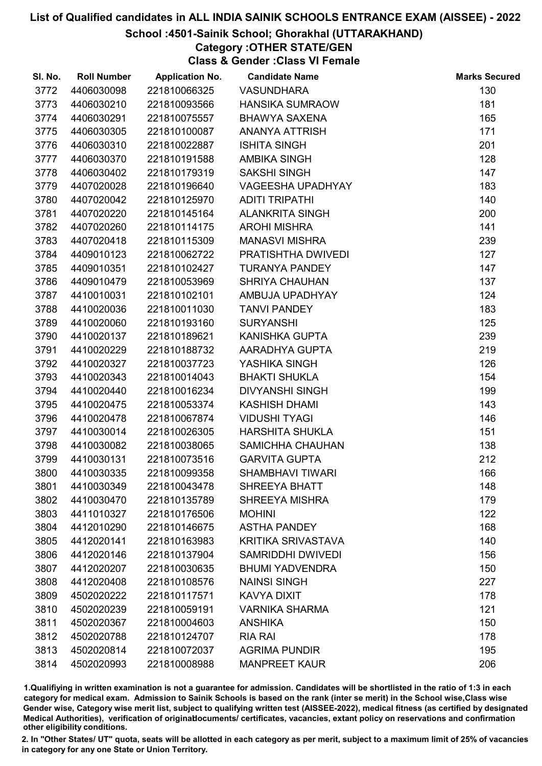# List of Qualified candidates in ALL INDIA SAINIK SCHOOLS ENTRANCE EXAM (AISSEE) - 2022

## School :4501-Sainik School; Ghorakhal (UTTARAKHAND)

### Category :OTHER STATE/GEN

### Class & Gender :Class VI Female

| Sl. No. | Roll Number | Application No. | Candidate Name | Marks Secured |
|---|---|---|---|---|
| 3772 | 4406030098 | 221810066325 | VASUNDHARA | 130 |
| 3773 | 4406030210 | 221810093566 | HANSIKA SUMRAOW | 181 |
| 3774 | 4406030291 | 221810075557 | BHAWYA SAXENA | 165 |
| 3775 | 4406030305 | 221810100087 | ANANYA ATTRISH | 171 |
| 3776 | 4406030310 | 221810022887 | ISHITA SINGH | 201 |
| 3777 | 4406030370 | 221810191588 | AMBIKA SINGH | 128 |
| 3778 | 4406030402 | 221810179319 | SAKSHI SINGH | 147 |
| 3779 | 4407020028 | 221810196640 | VAGEESHA UPADHYAY | 183 |
| 3780 | 4407020042 | 221810125970 | ADITI TRIPATHI | 140 |
| 3781 | 4407020220 | 221810145164 | ALANKRITA SINGH | 200 |
| 3782 | 4407020260 | 221810114175 | AROHI MISHRA | 141 |
| 3783 | 4407020418 | 221810115309 | MANASVI MISHRA | 239 |
| 3784 | 4409010123 | 221810062722 | PRATISHTHA DWIVEDI | 127 |
| 3785 | 4409010351 | 221810102427 | TURANYA PANDEY | 147 |
| 3786 | 4409010479 | 221810053969 | SHRIYA CHAUHAN | 137 |
| 3787 | 4410010031 | 221810102101 | AMBUJA UPADHYAY | 124 |
| 3788 | 4410020036 | 221810011030 | TANVI PANDEY | 183 |
| 3789 | 4410020060 | 221810193160 | SURYANSHI | 125 |
| 3790 | 4410020137 | 221810189621 | KANISHKA GUPTA | 239 |
| 3791 | 4410020229 | 221810188732 | AARADHYA GUPTA | 219 |
| 3792 | 4410020327 | 221810037723 | YASHIKA SINGH | 126 |
| 3793 | 4410020343 | 221810014043 | BHAKTI SHUKLA | 154 |
| 3794 | 4410020440 | 221810016234 | DIVYANSHI SINGH | 199 |
| 3795 | 4410020475 | 221810053374 | KASHISH DHAMI | 143 |
| 3796 | 4410020478 | 221810067874 | VIDUSHI TYAGI | 146 |
| 3797 | 4410030014 | 221810026305 | HARSHITA SHUKLA | 151 |
| 3798 | 4410030082 | 221810038065 | SAMICHHA CHAUHAN | 138 |
| 3799 | 4410030131 | 221810073516 | GARVITA GUPTA | 212 |
| 3800 | 4410030335 | 221810099358 | SHAMBHAVI TIWARI | 166 |
| 3801 | 4410030349 | 221810043478 | SHREEYA BHATT | 148 |
| 3802 | 4410030470 | 221810135789 | SHREEYA MISHRA | 179 |
| 3803 | 4411010327 | 221810176506 | MOHINI | 122 |
| 3804 | 4412010290 | 221810146675 | ASTHA PANDEY | 168 |
| 3805 | 4412020141 | 221810163983 | KRITIKA SRIVASTAVA | 140 |
| 3806 | 4412020146 | 221810137904 | SAMRIDDHI DWIVEDI | 156 |
| 3807 | 4412020207 | 221810030635 | BHUMI YADVENDRA | 150 |
| 3808 | 4412020408 | 221810108576 | NAINSI SINGH | 227 |
| 3809 | 4502020222 | 221810117571 | KAVYA DIXIT | 178 |
| 3810 | 4502020239 | 221810059191 | VARNIKA SHARMA | 121 |
| 3811 | 4502020367 | 221810004603 | ANSHIKA | 150 |
| 3812 | 4502020788 | 221810124707 | RIA RAI | 178 |
| 3813 | 4502020814 | 221810072037 | AGRIMA PUNDIR | 195 |
| 3814 | 4502020993 | 221810008988 | MANPREET KAUR | 206 |

1.Qualifiying in written examination is not a guarantee for admission. Candidates will be shortlisted in the ratio of 1:3 in each category for medical exam. Admission to Sainik Schools is based on the rank (inter se merit) in the School wise,Class wise Gender wise, Category wise merit list, subject to qualifying written test (AISSEE-2022), medical fitness (as certified by designated Medical Authorities), verification of originaldocuments/ certificates, vacancies, extant policy on reservations and confirmation other eligibility conditions.

2. In "Other States/ UT" quota, seats will be allotted in each category as per merit, subject to a maximum limit of 25% of vacancies in category for any one State or Union Territory.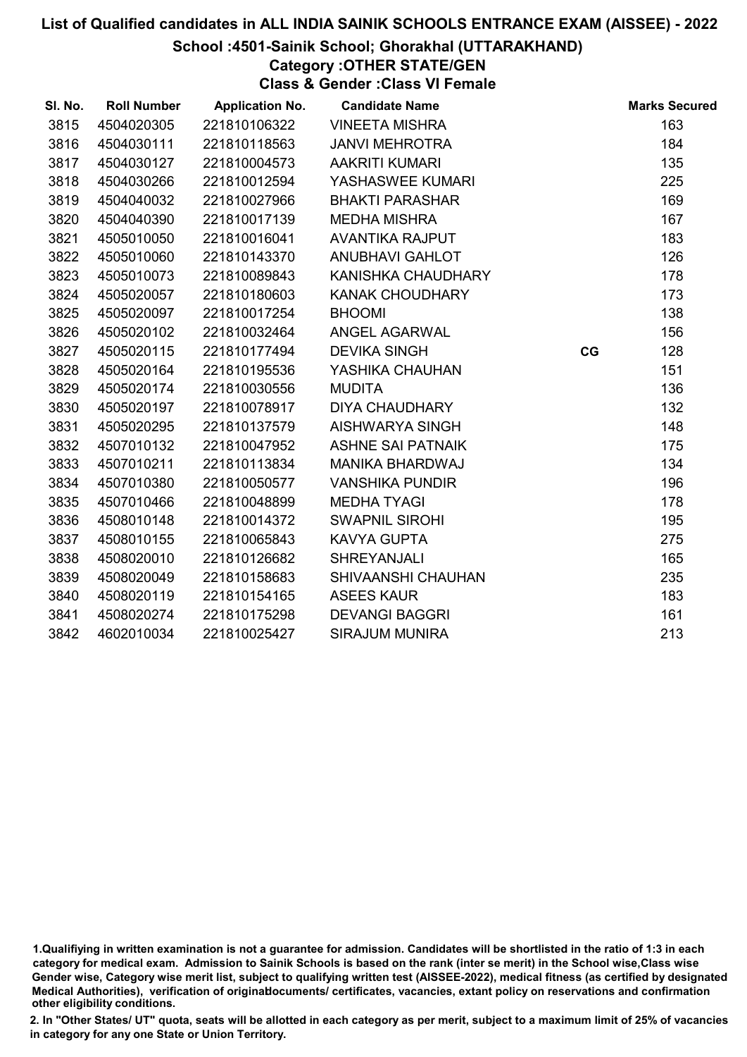# List of Qualified candidates in ALL INDIA SAINIK SCHOOLS ENTRANCE EXAM (AISSEE) - 2022

## School :4501-Sainik School; Ghorakhal (UTTARAKHAND)

### Category :OTHER STATE/GEN

### Class & Gender :Class VI Female

| Sl. No. | Roll Number | Application No. | Candidate Name | | Marks Secured |
|---|---|---|---|---|---|
| 3815 | 4504020305 | 221810106322 | VINEETA MISHRA | | 163 |
| 3816 | 4504030111 | 221810118563 | JANVI MEHROTRA | | 184 |
| 3817 | 4504030127 | 221810004573 | AAKRITI KUMARI | | 135 |
| 3818 | 4504030266 | 221810012594 | YASHASWEE KUMARI | | 225 |
| 3819 | 4504040032 | 221810027966 | BHAKTI PARASHAR | | 169 |
| 3820 | 4504040390 | 221810017139 | MEDHA MISHRA | | 167 |
| 3821 | 4505010050 | 221810016041 | AVANTIKA RAJPUT | | 183 |
| 3822 | 4505010060 | 221810143370 | ANUBHAVI GAHLOT | | 126 |
| 3823 | 4505010073 | 221810089843 | KANISHKA CHAUDHARY | | 178 |
| 3824 | 4505020057 | 221810180603 | KANAK CHOUDHARY | | 173 |
| 3825 | 4505020097 | 221810017254 | BHOOMI | | 138 |
| 3826 | 4505020102 | 221810032464 | ANGEL AGARWAL | | 156 |
| 3827 | 4505020115 | 221810177494 | DEVIKA SINGH | CG | 128 |
| 3828 | 4505020164 | 221810195536 | YASHIKA CHAUHAN | | 151 |
| 3829 | 4505020174 | 221810030556 | MUDITA | | 136 |
| 3830 | 4505020197 | 221810078917 | DIYA CHAUDHARY | | 132 |
| 3831 | 4505020295 | 221810137579 | AISHWARYA SINGH | | 148 |
| 3832 | 4507010132 | 221810047952 | ASHNE SAI PATNAIK | | 175 |
| 3833 | 4507010211 | 221810113834 | MANIKA BHARDWAJ | | 134 |
| 3834 | 4507010380 | 221810050577 | VANSHIKA PUNDIR | | 196 |
| 3835 | 4507010466 | 221810048899 | MEDHA TYAGI | | 178 |
| 3836 | 4508010148 | 221810014372 | SWAPNIL SIROHI | | 195 |
| 3837 | 4508010155 | 221810065843 | KAVYA GUPTA | | 275 |
| 3838 | 4508020010 | 221810126682 | SHREYANJALI | | 165 |
| 3839 | 4508020049 | 221810158683 | SHIVAANSHI CHAUHAN | | 235 |
| 3840 | 4508020119 | 221810154165 | ASEES KAUR | | 183 |
| 3841 | 4508020274 | 221810175298 | DEVANGI BAGGRI | | 161 |
| 3842 | 4602010034 | 221810025427 | SIRAJUM MUNIRA | | 213 |

1.Qualifiying in written examination is not a guarantee for admission. Candidates will be shortlisted in the ratio of 1:3 in each category for medical exam. Admission to Sainik Schools is based on the rank (inter se merit) in the School wise,Class wise Gender wise, Category wise merit list, subject to qualifying written test (AISSEE-2022), medical fitness (as certified by designated Medical Authorities), verification of originaldocuments/ certificates, vacancies, extant policy on reservations and confirmation other eligibility conditions.

2. In "Other States/ UT" quota, seats will be allotted in each category as per merit, subject to a maximum limit of 25% of vacancies in category for any one State or Union Territory.